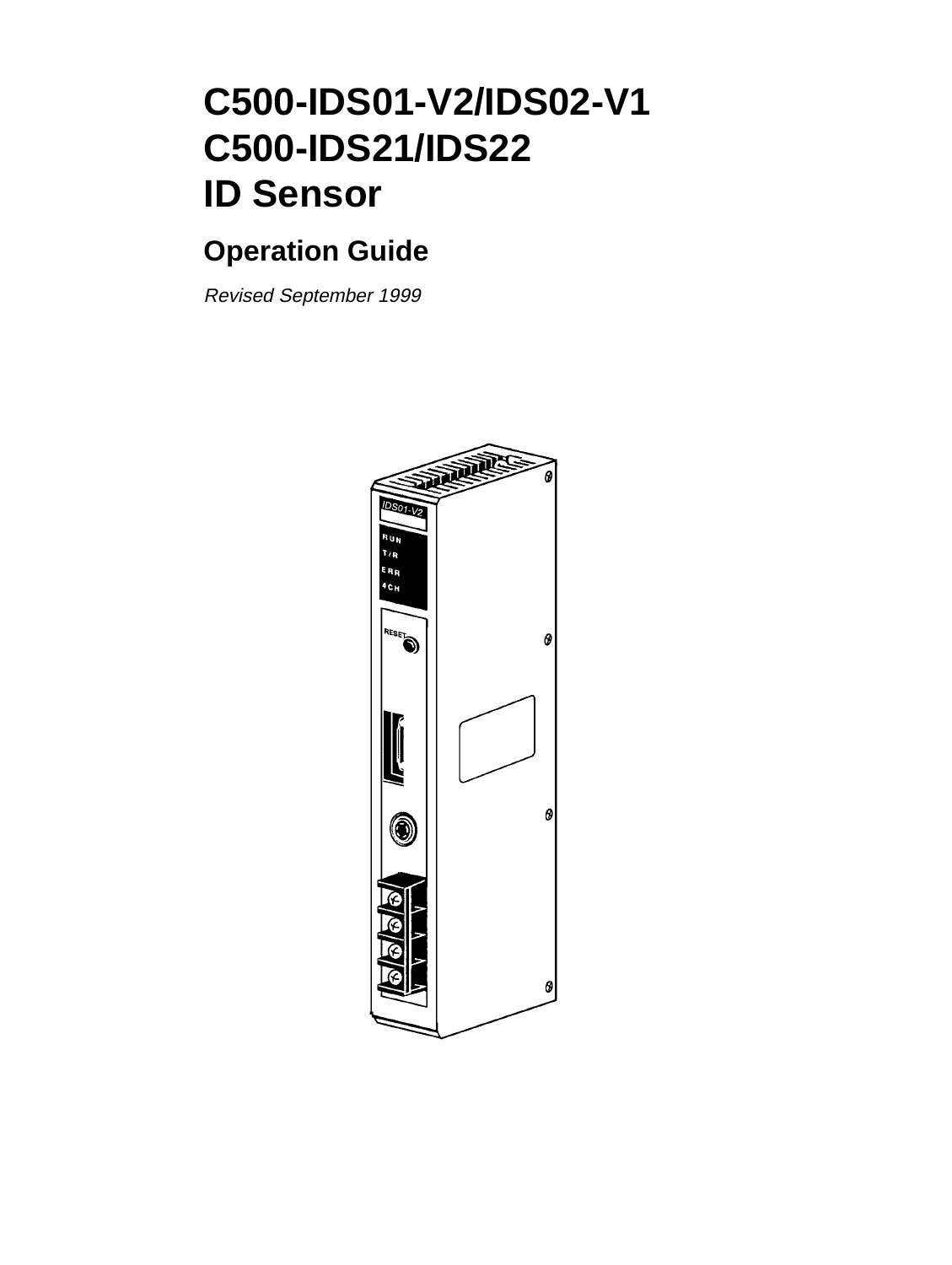# C500-IDS01-V2/IDS02-V1
# C500-IDS21/IDS22
# ID Sensor

## Operation Guide

*Revised September 1999*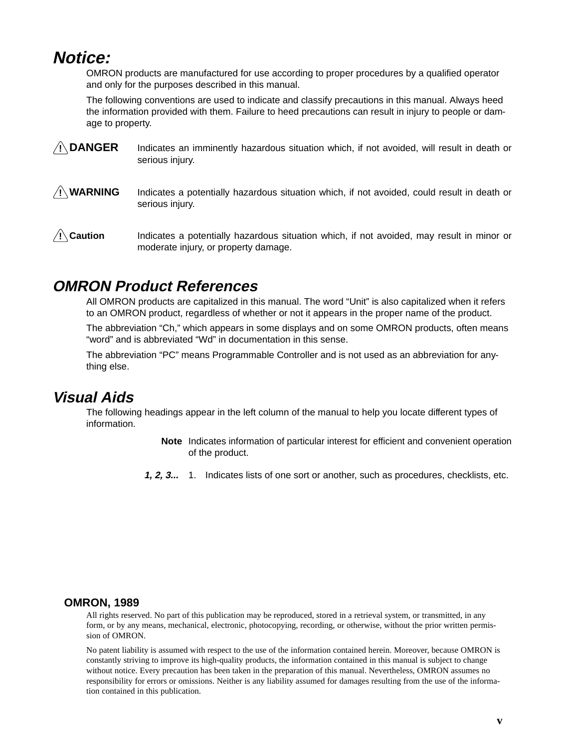## Notice:

OMRON products are manufactured for use according to proper procedures by a qualified operator and only for the purposes described in this manual.

The following conventions are used to indicate and classify precautions in this manual. Always heed the information provided with them. Failure to heed precautions can result in injury to people or damage to property.

**! DANGER** Indicates an imminently hazardous situation which, if not avoided, will result in death or serious injury.

**! WARNING** Indicates a potentially hazardous situation which, if not avoided, could result in death or serious injury.

**! Caution** Indicates a potentially hazardous situation which, if not avoided, may result in minor or moderate injury, or property damage.

## OMRON Product References

All OMRON products are capitalized in this manual. The word “Unit” is also capitalized when it refers to an OMRON product, regardless of whether or not it appears in the proper name of the product.

The abbreviation “Ch,” which appears in some displays and on some OMRON products, often means “word” and is abbreviated “Wd” in documentation in this sense.

The abbreviation “PC” means Programmable Controller and is not used as an abbreviation for anything else.

## Visual Aids

The following headings appear in the left column of the manual to help you locate different types of information.

**Note** Indicates information of particular interest for efficient and convenient operation of the product.

***1, 2, 3...*** 1. Indicates lists of one sort or another, such as procedures, checklists, etc.

### OMRON, 1989

All rights reserved. No part of this publication may be reproduced, stored in a retrieval system, or transmitted, in any form, or by any means, mechanical, electronic, photocopying, recording, or otherwise, without the prior written permission of OMRON.

No patent liability is assumed with respect to the use of the information contained herein. Moreover, because OMRON is constantly striving to improve its high-quality products, the information contained in this manual is subject to change without notice. Every precaution has been taken in the preparation of this manual. Nevertheless, OMRON assumes no responsibility for errors or omissions. Neither is any liability assumed for damages resulting from the use of the information contained in this publication.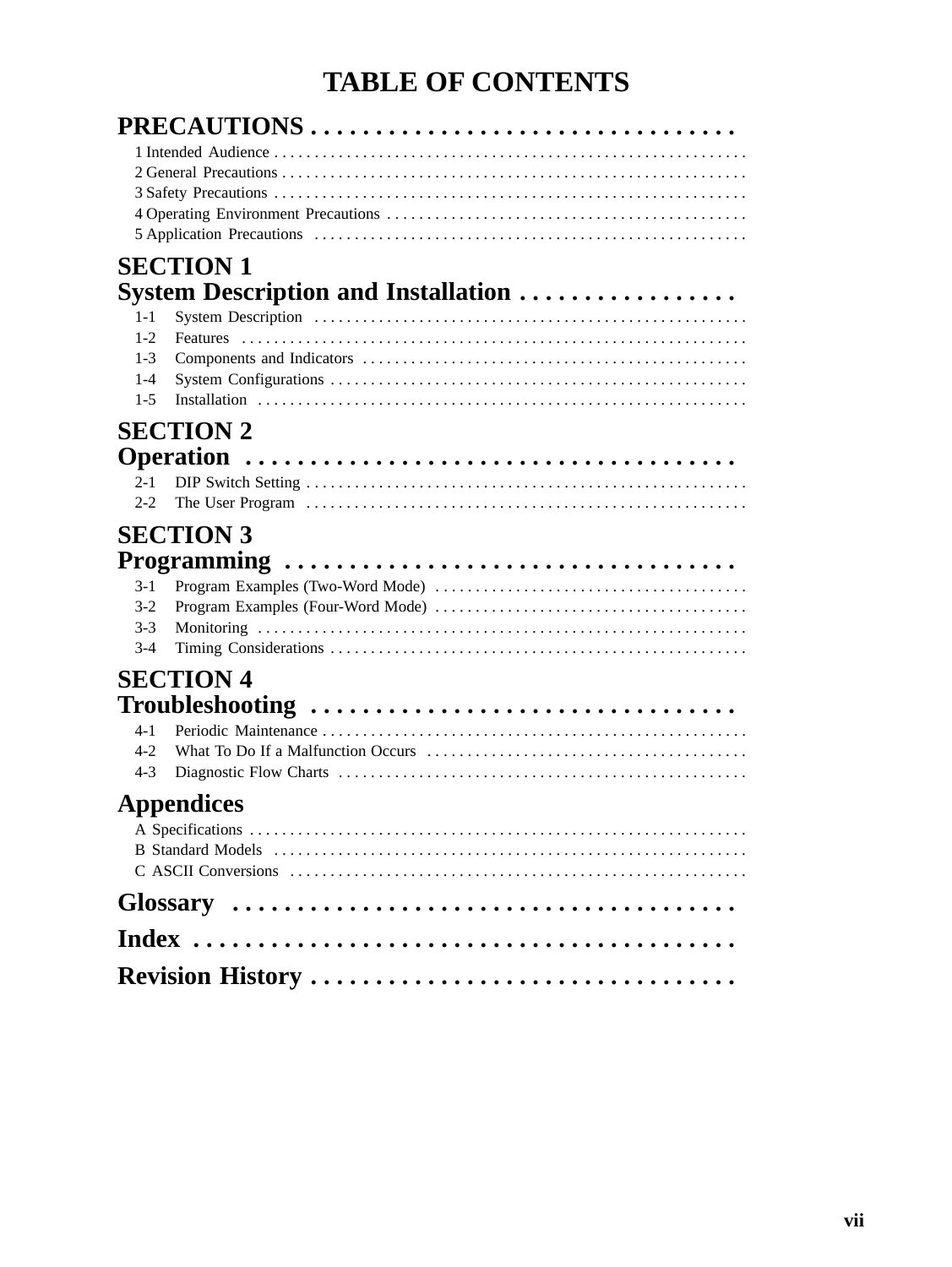# TABLE OF CONTENTS

## PRECAUTIONS

- 1 Intended Audience
- 2 General Precautions
- 3 Safety Precautions
- 4 Operating Environment Precautions
- 5 Application Precautions

## SECTION 1 System Description and Installation

- 1-1 System Description
- 1-2 Features
- 1-3 Components and Indicators
- 1-4 System Configurations
- 1-5 Installation

## SECTION 2 Operation

- 2-1 DIP Switch Setting
- 2-2 The User Program

## SECTION 3 Programming

- 3-1 Program Examples (Two-Word Mode)
- 3-2 Program Examples (Four-Word Mode)
- 3-3 Monitoring
- 3-4 Timing Considerations

## SECTION 4 Troubleshooting

- 4-1 Periodic Maintenance
- 4-2 What To Do If a Malfunction Occurs
- 4-3 Diagnostic Flow Charts

## Appendices

- A Specifications
- B Standard Models
- C ASCII Conversions

## Glossary

## Index

## Revision History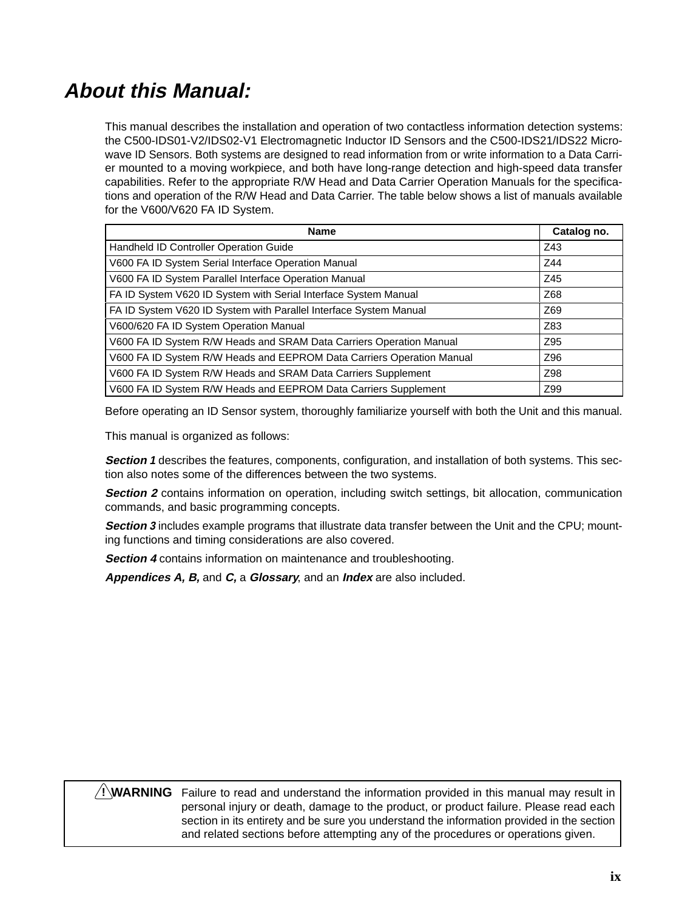# About this Manual:

This manual describes the installation and operation of two contactless information detection systems: the C500-IDS01-V2/IDS02-V1 Electromagnetic Inductor ID Sensors and the C500-IDS21/IDS22 Microwave ID Sensors. Both systems are designed to read information from or write information to a Data Carrier mounted to a moving workpiece, and both have long-range detection and high-speed data transfer capabilities. Refer to the appropriate R/W Head and Data Carrier Operation Manuals for the specifications and operation of the R/W Head and Data Carrier. The table below shows a list of manuals available for the V600/V620 FA ID System.

| Name | Catalog no. |
|---|---|
| Handheld ID Controller Operation Guide | Z43 |
| V600 FA ID System Serial Interface Operation Manual | Z44 |
| V600 FA ID System Parallel Interface Operation Manual | Z45 |
| FA ID System V620 ID System with Serial Interface System Manual | Z68 |
| FA ID System V620 ID System with Parallel Interface System Manual | Z69 |
| V600/620 FA ID System Operation Manual | Z83 |
| V600 FA ID System R/W Heads and SRAM Data Carriers Operation Manual | Z95 |
| V600 FA ID System R/W Heads and EEPROM Data Carriers Operation Manual | Z96 |
| V600 FA ID System R/W Heads and SRAM Data Carriers Supplement | Z98 |
| V600 FA ID System R/W Heads and EEPROM Data Carriers Supplement | Z99 |

Before operating an ID Sensor system, thoroughly familiarize yourself with both the Unit and this manual.

This manual is organized as follows:

***Section 1*** describes the features, components, configuration, and installation of both systems. This section also notes some of the differences between the two systems.

***Section 2*** contains information on operation, including switch settings, bit allocation, communication commands, and basic programming concepts.

***Section 3*** includes example programs that illustrate data transfer between the Unit and the CPU; mounting functions and timing considerations are also covered.

***Section 4*** contains information on maintenance and troubleshooting.

***Appendices A, B,*** and ***C,*** a ***Glossary***, and an ***Index*** are also included.

> **! WARNING** Failure to read and understand the information provided in this manual may result in personal injury or death, damage to the product, or product failure. Please read each section in its entirety and be sure you understand the information provided in the section and related sections before attempting any of the procedures or operations given.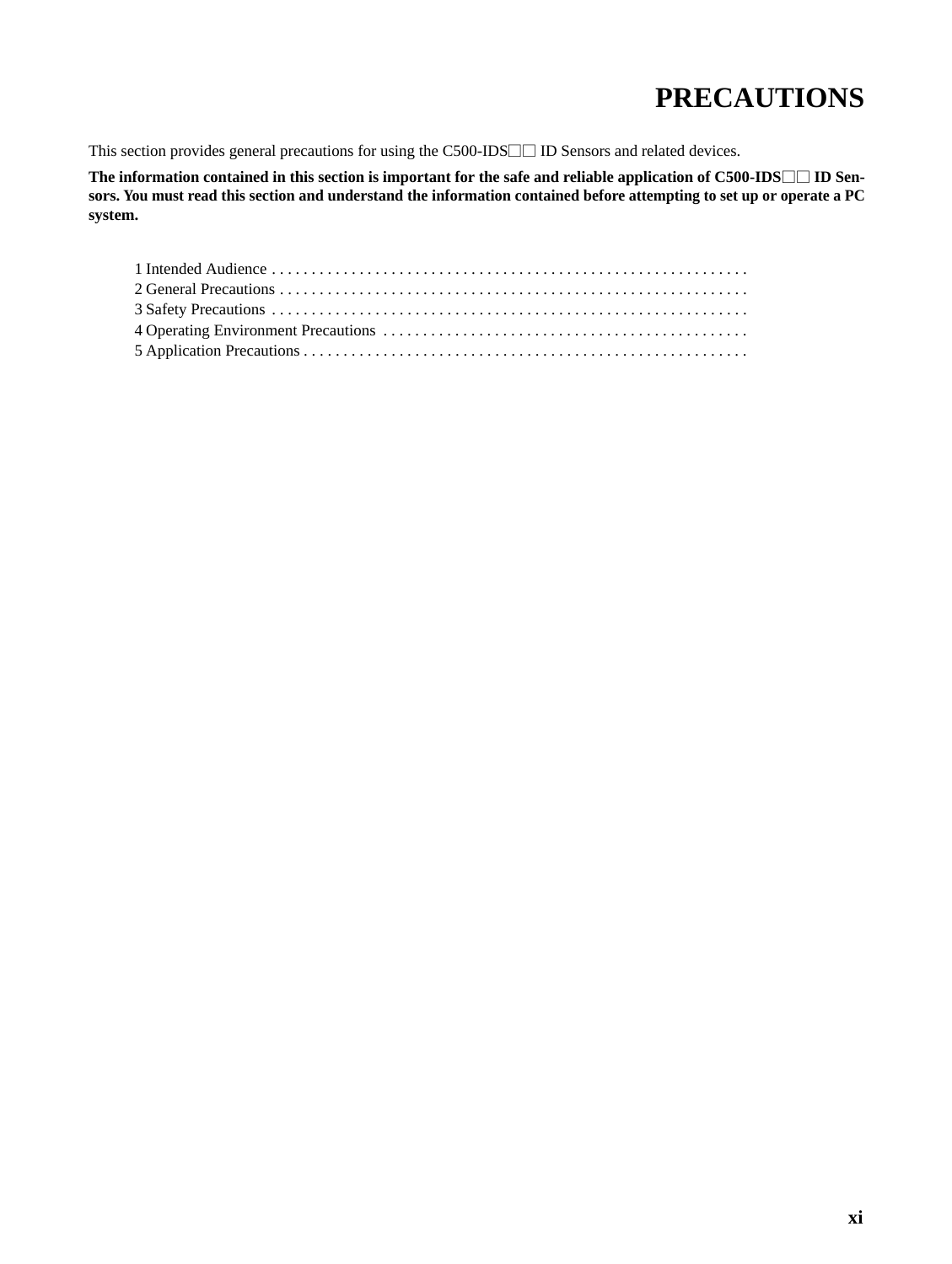# PRECAUTIONS

This section provides general precautions for using the C500-IDS□□ ID Sensors and related devices.

**The information contained in this section is important for the safe and reliable application of C500-IDS□□ ID Sensors. You must read this section and understand the information contained before attempting to set up or operate a PC system.**

1 Intended Audience . . . . . . . . . . . . . . . . . . . . . . . . . . . . . . . . . . . . . . . . . . . . . . . . . . . . . . . . . . .
2 General Precautions . . . . . . . . . . . . . . . . . . . . . . . . . . . . . . . . . . . . . . . . . . . . . . . . . . . . . . . . . .
3 Safety Precautions . . . . . . . . . . . . . . . . . . . . . . . . . . . . . . . . . . . . . . . . . . . . . . . . . . . . . . . . . . .
4 Operating Environment Precautions . . . . . . . . . . . . . . . . . . . . . . . . . . . . . . . . . . . . . . . . . . . . .
5 Application Precautions . . . . . . . . . . . . . . . . . . . . . . . . . . . . . . . . . . . . . . . . . . . . . . . . . . . . . . .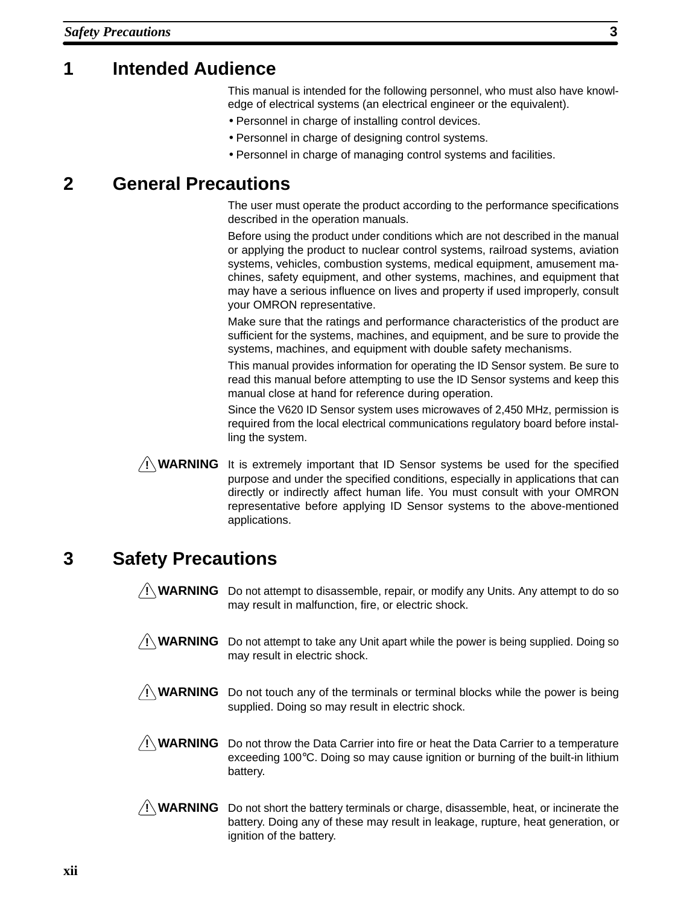## 1 Intended Audience

This manual is intended for the following personnel, who must also have knowledge of electrical systems (an electrical engineer or the equivalent).

- Personnel in charge of installing control devices.
- Personnel in charge of designing control systems.
- Personnel in charge of managing control systems and facilities.

## 2 General Precautions

The user must operate the product according to the performance specifications described in the operation manuals.

Before using the product under conditions which are not described in the manual or applying the product to nuclear control systems, railroad systems, aviation systems, vehicles, combustion systems, medical equipment, amusement machines, safety equipment, and other systems, machines, and equipment that may have a serious influence on lives and property if used improperly, consult your OMRON representative.

Make sure that the ratings and performance characteristics of the product are sufficient for the systems, machines, and equipment, and be sure to provide the systems, machines, and equipment with double safety mechanisms.

This manual provides information for operating the ID Sensor system. Be sure to read this manual before attempting to use the ID Sensor systems and keep this manual close at hand for reference during operation.

Since the V620 ID Sensor system uses microwaves of 2,450 MHz, permission is required from the local electrical communications regulatory board before installing the system.

**⚠ WARNING** It is extremely important that ID Sensor systems be used for the specified purpose and under the specified conditions, especially in applications that can directly or indirectly affect human life. You must consult with your OMRON representative before applying ID Sensor systems to the above-mentioned applications.

## 3 Safety Precautions

**⚠ WARNING** Do not attempt to disassemble, repair, or modify any Units. Any attempt to do so may result in malfunction, fire, or electric shock.

**⚠ WARNING** Do not attempt to take any Unit apart while the power is being supplied. Doing so may result in electric shock.

**⚠ WARNING** Do not touch any of the terminals or terminal blocks while the power is being supplied. Doing so may result in electric shock.

**⚠ WARNING** Do not throw the Data Carrier into fire or heat the Data Carrier to a temperature exceeding 100°C. Doing so may cause ignition or burning of the built-in lithium battery.

**⚠ WARNING** Do not short the battery terminals or charge, disassemble, heat, or incinerate the battery. Doing any of these may result in leakage, rupture, heat generation, or ignition of the battery.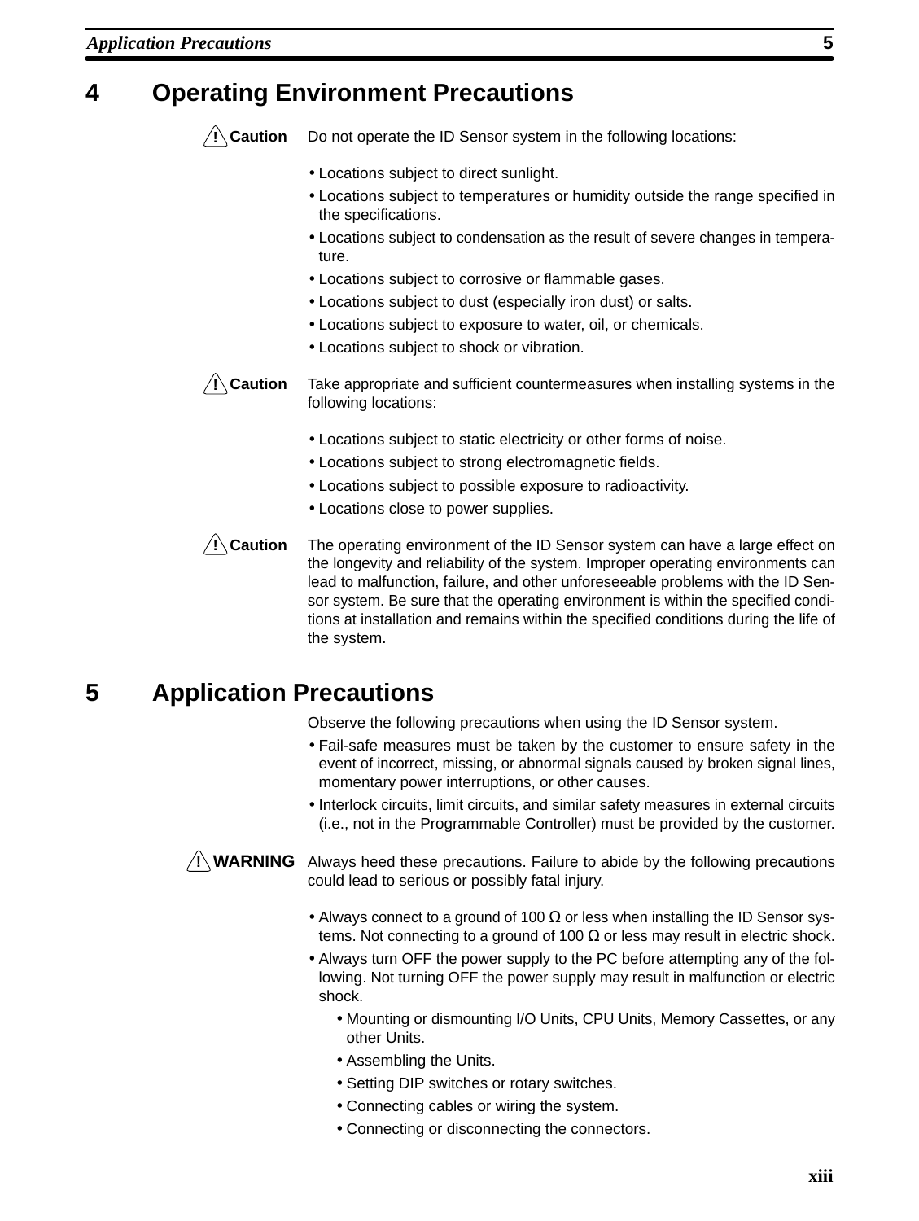## 4 Operating Environment Precautions

**⚠ Caution** Do not operate the ID Sensor system in the following locations:

- Locations subject to direct sunlight.
- Locations subject to temperatures or humidity outside the range specified in the specifications.
- Locations subject to condensation as the result of severe changes in temperature.
- Locations subject to corrosive or flammable gases.
- Locations subject to dust (especially iron dust) or salts.
- Locations subject to exposure to water, oil, or chemicals.
- Locations subject to shock or vibration.

**⚠ Caution** Take appropriate and sufficient countermeasures when installing systems in the following locations:

- Locations subject to static electricity or other forms of noise.
- Locations subject to strong electromagnetic fields.
- Locations subject to possible exposure to radioactivity.
- Locations close to power supplies.

**⚠ Caution** The operating environment of the ID Sensor system can have a large effect on the longevity and reliability of the system. Improper operating environments can lead to malfunction, failure, and other unforeseeable problems with the ID Sensor system. Be sure that the operating environment is within the specified conditions at installation and remains within the specified conditions during the life of the system.

## 5 Application Precautions

Observe the following precautions when using the ID Sensor system.

- Fail-safe measures must be taken by the customer to ensure safety in the event of incorrect, missing, or abnormal signals caused by broken signal lines, momentary power interruptions, or other causes.
- Interlock circuits, limit circuits, and similar safety measures in external circuits (i.e., not in the Programmable Controller) must be provided by the customer.

**⚠ WARNING** Always heed these precautions. Failure to abide by the following precautions could lead to serious or possibly fatal injury.

- Always connect to a ground of 100 Ω or less when installing the ID Sensor systems. Not connecting to a ground of 100 Ω or less may result in electric shock.
- Always turn OFF the power supply to the PC before attempting any of the following. Not turning OFF the power supply may result in malfunction or electric shock.
  - Mounting or dismounting I/O Units, CPU Units, Memory Cassettes, or any other Units.
  - Assembling the Units.
  - Setting DIP switches or rotary switches.
  - Connecting cables or wiring the system.
  - Connecting or disconnecting the connectors.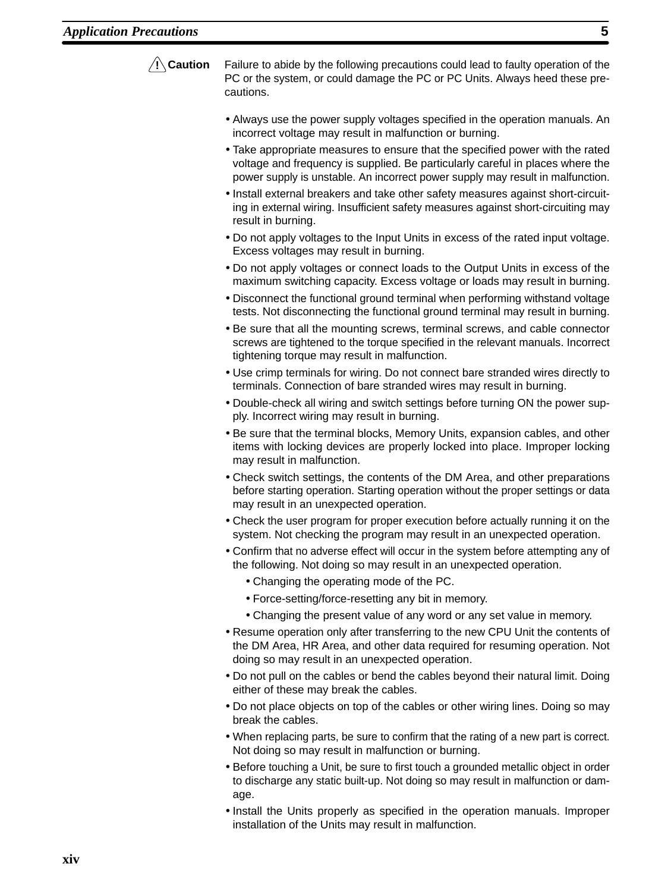**⚠ Caution** Failure to abide by the following precautions could lead to faulty operation of the PC or the system, or could damage the PC or PC Units. Always heed these precautions.

- Always use the power supply voltages specified in the operation manuals. An incorrect voltage may result in malfunction or burning.
- Take appropriate measures to ensure that the specified power with the rated voltage and frequency is supplied. Be particularly careful in places where the power supply is unstable. An incorrect power supply may result in malfunction.
- Install external breakers and take other safety measures against short-circuiting in external wiring. Insufficient safety measures against short-circuiting may result in burning.
- Do not apply voltages to the Input Units in excess of the rated input voltage. Excess voltages may result in burning.
- Do not apply voltages or connect loads to the Output Units in excess of the maximum switching capacity. Excess voltage or loads may result in burning.
- Disconnect the functional ground terminal when performing withstand voltage tests. Not disconnecting the functional ground terminal may result in burning.
- Be sure that all the mounting screws, terminal screws, and cable connector screws are tightened to the torque specified in the relevant manuals. Incorrect tightening torque may result in malfunction.
- Use crimp terminals for wiring. Do not connect bare stranded wires directly to terminals. Connection of bare stranded wires may result in burning.
- Double-check all wiring and switch settings before turning ON the power supply. Incorrect wiring may result in burning.
- Be sure that the terminal blocks, Memory Units, expansion cables, and other items with locking devices are properly locked into place. Improper locking may result in malfunction.
- Check switch settings, the contents of the DM Area, and other preparations before starting operation. Starting operation without the proper settings or data may result in an unexpected operation.
- Check the user program for proper execution before actually running it on the system. Not checking the program may result in an unexpected operation.
- Confirm that no adverse effect will occur in the system before attempting any of the following. Not doing so may result in an unexpected operation.
  - Changing the operating mode of the PC.
  - Force-setting/force-resetting any bit in memory.
  - Changing the present value of any word or any set value in memory.
- Resume operation only after transferring to the new CPU Unit the contents of the DM Area, HR Area, and other data required for resuming operation. Not doing so may result in an unexpected operation.
- Do not pull on the cables or bend the cables beyond their natural limit. Doing either of these may break the cables.
- Do not place objects on top of the cables or other wiring lines. Doing so may break the cables.
- When replacing parts, be sure to confirm that the rating of a new part is correct. Not doing so may result in malfunction or burning.
- Before touching a Unit, be sure to first touch a grounded metallic object in order to discharge any static built-up. Not doing so may result in malfunction or damage.
- Install the Units properly as specified in the operation manuals. Improper installation of the Units may result in malfunction.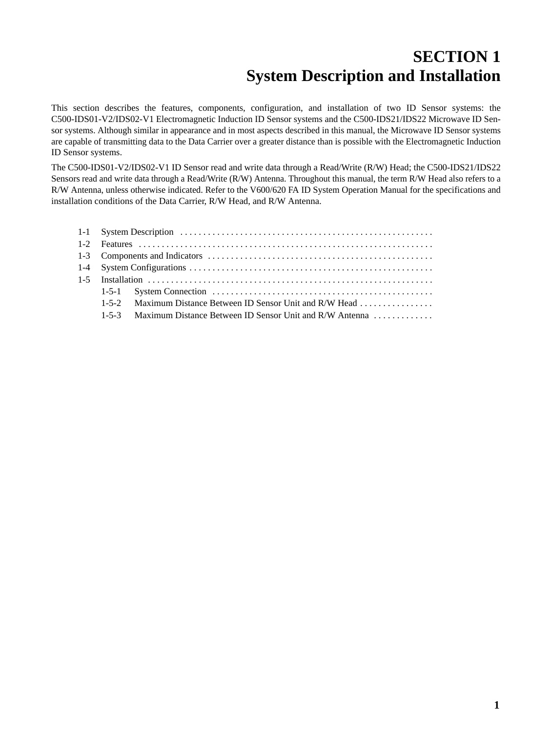# SECTION 1
# System Description and Installation

This section describes the features, components, configuration, and installation of two ID Sensor systems: the C500-IDS01-V2/IDS02-V1 Electromagnetic Induction ID Sensor systems and the C500-IDS21/IDS22 Microwave ID Sensor systems. Although similar in appearance and in most aspects described in this manual, the Microwave ID Sensor systems are capable of transmitting data to the Data Carrier over a greater distance than is possible with the Electromagnetic Induction ID Sensor systems.

The C500-IDS01-V2/IDS02-V1 ID Sensor read and write data through a Read/Write (R/W) Head; the C500-IDS21/IDS22 Sensors read and write data through a Read/Write (R/W) Antenna. Throughout this manual, the term R/W Head also refers to a R/W Antenna, unless otherwise indicated. Refer to the V600/620 FA ID System Operation Manual for the specifications and installation conditions of the Data Carrier, R/W Head, and R/W Antenna.

- 1-1 System Description
- 1-2 Features
- 1-3 Components and Indicators
- 1-4 System Configurations
- 1-5 Installation
  - 1-5-1 System Connection
  - 1-5-2 Maximum Distance Between ID Sensor Unit and R/W Head
  - 1-5-3 Maximum Distance Between ID Sensor Unit and R/W Antenna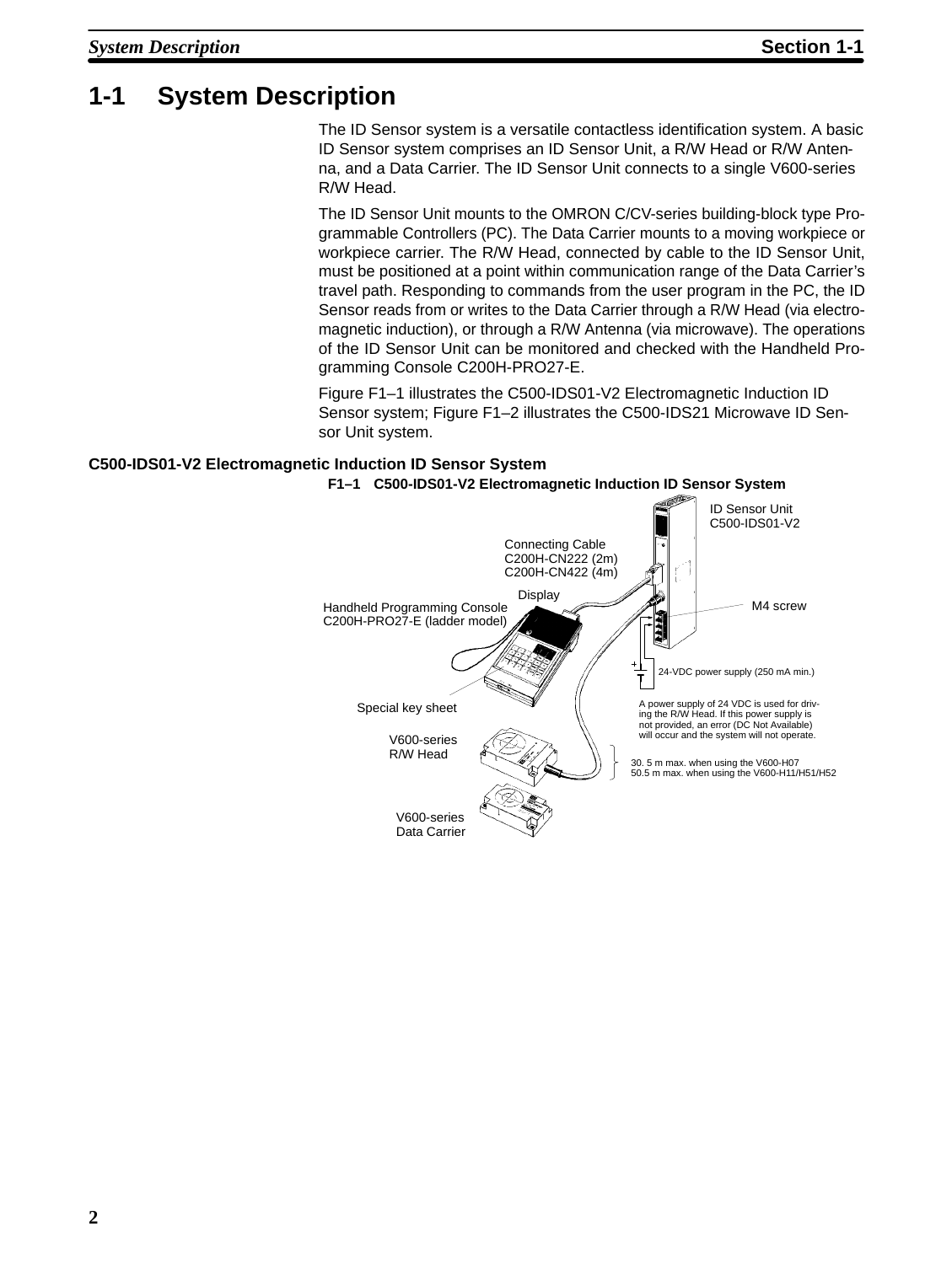# 1-1 System Description

The ID Sensor system is a versatile contactless identification system. A basic ID Sensor system comprises an ID Sensor Unit, a R/W Head or R/W Antenna, and a Data Carrier. The ID Sensor Unit connects to a single V600-series R/W Head.

The ID Sensor Unit mounts to the OMRON C/CV-series building-block type Programmable Controllers (PC). The Data Carrier mounts to a moving workpiece or workpiece carrier. The R/W Head, connected by cable to the ID Sensor Unit, must be positioned at a point within communication range of the Data Carrier's travel path. Responding to commands from the user program in the PC, the ID Sensor reads from or writes to the Data Carrier through a R/W Head (via electromagnetic induction), or through a R/W Antenna (via microwave). The operations of the ID Sensor Unit can be monitored and checked with the Handheld Programming Console C200H-PRO27-E.

Figure F1–1 illustrates the C500-IDS01-V2 Electromagnetic Induction ID Sensor system; Figure F1–2 illustrates the C500-IDS21 Microwave ID Sensor Unit system.

### C500-IDS01-V2 Electromagnetic Induction ID Sensor System

**F1–1 C500-IDS01-V2 Electromagnetic Induction ID Sensor System**

ID Sensor Unit
C500-IDS01-V2

Connecting Cable
C200H-CN222 (2m)
C200H-CN422 (4m)

Display

Handheld Programming Console
C200H-PRO27-E (ladder model)

M4 screw

24-VDC power supply (250 mA min.)

Special key sheet

A power supply of 24 VDC is used for driving the R/W Head. If this power supply is not provided, an error (DC Not Available) will occur and the system will not operate.

V600-series
R/W Head

30. 5 m max. when using the V600-H07
50.5 m max. when using the V600-H11/H51/H52

V600-series
Data Carrier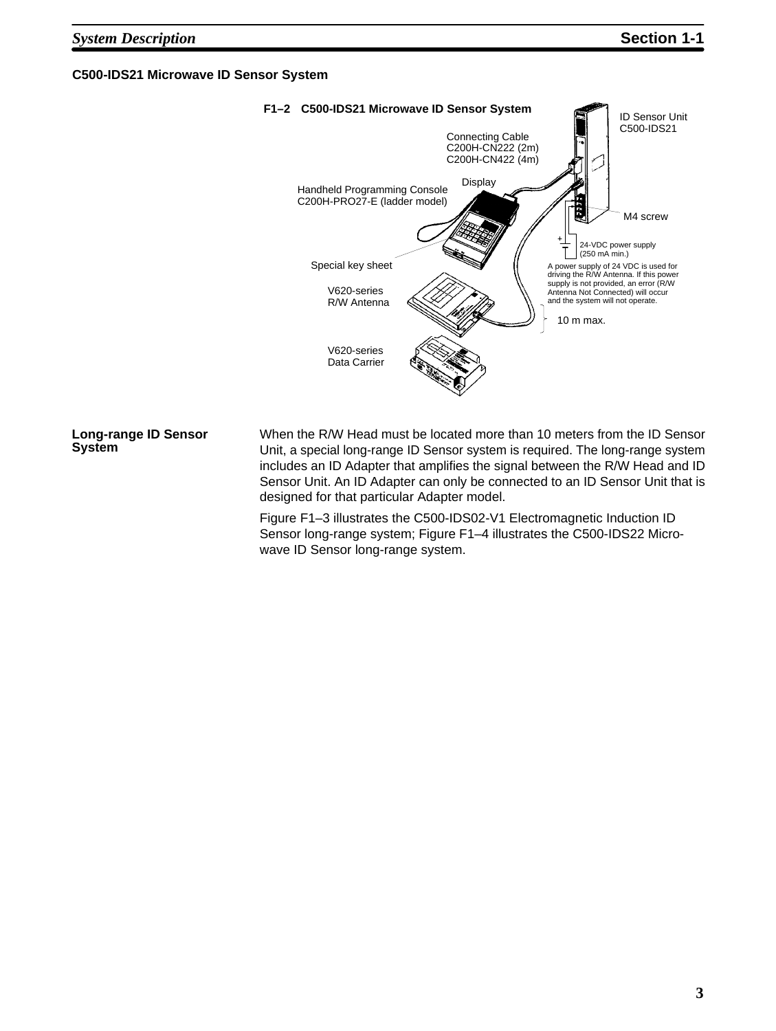### C500-IDS21 Microwave ID Sensor System

**F1–2 C500-IDS21 Microwave ID Sensor System**

ID Sensor Unit
C500-IDS21

Connecting Cable
C200H-CN222 (2m)
C200H-CN422 (4m)

Display

Handheld Programming Console
C200H-PRO27-E (ladder model)

M4 screw

24-VDC power supply
(250 mA min.)

Special key sheet

A power supply of 24 VDC is used for driving the R/W Antenna. If this power supply is not provided, an error (R/W Antenna Not Connected) will occur and the system will not operate.

V620-series
R/W Antenna

10 m max.

V620-series
Data Carrier

### Long-range ID Sensor System

When the R/W Head must be located more than 10 meters from the ID Sensor Unit, a special long-range ID Sensor system is required. The long-range system includes an ID Adapter that amplifies the signal between the R/W Head and ID Sensor Unit. An ID Adapter can only be connected to an ID Sensor Unit that is designed for that particular Adapter model.

Figure F1–3 illustrates the C500-IDS02-V1 Electromagnetic Induction ID Sensor long-range system; Figure F1–4 illustrates the C500-IDS22 Microwave ID Sensor long-range system.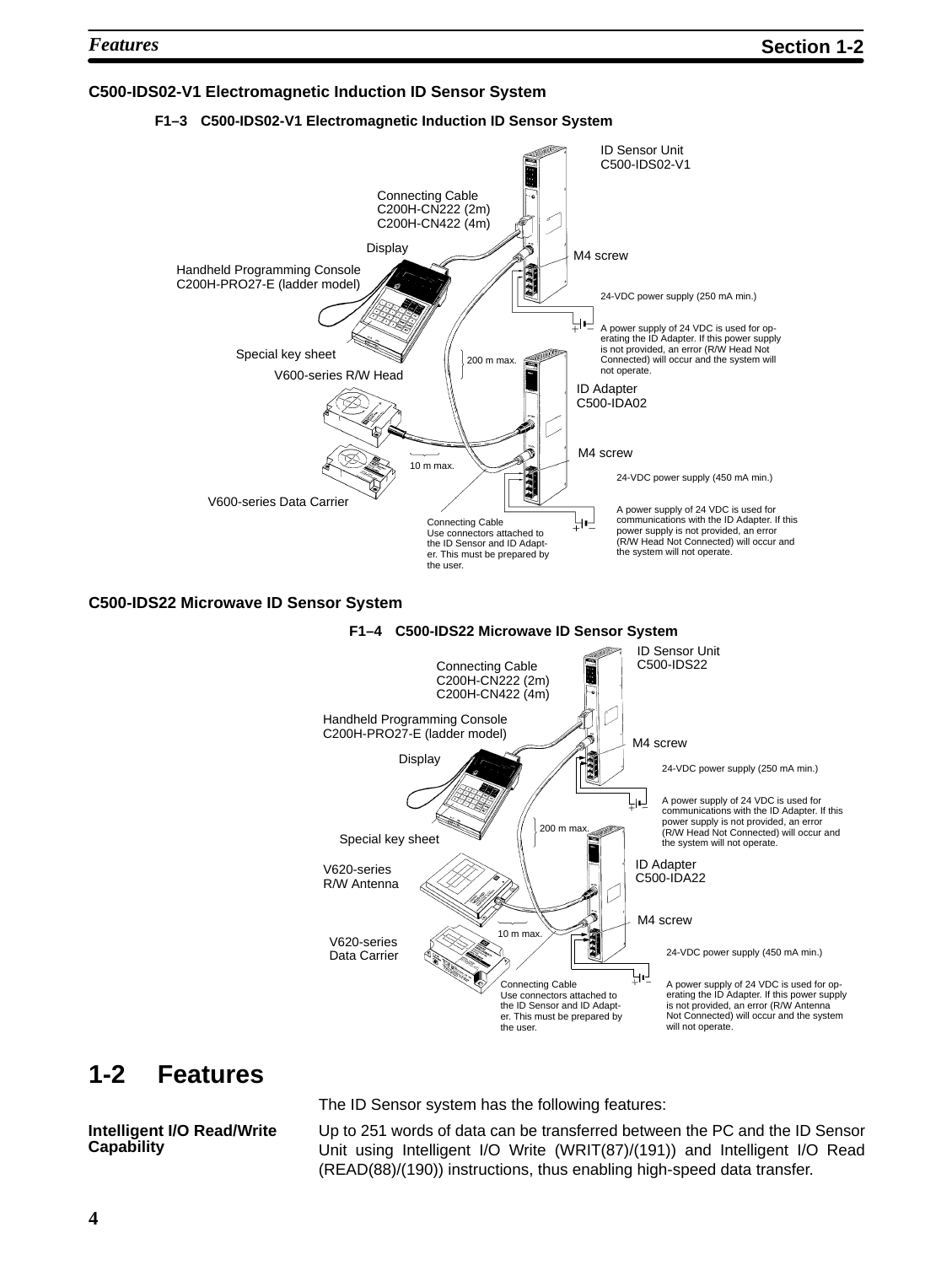### C500-IDS02-V1 Electromagnetic Induction ID Sensor System

**F1–3 C500-IDS02-V1 Electromagnetic Induction ID Sensor System**

ID Sensor Unit
C500-IDS02-V1

Connecting Cable
C200H-CN222 (2m)
C200H-CN422 (4m)

Display

Handheld Programming Console
C200H-PRO27-E (ladder model)

M4 screw

24-VDC power supply (250 mA min.)

A power supply of 24 VDC is used for operating the ID Adapter. If this power supply is not provided, an error (R/W Head Not Connected) will occur and the system will not operate.

Special key sheet

V600-series R/W Head

200 m max.

ID Adapter
C500-IDA02

M4 screw

10 m max.

24-VDC power supply (450 mA min.)

V600-series Data Carrier

Connecting Cable
Use connectors attached to the ID Sensor and ID Adapter. This must be prepared by the user.

A power supply of 24 VDC is used for communications with the ID Adapter. If this power supply is not provided, an error (R/W Head Not Connected) will occur and the system will not operate.

### C500-IDS22 Microwave ID Sensor System

**F1–4 C500-IDS22 Microwave ID Sensor System**

ID Sensor Unit
C500-IDS22

Connecting Cable
C200H-CN222 (2m)
C200H-CN422 (4m)

Handheld Programming Console
C200H-PRO27-E (ladder model)

M4 screw

Display

24-VDC power supply (250 mA min.)

A power supply of 24 VDC is used for communications with the ID Adapter. If this power supply is not provided, an error (R/W Head Not Connected) will occur and the system will not operate.

200 m max.

Special key sheet

V620-series
R/W Antenna

ID Adapter
C500-IDA22

M4 screw

10 m max.

V620-series
Data Carrier

24-VDC power supply (450 mA min.)

Connecting Cable
Use connectors attached to the ID Sensor and ID Adapter. This must be prepared by the user.

A power supply of 24 VDC is used for operating the ID Adapter. If this power supply is not provided, an error (R/W Antenna Not Connected) will occur and the system will not operate.

# 1-2 Features

The ID Sensor system has the following features:

**Intelligent I/O Read/Write Capability**

Up to 251 words of data can be transferred between the PC and the ID Sensor Unit using Intelligent I/O Write (WRIT(87)/(191)) and Intelligent I/O Read (READ(88)/(190)) instructions, thus enabling high-speed data transfer.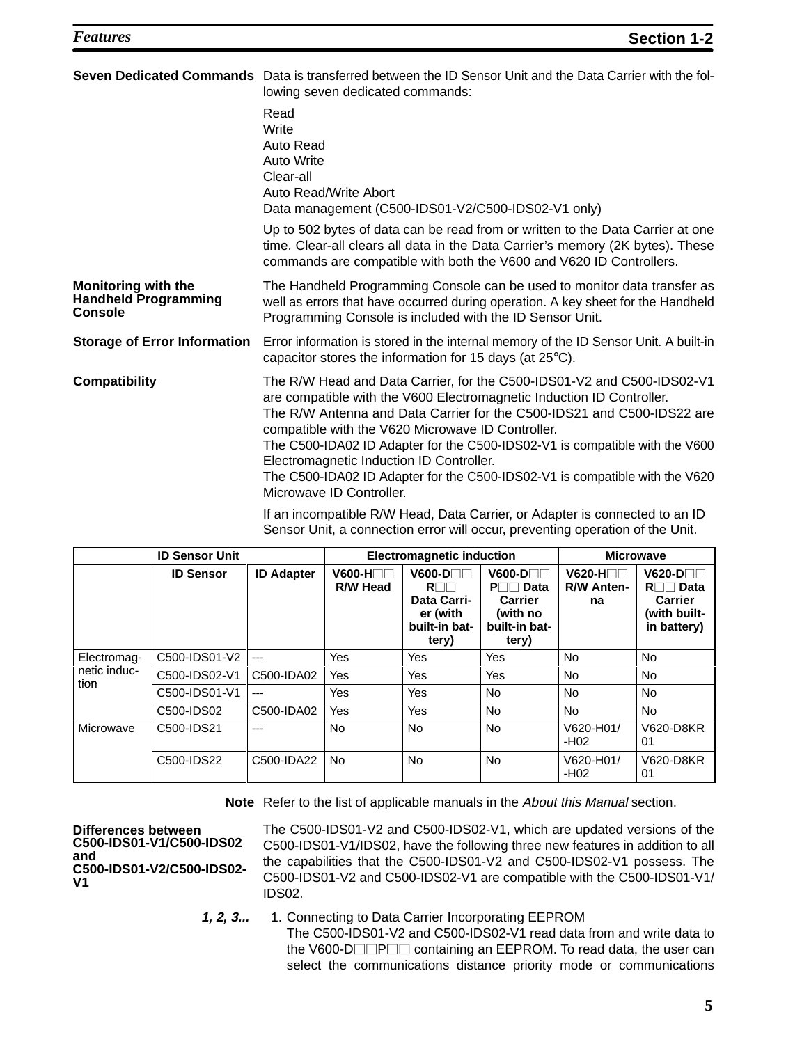**Seven Dedicated Commands** Data is transferred between the ID Sensor Unit and the Data Carrier with the following seven dedicated commands:

Read
Write
Auto Read
Auto Write
Clear-all
Auto Read/Write Abort
Data management (C500-IDS01-V2/C500-IDS02-V1 only)

Up to 502 bytes of data can be read from or written to the Data Carrier at one time. Clear-all clears all data in the Data Carrier's memory (2K bytes). These commands are compatible with both the V600 and V620 ID Controllers.

**Monitoring with the Handheld Programming Console** The Handheld Programming Console can be used to monitor data transfer as well as errors that have occurred during operation. A key sheet for the Handheld Programming Console is included with the ID Sensor Unit.

**Storage of Error Information** Error information is stored in the internal memory of the ID Sensor Unit. A built-in capacitor stores the information for 15 days (at 25°C).

**Compatibility** The R/W Head and Data Carrier, for the C500-IDS01-V2 and C500-IDS02-V1 are compatible with the V600 Electromagnetic Induction ID Controller.
The R/W Antenna and Data Carrier for the C500-IDS21 and C500-IDS22 are compatible with the V620 Microwave ID Controller.
The C500-IDA02 ID Adapter for the C500-IDS02-V1 is compatible with the V600 Electromagnetic Induction ID Controller.
The C500-IDA02 ID Adapter for the C500-IDS02-V1 is compatible with the V620 Microwave ID Controller.

If an incompatible R/W Head, Data Carrier, or Adapter is connected to an ID Sensor Unit, a connection error will occur, preventing operation of the Unit.

| ID Sensor Unit | | | Electromagnetic induction | | | Microwave | |
|---|---|---|---|---|---|---|---|
| | ID Sensor | ID Adapter | V600-H□□ R/W Head | V600-D□□R□□ Data Carrier (with built-in battery) | V600-D□□P□□ Data Carrier (with no built-in battery) | V620-H□□ R/W Antenna | V620-D□□R□□ Data Carrier (with built-in battery) |
| Electromagnetic induction | C500-IDS01-V2 | --- | Yes | Yes | Yes | No | No |
| | C500-IDS02-V1 | C500-IDA02 | Yes | Yes | Yes | No | No |
| | C500-IDS01-V1 | --- | Yes | Yes | No | No | No |
| | C500-IDS02 | C500-IDA02 | Yes | Yes | No | No | No |
| Microwave | C500-IDS21 | --- | No | No | No | V620-H01/-H02 | V620-D8KR01 |
| | C500-IDS22 | C500-IDA22 | No | No | No | V620-H01/-H02 | V620-D8KR01 |

**Note** Refer to the list of applicable manuals in the *About this Manual* section.

**Differences between C500-IDS01-V1/C500-IDS02 and C500-IDS01-V2/C500-IDS02-V1** The C500-IDS01-V2 and C500-IDS02-V1, which are updated versions of the C500-IDS01-V1/IDS02, have the following three new features in addition to all the capabilities that the C500-IDS01-V2 and C500-IDS02-V1 possess. The C500-IDS01-V2 and C500-IDS02-V1 are compatible with the C500-IDS01-V1/IDS02.

***1, 2, 3...***

1. Connecting to Data Carrier Incorporating EEPROM
   The C500-IDS01-V2 and C500-IDS02-V1 read data from and write data to the V600-D□□P□□ containing an EEPROM. To read data, the user can select the communications distance priority mode or communications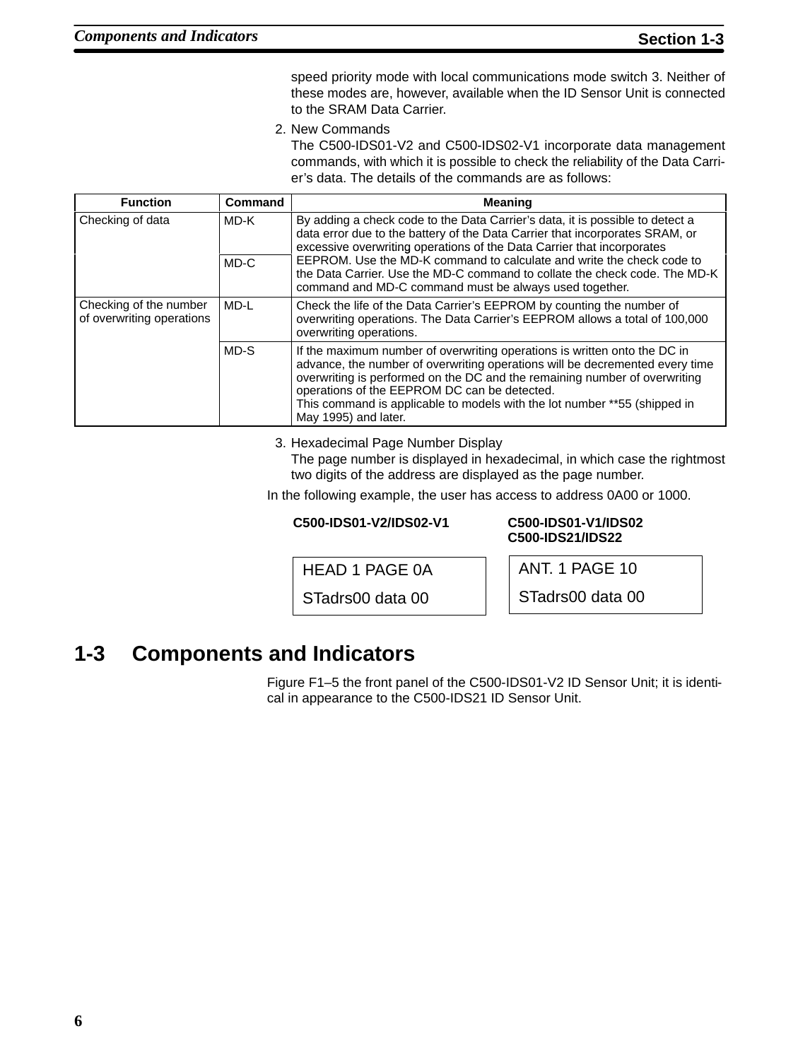speed priority mode with local communications mode switch 3. Neither of these modes are, however, available when the ID Sensor Unit is connected to the SRAM Data Carrier.

2. New Commands

   The C500-IDS01-V2 and C500-IDS02-V1 incorporate data management commands, with which it is possible to check the reliability of the Data Carrier's data. The details of the commands are as follows:

| Function | Command | Meaning |
|---|---|---|
| Checking of data | MD-K | By adding a check code to the Data Carrier's data, it is possible to detect a data error due to the battery of the Data Carrier that incorporates SRAM, or excessive overwriting operations of the Data Carrier that incorporates EEPROM. Use the MD-K command to calculate and write the check code to the Data Carrier. Use the MD-C command to collate the check code. The MD-K command and MD-C command must be always used together. |
| | MD-C | |
| Checking of the number of overwriting operations | MD-L | Check the life of the Data Carrier's EEPROM by counting the number of overwriting operations. The Data Carrier's EEPROM allows a total of 100,000 overwriting operations. |
| | MD-S | If the maximum number of overwriting operations is written onto the DC in advance, the number of overwriting operations will be decremented every time overwriting is performed on the DC and the remaining number of overwriting operations of the EEPROM DC can be detected. This command is applicable to models with the lot number **55 (shipped in May 1995) and later. |

3. Hexadecimal Page Number Display

   The page number is displayed in hexadecimal, in which case the rightmost two digits of the address are displayed as the page number.

In the following example, the user has access to address 0A00 or 1000.

| C500-IDS01-V2/IDS02-V1 | C500-IDS01-V1/IDS02 C500-IDS21/IDS22 |
|---|---|
| HEAD 1 PAGE 0A<br>STadrs00 data 00 | ANT. 1 PAGE 10<br>STadrs00 data 00 |

## 1-3 Components and Indicators

Figure F1–5 the front panel of the C500-IDS01-V2 ID Sensor Unit; it is identical in appearance to the C500-IDS21 ID Sensor Unit.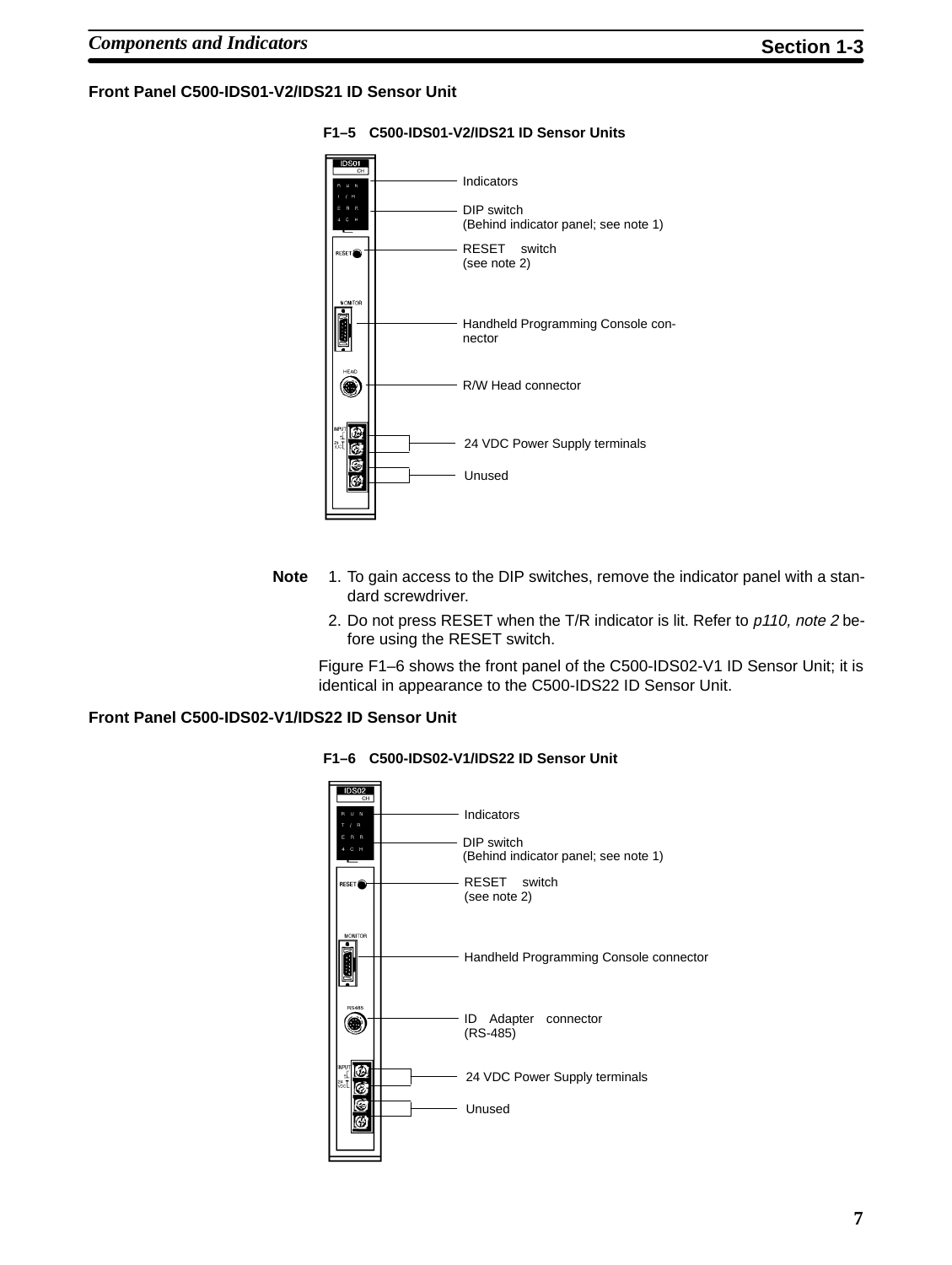### Front Panel C500-IDS01-V2/IDS21 ID Sensor Unit

**F1–5 C500-IDS01-V2/IDS21 ID Sensor Units**

- Indicators
- DIP switch (Behind indicator panel; see note 1)
- RESET switch (see note 2)
- Handheld Programming Console connector
- R/W Head connector
- 24 VDC Power Supply terminals
- Unused

**Note**
1. To gain access to the DIP switches, remove the indicator panel with a standard screwdriver.
2. Do not press RESET when the T/R indicator is lit. Refer to *p110, note 2* before using the RESET switch.

Figure F1–6 shows the front panel of the C500-IDS02-V1 ID Sensor Unit; it is identical in appearance to the C500-IDS22 ID Sensor Unit.

### Front Panel C500-IDS02-V1/IDS22 ID Sensor Unit

**F1–6 C500-IDS02-V1/IDS22 ID Sensor Unit**

- Indicators
- DIP switch (Behind indicator panel; see note 1)
- RESET switch (see note 2)
- Handheld Programming Console connector
- ID Adapter connector (RS-485)
- 24 VDC Power Supply terminals
- Unused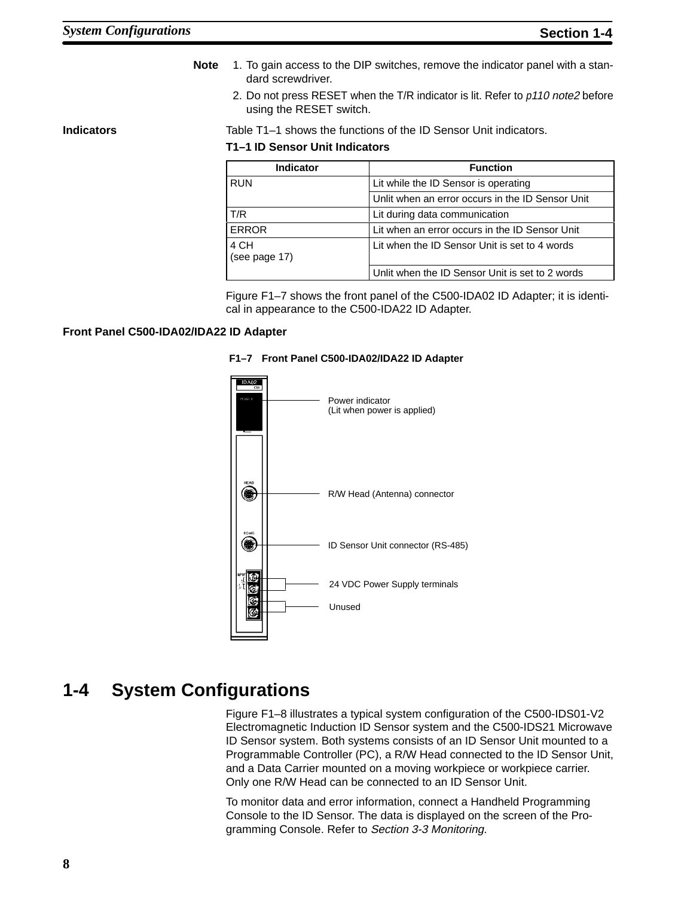**Note**

1. To gain access to the DIP switches, remove the indicator panel with a standard screwdriver.
2. Do not press RESET when the T/R indicator is lit. Refer to *p110 note2* before using the RESET switch.

**Indicators**

Table T1–1 shows the functions of the ID Sensor Unit indicators.

**T1–1 ID Sensor Unit Indicators**

| Indicator | Function |
|---|---|
| RUN | Lit while the ID Sensor is operating |
| | Unlit when an error occurs in the ID Sensor Unit |
| T/R | Lit during data communication |
| ERROR | Lit when an error occurs in the ID Sensor Unit |
| 4 CH (see page 17) | Lit when the ID Sensor Unit is set to 4 words |
| | Unlit when the ID Sensor Unit is set to 2 words |

Figure F1–7 shows the front panel of the C500-IDA02 ID Adapter; it is identical in appearance to the C500-IDA22 ID Adapter.

**Front Panel C500-IDA02/IDA22 ID Adapter**

**F1–7 Front Panel C500-IDA02/IDA22 ID Adapter**

Power indicator (Lit when power is applied)

R/W Head (Antenna) connector

ID Sensor Unit connector (RS-485)

24 VDC Power Supply terminals

Unused

## 1-4 System Configurations

Figure F1–8 illustrates a typical system configuration of the C500-IDS01-V2 Electromagnetic Induction ID Sensor system and the C500-IDS21 Microwave ID Sensor system. Both systems consists of an ID Sensor Unit mounted to a Programmable Controller (PC), a R/W Head connected to the ID Sensor Unit, and a Data Carrier mounted on a moving workpiece or workpiece carrier. Only one R/W Head can be connected to an ID Sensor Unit.

To monitor data and error information, connect a Handheld Programming Console to the ID Sensor. The data is displayed on the screen of the Programming Console. Refer to *Section 3-3 Monitoring.*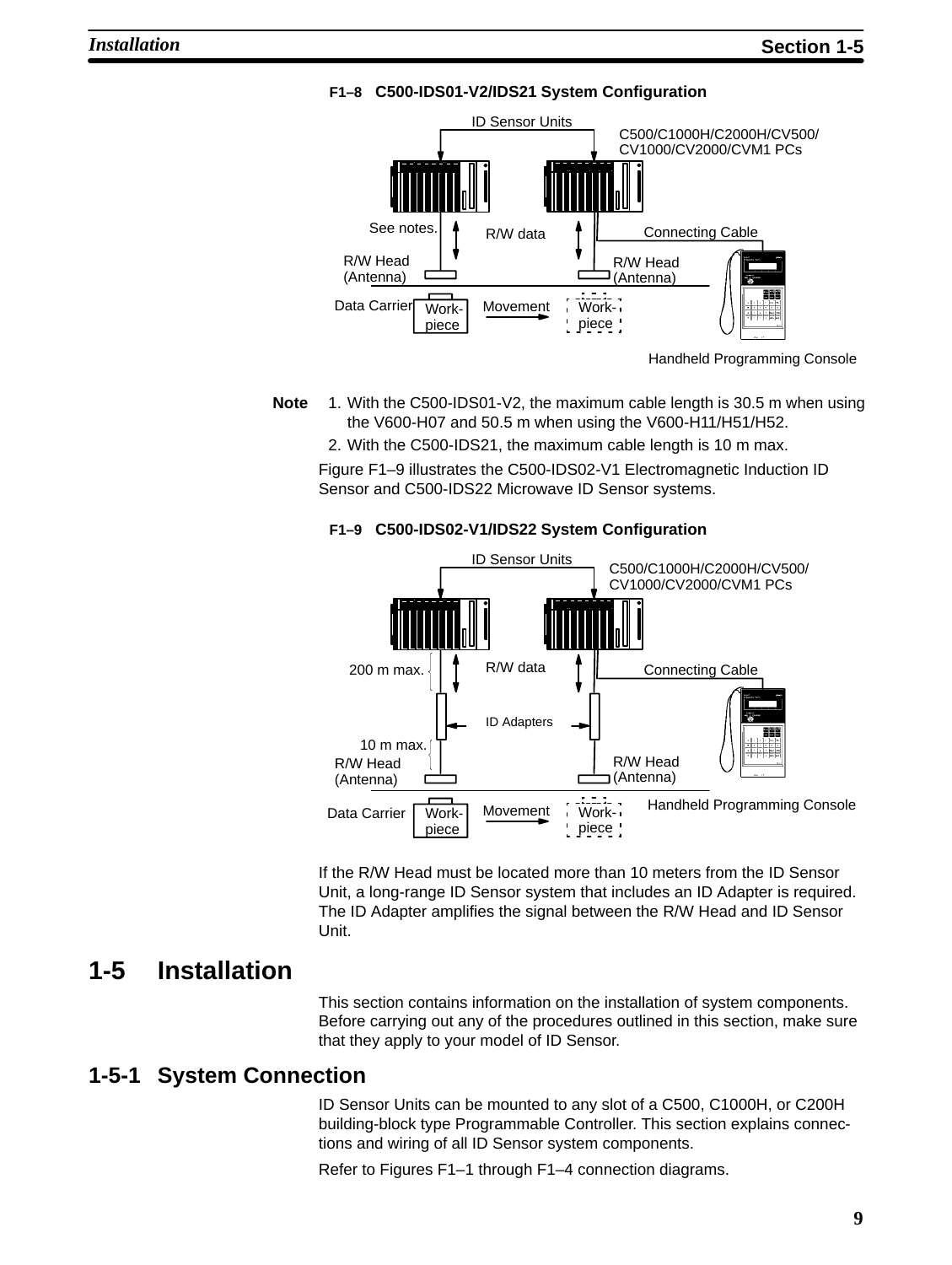**F1–8 C500-IDS01-V2/IDS21 System Configuration**

ID Sensor Units

C500/C1000H/C2000H/CV500/CV1000/CV2000/CVM1 PCs

See notes.

R/W data

Connecting Cable

R/W Head (Antenna)

R/W Head (Antenna)

Data Carrier

Work-piece

Movement

Work-piece

Handheld Programming Console

**Note**

1. With the C500-IDS01-V2, the maximum cable length is 30.5 m when using the V600-H07 and 50.5 m when using the V600-H11/H51/H52.
2. With the C500-IDS21, the maximum cable length is 10 m max.

Figure F1–9 illustrates the C500-IDS02-V1 Electromagnetic Induction ID Sensor and C500-IDS22 Microwave ID Sensor systems.

**F1–9 C500-IDS02-V1/IDS22 System Configuration**

ID Sensor Units

C500/C1000H/C2000H/CV500/CV1000/CV2000/CVM1 PCs

200 m max.

R/W data

Connecting Cable

ID Adapters

10 m max.

R/W Head (Antenna)

R/W Head (Antenna)

Handheld Programming Console

Data Carrier

Work-piece

Movement

Work-piece

If the R/W Head must be located more than 10 meters from the ID Sensor Unit, a long-range ID Sensor system that includes an ID Adapter is required. The ID Adapter amplifies the signal between the R/W Head and ID Sensor Unit.

# 1-5 Installation

This section contains information on the installation of system components. Before carrying out any of the procedures outlined in this section, make sure that they apply to your model of ID Sensor.

## 1-5-1 System Connection

ID Sensor Units can be mounted to any slot of a C500, C1000H, or C200H building-block type Programmable Controller. This section explains connections and wiring of all ID Sensor system components.

Refer to Figures F1–1 through F1–4 connection diagrams.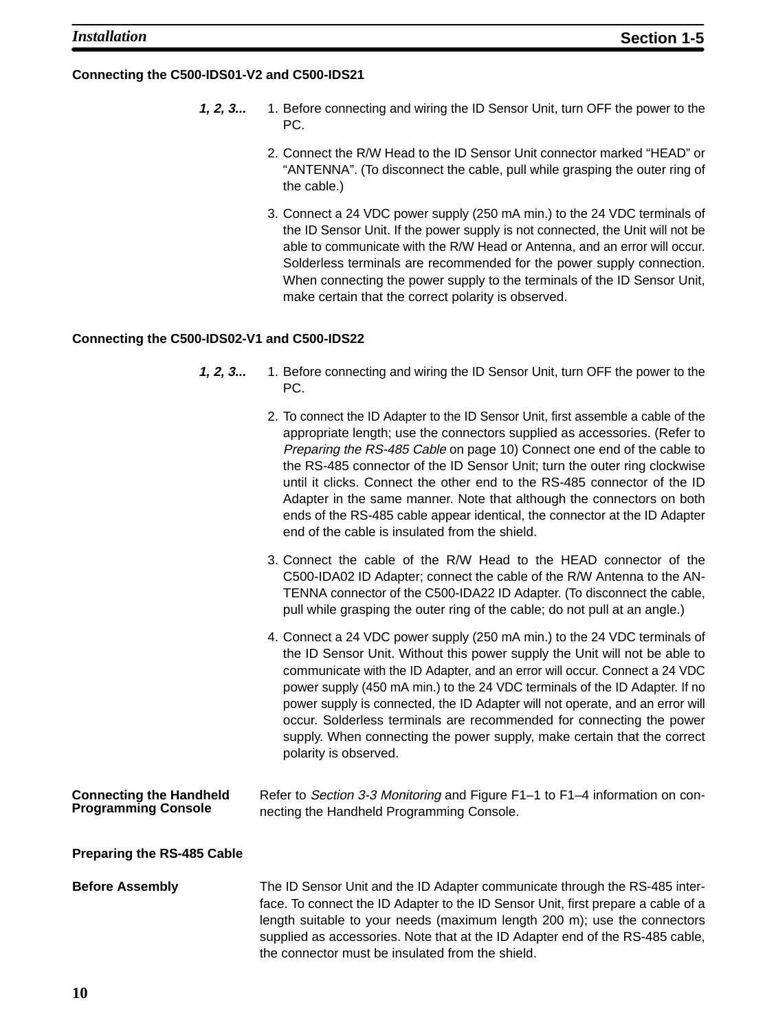#### Connecting the C500-IDS01-V2 and C500-IDS21

*1, 2, 3...*

1. Before connecting and wiring the ID Sensor Unit, turn OFF the power to the PC.
2. Connect the R/W Head to the ID Sensor Unit connector marked "HEAD" or "ANTENNA". (To disconnect the cable, pull while grasping the outer ring of the cable.)
3. Connect a 24 VDC power supply (250 mA min.) to the 24 VDC terminals of the ID Sensor Unit. If the power supply is not connected, the Unit will not be able to communicate with the R/W Head or Antenna, and an error will occur. Solderless terminals are recommended for the power supply connection. When connecting the power supply to the terminals of the ID Sensor Unit, make certain that the correct polarity is observed.

#### Connecting the C500-IDS02-V1 and C500-IDS22

*1, 2, 3...*

1. Before connecting and wiring the ID Sensor Unit, turn OFF the power to the PC.
2. To connect the ID Adapter to the ID Sensor Unit, first assemble a cable of the appropriate length; use the connectors supplied as accessories. (Refer to *Preparing the RS-485 Cable* on page 10) Connect one end of the cable to the RS-485 connector of the ID Sensor Unit; turn the outer ring clockwise until it clicks. Connect the other end to the RS-485 connector of the ID Adapter in the same manner. Note that although the connectors on both ends of the RS-485 cable appear identical, the connector at the ID Adapter end of the cable is insulated from the shield.
3. Connect the cable of the R/W Head to the HEAD connector of the C500-IDA02 ID Adapter; connect the cable of the R/W Antenna to the ANTENNA connector of the C500-IDA22 ID Adapter. (To disconnect the cable, pull while grasping the outer ring of the cable; do not pull at an angle.)
4. Connect a 24 VDC power supply (250 mA min.) to the 24 VDC terminals of the ID Sensor Unit. Without this power supply the Unit will not be able to communicate with the ID Adapter, and an error will occur. Connect a 24 VDC power supply (450 mA min.) to the 24 VDC terminals of the ID Adapter. If no power supply is connected, the ID Adapter will not operate, and an error will occur. Solderless terminals are recommended for connecting the power supply. When connecting the power supply, make certain that the correct polarity is observed.

#### Connecting the Handheld Programming Console

Refer to *Section 3-3 Monitoring* and Figure F1–1 to F1–4 information on connecting the Handheld Programming Console.

#### Preparing the RS-485 Cable

**Before Assembly**

The ID Sensor Unit and the ID Adapter communicate through the RS-485 interface. To connect the ID Adapter to the ID Sensor Unit, first prepare a cable of a length suitable to your needs (maximum length 200 m); use the connectors supplied as accessories. Note that at the ID Adapter end of the RS-485 cable, the connector must be insulated from the shield.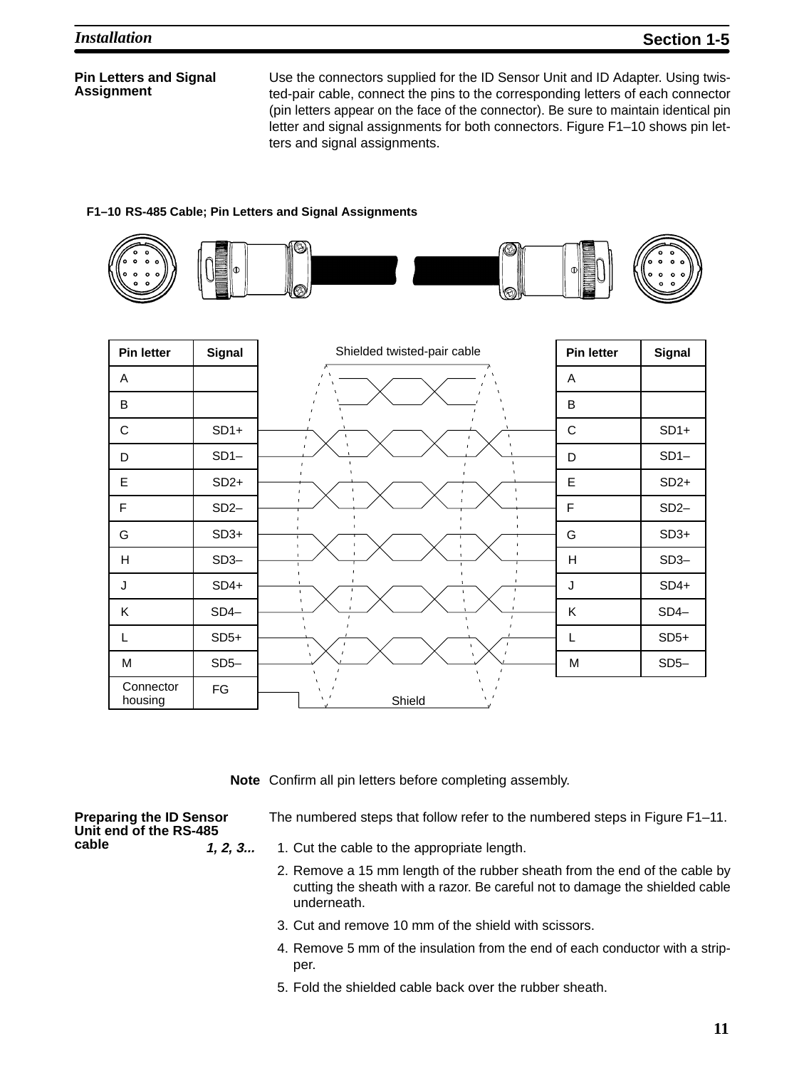**Pin Letters and Signal Assignment**

Use the connectors supplied for the ID Sensor Unit and ID Adapter. Using twisted-pair cable, connect the pins to the corresponding letters of each connector (pin letters appear on the face of the connector). Be sure to maintain identical pin letter and signal assignments for both connectors. Figure F1–10 shows pin letters and signal assignments.

**F1–10 RS-485 Cable; Pin Letters and Signal Assignments**

| Pin letter | Signal | Shielded twisted-pair cable | Pin letter | Signal |
|---|---|---|---|---|
| A | | | A | |
| B | | | B | |
| C | SD1+ | | C | SD1+ |
| D | SD1– | | D | SD1– |
| E | SD2+ | | E | SD2+ |
| F | SD2– | | F | SD2– |
| G | SD3+ | | G | SD3+ |
| H | SD3– | | H | SD3– |
| J | SD4+ | | J | SD4+ |
| K | SD4– | | K | SD4– |
| L | SD5+ | | L | SD5+ |
| M | SD5– | | M | SD5– |
| Connector housing | FG | Shield | | |

**Note** Confirm all pin letters before completing assembly.

**Preparing the ID Sensor Unit end of the RS-485 cable**

The numbered steps that follow refer to the numbered steps in Figure F1–11.

***1, 2, 3...***

1. Cut the cable to the appropriate length.
2. Remove a 15 mm length of the rubber sheath from the end of the cable by cutting the sheath with a razor. Be careful not to damage the shielded cable underneath.
3. Cut and remove 10 mm of the shield with scissors.
4. Remove 5 mm of the insulation from the end of each conductor with a stripper.
5. Fold the shielded cable back over the rubber sheath.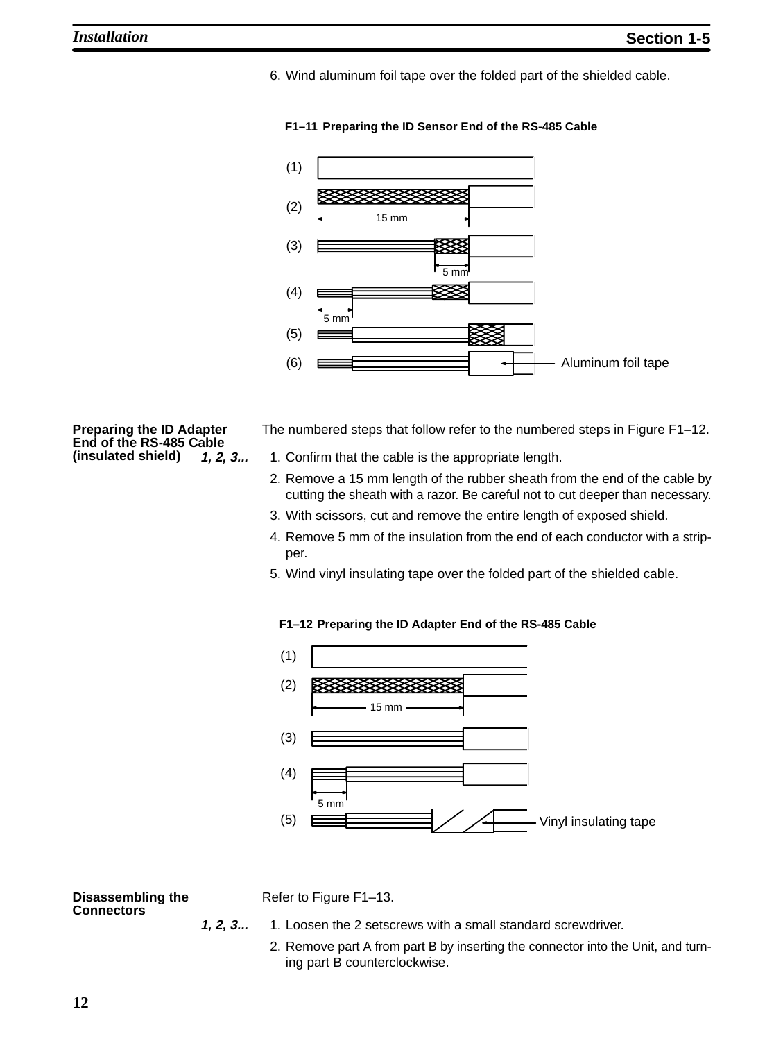6. Wind aluminum foil tape over the folded part of the shielded cable.

**F1–11 Preparing the ID Sensor End of the RS-485 Cable**

(1)

(2) 15 mm

(3) 5 mm

(4) 5 mm

(5)

(6) Aluminum foil tape

### Preparing the ID Adapter End of the RS-485 Cable (insulated shield)

The numbered steps that follow refer to the numbered steps in Figure F1–12.

***1, 2, 3...***

1. Confirm that the cable is the appropriate length.
2. Remove a 15 mm length of the rubber sheath from the end of the cable by cutting the sheath with a razor. Be careful not to cut deeper than necessary.
3. With scissors, cut and remove the entire length of exposed shield.
4. Remove 5 mm of the insulation from the end of each conductor with a stripper.
5. Wind vinyl insulating tape over the folded part of the shielded cable.

**F1–12 Preparing the ID Adapter End of the RS-485 Cable**

(1)

(2) 15 mm

(3)

(4) 5 mm

(5) Vinyl insulating tape

### Disassembling the Connectors

Refer to Figure F1–13.

***1, 2, 3...***

1. Loosen the 2 setscrews with a small standard screwdriver.
2. Remove part A from part B by inserting the connector into the Unit, and turning part B counterclockwise.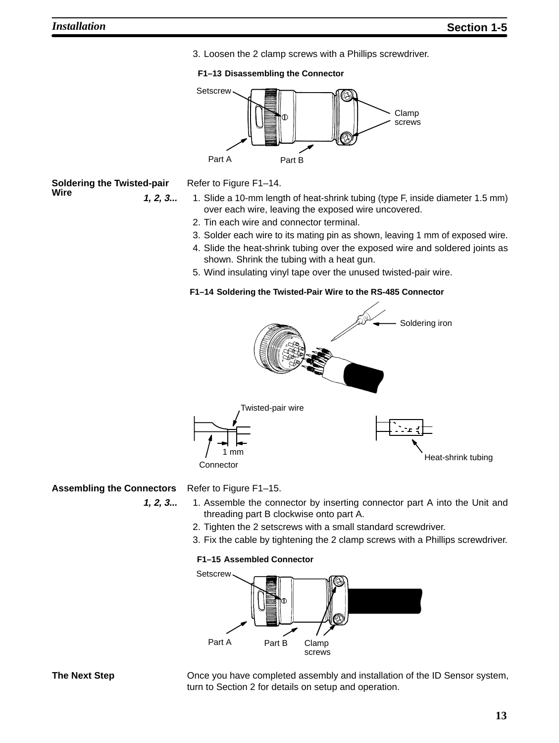3. Loosen the 2 clamp screws with a Phillips screwdriver.

**F1–13 Disassembling the Connector**

Setscrew

Clamp screws

Part A

Part B

### Soldering the Twisted-pair Wire

Refer to Figure F1–14.

***1, 2, 3...***

1. Slide a 10-mm length of heat-shrink tubing (type F, inside diameter 1.5 mm) over each wire, leaving the exposed wire uncovered.
2. Tin each wire and connector terminal.
3. Solder each wire to its mating pin as shown, leaving 1 mm of exposed wire.
4. Slide the heat-shrink tubing over the exposed wire and soldered joints as shown. Shrink the tubing with a heat gun.
5. Wind insulating vinyl tape over the unused twisted-pair wire.

**F1–14 Soldering the Twisted-Pair Wire to the RS-485 Connector**

Soldering iron

Twisted-pair wire

1 mm

Connector

Heat-shrink tubing

### Assembling the Connectors

Refer to Figure F1–15.

***1, 2, 3...***

1. Assemble the connector by inserting connector part A into the Unit and threading part B clockwise onto part A.
2. Tighten the 2 setscrews with a small standard screwdriver.
3. Fix the cable by tightening the 2 clamp screws with a Phillips screwdriver.

**F1–15 Assembled Connector**

Setscrew

Part A

Part B

Clamp screws

### The Next Step

Once you have completed assembly and installation of the ID Sensor system, turn to Section 2 for details on setup and operation.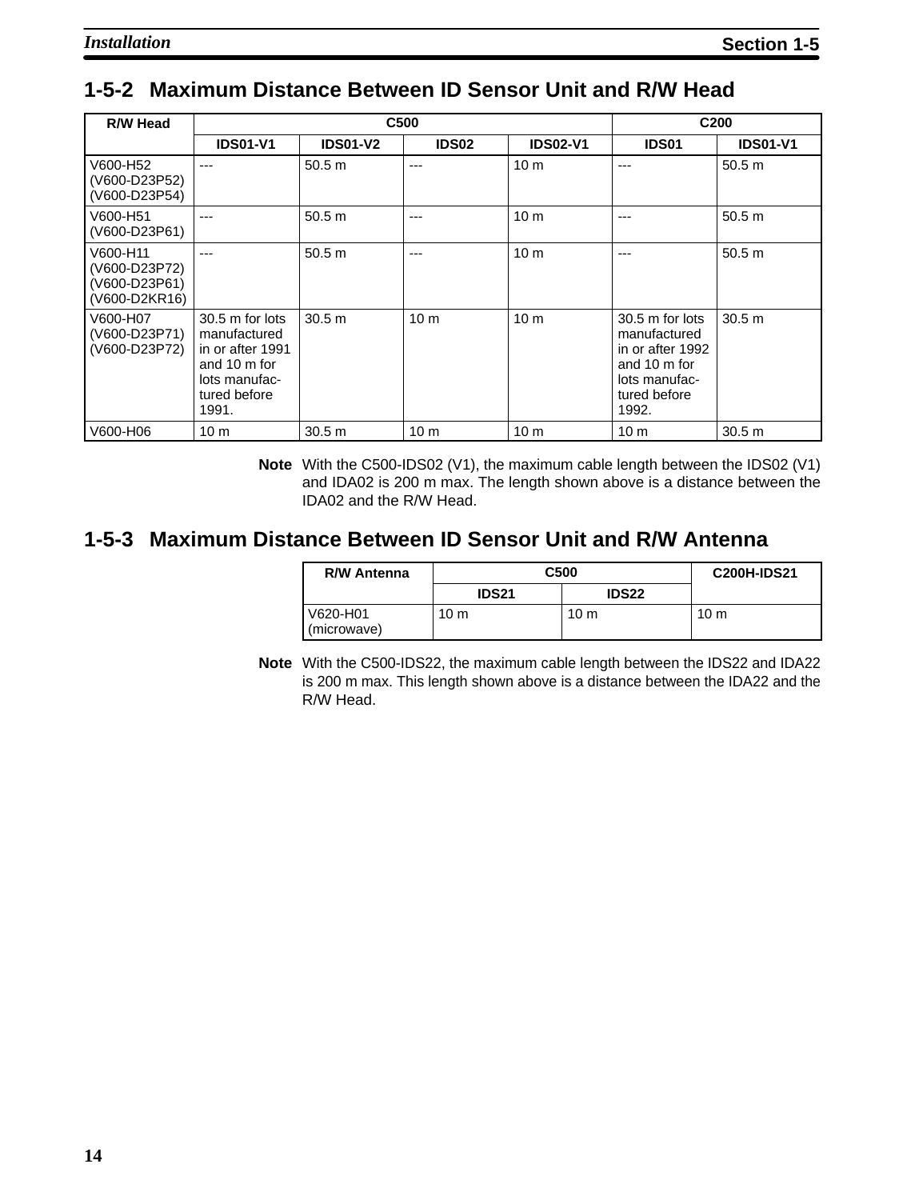## 1-5-2 Maximum Distance Between ID Sensor Unit and R/W Head

| R/W Head | C500 | | | | C200 | |
|---|---|---|---|---|---|---|
| | IDS01-V1 | IDS01-V2 | IDS02 | IDS02-V1 | IDS01 | IDS01-V1 |
| V600-H52 (V600-D23P52) (V600-D23P54) | --- | 50.5 m | --- | 10 m | --- | 50.5 m |
| V600-H51 (V600-D23P61) | --- | 50.5 m | --- | 10 m | --- | 50.5 m |
| V600-H11 (V600-D23P72) (V600-D23P61) (V600-D2KR16) | --- | 50.5 m | --- | 10 m | --- | 50.5 m |
| V600-H07 (V600-D23P71) (V600-D23P72) | 30.5 m for lots manufactured in or after 1991 and 10 m for lots manufactured before 1991. | 30.5 m | 10 m | 10 m | 30.5 m for lots manufactured in or after 1992 and 10 m for lots manufactured before 1992. | 30.5 m |
| V600-H06 | 10 m | 30.5 m | 10 m | 10 m | 10 m | 30.5 m |

**Note** With the C500-IDS02 (V1), the maximum cable length between the IDS02 (V1) and IDA02 is 200 m max. The length shown above is a distance between the IDA02 and the R/W Head.

## 1-5-3 Maximum Distance Between ID Sensor Unit and R/W Antenna

| R/W Antenna | C500 | | C200H-IDS21 |
|---|---|---|---|
| | IDS21 | IDS22 | |
| V620-H01 (microwave) | 10 m | 10 m | 10 m |

**Note** With the C500-IDS22, the maximum cable length between the IDS22 and IDA22 is 200 m max. This length shown above is a distance between the IDA22 and the R/W Head.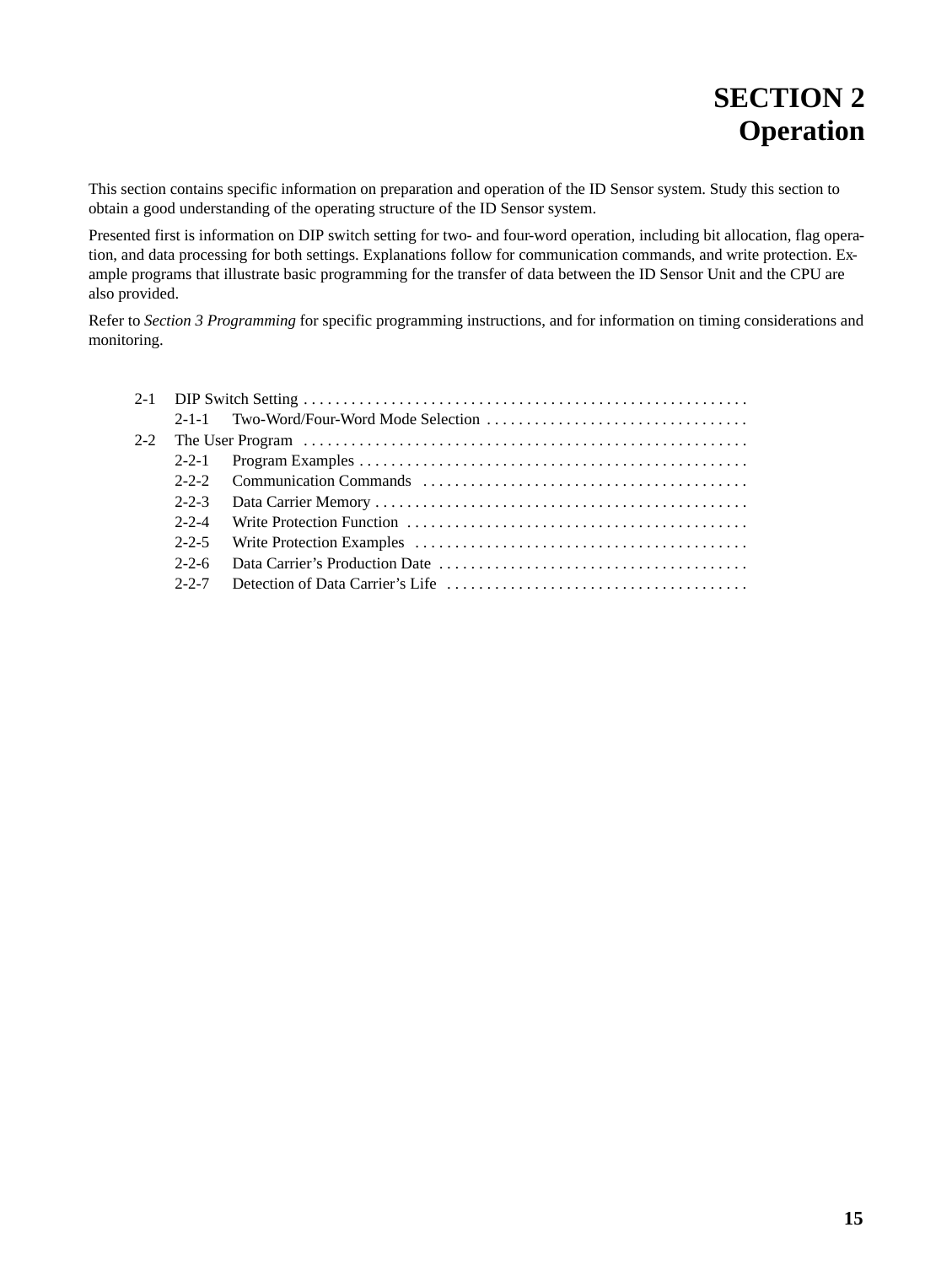# SECTION 2
# Operation

This section contains specific information on preparation and operation of the ID Sensor system. Study this section to obtain a good understanding of the operating structure of the ID Sensor system.

Presented first is information on DIP switch setting for two- and four-word operation, including bit allocation, flag operation, and data processing for both settings. Explanations follow for communication commands, and write protection. Example programs that illustrate basic programming for the transfer of data between the ID Sensor Unit and the CPU are also provided.

Refer to *Section 3 Programming* for specific programming instructions, and for information on timing considerations and monitoring.

- 2-1 DIP Switch Setting
  - 2-1-1 Two-Word/Four-Word Mode Selection
- 2-2 The User Program
  - 2-2-1 Program Examples
  - 2-2-2 Communication Commands
  - 2-2-3 Data Carrier Memory
  - 2-2-4 Write Protection Function
  - 2-2-5 Write Protection Examples
  - 2-2-6 Data Carrier's Production Date
  - 2-2-7 Detection of Data Carrier's Life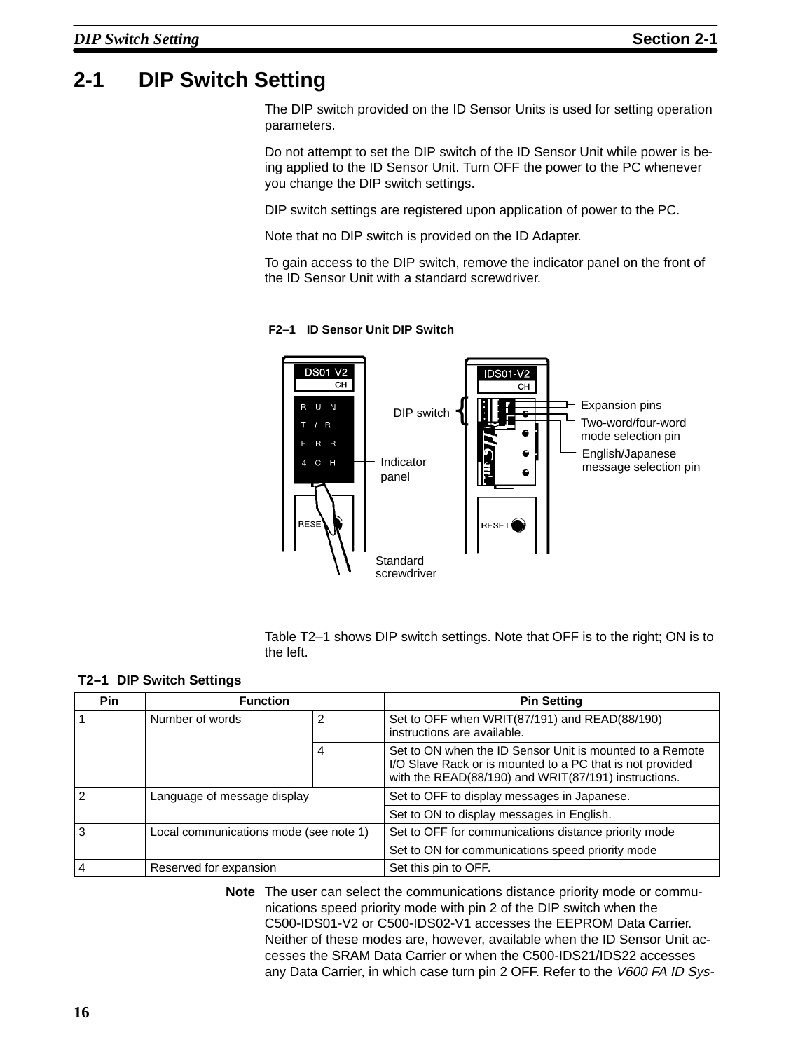## 2-1 DIP Switch Setting

The DIP switch provided on the ID Sensor Units is used for setting operation parameters.

Do not attempt to set the DIP switch of the ID Sensor Unit while power is being applied to the ID Sensor Unit. Turn OFF the power to the PC whenever you change the DIP switch settings.

DIP switch settings are registered upon application of power to the PC.

Note that no DIP switch is provided on the ID Adapter.

To gain access to the DIP switch, remove the indicator panel on the front of the ID Sensor Unit with a standard screwdriver.

**F2–1 ID Sensor Unit DIP Switch**

Table T2–1 shows DIP switch settings. Note that OFF is to the right; ON is to the left.

**T2–1 DIP Switch Settings**

| Pin | Function | | Pin Setting |
|---|---|---|---|
| 1 | Number of words | 2 | Set to OFF when WRIT(87/191) and READ(88/190) instructions are available. |
| | | 4 | Set to ON when the ID Sensor Unit is mounted to a Remote I/O Slave Rack or is mounted to a PC that is not provided with the READ(88/190) and WRIT(87/191) instructions. |
| 2 | Language of message display | | Set to OFF to display messages in Japanese. |
| | | | Set to ON to display messages in English. |
| 3 | Local communications mode (see note 1) | | Set to OFF for communications distance priority mode |
| | | | Set to ON for communications speed priority mode |
| 4 | Reserved for expansion | | Set this pin to OFF. |

**Note** The user can select the communications distance priority mode or communications speed priority mode with pin 2 of the DIP switch when the C500-IDS01-V2 or C500-IDS02-V1 accesses the EEPROM Data Carrier. Neither of these modes are, however, available when the ID Sensor Unit accesses the SRAM Data Carrier or when the C500-IDS21/IDS22 accesses any Data Carrier, in which case turn pin 2 OFF. Refer to the *V600 FA ID Sys-*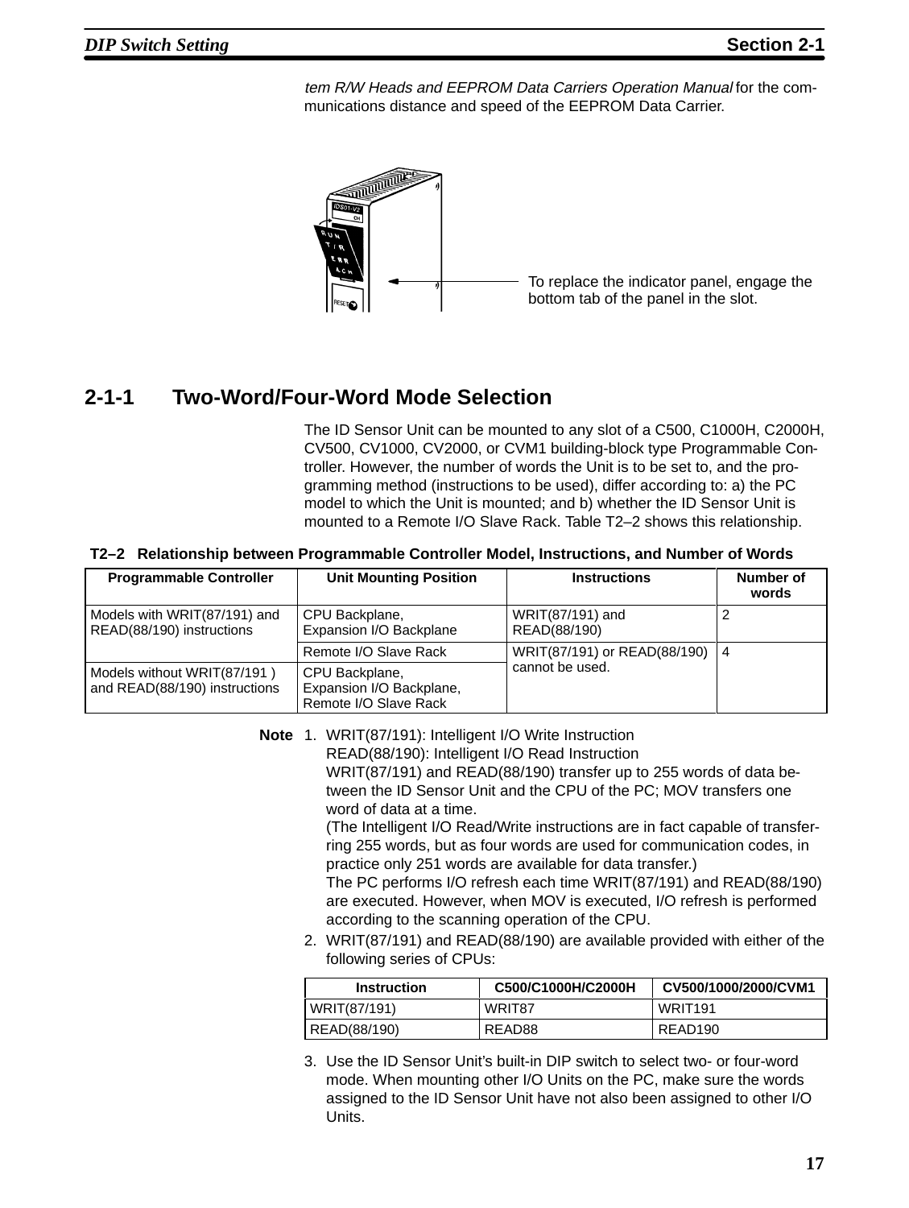*tem R/W Heads and EEPROM Data Carriers Operation Manual* for the communications distance and speed of the EEPROM Data Carrier.

To replace the indicator panel, engage the bottom tab of the panel in the slot.

## 2-1-1 Two-Word/Four-Word Mode Selection

The ID Sensor Unit can be mounted to any slot of a C500, C1000H, C2000H, CV500, CV1000, CV2000, or CVM1 building-block type Programmable Controller. However, the number of words the Unit is to be set to, and the programming method (instructions to be used), differ according to: a) the PC model to which the Unit is mounted; and b) whether the ID Sensor Unit is mounted to a Remote I/O Slave Rack. Table T2–2 shows this relationship.

**T2–2 Relationship between Programmable Controller Model, Instructions, and Number of Words**

| Programmable Controller | Unit Mounting Position | Instructions | Number of words |
|---|---|---|---|
| Models with WRIT(87/191) and READ(88/190) instructions | CPU Backplane, Expansion I/O Backplane | WRIT(87/191) and READ(88/190) | 2 |
| | Remote I/O Slave Rack | WRIT(87/191) or READ(88/190) cannot be used. | 4 |
| Models without WRIT(87/191 ) and READ(88/190) instructions | CPU Backplane, Expansion I/O Backplane, Remote I/O Slave Rack | | |

**Note** 1. WRIT(87/191): Intelligent I/O Write Instruction
READ(88/190): Intelligent I/O Read Instruction
WRIT(87/191) and READ(88/190) transfer up to 255 words of data between the ID Sensor Unit and the CPU of the PC; MOV transfers one word of data at a time.
(The Intelligent I/O Read/Write instructions are in fact capable of transferring 255 words, but as four words are used for communication codes, in practice only 251 words are available for data transfer.)
The PC performs I/O refresh each time WRIT(87/191) and READ(88/190) are executed. However, when MOV is executed, I/O refresh is performed according to the scanning operation of the CPU.

2. WRIT(87/191) and READ(88/190) are available provided with either of the following series of CPUs:

| Instruction | C500/C1000H/C2000H | CV500/1000/2000/CVM1 |
|---|---|---|
| WRIT(87/191) | WRIT87 | WRIT191 |
| READ(88/190) | READ88 | READ190 |

3. Use the ID Sensor Unit's built-in DIP switch to select two- or four-word mode. When mounting other I/O Units on the PC, make sure the words assigned to the ID Sensor Unit have not also been assigned to other I/O Units.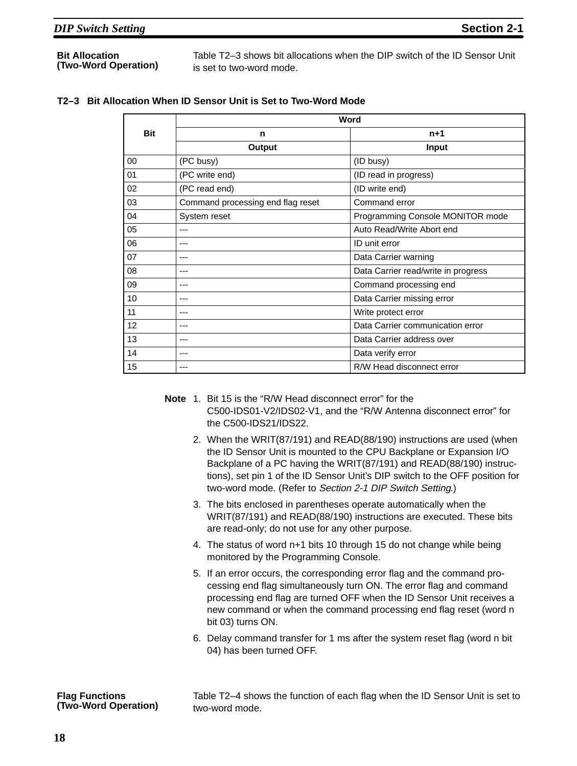### Bit Allocation (Two-Word Operation)

Table T2–3 shows bit allocations when the DIP switch of the ID Sensor Unit is set to two-word mode.

**T2–3 Bit Allocation When ID Sensor Unit is Set to Two-Word Mode**

| Bit | Word | |
|---|---|---|
| | n | n+1 |
| | Output | Input |
| 00 | (PC busy) | (ID busy) |
| 01 | (PC write end) | (ID read in progress) |
| 02 | (PC read end) | (ID write end) |
| 03 | Command processing end flag reset | Command error |
| 04 | System reset | Programming Console MONITOR mode |
| 05 | --- | Auto Read/Write Abort end |
| 06 | --- | ID unit error |
| 07 | --- | Data Carrier warning |
| 08 | --- | Data Carrier read/write in progress |
| 09 | --- | Command processing end |
| 10 | --- | Data Carrier missing error |
| 11 | --- | Write protect error |
| 12 | --- | Data Carrier communication error |
| 13 | --- | Data Carrier address over |
| 14 | --- | Data verify error |
| 15 | --- | R/W Head disconnect error |

**Note**

1. Bit 15 is the “R/W Head disconnect error” for the C500-IDS01-V2/IDS02-V1, and the “R/W Antenna disconnect error” for the C500-IDS21/IDS22.
2. When the WRIT(87/191) and READ(88/190) instructions are used (when the ID Sensor Unit is mounted to the CPU Backplane or Expansion I/O Backplane of a PC having the WRIT(87/191) and READ(88/190) instructions), set pin 1 of the ID Sensor Unit’s DIP switch to the OFF position for two-word mode. (Refer to *Section 2-1 DIP Switch Setting*.)
3. The bits enclosed in parentheses operate automatically when the WRIT(87/191) and READ(88/190) instructions are executed. These bits are read-only; do not use for any other purpose.
4. The status of word n+1 bits 10 through 15 do not change while being monitored by the Programming Console.
5. If an error occurs, the corresponding error flag and the command processing end flag simultaneously turn ON. The error flag and command processing end flag are turned OFF when the ID Sensor Unit receives a new command or when the command processing end flag reset (word n bit 03) turns ON.
6. Delay command transfer for 1 ms after the system reset flag (word n bit 04) has been turned OFF.

### Flag Functions (Two-Word Operation)

Table T2–4 shows the function of each flag when the ID Sensor Unit is set to two-word mode.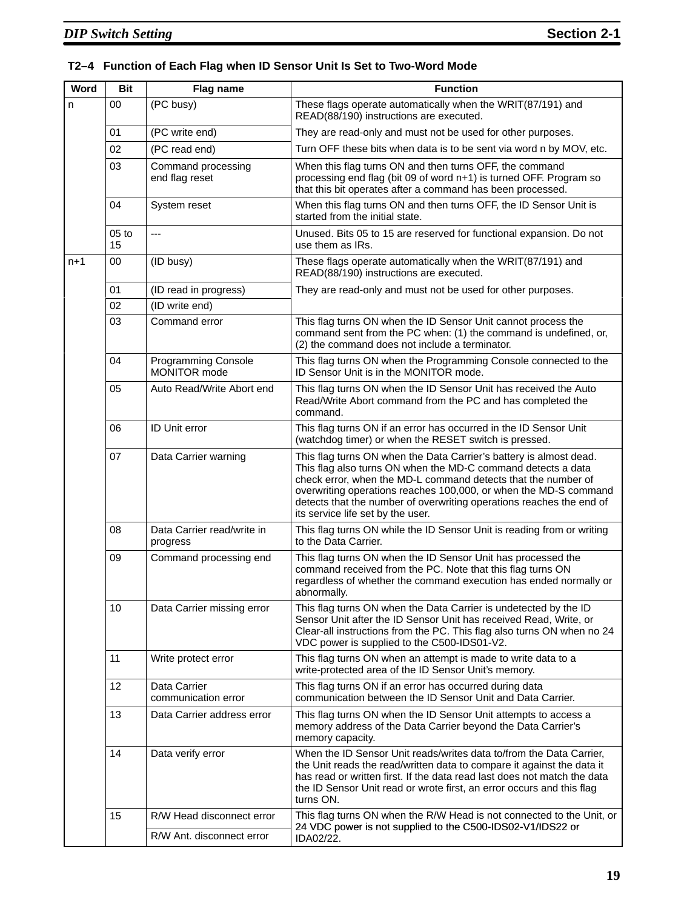**T2–4 Function of Each Flag when ID Sensor Unit Is Set to Two-Word Mode**

| Word | Bit | Flag name | Function |
|---|---|---|---|
| n | 00 | (PC busy) | These flags operate automatically when the WRIT(87/191) and READ(88/190) instructions are executed. |
| | 01 | (PC write end) | They are read-only and must not be used for other purposes. |
| | 02 | (PC read end) | Turn OFF these bits when data is to be sent via word n by MOV, etc. |
| | 03 | Command processing end flag reset | When this flag turns ON and then turns OFF, the command processing end flag (bit 09 of word n+1) is turned OFF. Program so that this bit operates after a command has been processed. |
| | 04 | System reset | When this flag turns ON and then turns OFF, the ID Sensor Unit is started from the initial state. |
| | 05 to 15 | --- | Unused. Bits 05 to 15 are reserved for functional expansion. Do not use them as IRs. |
| n+1 | 00 | (ID busy) | These flags operate automatically when the WRIT(87/191) and READ(88/190) instructions are executed. |
| | 01 | (ID read in progress) | They are read-only and must not be used for other purposes. |
| | 02 | (ID write end) | |
| | 03 | Command error | This flag turns ON when the ID Sensor Unit cannot process the command sent from the PC when: (1) the command is undefined, or, (2) the command does not include a terminator. |
| | 04 | Programming Console MONITOR mode | This flag turns ON when the Programming Console connected to the ID Sensor Unit is in the MONITOR mode. |
| | 05 | Auto Read/Write Abort end | This flag turns ON when the ID Sensor Unit has received the Auto Read/Write Abort command from the PC and has completed the command. |
| | 06 | ID Unit error | This flag turns ON if an error has occurred in the ID Sensor Unit (watchdog timer) or when the RESET switch is pressed. |
| | 07 | Data Carrier warning | This flag turns ON when the Data Carrier's battery is almost dead. This flag also turns ON when the MD-C command detects a data check error, when the MD-L command detects that the number of overwriting operations reaches 100,000, or when the MD-S command detects that the number of overwriting operations reaches the end of its service life set by the user. |
| | 08 | Data Carrier read/write in progress | This flag turns ON while the ID Sensor Unit is reading from or writing to the Data Carrier. |
| | 09 | Command processing end | This flag turns ON when the ID Sensor Unit has processed the command received from the PC. Note that this flag turns ON regardless of whether the command execution has ended normally or abnormally. |
| | 10 | Data Carrier missing error | This flag turns ON when the Data Carrier is undetected by the ID Sensor Unit after the ID Sensor Unit has received Read, Write, or Clear-all instructions from the PC. This flag also turns ON when no 24 VDC power is supplied to the C500-IDS01-V2. |
| | 11 | Write protect error | This flag turns ON when an attempt is made to write data to a write-protected area of the ID Sensor Unit's memory. |
| | 12 | Data Carrier communication error | This flag turns ON if an error has occurred during data communication between the ID Sensor Unit and Data Carrier. |
| | 13 | Data Carrier address error | This flag turns ON when the ID Sensor Unit attempts to access a memory address of the Data Carrier beyond the Data Carrier's memory capacity. |
| | 14 | Data verify error | When the ID Sensor Unit reads/writes data to/from the Data Carrier, the Unit reads the read/written data to compare it against the data it has read or written first. If the data read last does not match the data the ID Sensor Unit read or wrote first, an error occurs and this flag turns ON. |
| | 15 | R/W Head disconnect error | This flag turns ON when the R/W Head is not connected to the Unit, or 24 VDC power is not supplied to the C500-IDS02-V1/IDS22 or IDA02/22. |
| | | R/W Ant. disconnect error | |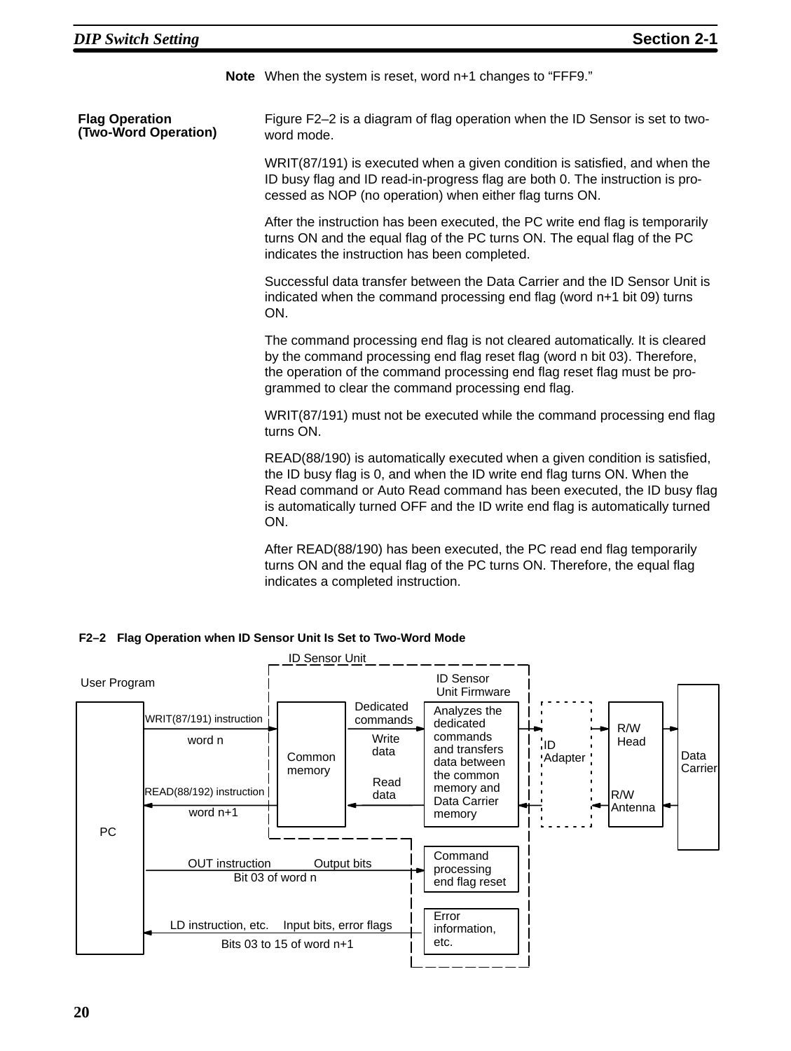**Note** When the system is reset, word n+1 changes to “FFF9.”

### Flag Operation (Two-Word Operation)

Figure F2–2 is a diagram of flag operation when the ID Sensor is set to two-word mode.

WRIT(87/191) is executed when a given condition is satisfied, and when the ID busy flag and ID read-in-progress flag are both 0. The instruction is processed as NOP (no operation) when either flag turns ON.

After the instruction has been executed, the PC write end flag is temporarily turns ON and the equal flag of the PC turns ON. The equal flag of the PC indicates the instruction has been completed.

Successful data transfer between the Data Carrier and the ID Sensor Unit is indicated when the command processing end flag (word n+1 bit 09) turns ON.

The command processing end flag is not cleared automatically. It is cleared by the command processing end flag reset flag (word n bit 03). Therefore, the operation of the command processing end flag reset flag must be programmed to clear the command processing end flag.

WRIT(87/191) must not be executed while the command processing end flag turns ON.

READ(88/190) is automatically executed when a given condition is satisfied, the ID busy flag is 0, and when the ID write end flag turns ON. When the Read command or Auto Read command has been executed, the ID busy flag is automatically turned OFF and the ID write end flag is automatically turned ON.

After READ(88/190) has been executed, the PC read end flag temporarily turns ON and the equal flag of the PC turns ON. Therefore, the equal flag indicates a completed instruction.

**F2–2 Flag Operation when ID Sensor Unit Is Set to Two-Word Mode**

User Program — PC
- WRIT(87/191) instruction: word n → Common memory (ID Sensor Unit) — Write data
- READ(88/192) instruction: word n+1 ← Common memory — Read data
- OUT instruction: Output bits, Bit 03 of word n → Command processing end flag reset
- LD instruction, etc.: Input bits, error flags, Bits 03 to 15 of word n+1 ← Error information, etc.

ID Sensor Unit Firmware: Dedicated commands → Analyzes the dedicated commands and transfers data between the common memory and Data Carrier memory ↔ ID Adapter ↔ R/W Head / R/W Antenna ↔ Data Carrier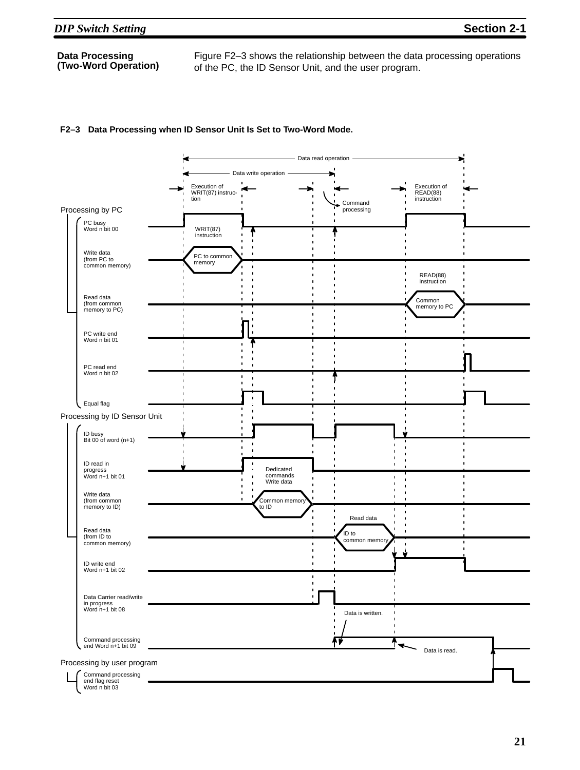### Data Processing (Two-Word Operation)

Figure F2–3 shows the relationship between the data processing operations of the PC, the ID Sensor Unit, and the user program.

**F2–3 Data Processing when ID Sensor Unit Is Set to Two-Word Mode.**

Data read operation

Data write operation

Execution of WRIT(87) instruction

Command processing

Execution of READ(88) instruction

Processing by PC

- PC busy Word n bit 00 — WRIT(87) instruction
- Write data (from PC to common memory) — PC to common memory
- Read data (from common memory to PC) — READ(88) instruction — Common memory to PC
- PC write end Word n bit 01
- PC read end Word n bit 02
- Equal flag

Processing by ID Sensor Unit

- ID busy Bit 00 of word (n+1)
- ID read in progress Word n+1 bit 01 — Dedicated commands Write data
- Write data (from common memory to ID) — Common memory to ID
- Read data (from ID to common memory) — Read data — ID to common memory
- ID write end Word n+1 bit 02
- Data Carrier read/write in progress Word n+1 bit 08 — Data is written.
- Command processing end Word n+1 bit 09 — Data is read.

Processing by user program

- Command processing end flag reset Word n bit 03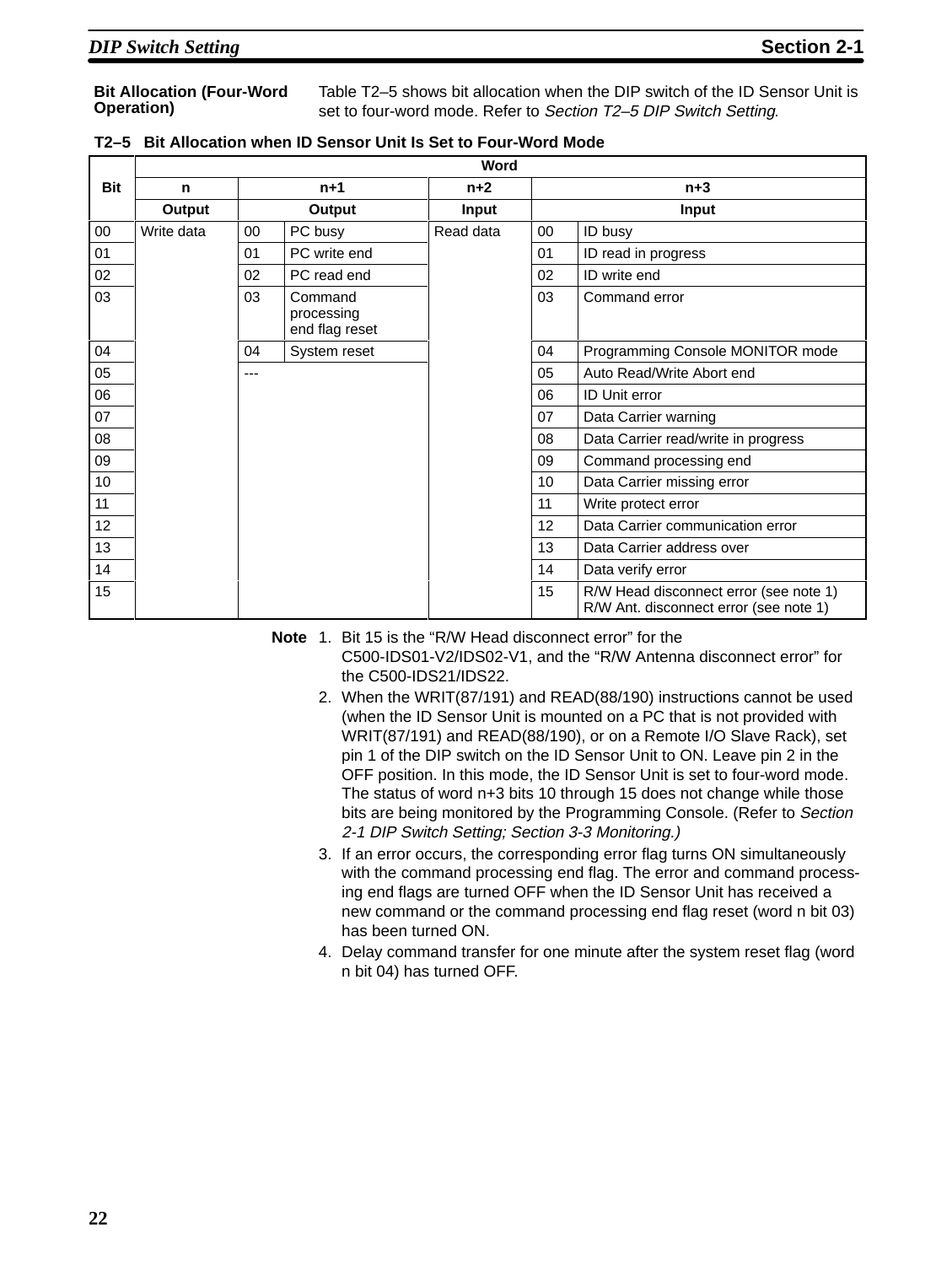**Bit Allocation (Four-Word Operation)**

Table T2–5 shows bit allocation when the DIP switch of the ID Sensor Unit is set to four-word mode. Refer to *Section T2–5 DIP Switch Setting*.

**T2–5 Bit Allocation when ID Sensor Unit Is Set to Four-Word Mode**

| Bit | Word | | | | | |
|---|---|---|---|---|---|---|
| | n | n+1 | | n+2 | n+3 | |
| | Output | Output | | Input | Input | |
| 00 | Write data | 00 | PC busy | Read data | 00 | ID busy |
| 01 | | 01 | PC write end | | 01 | ID read in progress |
| 02 | | 02 | PC read end | | 02 | ID write end |
| 03 | | 03 | Command processing end flag reset | | 03 | Command error |
| 04 | | 04 | System reset | | 04 | Programming Console MONITOR mode |
| 05 | | --- | | | 05 | Auto Read/Write Abort end |
| 06 | | | | | 06 | ID Unit error |
| 07 | | | | | 07 | Data Carrier warning |
| 08 | | | | | 08 | Data Carrier read/write in progress |
| 09 | | | | | 09 | Command processing end |
| 10 | | | | | 10 | Data Carrier missing error |
| 11 | | | | | 11 | Write protect error |
| 12 | | | | | 12 | Data Carrier communication error |
| 13 | | | | | 13 | Data Carrier address over |
| 14 | | | | | 14 | Data verify error |
| 15 | | | | | 15 | R/W Head disconnect error (see note 1) R/W Ant. disconnect error (see note 1) |

**Note**

1. Bit 15 is the “R/W Head disconnect error” for the C500-IDS01-V2/IDS02-V1, and the “R/W Antenna disconnect error” for the C500-IDS21/IDS22.
2. When the WRIT(87/191) and READ(88/190) instructions cannot be used (when the ID Sensor Unit is mounted on a PC that is not provided with WRIT(87/191) and READ(88/190), or on a Remote I/O Slave Rack), set pin 1 of the DIP switch on the ID Sensor Unit to ON. Leave pin 2 in the OFF position. In this mode, the ID Sensor Unit is set to four-word mode. The status of word n+3 bits 10 through 15 does not change while those bits are being monitored by the Programming Console. (Refer to *Section 2-1 DIP Switch Setting; Section 3-3 Monitoring.)*
3. If an error occurs, the corresponding error flag turns ON simultaneously with the command processing end flag. The error and command processing end flags are turned OFF when the ID Sensor Unit has received a new command or the command processing end flag reset (word n bit 03) has been turned ON.
4. Delay command transfer for one minute after the system reset flag (word n bit 04) has turned OFF.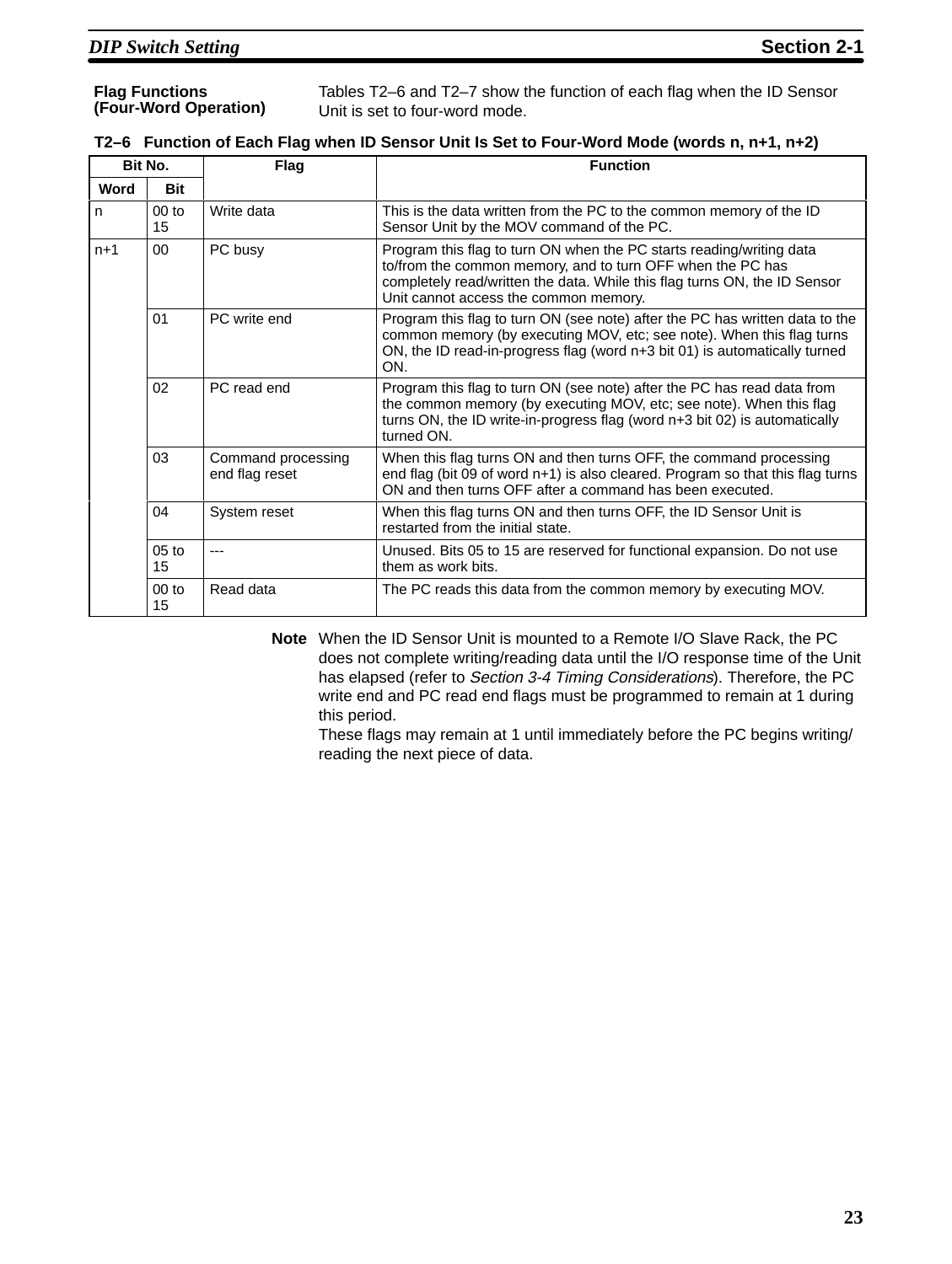### Flag Functions (Four-Word Operation)

Tables T2–6 and T2–7 show the function of each flag when the ID Sensor Unit is set to four-word mode.

**T2–6 Function of Each Flag when ID Sensor Unit Is Set to Four-Word Mode (words n, n+1, n+2)**

| Bit No. | | Flag | Function |
|---|---|---|---|
| Word | Bit | | |
| n | 00 to 15 | Write data | This is the data written from the PC to the common memory of the ID Sensor Unit by the MOV command of the PC. |
| n+1 | 00 | PC busy | Program this flag to turn ON when the PC starts reading/writing data to/from the common memory, and to turn OFF when the PC has completely read/written the data. While this flag turns ON, the ID Sensor Unit cannot access the common memory. |
| | 01 | PC write end | Program this flag to turn ON (see note) after the PC has written data to the common memory (by executing MOV, etc; see note). When this flag turns ON, the ID read-in-progress flag (word n+3 bit 01) is automatically turned ON. |
| | 02 | PC read end | Program this flag to turn ON (see note) after the PC has read data from the common memory (by executing MOV, etc; see note). When this flag turns ON, the ID write-in-progress flag (word n+3 bit 02) is automatically turned ON. |
| | 03 | Command processing end flag reset | When this flag turns ON and then turns OFF, the command processing end flag (bit 09 of word n+1) is also cleared. Program so that this flag turns ON and then turns OFF after a command has been executed. |
| | 04 | System reset | When this flag turns ON and then turns OFF, the ID Sensor Unit is restarted from the initial state. |
| | 05 to 15 | --- | Unused. Bits 05 to 15 are reserved for functional expansion. Do not use them as work bits. |
| | 00 to 15 | Read data | The PC reads this data from the common memory by executing MOV. |

**Note** When the ID Sensor Unit is mounted to a Remote I/O Slave Rack, the PC does not complete writing/reading data until the I/O response time of the Unit has elapsed (refer to *Section 3-4 Timing Considerations*). Therefore, the PC write end and PC read end flags must be programmed to remain at 1 during this period.

These flags may remain at 1 until immediately before the PC begins writing/reading the next piece of data.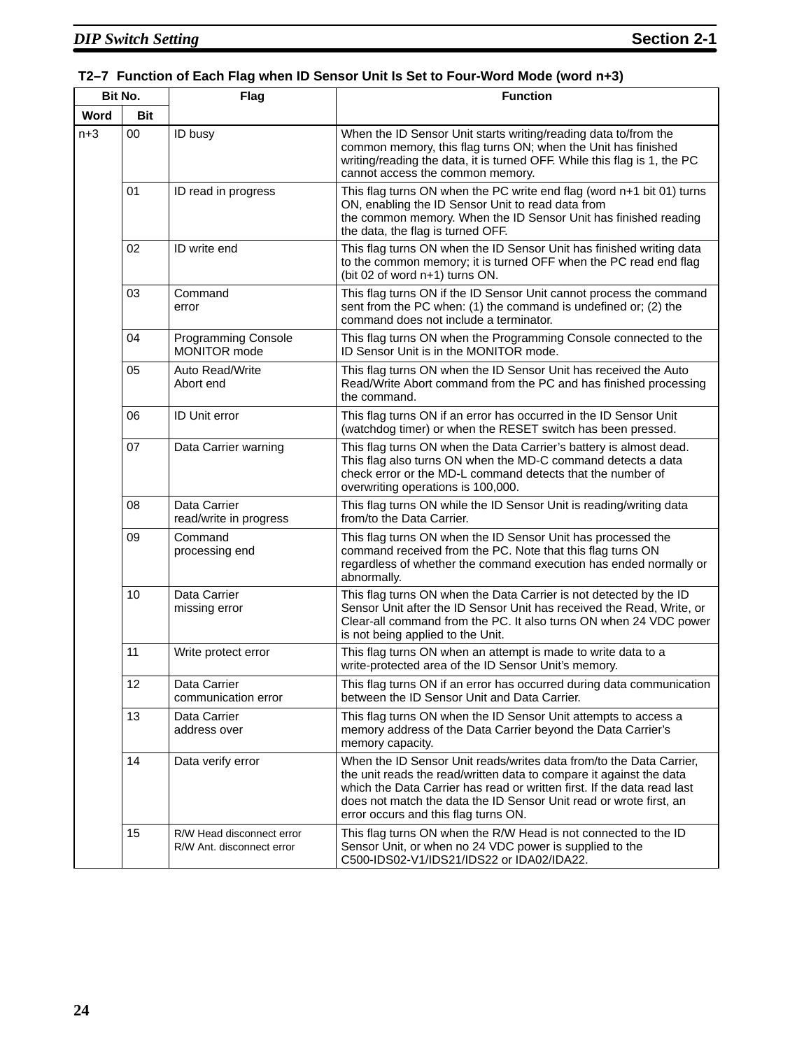**T2–7 Function of Each Flag when ID Sensor Unit Is Set to Four-Word Mode (word n+3)**

| Bit No. | | Flag | Function |
|---|---|---|---|
| Word | Bit | | |
| n+3 | 00 | ID busy | When the ID Sensor Unit starts writing/reading data to/from the common memory, this flag turns ON; when the Unit has finished writing/reading the data, it is turned OFF. While this flag is 1, the PC cannot access the common memory. |
| | 01 | ID read in progress | This flag turns ON when the PC write end flag (word n+1 bit 01) turns ON, enabling the ID Sensor Unit to read data from the common memory. When the ID Sensor Unit has finished reading the data, the flag is turned OFF. |
| | 02 | ID write end | This flag turns ON when the ID Sensor Unit has finished writing data to the common memory; it is turned OFF when the PC read end flag (bit 02 of word n+1) turns ON. |
| | 03 | Command error | This flag turns ON if the ID Sensor Unit cannot process the command sent from the PC when: (1) the command is undefined or; (2) the command does not include a terminator. |
| | 04 | Programming Console MONITOR mode | This flag turns ON when the Programming Console connected to the ID Sensor Unit is in the MONITOR mode. |
| | 05 | Auto Read/Write Abort end | This flag turns ON when the ID Sensor Unit has received the Auto Read/Write Abort command from the PC and has finished processing the command. |
| | 06 | ID Unit error | This flag turns ON if an error has occurred in the ID Sensor Unit (watchdog timer) or when the RESET switch has been pressed. |
| | 07 | Data Carrier warning | This flag turns ON when the Data Carrier's battery is almost dead. This flag also turns ON when the MD-C command detects a data check error or the MD-L command detects that the number of overwriting operations is 100,000. |
| | 08 | Data Carrier read/write in progress | This flag turns ON while the ID Sensor Unit is reading/writing data from/to the Data Carrier. |
| | 09 | Command processing end | This flag turns ON when the ID Sensor Unit has processed the command received from the PC. Note that this flag turns ON regardless of whether the command execution has ended normally or abnormally. |
| | 10 | Data Carrier missing error | This flag turns ON when the Data Carrier is not detected by the ID Sensor Unit after the ID Sensor Unit has received the Read, Write, or Clear-all command from the PC. It also turns ON when 24 VDC power is not being applied to the Unit. |
| | 11 | Write protect error | This flag turns ON when an attempt is made to write data to a write-protected area of the ID Sensor Unit's memory. |
| | 12 | Data Carrier communication error | This flag turns ON if an error has occurred during data communication between the ID Sensor Unit and Data Carrier. |
| | 13 | Data Carrier address over | This flag turns ON when the ID Sensor Unit attempts to access a memory address of the Data Carrier beyond the Data Carrier's memory capacity. |
| | 14 | Data verify error | When the ID Sensor Unit reads/writes data from/to the Data Carrier, the unit reads the read/written data to compare it against the data which the Data Carrier has read or written first. If the data read last does not match the data the ID Sensor Unit read or wrote first, an error occurs and this flag turns ON. |
| | 15 | R/W Head disconnect error<br>R/W Ant. disconnect error | This flag turns ON when the R/W Head is not connected to the ID Sensor Unit, or when no 24 VDC power is supplied to the C500-IDS02-V1/IDS21/IDS22 or IDA02/IDA22. |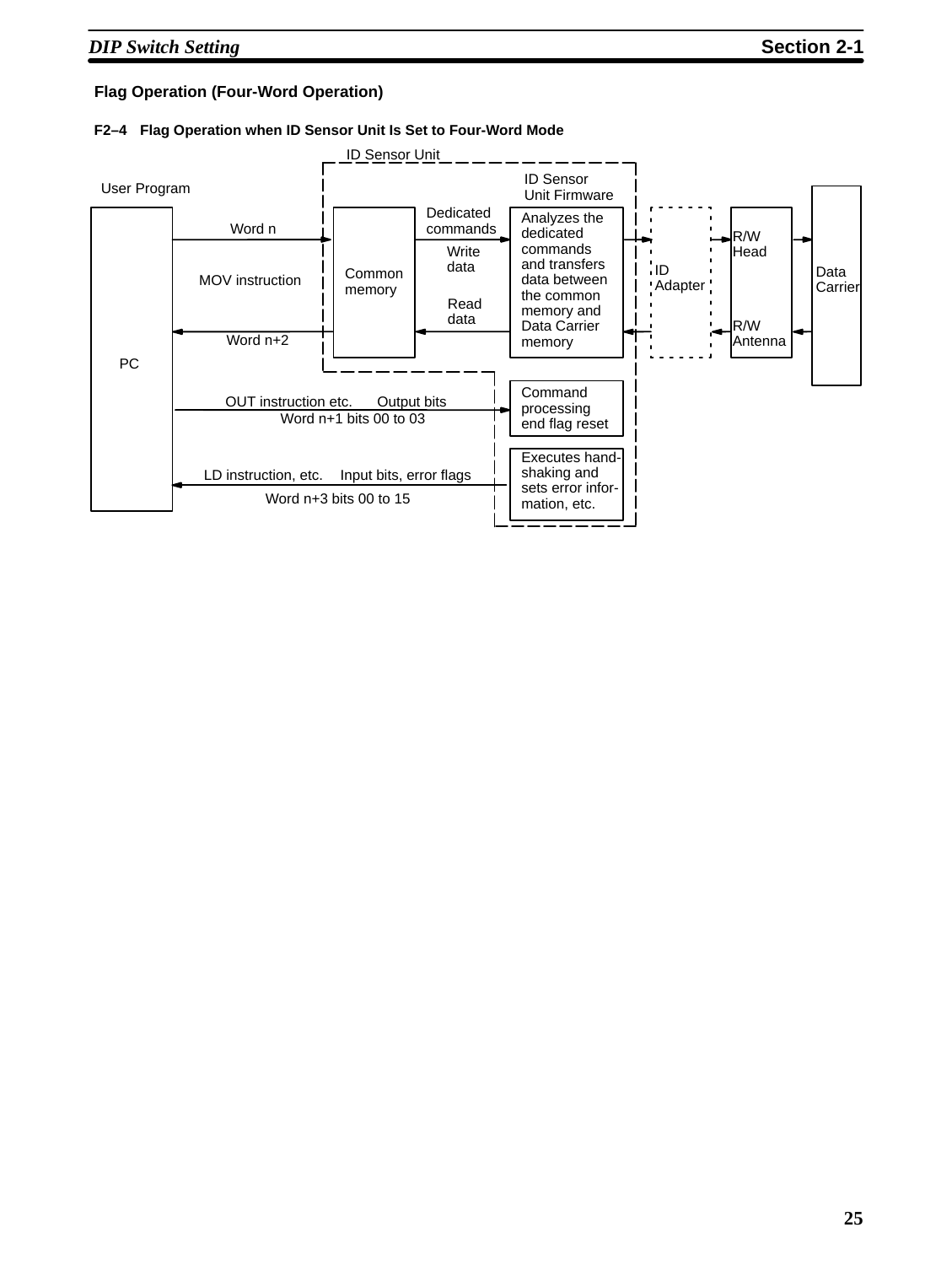### Flag Operation (Four-Word Operation)

**F2–4 Flag Operation when ID Sensor Unit Is Set to Four-Word Mode**

ID Sensor Unit

User Program

ID Sensor Unit Firmware

PC

Word n

MOV instruction

Word n+2

Common memory

Dedicated commands

Write data

Read data

Analyzes the dedicated commands and transfers data between the common memory and Data Carrier memory

ID Adapter

R/W Head

R/W Antenna

Data Carrier

OUT instruction etc. Output bits

Word n+1 bits 00 to 03

Command processing end flag reset

LD instruction, etc. Input bits, error flags

Word n+3 bits 00 to 15

Executes hand-shaking and sets error information, etc.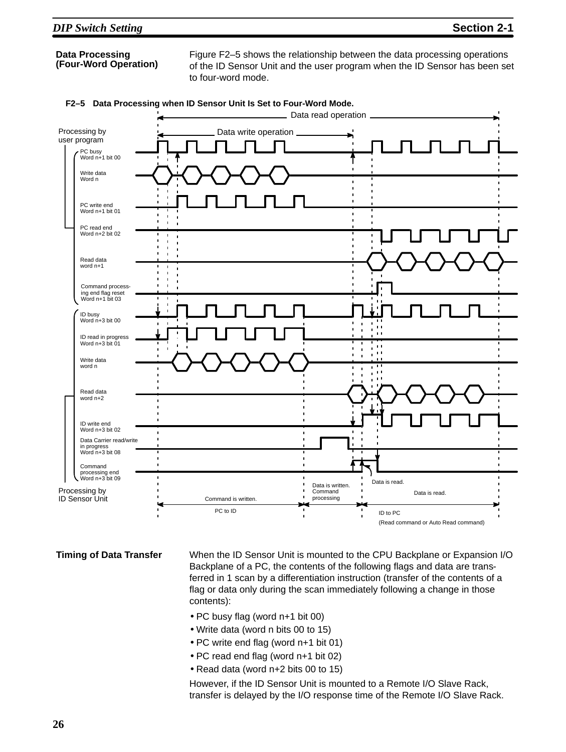**Data Processing (Four-Word Operation)**

Figure F2–5 shows the relationship between the data processing operations of the ID Sensor Unit and the user program when the ID Sensor has been set to four-word mode.

**F2–5 Data Processing when ID Sensor Unit Is Set to Four-Word Mode.**

Data read operation

Data write operation

Processing by user program

- PC busy Word n+1 bit 00
- Write data Word n
- PC write end Word n+1 bit 01
- PC read end Word n+2 bit 02
- Read data word n+1
- Command processing end flag reset Word n+1 bit 03

- ID busy Word n+3 bit 00
- ID read in progress Word n+3 bit 01
- Write data word n
- Read data word n+2
- ID write end Word n+3 bit 02
- Data Carrier read/write in progress Word n+3 bit 08
- Command processing end Word n+3 bit 09

Processing by ID Sensor Unit

Command is written. PC to ID

Data is written. Command processing

Data is read.

Data is read. ID to PC (Read command or Auto Read command)

**Timing of Data Transfer**

When the ID Sensor Unit is mounted to the CPU Backplane or Expansion I/O Backplane of a PC, the contents of the following flags and data are transferred in 1 scan by a differentiation instruction (transfer of the contents of a flag or data only during the scan immediately following a change in those contents):

- PC busy flag (word n+1 bit 00)
- Write data (word n bits 00 to 15)
- PC write end flag (word n+1 bit 01)
- PC read end flag (word n+1 bit 02)
- Read data (word n+2 bits 00 to 15)

However, if the ID Sensor Unit is mounted to a Remote I/O Slave Rack, transfer is delayed by the I/O response time of the Remote I/O Slave Rack.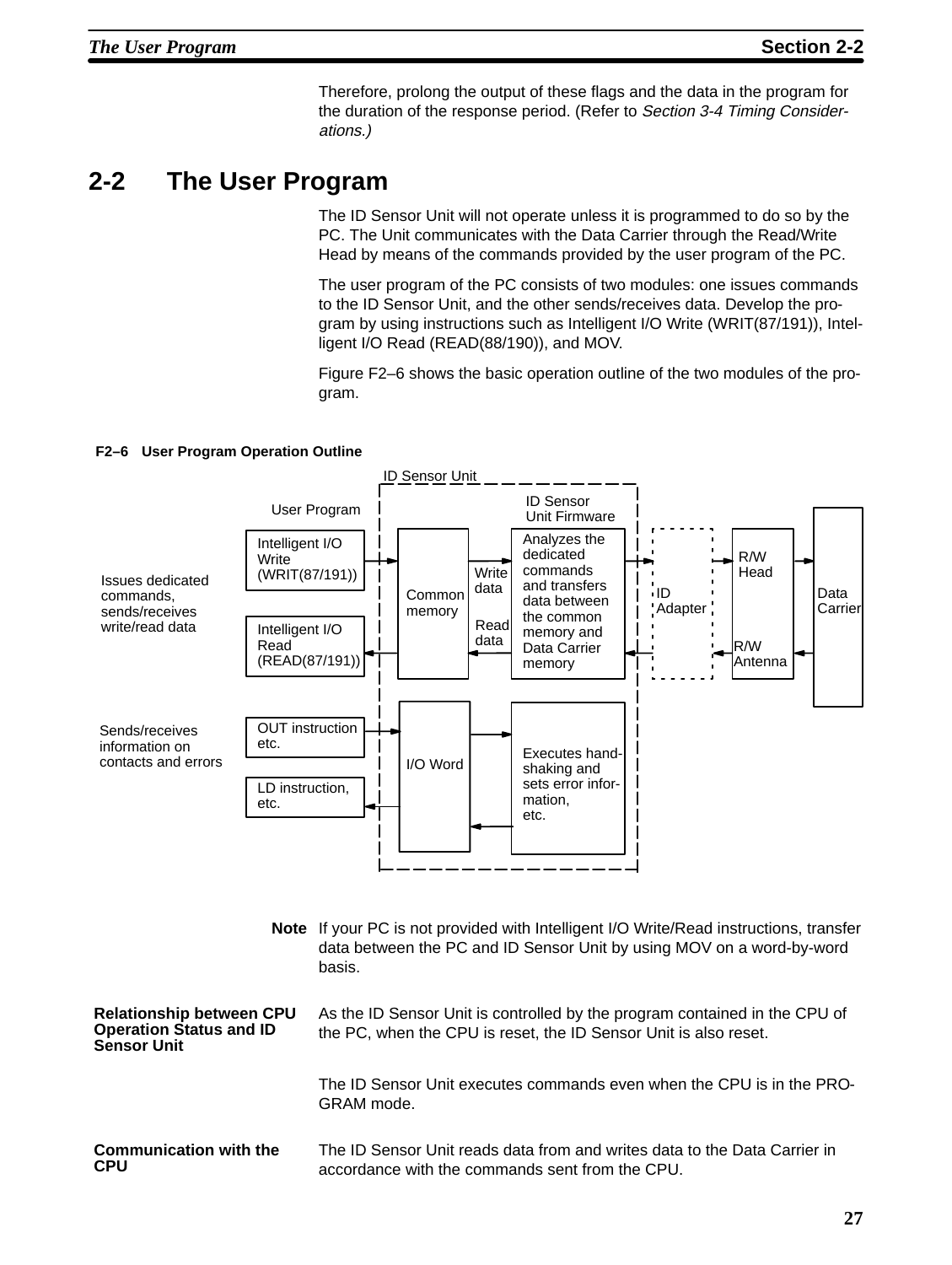Therefore, prolong the output of these flags and the data in the program for the duration of the response period. (Refer to *Section 3-4 Timing Considerations.)*

## 2-2 The User Program

The ID Sensor Unit will not operate unless it is programmed to do so by the PC. The Unit communicates with the Data Carrier through the Read/Write Head by means of the commands provided by the user program of the PC.

The user program of the PC consists of two modules: one issues commands to the ID Sensor Unit, and the other sends/receives data. Develop the program by using instructions such as Intelligent I/O Write (WRIT(87/191)), Intelligent I/O Read (READ(88/190)), and MOV.

Figure F2–6 shows the basic operation outline of the two modules of the program.

**F2–6 User Program Operation Outline**

ID Sensor Unit

User Program | ID Sensor Unit Firmware

Issues dedicated commands, sends/receives write/read data

Intelligent I/O Write (WRIT(87/191))

Intelligent I/O Read (READ(87/191))

Common memory

Write data

Read data

Analyzes the dedicated commands and transfers data between the common memory and Data Carrier memory

ID Adapter

R/W Head

R/W Antenna

Data Carrier

Sends/receives information on contacts and errors

OUT instruction etc.

LD instruction, etc.

I/O Word

Executes handshaking and sets error information, etc.

**Note** If your PC is not provided with Intelligent I/O Write/Read instructions, transfer data between the PC and ID Sensor Unit by using MOV on a word-by-word basis.

**Relationship between CPU Operation Status and ID Sensor Unit**

As the ID Sensor Unit is controlled by the program contained in the CPU of the PC, when the CPU is reset, the ID Sensor Unit is also reset.

The ID Sensor Unit executes commands even when the CPU is in the PROGRAM mode.

**Communication with the CPU**

The ID Sensor Unit reads data from and writes data to the Data Carrier in accordance with the commands sent from the CPU.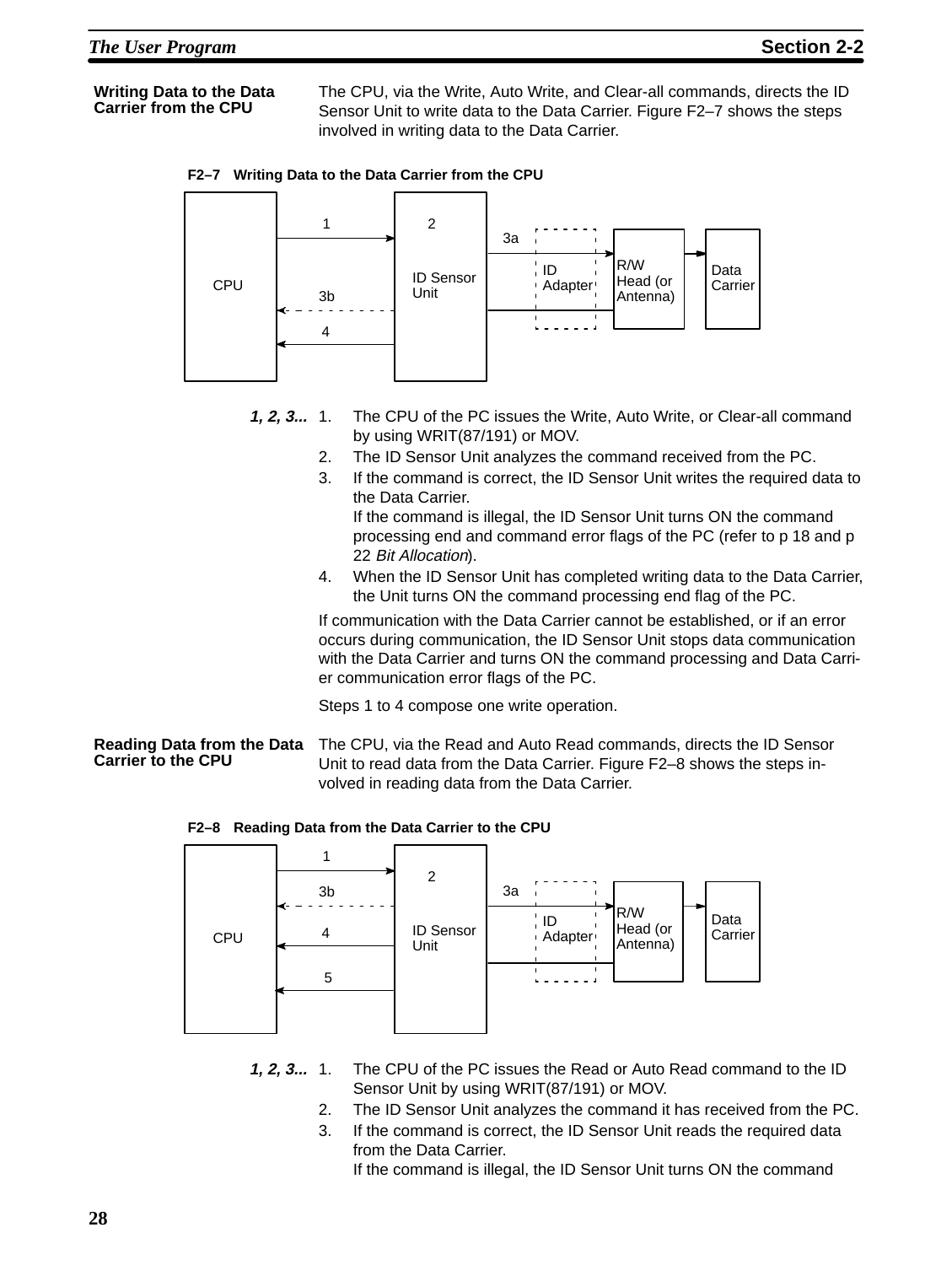## Writing Data to the Data Carrier from the CPU

The CPU, via the Write, Auto Write, and Clear-all commands, directs the ID Sensor Unit to write data to the Data Carrier. Figure F2–7 shows the steps involved in writing data to the Data Carrier.

**F2–7 Writing Data to the Data Carrier from the CPU**

*1, 2, 3...*

1. The CPU of the PC issues the Write, Auto Write, or Clear-all command by using WRIT(87/191) or MOV.
2. The ID Sensor Unit analyzes the command received from the PC.
3. If the command is correct, the ID Sensor Unit writes the required data to the Data Carrier.
   If the command is illegal, the ID Sensor Unit turns ON the command processing end and command error flags of the PC (refer to p 18 and p 22 *Bit Allocation*).
4. When the ID Sensor Unit has completed writing data to the Data Carrier, the Unit turns ON the command processing end flag of the PC.

If communication with the Data Carrier cannot be established, or if an error occurs during communication, the ID Sensor Unit stops data communication with the Data Carrier and turns ON the command processing and Data Carrier communication error flags of the PC.

Steps 1 to 4 compose one write operation.

## Reading Data from the Data Carrier to the CPU

The CPU, via the Read and Auto Read commands, directs the ID Sensor Unit to read data from the Data Carrier. Figure F2–8 shows the steps involved in reading data from the Data Carrier.

**F2–8 Reading Data from the Data Carrier to the CPU**

*1, 2, 3...*

1. The CPU of the PC issues the Read or Auto Read command to the ID Sensor Unit by using WRIT(87/191) or MOV.
2. The ID Sensor Unit analyzes the command it has received from the PC.
3. If the command is correct, the ID Sensor Unit reads the required data from the Data Carrier.
   If the command is illegal, the ID Sensor Unit turns ON the command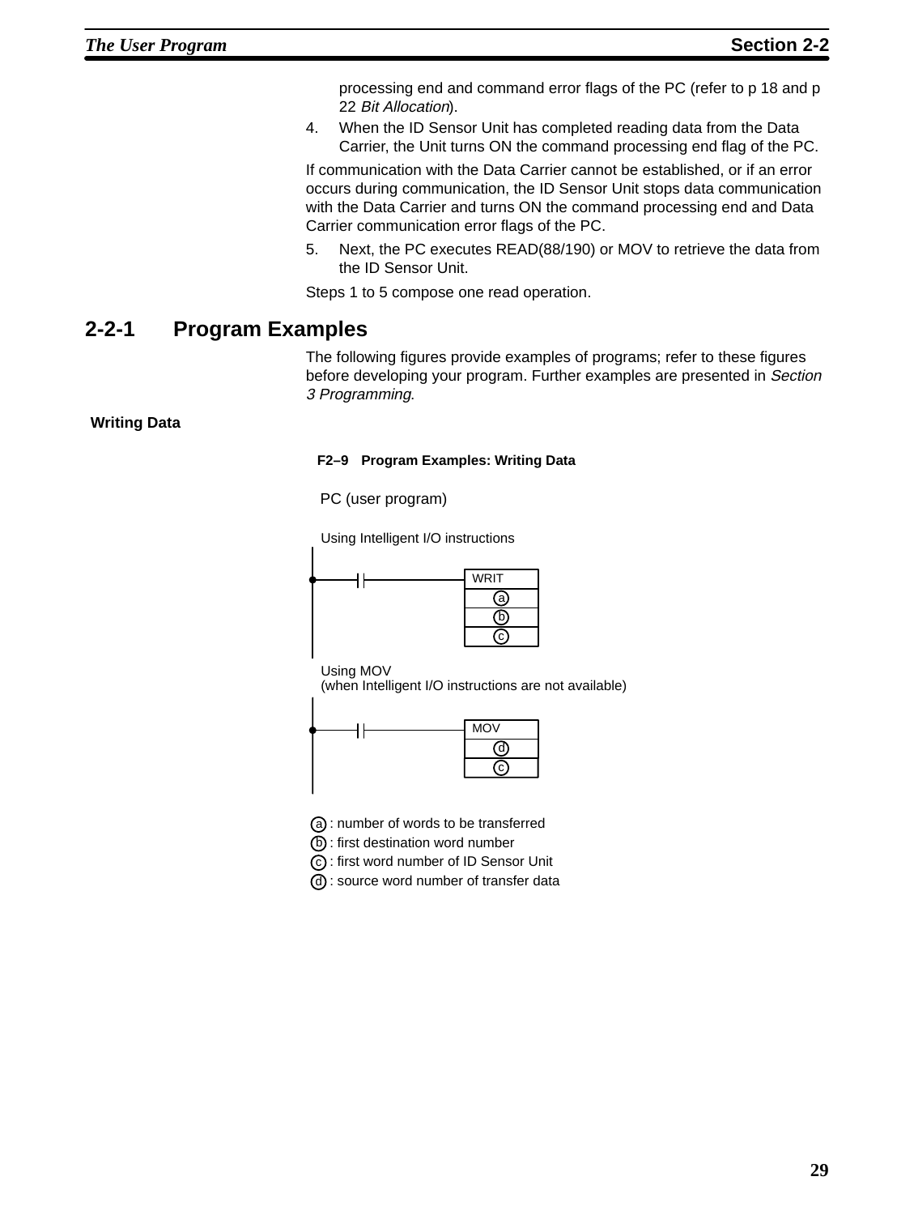processing end and command error flags of the PC (refer to p 18 and p 22 *Bit Allocation*).

4. When the ID Sensor Unit has completed reading data from the Data Carrier, the Unit turns ON the command processing end flag of the PC.

If communication with the Data Carrier cannot be established, or if an error occurs during communication, the ID Sensor Unit stops data communication with the Data Carrier and turns ON the command processing end and Data Carrier communication error flags of the PC.

5. Next, the PC executes READ(88/190) or MOV to retrieve the data from the ID Sensor Unit.

Steps 1 to 5 compose one read operation.

## 2-2-1 Program Examples

The following figures provide examples of programs; refer to these figures before developing your program. Further examples are presented in *Section 3 Programming*.

**Writing Data**

**F2–9 Program Examples: Writing Data**

PC (user program)

Using Intelligent I/O instructions

```
|
|----| |-----------------[WRIT]
|                        [ a  ]
|                        [ b  ]
|                        [ c  ]
|
```

Using MOV
(when Intelligent I/O instructions are not available)

```
|
|----| |-----------------[MOV ]
|                        [ d  ]
|                        [ c  ]
|
```

a : number of words to be transferred
b : first destination word number
c : first word number of ID Sensor Unit
d : source word number of transfer data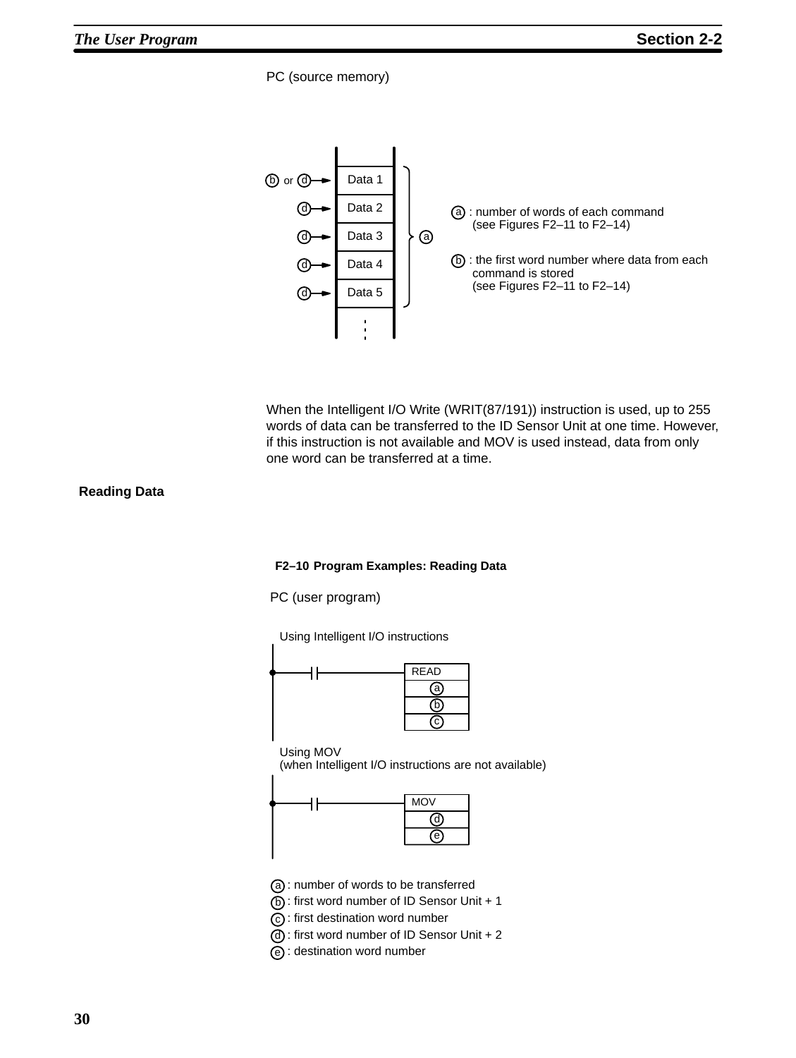PC (source memory)

```
(b) or (d) ──► | Data 1 |  ┐
        (d) ──► | Data 2 |  │
        (d) ──► | Data 3 |  ├ (a)
        (d) ──► | Data 4 |  │
        (d) ──► | Data 5 |  ┘
                |   :    |
```

(a) : number of words of each command (see Figures F2–11 to F2–14)

(b) : the first word number where data from each command is stored (see Figures F2–11 to F2–14)

When the Intelligent I/O Write (WRIT(87/191)) instruction is used, up to 255 words of data can be transferred to the ID Sensor Unit at one time. However, if this instruction is not available and MOV is used instead, data from only one word can be transferred at a time.

**Reading Data**

**F2–10 Program Examples: Reading Data**

PC (user program)

Using Intelligent I/O instructions

```
──┤ ├──────── READ
              (a)
              (b)
              (c)
```

Using MOV
(when Intelligent I/O instructions are not available)

```
──┤ ├──────── MOV
              (d)
              (e)
```

(a) : number of words to be transferred
(b) : first word number of ID Sensor Unit + 1
(c) : first destination word number
(d) : first word number of ID Sensor Unit + 2
(e) : destination word number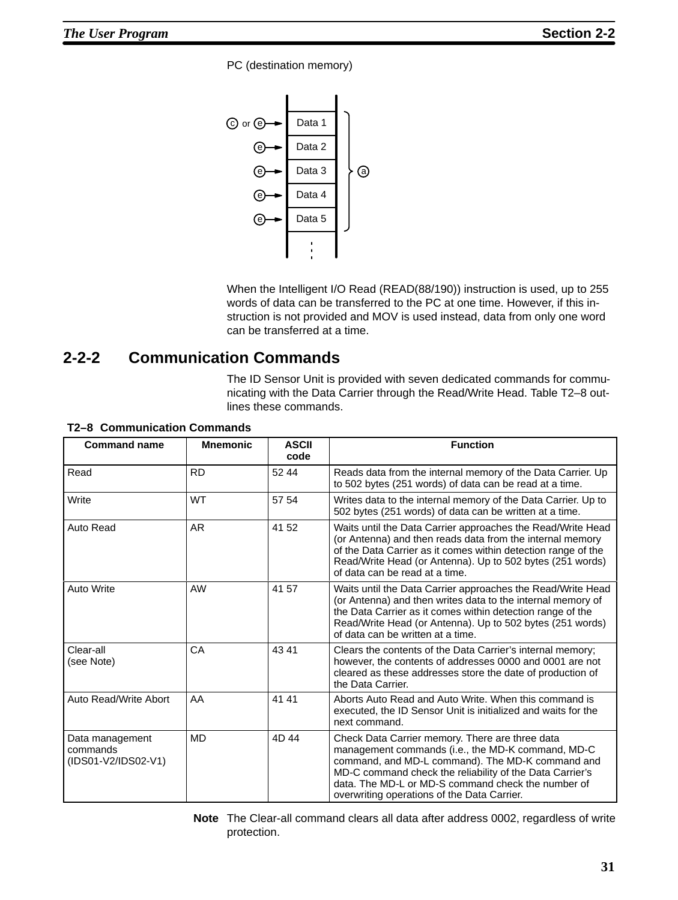PC (destination memory)

When the Intelligent I/O Read (READ(88/190)) instruction is used, up to 255 words of data can be transferred to the PC at one time. However, if this instruction is not provided and MOV is used instead, data from only one word can be transferred at a time.

## 2-2-2 Communication Commands

The ID Sensor Unit is provided with seven dedicated commands for communicating with the Data Carrier through the Read/Write Head. Table T2–8 outlines these commands.

**T2–8 Communication Commands**

| Command name | Mnemonic | ASCII code | Function |
|---|---|---|---|
| Read | RD | 52 44 | Reads data from the internal memory of the Data Carrier. Up to 502 bytes (251 words) of data can be read at a time. |
| Write | WT | 57 54 | Writes data to the internal memory of the Data Carrier. Up to 502 bytes (251 words) of data can be written at a time. |
| Auto Read | AR | 41 52 | Waits until the Data Carrier approaches the Read/Write Head (or Antenna) and then reads data from the internal memory of the Data Carrier as it comes within detection range of the Read/Write Head (or Antenna). Up to 502 bytes (251 words) of data can be read at a time. |
| Auto Write | AW | 41 57 | Waits until the Data Carrier approaches the Read/Write Head (or Antenna) and then writes data to the internal memory of the Data Carrier as it comes within detection range of the Read/Write Head (or Antenna). Up to 502 bytes (251 words) of data can be written at a time. |
| Clear-all (see Note) | CA | 43 41 | Clears the contents of the Data Carrier's internal memory; however, the contents of addresses 0000 and 0001 are not cleared as these addresses store the date of production of the Data Carrier. |
| Auto Read/Write Abort | AA | 41 41 | Aborts Auto Read and Auto Write. When this command is executed, the ID Sensor Unit is initialized and waits for the next command. |
| Data management commands (IDS01-V2/IDS02-V1) | MD | 4D 44 | Check Data Carrier memory. There are three data management commands (i.e., the MD-K command, MD-C command, and MD-L command). The MD-K command and MD-C command check the reliability of the Data Carrier's data. The MD-L or MD-S command check the number of overwriting operations of the Data Carrier. |

**Note** The Clear-all command clears all data after address 0002, regardless of write protection.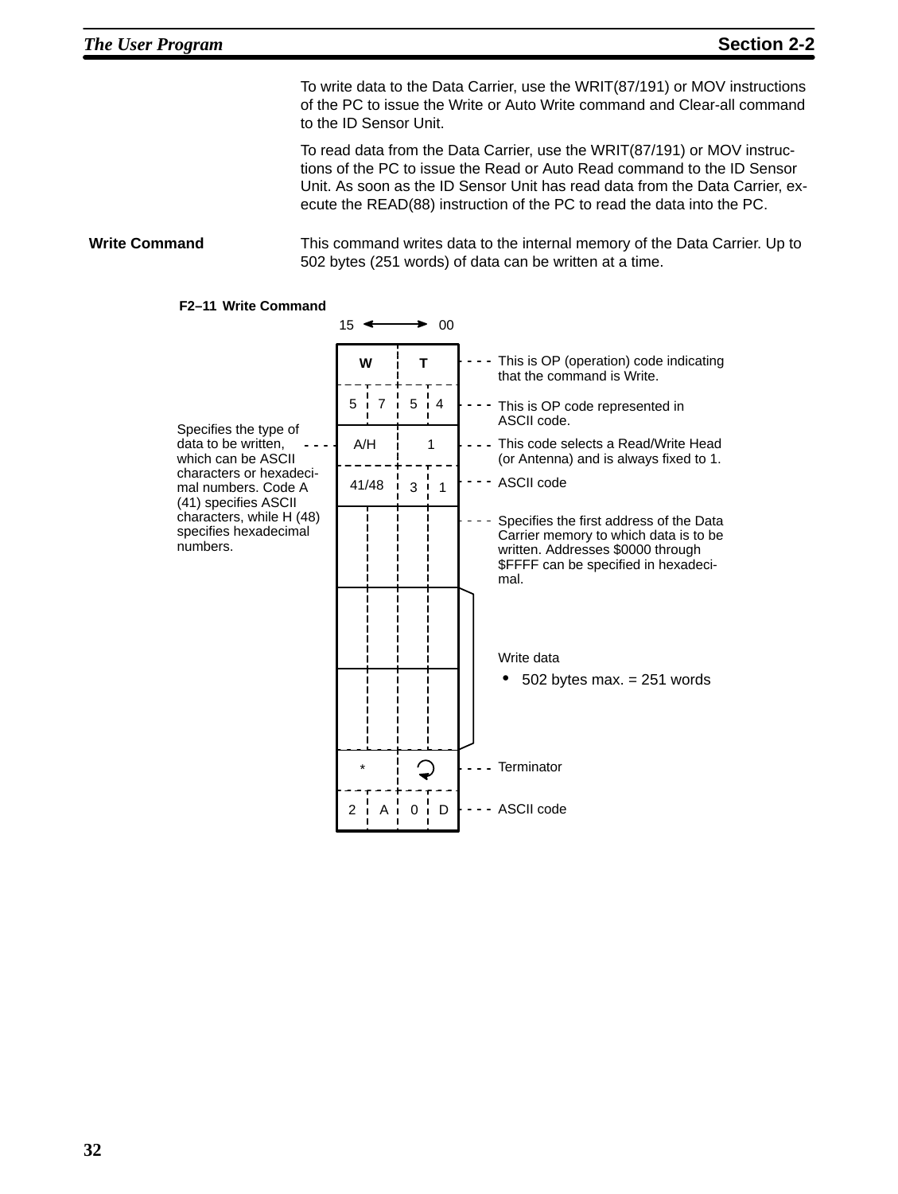To write data to the Data Carrier, use the WRIT(87/191) or MOV instructions of the PC to issue the Write or Auto Write command and Clear-all command to the ID Sensor Unit.

To read data from the Data Carrier, use the WRIT(87/191) or MOV instructions of the PC to issue the Read or Auto Read command to the ID Sensor Unit. As soon as the ID Sensor Unit has read data from the Data Carrier, execute the READ(88) instruction of the PC to read the data into the PC.

**Write Command**

This command writes data to the internal memory of the Data Carrier. Up to 502 bytes (251 words) of data can be written at a time.

**F2–11 Write Command**

| 15 ↔ 00 | | Description |
|---|---|---|
| W | T | This is OP (operation) code indicating that the command is Write. |
| 5 7 | 5 4 | This is OP code represented in ASCII code. |
| A/H | 1 | This code selects a Read/Write Head (or Antenna) and is always fixed to 1. |
| 41/48 | 3 1 | ASCII code |
| | | Specifies the first address of the Data Carrier memory to which data is to be written. Addresses $0000 through $FFFF can be specified in hexadecimal. |
| | | Write data • 502 bytes max. = 251 words |
| | | |
| * | ↵ | Terminator |
| 2 A | 0 D | ASCII code |

A/H: Specifies the type of data to be written, which can be ASCII characters or hexadecimal numbers. Code A (41) specifies ASCII characters, while H (48) specifies hexadecimal numbers.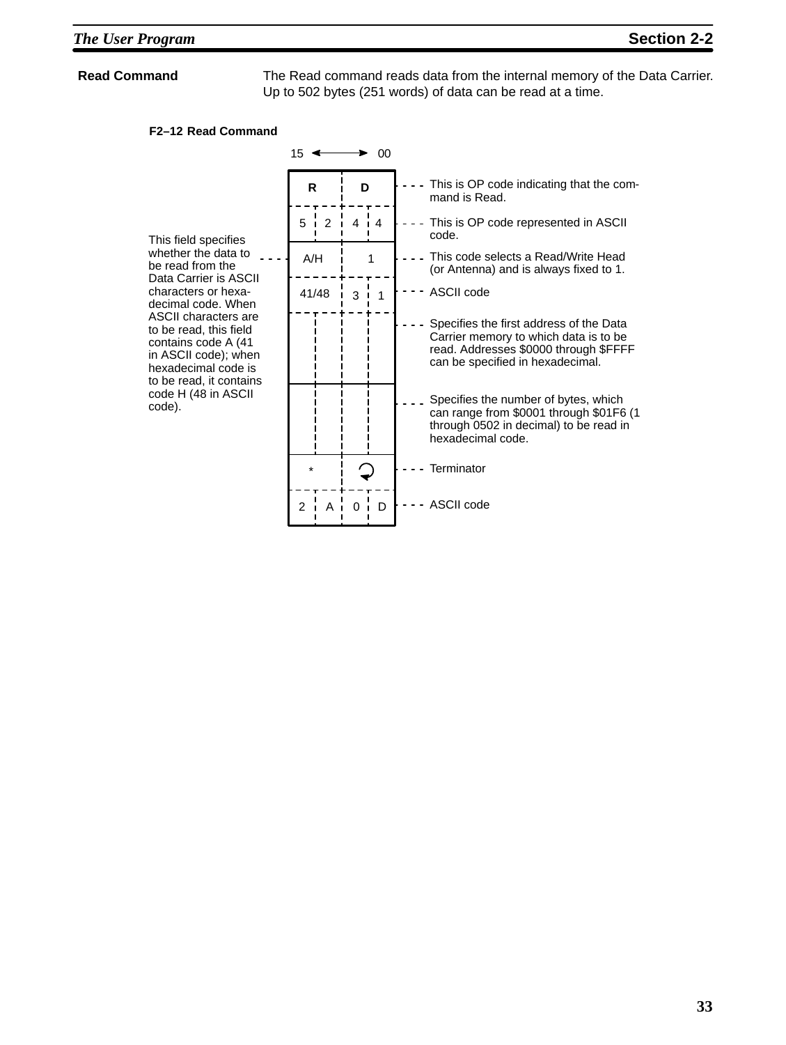### Read Command

The Read command reads data from the internal memory of the Data Carrier. Up to 502 bytes (251 words) of data can be read at a time.

**F2–12 Read Command**

15 ⟷ 00

| Field | | Description |
|---|---|---|
| R | D | This is OP code indicating that the command is Read. |
| 5 2 | 4 4 | This is OP code represented in ASCII code. |
| A/H | 1 | This code selects a Read/Write Head (or Antenna) and is always fixed to 1. |
| 41/48 | 3 1 | ASCII code |
| | | Specifies the first address of the Data Carrier memory to which data is to be read. Addresses $0000 through $FFFF can be specified in hexadecimal. |
| | | Specifies the number of bytes, which can range from $0001 through $01F6 (1 through 0502 in decimal) to be read in hexadecimal code. |
| * | ↵ | Terminator |
| 2 A | 0 D | ASCII code |

A/H field: This field specifies whether the data to be read from the Data Carrier is ASCII characters or hexadecimal code. When ASCII characters are to be read, this field contains code A (41 in ASCII code); when hexadecimal code is to be read, it contains code H (48 in ASCII code).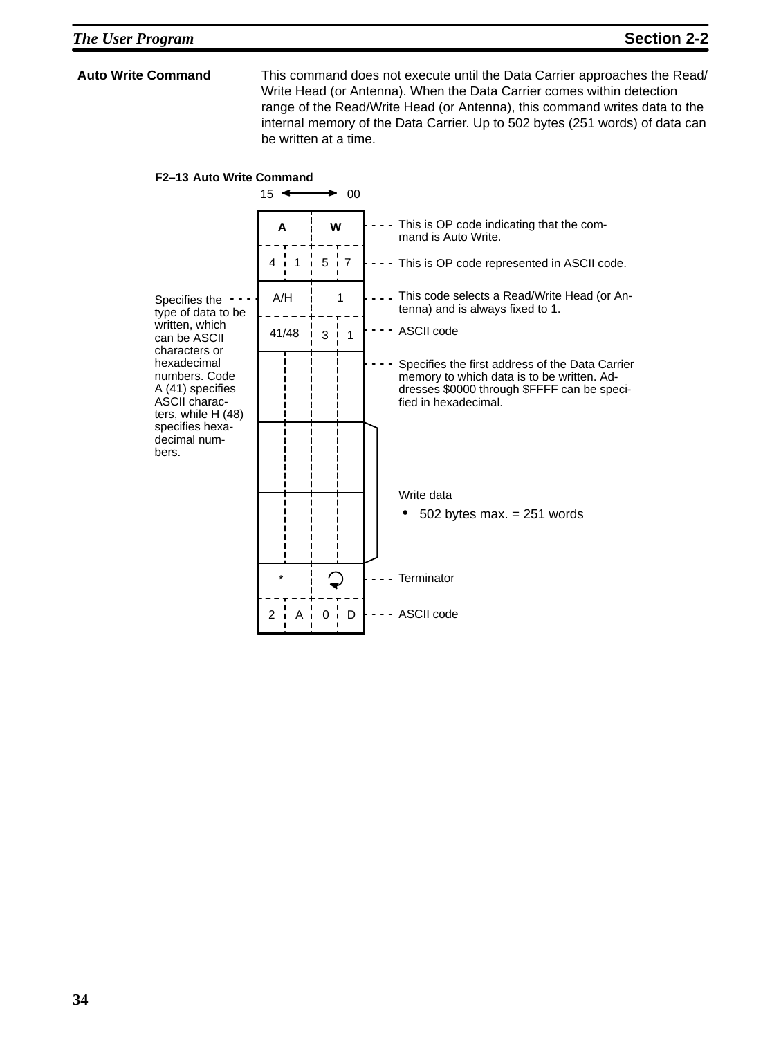## Auto Write Command

This command does not execute until the Data Carrier approaches the Read/Write Head (or Antenna). When the Data Carrier comes within detection range of the Read/Write Head (or Antenna), this command writes data to the internal memory of the Data Carrier. Up to 502 bytes (251 words) of data can be written at a time.

**F2–13 Auto Write Command**

| Bits 15 ↔ 00 | | | | Description |
|---|---|---|---|---|
| A | | W | | This is OP code indicating that the command is Auto Write. |
| 4 | 1 | 5 | 7 | This is OP code represented in ASCII code. |
| A/H | | 1 | | A/H: Specifies the type of data to be written, which can be ASCII characters or hexadecimal numbers. Code A (41) specifies ASCII characters, while H (48) specifies hexadecimal numbers. 1: This code selects a Read/Write Head (or Antenna) and is always fixed to 1. |
| 41/48 | | 3 | 1 | ASCII code |
| | | | | Specifies the first address of the Data Carrier memory to which data is to be written. Addresses $0000 through $FFFF can be specified in hexadecimal. |
| | | | | Write data<br>• 502 bytes max. = 251 words |
| | | | | (Write data, continued) |
| * | | ↵ | | Terminator |
| 2 | A | 0 | D | ASCII code |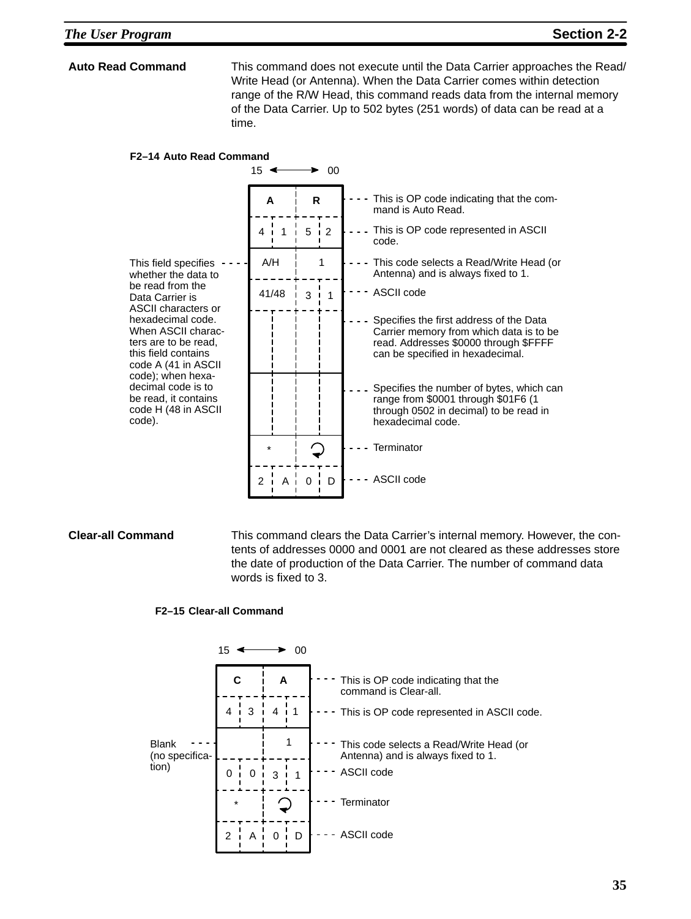**Auto Read Command**

This command does not execute until the Data Carrier approaches the Read/Write Head (or Antenna). When the Data Carrier comes within detection range of the R/W Head, this command reads data from the internal memory of the Data Carrier. Up to 502 bytes (251 words) of data can be read at a time.

**F2–14 Auto Read Command**

| Bits 15 ↔ 00 | Description |
|---|---|
| A \| R | This is OP code indicating that the command is Auto Read. |
| 4 \| 1 \| 5 \| 2 | This is OP code represented in ASCII code. |
| A/H \| 1 | This code selects a Read/Write Head (or Antenna) and is always fixed to 1. |
| 41/48 \| 3 \| 1 | ASCII code |
| (4 digits) | Specifies the first address of the Data Carrier memory from which data is to be read. Addresses $0000 through $FFFF can be specified in hexadecimal. |
| (4 digits) | Specifies the number of bytes, which can range from $0001 through $01F6 (1 through 0502 in decimal) to be read in hexadecimal code. |
| * \| ↵ | Terminator |
| 2 \| A \| 0 \| D | ASCII code |

A/H field: This field specifies whether the data to be read from the Data Carrier is ASCII characters or hexadecimal code. When ASCII characters are to be read, this field contains code A (41 in ASCII code); when hexadecimal code is to be read, it contains code H (48 in ASCII code).

**Clear-all Command**

This command clears the Data Carrier's internal memory. However, the contents of addresses 0000 and 0001 are not cleared as these addresses store the date of production of the Data Carrier. The number of command data words is fixed to 3.

**F2–15 Clear-all Command**

| Bits 15 ↔ 00 | Description |
|---|---|
| C \| A | This is OP code indicating that the command is Clear-all. |
| 4 \| 3 \| 4 \| 1 | This is OP code represented in ASCII code. |
| (Blank) \| 1 | This code selects a Read/Write Head (or Antenna) and is always fixed to 1. |
| 0 \| 0 \| 3 \| 1 | ASCII code |
| * \| ↵ | Terminator |
| 2 \| A \| 0 \| D | ASCII code |

Blank (no specification)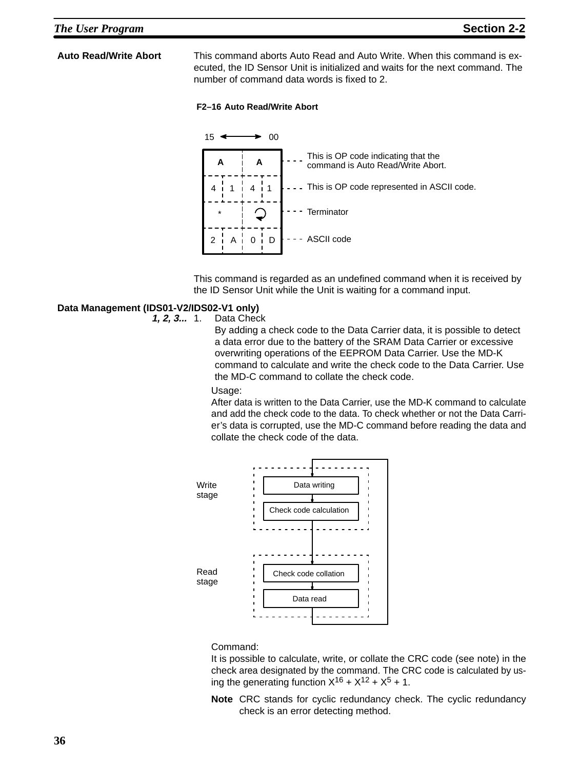## Auto Read/Write Abort

This command aborts Auto Read and Auto Write. When this command is executed, the ID Sensor Unit is initialized and waits for the next command. The number of command data words is fixed to 2.

**F2–16 Auto Read/Write Abort**

15 ⟷ 00

| | | | | |
|---|---|---|---|---|
| A | | A | | This is OP code indicating that the command is Auto Read/Write Abort. |
| 4 | 1 | 4 | 1 | This is OP code represented in ASCII code. |
| * | | ↵ | | Terminator |
| 2 | A | 0 | D | ASCII code |

This command is regarded as an undefined command when it is received by the ID Sensor Unit while the Unit is waiting for a command input.

## Data Management (IDS01-V2/IDS02-V1 only)

1. Data Check

   By adding a check code to the Data Carrier data, it is possible to detect a data error due to the battery of the SRAM Data Carrier or excessive overwriting operations of the EEPROM Data Carrier. Use the MD-K command to calculate and write the check code to the Data Carrier. Use the MD-C command to collate the check code.

   Usage:

   After data is written to the Data Carrier, use the MD-K command to calculate and add the check code to the data. To check whether or not the Data Carrier's data is corrupted, use the MD-C command before reading the data and collate the check code of the data.

   Write stage: Data writing → Check code calculation

   Read stage: Check code collation → Data read

   Command:

   It is possible to calculate, write, or collate the CRC code (see note) in the check area designated by the command. The CRC code is calculated by using the generating function $X^{16} + X^{12} + X^{5} + 1$.

   **Note** CRC stands for cyclic redundancy check. The cyclic redundancy check is an error detecting method.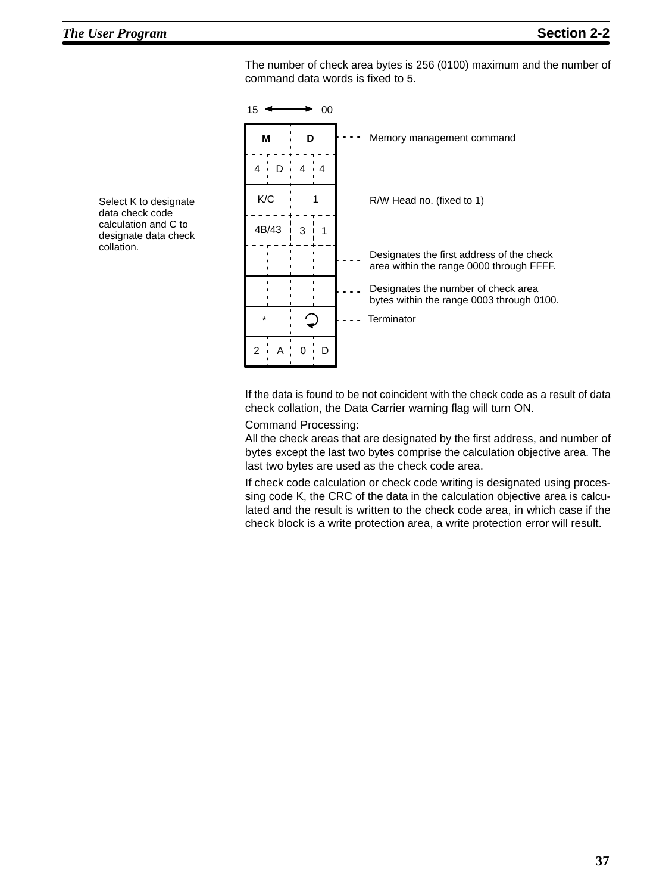The number of check area bytes is 256 (0100) maximum and the number of command data words is fixed to 5.

15 ⟷ 00

| Field | Value | Description |
|---|---|---|
| M D | 4D 44 | Memory management command |
| K/C 1 | 4B/43 31 | R/W Head no. (fixed to 1) |
| | | Designates the first address of the check area within the range 0000 through FFFF. |
| | | Designates the number of check area bytes within the range 0003 through 0100. |
| * ↵ | 2A 0D | Terminator |

Select K to designate data check code calculation and C to designate data check collation.

If the data is found to be not coincident with the check code as a result of data check collation, the Data Carrier warning flag will turn ON.

Command Processing:
All the check areas that are designated by the first address, and number of bytes except the last two bytes comprise the calculation objective area. The last two bytes are used as the check code area.

If check code calculation or check code writing is designated using processing code K, the CRC of the data in the calculation objective area is calculated and the result is written to the check code area, in which case if the check block is a write protection area, a write protection error will result.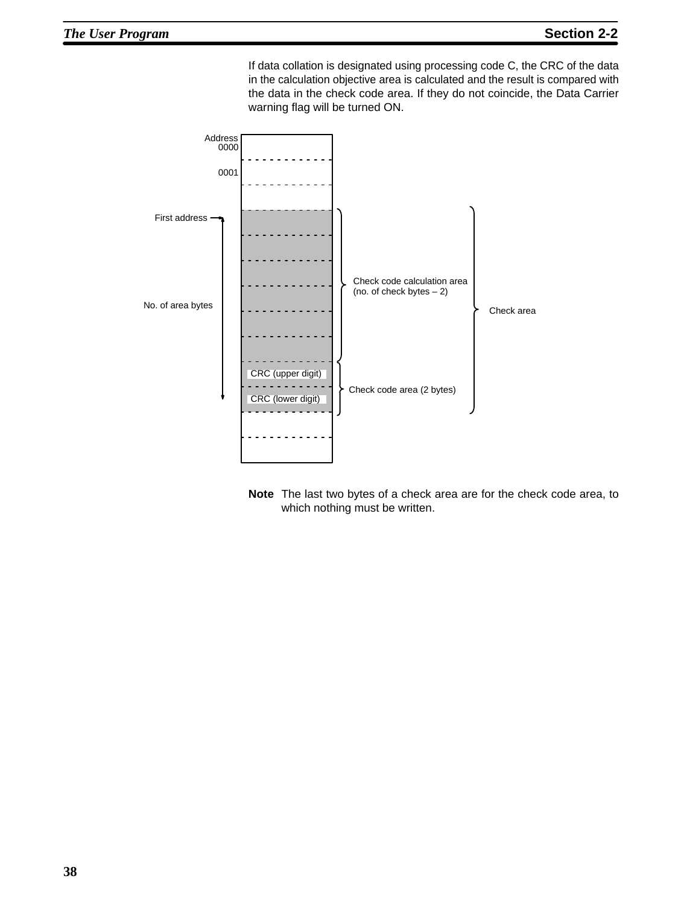If data collation is designated using processing code C, the CRC of the data in the calculation objective area is calculated and the result is compared with the data in the check code area. If they do not coincide, the Data Carrier warning flag will be turned ON.

Address
0000

0001

First address

No. of area bytes

CRC (upper digit)

CRC (lower digit)

Check code calculation area (no. of check bytes – 2)

Check code area (2 bytes)

Check area

**Note** The last two bytes of a check area are for the check code area, to which nothing must be written.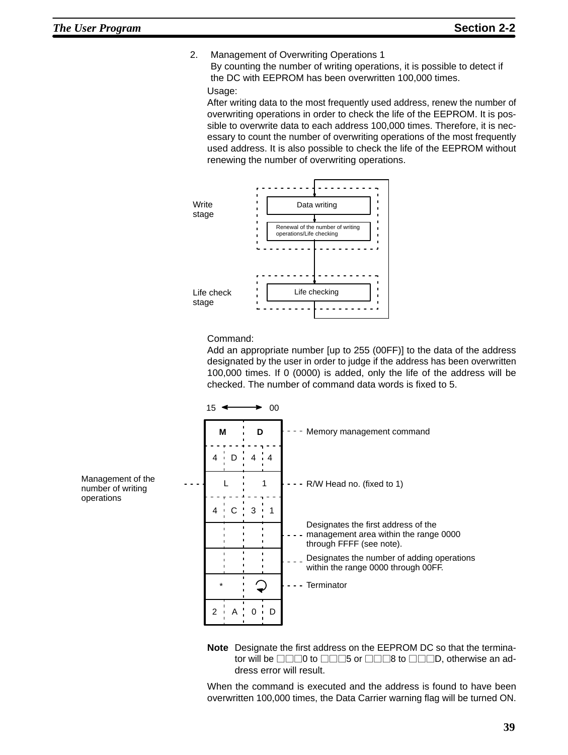2. Management of Overwriting Operations 1

   By counting the number of writing operations, it is possible to detect if the DC with EEPROM has been overwritten 100,000 times.

   Usage:

   After writing data to the most frequently used address, renew the number of overwriting operations in order to check the life of the EEPROM. It is possible to overwrite data to each address 100,000 times. Therefore, it is necessary to count the number of overwriting operations of the most frequently used address. It is also possible to check the life of the EEPROM without renewing the number of overwriting operations.

   Write stage: Data writing → Renewal of the number of writing operations/Life checking

   Life check stage: Life checking

   Command:

   Add an appropriate number [up to 255 (00FF)] to the data of the address designated by the user in order to judge if the address has been overwritten 100,000 times. If 0 (0000) is added, only the life of the address will be checked. The number of command data words is fixed to 5.

Management of the number of writing operations

| 15 ← → 00 | | | | |
|---|---|---|---|---|
| M | | D | | Memory management command |
| 4 | D | 4 | 4 | |
| L | | 1 | | R/W Head no. (fixed to 1) |
| 4 | C | 3 | 1 | |
| | | | | Designates the first address of the management area within the range 0000 through FFFF (see note). |
| | | | | Designates the number of adding operations within the range 0000 through 00FF. |
| * | | ↵ | | Terminator |
| 2 | A | 0 | D | |

**Note** Designate the first address on the EEPROM DC so that the terminator will be □□□0 to □□□5 or □□□8 to □□□D, otherwise an address error will result.

When the command is executed and the address is found to have been overwritten 100,000 times, the Data Carrier warning flag will be turned ON.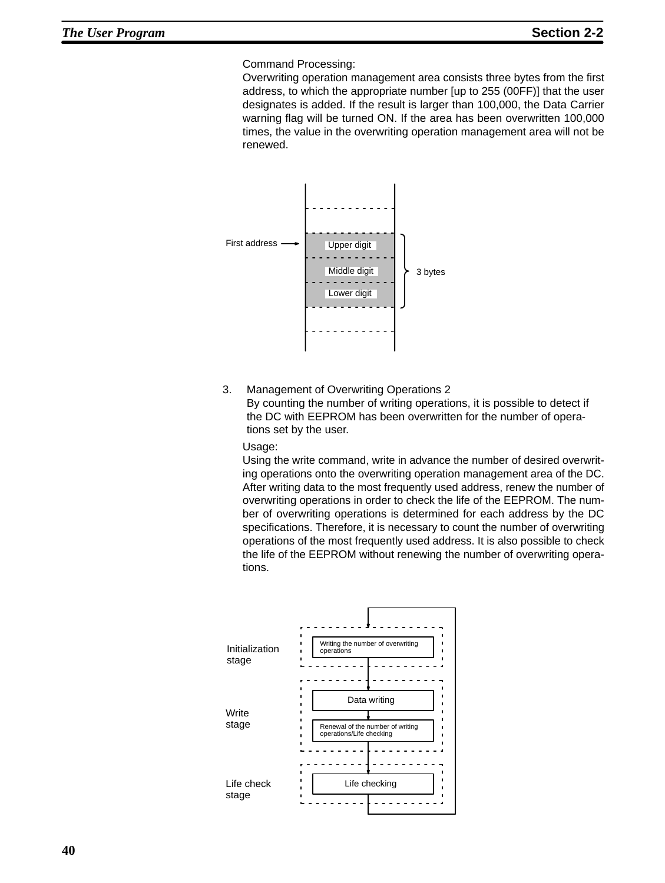Command Processing:

Overwriting operation management area consists three bytes from the first address, to which the appropriate number [up to 255 (00FF)] that the user designates is added. If the result is larger than 100,000, the Data Carrier warning flag will be turned ON. If the area has been overwritten 100,000 times, the value in the overwriting operation management area will not be renewed.

First address → Upper digit / Middle digit / Lower digit — 3 bytes

3. Management of Overwriting Operations 2

   By counting the number of writing operations, it is possible to detect if the DC with EEPROM has been overwritten for the number of operations set by the user.

Usage:

Using the write command, write in advance the number of desired overwriting operations onto the overwriting operation management area of the DC. After writing data to the most frequently used address, renew the number of overwriting operations in order to check the life of the EEPROM. The number of overwriting operations is determined for each address by the DC specifications. Therefore, it is necessary to count the number of overwriting operations of the most frequently used address. It is also possible to check the life of the EEPROM without renewing the number of overwriting operations.

Initialization stage: Writing the number of overwriting operations

Write stage: Data writing → Renewal of the number of writing operations/Life checking

Life check stage: Life checking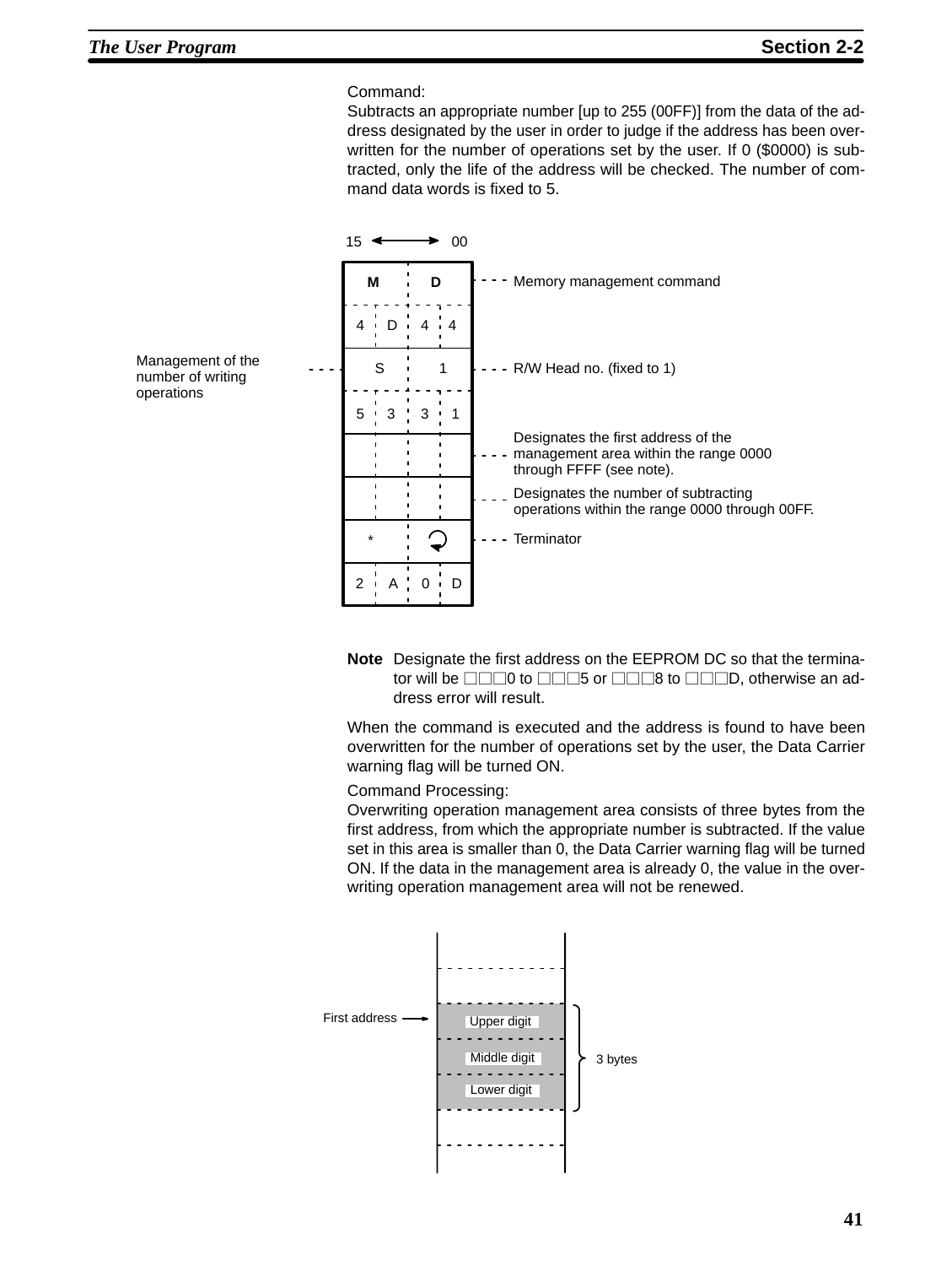Command:

Subtracts an appropriate number [up to 255 (00FF)] from the data of the address designated by the user in order to judge if the address has been overwritten for the number of operations set by the user. If 0 ($0000) is subtracted, only the life of the address will be checked. The number of command data words is fixed to 5.

Management of the number of writing operations

| 15 ⟷ 00 | | |
|---|---|---|
| M D | 4 D 4 4 | Memory management command |
| S 1 | 5 3 3 1 | R/W Head no. (fixed to 1) |
| | | Designates the first address of the management area within the range 0000 through FFFF (see note). |
| | | Designates the number of subtracting operations within the range 0000 through 00FF. |
| * ↵ | 2 A 0 D | Terminator |

**Note** Designate the first address on the EEPROM DC so that the terminator will be □□□0 to □□□5 or □□□8 to □□□D, otherwise an address error will result.

When the command is executed and the address is found to have been overwritten for the number of operations set by the user, the Data Carrier warning flag will be turned ON.

Command Processing:

Overwriting operation management area consists of three bytes from the first address, from which the appropriate number is subtracted. If the value set in this area is smaller than 0, the Data Carrier warning flag will be turned ON. If the data in the management area is already 0, the value in the overwriting operation management area will not be renewed.

First address → Upper digit / Middle digit / Lower digit (3 bytes)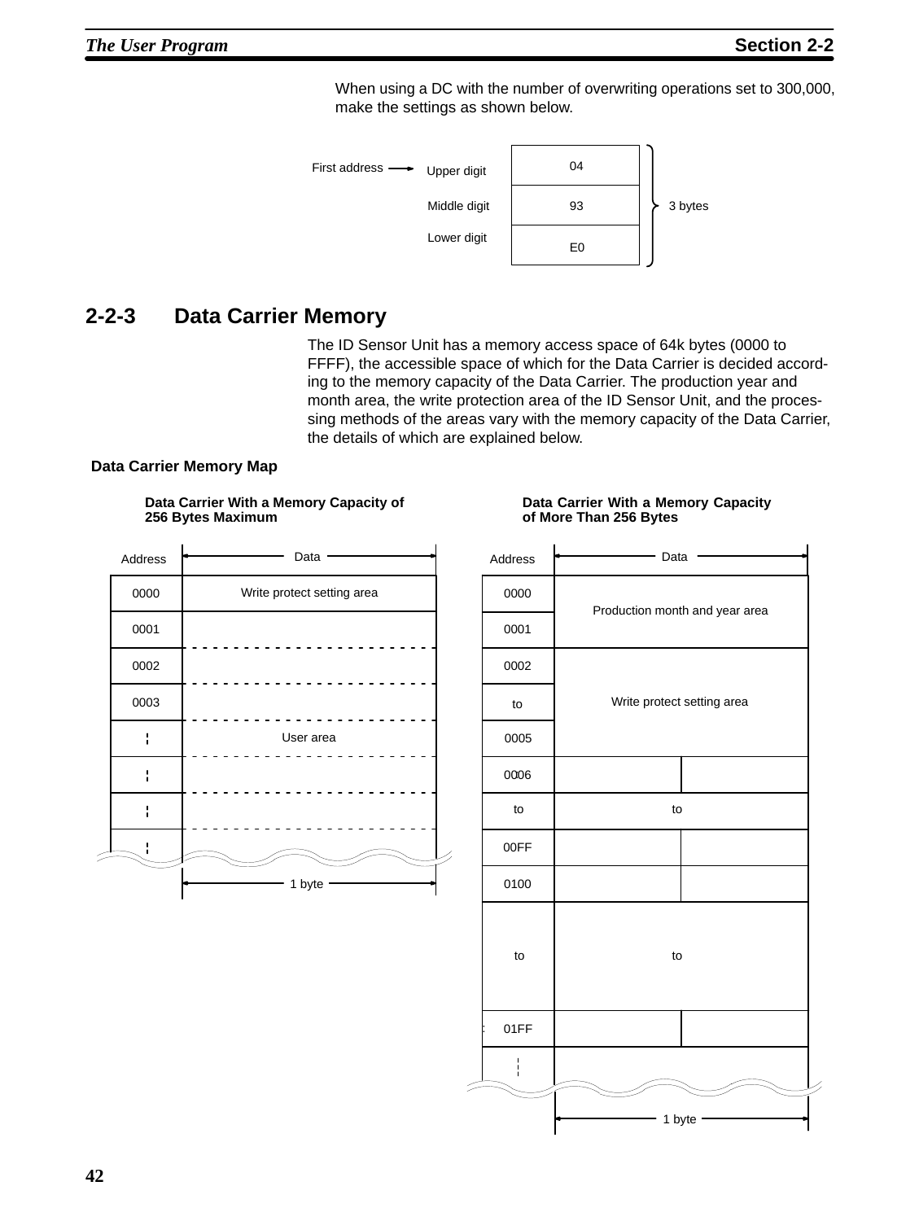When using a DC with the number of overwriting operations set to 300,000, make the settings as shown below.

| | Digit | Value | |
|---|---|---|---|
| First address → | Upper digit | 04 | 3 bytes |
| | Middle digit | 93 | |
| | Lower digit | E0 | |

## 2-2-3 Data Carrier Memory

The ID Sensor Unit has a memory access space of 64k bytes (0000 to FFFF), the accessible space of which for the Data Carrier is decided according to the memory capacity of the Data Carrier. The production year and month area, the write protection area of the ID Sensor Unit, and the processing methods of the areas vary with the memory capacity of the Data Carrier, the details of which are explained below.

**Data Carrier Memory Map**

**Data Carrier With a Memory Capacity of 256 Bytes Maximum**

| Address | Data (1 byte) |
|---|---|
| 0000 | Write protect setting area |
| 0001 | User area |
| 0002 | |
| 0003 | |
| ¦ | |
| ¦ | |
| ¦ | |
| ¦ | |

**Data Carrier With a Memory Capacity of More Than 256 Bytes**

| Address | Data (1 byte) | |
|---|---|---|
| 0000 | Production month and year area | |
| 0001 | | |
| 0002 | Write protect setting area | |
| to | | |
| 0005 | | |
| 0006 | | |
| to | to | |
| 00FF | | |
| 0100 | | |
| to | to | |
| 01FF | | |
| ¦ | | |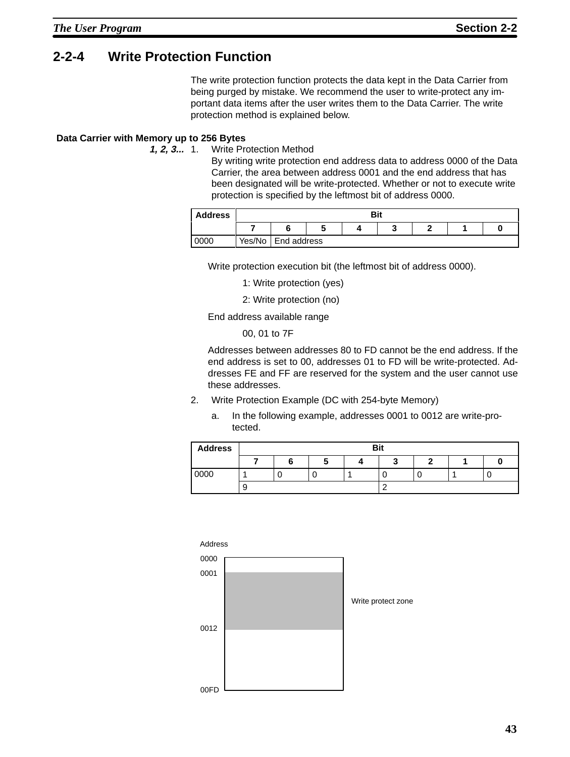## 2-2-4 Write Protection Function

The write protection function protects the data kept in the Data Carrier from being purged by mistake. We recommend the user to write-protect any important data items after the user writes them to the Data Carrier. The write protection method is explained below.

### Data Carrier with Memory up to 256 Bytes

*1, 2, 3...*

1. Write Protection Method

   By writing write protection end address data to address 0000 of the Data Carrier, the area between address 0001 and the end address that has been designated will be write-protected. Whether or not to execute write protection is specified by the leftmost bit of address 0000.

| Address | Bit | | | | | | | |
|---|---|---|---|---|---|---|---|---|
| | 7 | 6 | 5 | 4 | 3 | 2 | 1 | 0 |
| 0000 | Yes/No | End address | | | | | | |

   Write protection execution bit (the leftmost bit of address 0000).

   1: Write protection (yes)

   2: Write protection (no)

   End address available range

   00, 01 to 7F

   Addresses between addresses 80 to FD cannot be the end address. If the end address is set to 00, addresses 01 to FD will be write-protected. Addresses FE and FF are reserved for the system and the user cannot use these addresses.

2. Write Protection Example (DC with 254-byte Memory)

   a. In the following example, addresses 0001 to 0012 are write-protected.

| Address | Bit | | | | | | | |
|---|---|---|---|---|---|---|---|---|
| | 7 | 6 | 5 | 4 | 3 | 2 | 1 | 0 |
| 0000 | 1 | 0 | 0 | 1 | 0 | 0 | 1 | 0 |
| | 9 | | | | 2 | | | |

Address

0000

0001

0012

00FD

Write protect zone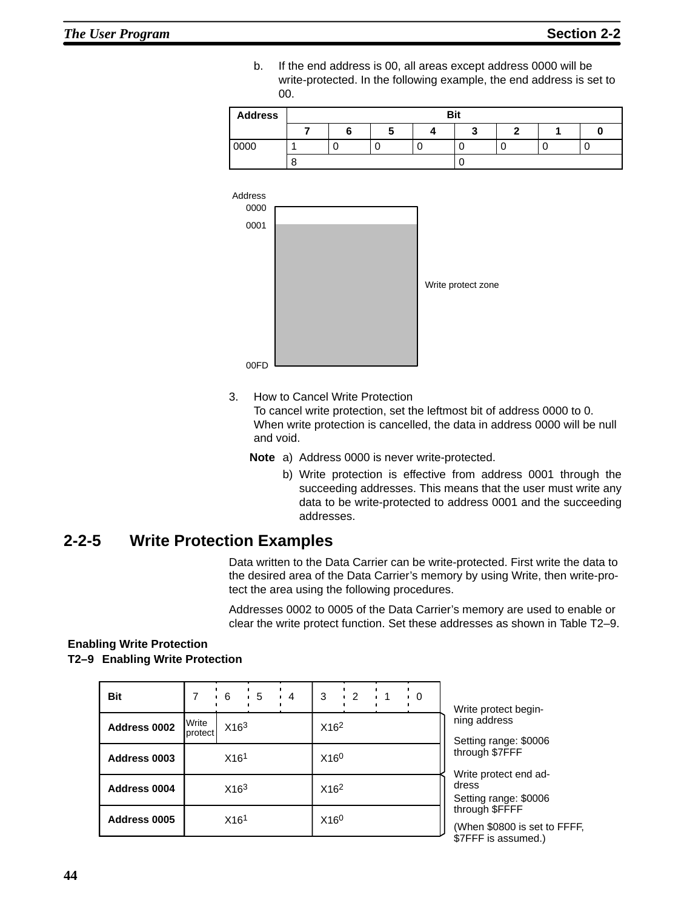b. If the end address is 00, all areas except address 0000 will be write-protected. In the following example, the end address is set to 00.

| Address | Bit | | | | | | | |
|---|---|---|---|---|---|---|---|---|
| | 7 | 6 | 5 | 4 | 3 | 2 | 1 | 0 |
| 0000 | 1 | 0 | 0 | 0 | 0 | 0 | 0 | 0 |
| | 8 | | | | 0 | | | |

Address
0000
0001

Write protect zone

00FD

3. How to Cancel Write Protection
   To cancel write protection, set the leftmost bit of address 0000 to 0. When write protection is cancelled, the data in address 0000 will be null and void.

**Note** a) Address 0000 is never write-protected.

b) Write protection is effective from address 0001 through the succeeding addresses. This means that the user must write any data to be write-protected to address 0001 and the succeeding addresses.

## 2-2-5 Write Protection Examples

Data written to the Data Carrier can be write-protected. First write the data to the desired area of the Data Carrier's memory by using Write, then write-protect the area using the following procedures.

Addresses 0002 to 0005 of the Data Carrier's memory are used to enable or clear the write protect function. Set these addresses as shown in Table T2–9.

**Enabling Write Protection**

**T2–9 Enabling Write Protection**

| Bit | 7 | 6 | 5 | 4 | 3 | 2 | 1 | 0 | |
|---|---|---|---|---|---|---|---|---|---|
| Address 0002 | Write protect | $X16^3$ | | | $X16^2$ | | | | Write protect beginning address<br>Setting range: $0006 through $7FFF |
| Address 0003 | $X16^1$ | | | | $X16^0$ | | | | |
| Address 0004 | $X16^3$ | | | | $X16^2$ | | | | Write protect end address<br>Setting range: $0006 through $FFFF<br>(When $0800 is set to FFFF, $7FFF is assumed.) |
| Address 0005 | $X16^1$ | | | | $X16^0$ | | | | |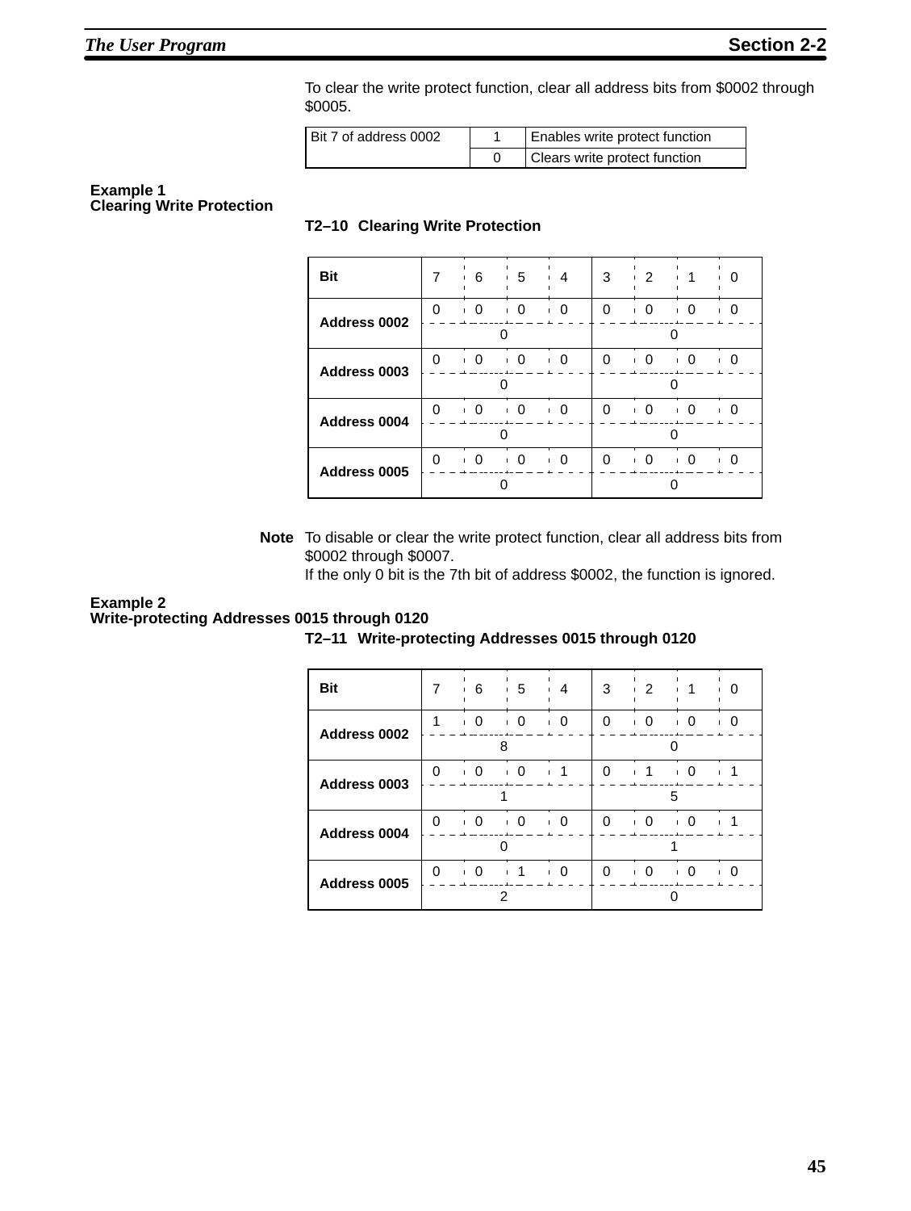To clear the write protect function, clear all address bits from $0002 through $0005.

| Bit 7 of address 0002 | 1 | Enables write protect function |
|---|---|---|
| | 0 | Clears write protect function |

**Example 1**
**Clearing Write Protection**

**T2–10 Clearing Write Protection**

| Bit | 7 | 6 | 5 | 4 | 3 | 2 | 1 | 0 |
|---|---|---|---|---|---|---|---|---|
| Address 0002 | 0 | 0 | 0 | 0 | 0 | 0 | 0 | 0 |
| | 0 | | | | 0 | | | |
| Address 0003 | 0 | 0 | 0 | 0 | 0 | 0 | 0 | 0 |
| | 0 | | | | 0 | | | |
| Address 0004 | 0 | 0 | 0 | 0 | 0 | 0 | 0 | 0 |
| | 0 | | | | 0 | | | |
| Address 0005 | 0 | 0 | 0 | 0 | 0 | 0 | 0 | 0 |
| | 0 | | | | 0 | | | |

**Note** To disable or clear the write protect function, clear all address bits from $0002 through $0007.
If the only 0 bit is the 7th bit of address $0002, the function is ignored.

**Example 2**
**Write-protecting Addresses 0015 through 0120**

**T2–11 Write-protecting Addresses 0015 through 0120**

| Bit | 7 | 6 | 5 | 4 | 3 | 2 | 1 | 0 |
|---|---|---|---|---|---|---|---|---|
| Address 0002 | 1 | 0 | 0 | 0 | 0 | 0 | 0 | 0 |
| | 8 | | | | 0 | | | |
| Address 0003 | 0 | 0 | 0 | 1 | 0 | 1 | 0 | 1 |
| | 1 | | | | 5 | | | |
| Address 0004 | 0 | 0 | 0 | 0 | 0 | 0 | 0 | 1 |
| | 0 | | | | 1 | | | |
| Address 0005 | 0 | 0 | 1 | 0 | 0 | 0 | 0 | 0 |
| | 2 | | | | 0 | | | |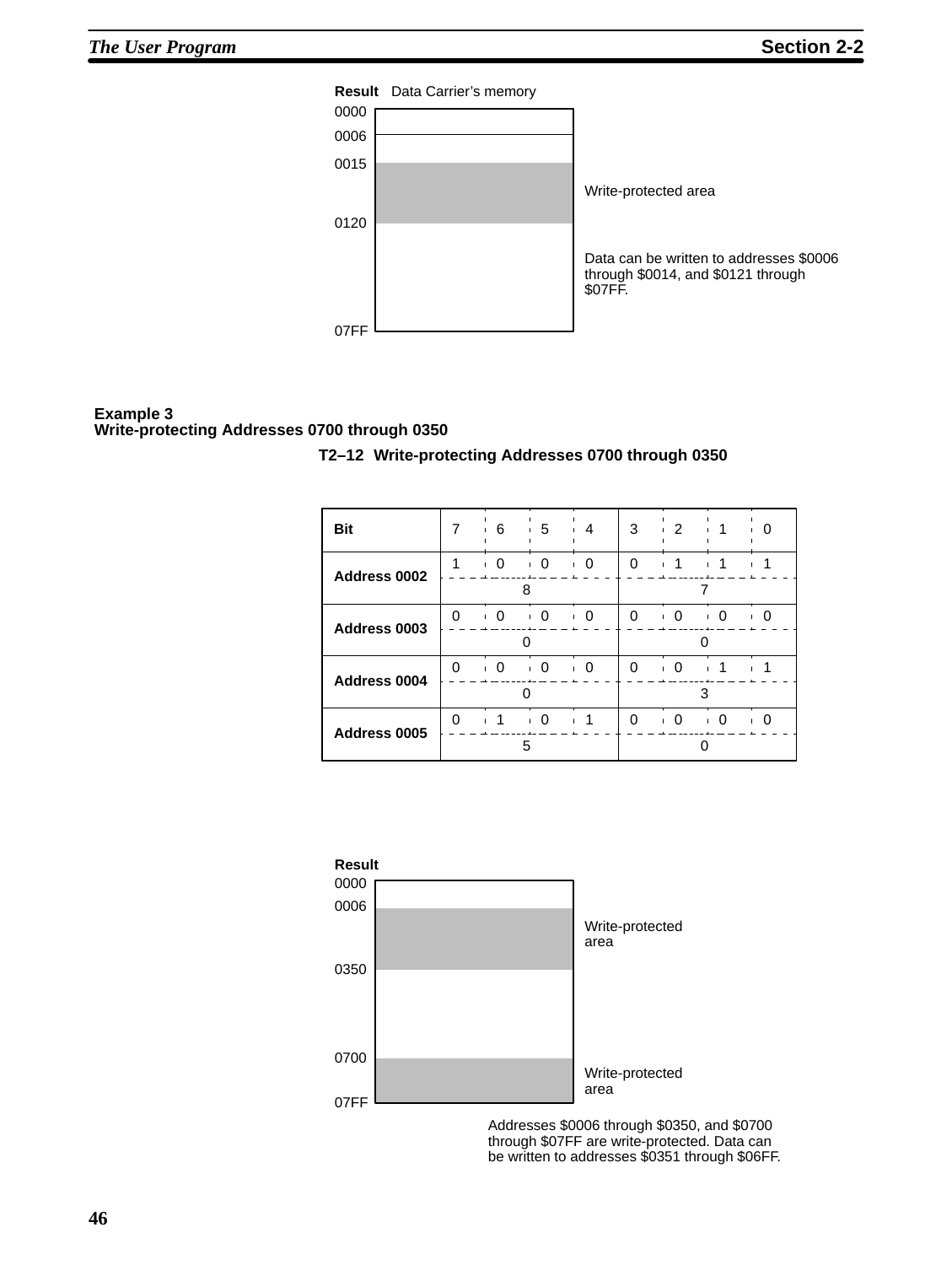**Result** Data Carrier's memory

| Address | Area |
|---|---|
| 0000 | |
| 0006 | |
| 0015 – 0120 | Write-protected area |
| 07FF | |

Data can be written to addresses $0006 through $0014, and $0121 through $07FF.

**Example 3**
**Write-protecting Addresses 0700 through 0350**

**T2–12 Write-protecting Addresses 0700 through 0350**

| Bit | 7 | 6 | 5 | 4 | 3 | 2 | 1 | 0 |
|---|---|---|---|---|---|---|---|---|
| Address 0002 | 1 | 0 | 0 | 0 | 0 | 1 | 1 | 1 |
| | 8 | | | | 7 | | | |
| Address 0003 | 0 | 0 | 0 | 0 | 0 | 0 | 0 | 0 |
| | 0 | | | | 0 | | | |
| Address 0004 | 0 | 0 | 0 | 0 | 0 | 0 | 1 | 1 |
| | 0 | | | | 3 | | | |
| Address 0005 | 0 | 1 | 0 | 1 | 0 | 0 | 0 | 0 |
| | 5 | | | | 0 | | | |

**Result**

| Address | Area |
|---|---|
| 0000 | |
| 0006 – 0350 | Write-protected area |
| 0700 – 07FF | Write-protected area |

Addresses $0006 through $0350, and $0700 through $07FF are write-protected. Data can be written to addresses $0351 through $06FF.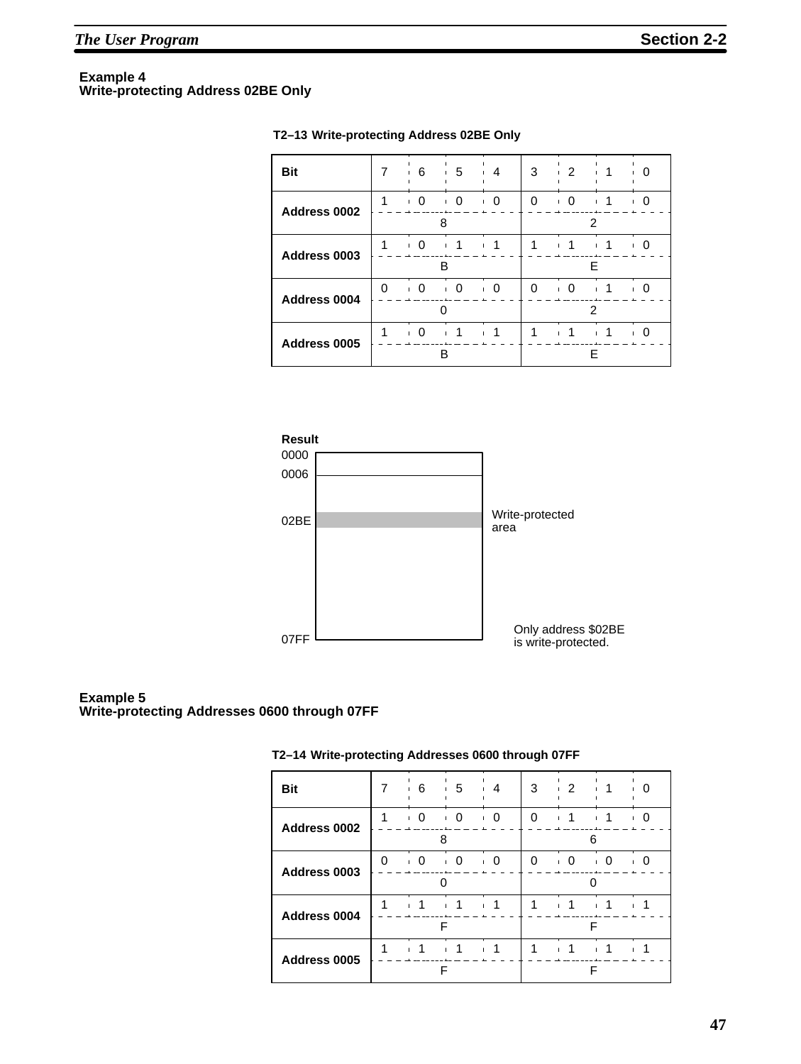**Example 4**
**Write-protecting Address 02BE Only**

**T2–13 Write-protecting Address 02BE Only**

| Bit | 7 | 6 | 5 | 4 | 3 | 2 | 1 | 0 |
|---|---|---|---|---|---|---|---|---|
| Address 0002 | 1 | 0 | 0 | 0 | 0 | 0 | 1 | 0 |
| | 8 | | | | 2 | | | |
| Address 0003 | 1 | 0 | 1 | 1 | 1 | 1 | 1 | 0 |
| | B | | | | E | | | |
| Address 0004 | 0 | 0 | 0 | 0 | 0 | 0 | 1 | 0 |
| | 0 | | | | 2 | | | |
| Address 0005 | 1 | 0 | 1 | 1 | 1 | 1 | 1 | 0 |
| | B | | | | E | | | |

**Result**

0000
0006
02BE — Write-protected area
07FF

Only address $02BE is write-protected.

**Example 5**
**Write-protecting Addresses 0600 through 07FF**

**T2–14 Write-protecting Addresses 0600 through 07FF**

| Bit | 7 | 6 | 5 | 4 | 3 | 2 | 1 | 0 |
|---|---|---|---|---|---|---|---|---|
| Address 0002 | 1 | 0 | 0 | 0 | 0 | 1 | 1 | 0 |
| | 8 | | | | 6 | | | |
| Address 0003 | 0 | 0 | 0 | 0 | 0 | 0 | 0 | 0 |
| | 0 | | | | 0 | | | |
| Address 0004 | 1 | 1 | 1 | 1 | 1 | 1 | 1 | 1 |
| | F | | | | F | | | |
| Address 0005 | 1 | 1 | 1 | 1 | 1 | 1 | 1 | 1 |
| | F | | | | F | | | |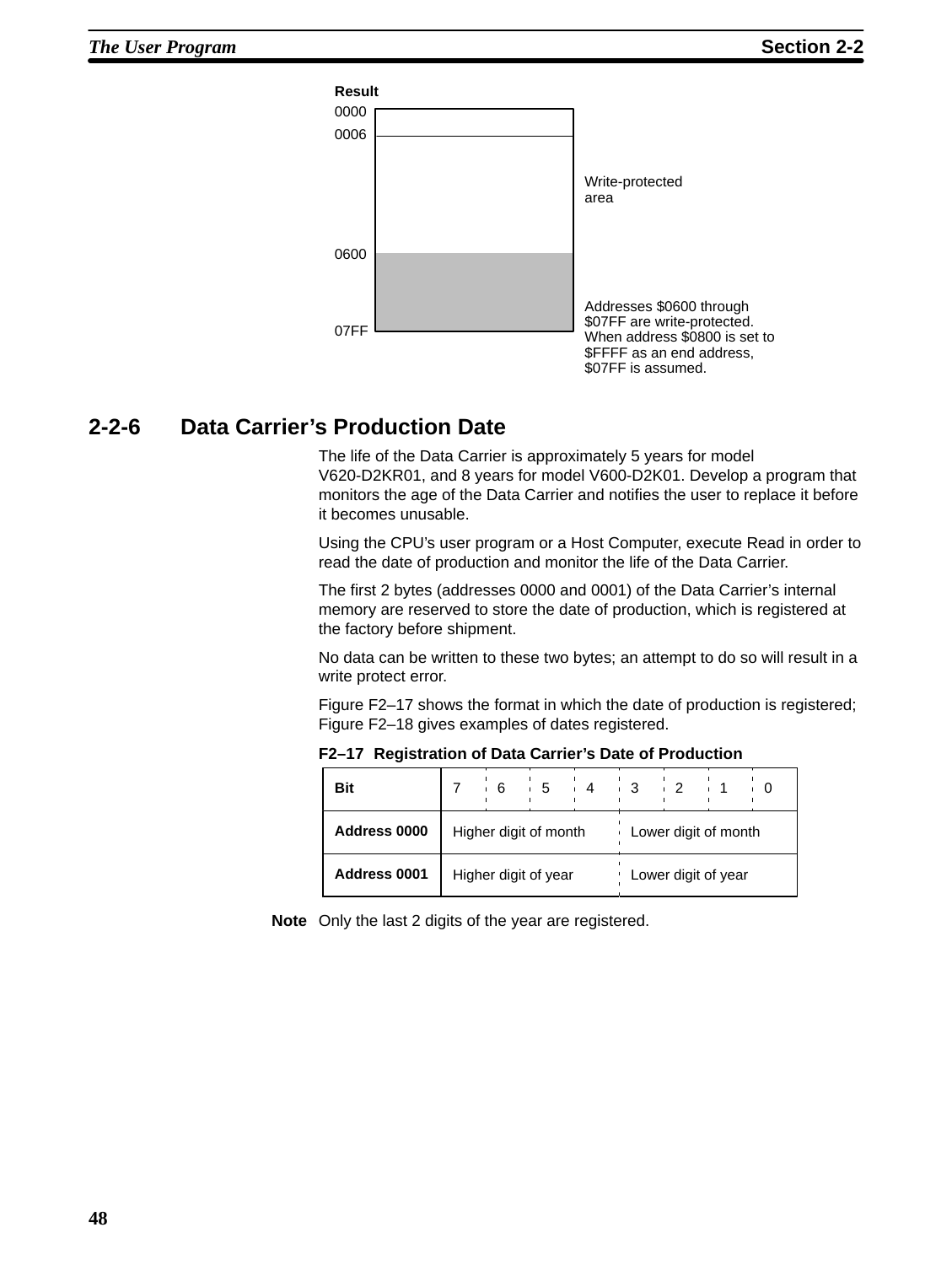Result

| Address | |
|---|---|
| 0000 | |
| 0006 | Write-protected area |
| 0600 | |
| 07FF | Addresses $0600 through $07FF are write-protected. When address $0800 is set to $FFFF as an end address, $07FF is assumed. |

## 2-2-6 Data Carrier's Production Date

The life of the Data Carrier is approximately 5 years for model V620-D2KR01, and 8 years for model V600-D2K01. Develop a program that monitors the age of the Data Carrier and notifies the user to replace it before it becomes unusable.

Using the CPU's user program or a Host Computer, execute Read in order to read the date of production and monitor the life of the Data Carrier.

The first 2 bytes (addresses 0000 and 0001) of the Data Carrier's internal memory are reserved to store the date of production, which is registered at the factory before shipment.

No data can be written to these two bytes; an attempt to do so will result in a write protect error.

Figure F2–17 shows the format in which the date of production is registered; Figure F2–18 gives examples of dates registered.

**F2–17 Registration of Data Carrier's Date of Production**

| Bit | 7 | 6 | 5 | 4 | 3 | 2 | 1 | 0 |
|---|---|---|---|---|---|---|---|---|
| **Address 0000** | Higher digit of month | | | | Lower digit of month | | | |
| **Address 0001** | Higher digit of year | | | | Lower digit of year | | | |

**Note** Only the last 2 digits of the year are registered.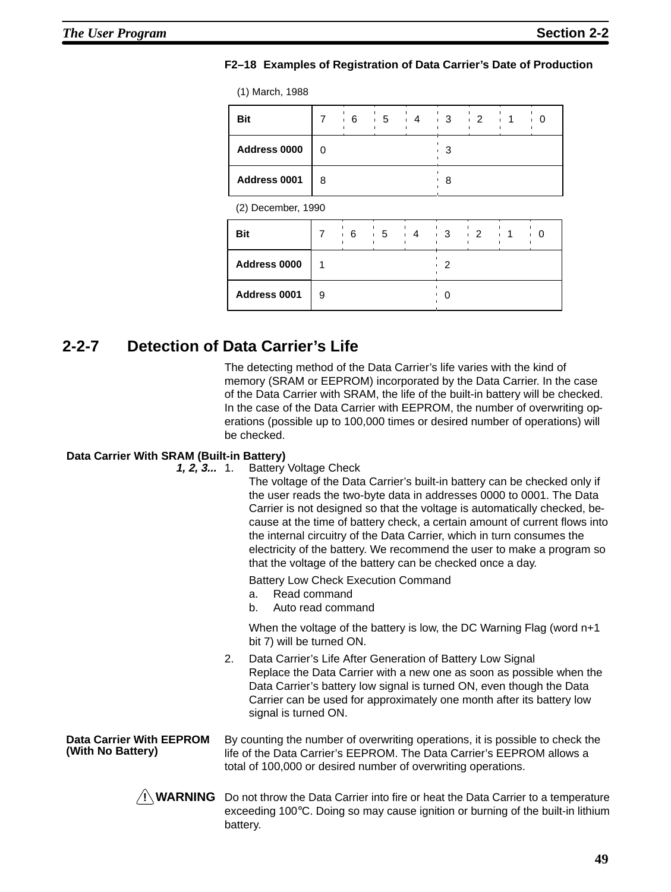**F2–18 Examples of Registration of Data Carrier's Date of Production**

(1) March, 1988

| Bit | 7 | 6 | 5 | 4 | 3 | 2 | 1 | 0 |
|---|---|---|---|---|---|---|---|---|
| Address 0000 | 0 | | | | 3 | | | |
| Address 0001 | 8 | | | | 8 | | | |

(2) December, 1990

| Bit | 7 | 6 | 5 | 4 | 3 | 2 | 1 | 0 |
|---|---|---|---|---|---|---|---|---|
| Address 0000 | 1 | | | | 2 | | | |
| Address 0001 | 9 | | | | 0 | | | |

## 2-2-7 Detection of Data Carrier's Life

The detecting method of the Data Carrier's life varies with the kind of memory (SRAM or EEPROM) incorporated by the Data Carrier. In the case of the Data Carrier with SRAM, the life of the built-in battery will be checked. In the case of the Data Carrier with EEPROM, the number of overwriting operations (possible up to 100,000 times or desired number of operations) will be checked.

**Data Carrier With SRAM (Built-in Battery)**

1. Battery Voltage Check
   The voltage of the Data Carrier's built-in battery can be checked only if the user reads the two-byte data in addresses 0000 to 0001. The Data Carrier is not designed so that the voltage is automatically checked, because at the time of battery check, a certain amount of current flows into the internal circuitry of the Data Carrier, which in turn consumes the electricity of the battery. We recommend the user to make a program so that the voltage of the battery can be checked once a day.

   Battery Low Check Execution Command
   a. Read command
   b. Auto read command

   When the voltage of the battery is low, the DC Warning Flag (word n+1 bit 7) will be turned ON.

2. Data Carrier's Life After Generation of Battery Low Signal
   Replace the Data Carrier with a new one as soon as possible when the Data Carrier's battery low signal is turned ON, even though the Data Carrier can be used for approximately one month after its battery low signal is turned ON.

**Data Carrier With EEPROM (With No Battery)**

By counting the number of overwriting operations, it is possible to check the life of the Data Carrier's EEPROM. The Data Carrier's EEPROM allows a total of 100,000 or desired number of overwriting operations.

**WARNING** Do not throw the Data Carrier into fire or heat the Data Carrier to a temperature exceeding 100°C. Doing so may cause ignition or burning of the built-in lithium battery.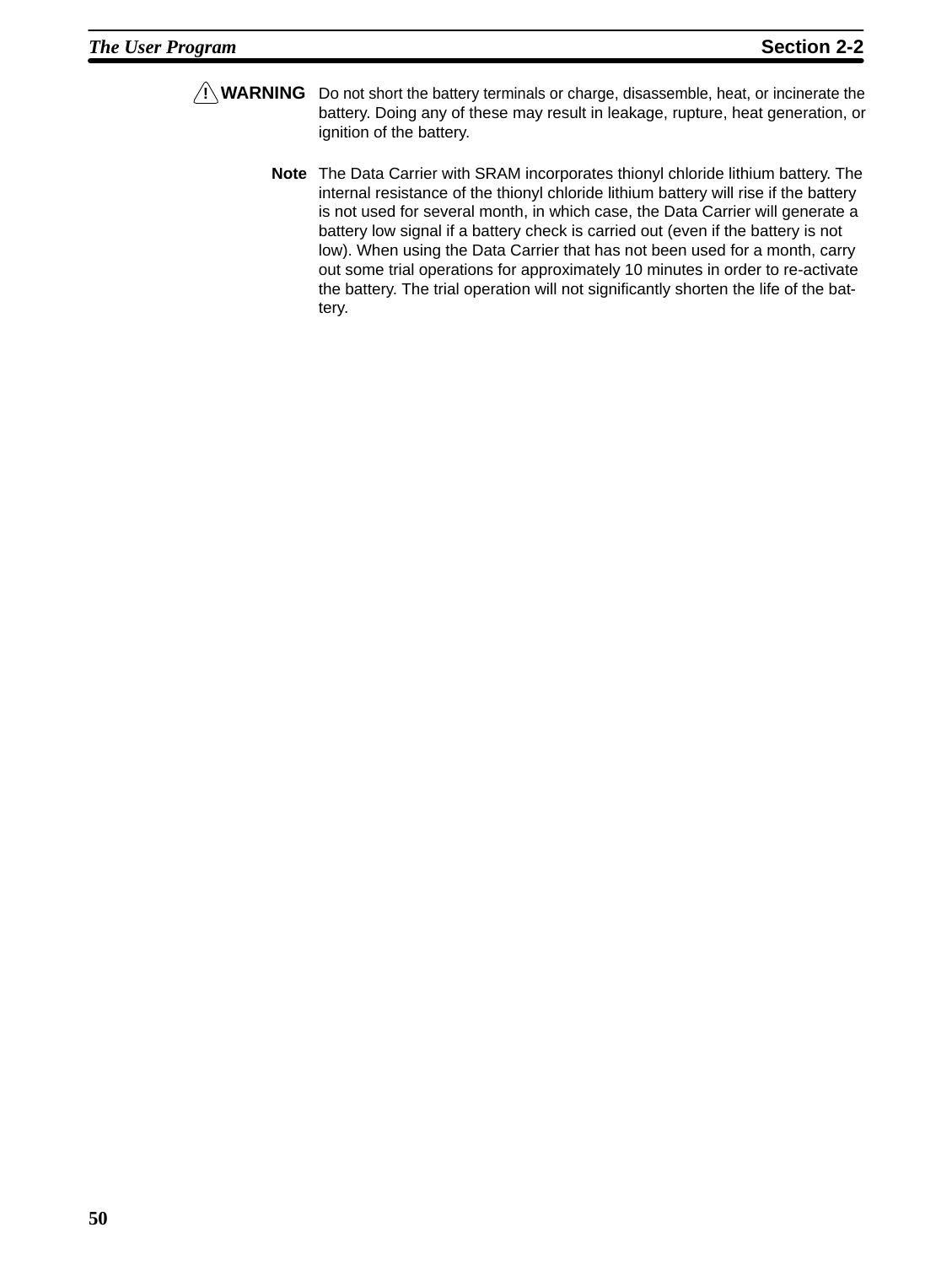**⚠ WARNING** Do not short the battery terminals or charge, disassemble, heat, or incinerate the battery. Doing any of these may result in leakage, rupture, heat generation, or ignition of the battery.

**Note** The Data Carrier with SRAM incorporates thionyl chloride lithium battery. The internal resistance of the thionyl chloride lithium battery will rise if the battery is not used for several month, in which case, the Data Carrier will generate a battery low signal if a battery check is carried out (even if the battery is not low). When using the Data Carrier that has not been used for a month, carry out some trial operations for approximately 10 minutes in order to re-activate the battery. The trial operation will not significantly shorten the life of the battery.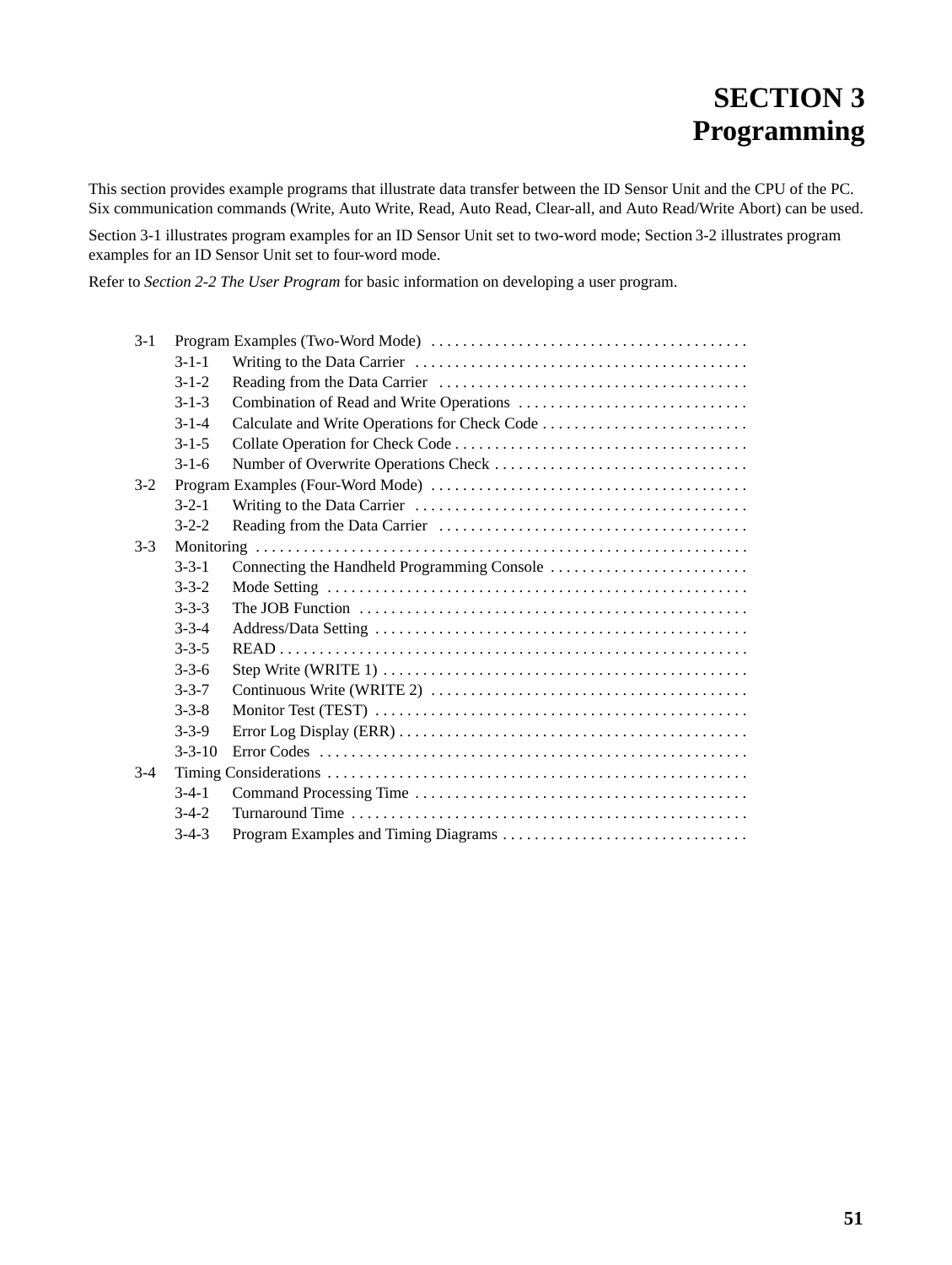# SECTION 3
# Programming

This section provides example programs that illustrate data transfer between the ID Sensor Unit and the CPU of the PC. Six communication commands (Write, Auto Write, Read, Auto Read, Clear-all, and Auto Read/Write Abort) can be used.

Section 3-1 illustrates program examples for an ID Sensor Unit set to two-word mode; Section 3-2 illustrates program examples for an ID Sensor Unit set to four-word mode.

Refer to *Section 2-2 The User Program* for basic information on developing a user program.

- 3-1 Program Examples (Two-Word Mode)
  - 3-1-1 Writing to the Data Carrier
  - 3-1-2 Reading from the Data Carrier
  - 3-1-3 Combination of Read and Write Operations
  - 3-1-4 Calculate and Write Operations for Check Code
  - 3-1-5 Collate Operation for Check Code
  - 3-1-6 Number of Overwrite Operations Check
- 3-2 Program Examples (Four-Word Mode)
  - 3-2-1 Writing to the Data Carrier
  - 3-2-2 Reading from the Data Carrier
- 3-3 Monitoring
  - 3-3-1 Connecting the Handheld Programming Console
  - 3-3-2 Mode Setting
  - 3-3-3 The JOB Function
  - 3-3-4 Address/Data Setting
  - 3-3-5 READ
  - 3-3-6 Step Write (WRITE 1)
  - 3-3-7 Continuous Write (WRITE 2)
  - 3-3-8 Monitor Test (TEST)
  - 3-3-9 Error Log Display (ERR)
  - 3-3-10 Error Codes
- 3-4 Timing Considerations
  - 3-4-1 Command Processing Time
  - 3-4-2 Turnaround Time
  - 3-4-3 Program Examples and Timing Diagrams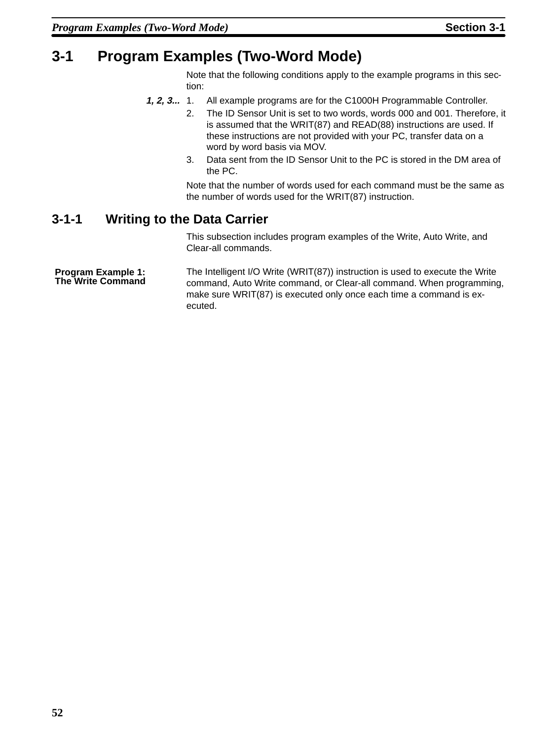# 3-1 Program Examples (Two-Word Mode)

Note that the following conditions apply to the example programs in this section:

*1, 2, 3...*

1. All example programs are for the C1000H Programmable Controller.
2. The ID Sensor Unit is set to two words, words 000 and 001. Therefore, it is assumed that the WRIT(87) and READ(88) instructions are used. If these instructions are not provided with your PC, transfer data on a word by word basis via MOV.
3. Data sent from the ID Sensor Unit to the PC is stored in the DM area of the PC.

Note that the number of words used for each command must be the same as the number of words used for the WRIT(87) instruction.

## 3-1-1 Writing to the Data Carrier

This subsection includes program examples of the Write, Auto Write, and Clear-all commands.

**Program Example 1: The Write Command**

The Intelligent I/O Write (WRIT(87)) instruction is used to execute the Write command, Auto Write command, or Clear-all command. When programming, make sure WRIT(87) is executed only once each time a command is executed.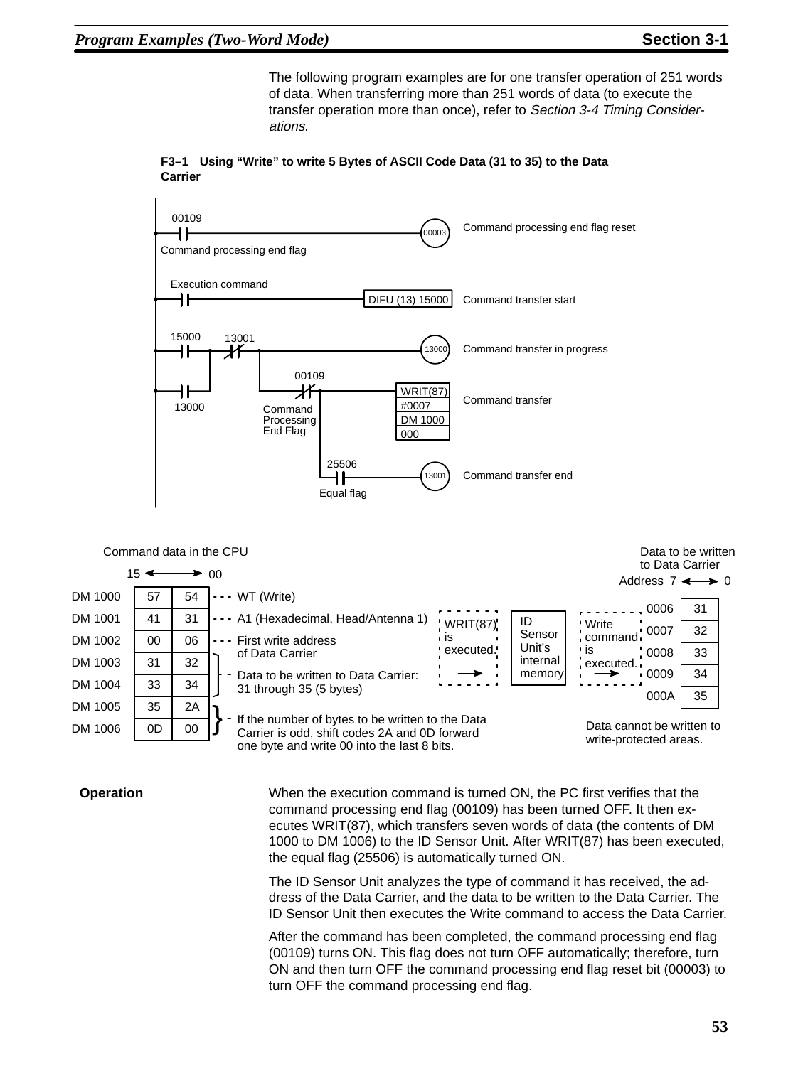The following program examples are for one transfer operation of 251 words of data. When transferring more than 251 words of data (to execute the transfer operation more than once), refer to *Section 3-4 Timing Considerations*.

**F3–1 Using "Write" to write 5 Bytes of ASCII Code Data (31 to 35) to the Data Carrier**

```
 00109
--| |--------------------------------------------------(00003)   Command processing end flag reset
 Command processing end flag

 Execution command
--| |------------------------------------------[DIFU (13) 15000]  Command transfer start

 15000     13001
--| |--+----|/|--+-------------------------------------(13000)   Command transfer in progress
       |         |
 13000 |         |   00109
--| |--+         +---|/|---+-------------------[WRIT(87)]         Command transfer
                   Command  |                    #0007
                   Processing                    DM 1000
                   End Flag |                    000
                            |
                            |  25506
                            +--| |-------------------(13001)     Command transfer end
                               Equal flag
```

**Command data in the CPU** (bits 15 ↔ 00)

| | | | |
|---|---|---|---|
| DM 1000 | 57 | 54 | WT (Write) |
| DM 1001 | 41 | 31 | A1 (Hexadecimal, Head/Antenna 1) |
| DM 1002 | 00 | 06 | First write address of Data Carrier |
| DM 1003 | 31 | 32 | Data to be written to Data Carrier: 31 through 35 (5 bytes) |
| DM 1004 | 33 | 34 | |
| DM 1005 | 35 | 2A | If the number of bytes to be written to the Data Carrier is odd, shift codes 2A and 0D forward one byte and write 00 into the last 8 bits. |
| DM 1006 | 0D | 00 | |

WRIT(87) is executed. → ID Sensor Unit's internal memory → Write command is executed. →

**Data to be written to Data Carrier** (Address 7 ↔ 0)

| | |
|---|---|
| 0006 | 31 |
| 0007 | 32 |
| 0008 | 33 |
| 0009 | 34 |
| 000A | 35 |

Data cannot be written to write-protected areas.

**Operation**

When the execution command is turned ON, the PC first verifies that the command processing end flag (00109) has been turned OFF. It then executes WRIT(87), which transfers seven words of data (the contents of DM 1000 to DM 1006) to the ID Sensor Unit. After WRIT(87) has been executed, the equal flag (25506) is automatically turned ON.

The ID Sensor Unit analyzes the type of command it has received, the address of the Data Carrier, and the data to be written to the Data Carrier. The ID Sensor Unit then executes the Write command to access the Data Carrier.

After the command has been completed, the command processing end flag (00109) turns ON. This flag does not turn OFF automatically; therefore, turn ON and then turn OFF the command processing end flag reset bit (00003) to turn OFF the command processing end flag.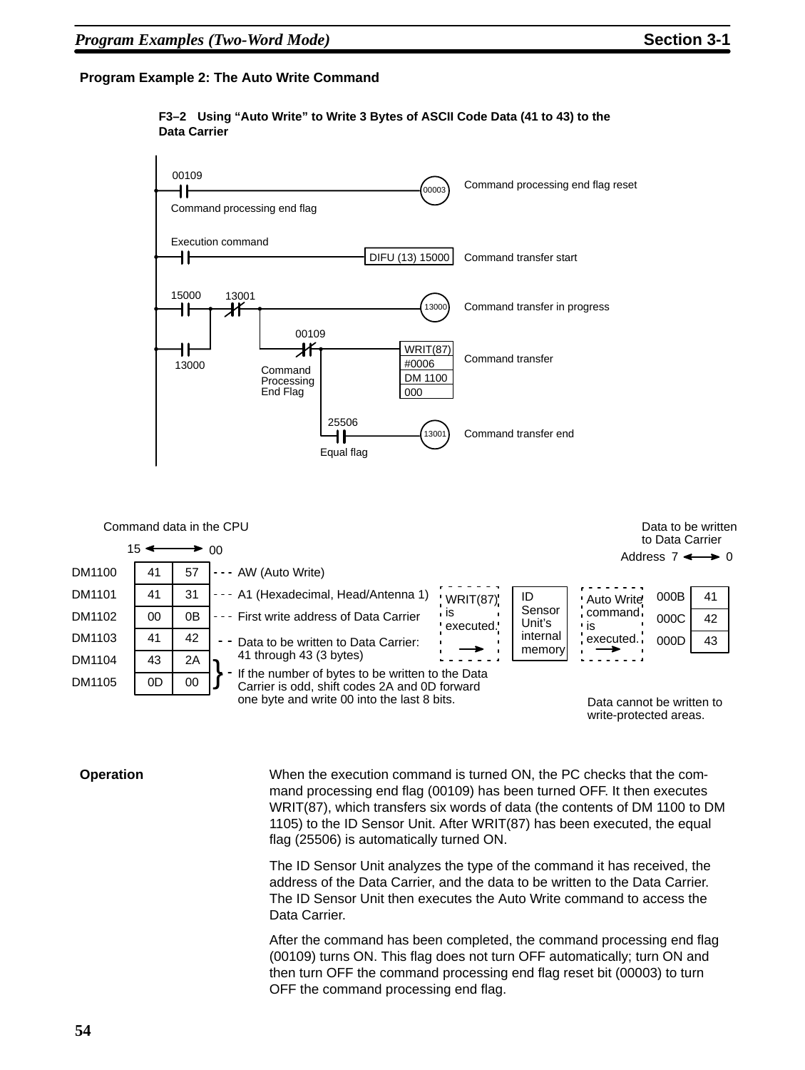## Program Example 2: The Auto Write Command

**F3–2 Using "Auto Write" to Write 3 Bytes of ASCII Code Data (41 to 43) to the Data Carrier**

```
00109                                          (00003)  Command processing end flag reset
--| |-------------------------------------------( )
Command processing end flag

Execution command
--| |------------------------------[DIFU (13) 15000]  Command transfer start

15000   13001                                  (13000)  Command transfer in progress
--| |--+--|/|--+--------------------------------( )
       |       |   00109
--| |--+       +---|/|---+----[WRIT(87)]  Command transfer
13000            Command  |    [#0006  ]
                 Processing|   [DM 1100]
                 End Flag  |   [000    ]
                           |
                           |  25506            (13001)  Command transfer end
                           +--| |----------------( )
                              Equal flag
```

Command data in the CPU (15 ↔ 00)

| | | | |
|---|---|---|---|
| DM1100 | 41 | 57 | AW (Auto Write) |
| DM1101 | 41 | 31 | A1 (Hexadecimal, Head/Antenna 1) |
| DM1102 | 00 | 0B | First write address of Data Carrier |
| DM1103 | 41 | 42 | Data to be written to Data Carrier: 41 through 43 (3 bytes) |
| DM1104 | 43 | 2A | If the number of bytes to be written to the Data Carrier is odd, shift codes 2A and 0D forward one byte and write 00 into the last 8 bits. |
| DM1105 | 0D | 00 | |

WRIT(87) is executed. → ID Sensor Unit's internal memory → Auto Write command is executed. →

Data to be written to Data Carrier (Address 7 ↔ 0)

| Address | Data |
|---|---|
| 000B | 41 |
| 000C | 42 |
| 000D | 43 |

Data cannot be written to write-protected areas.

**Operation**

When the execution command is turned ON, the PC checks that the command processing end flag (00109) has been turned OFF. It then executes WRIT(87), which transfers six words of data (the contents of DM 1100 to DM 1105) to the ID Sensor Unit. After WRIT(87) has been executed, the equal flag (25506) is automatically turned ON.

The ID Sensor Unit analyzes the type of the command it has received, the address of the Data Carrier, and the data to be written to the Data Carrier. The ID Sensor Unit then executes the Auto Write command to access the Data Carrier.

After the command has been completed, the command processing end flag (00109) turns ON. This flag does not turn OFF automatically; turn ON and then turn OFF the command processing end flag reset bit (00003) to turn OFF the command processing end flag.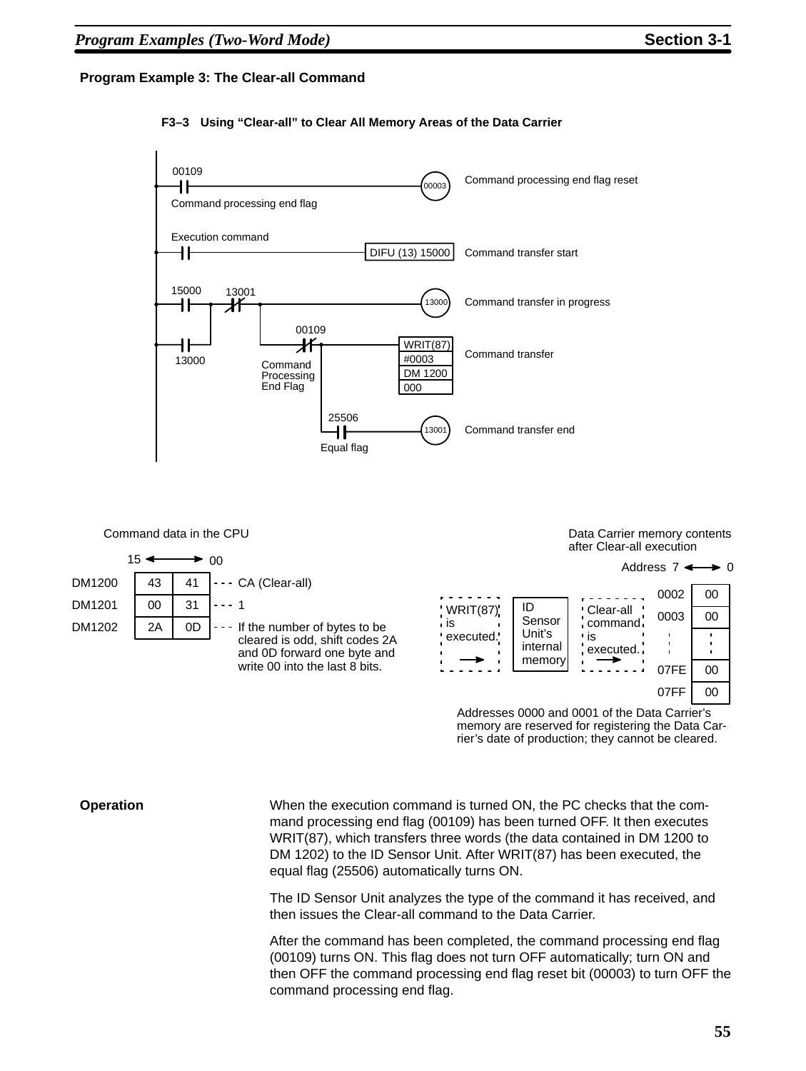## Program Example 3: The Clear-all Command

**F3–3 Using "Clear-all" to Clear All Memory Areas of the Data Carrier**

```
00109
--| |------------------------------------------------(00003)   Command processing end flag reset
Command processing end flag

Execution command
--| |---------------------------------------[DIFU (13) 15000]  Command transfer start

15000     13001
--| |--+--|/|--+-------------------------------------(13000)   Command transfer in progress
         |      |
13000    |      |   00109
--| |----+      +---|/|---+---[WRIT(87)]                       Command transfer
                Command   |   [#0003   ]
                Processing|   [DM 1200 ]
                End Flag  |   [000     ]
                          |
                          |  25506
                          +--| |---------------------(13001)   Command transfer end
                             Equal flag
```

Command data in the CPU

| | 15 | 00 | |
|---|---|---|---|
| DM1200 | 43 | 41 | CA (Clear-all) |
| DM1201 | 00 | 31 | 1 |
| DM1202 | 2A | 0D | If the number of bytes to be cleared is odd, shift codes 2A and 0D forward one byte and write 00 into the last 8 bits. |

WRIT(87) is executed. → ID Sensor Unit's internal memory → Clear-all command is executed. →

Data Carrier memory contents after Clear-all execution

| Address | 7 ↔ 0 |
|---|---|
| 0002 | 00 |
| 0003 | 00 |
| : | : |
| 07FE | 00 |
| 07FF | 00 |

Addresses 0000 and 0001 of the Data Carrier's memory are reserved for registering the Data Carrier's date of production; they cannot be cleared.

**Operation**

When the execution command is turned ON, the PC checks that the command processing end flag (00109) has been turned OFF. It then executes WRIT(87), which transfers three words (the data contained in DM 1200 to DM 1202) to the ID Sensor Unit. After WRIT(87) has been executed, the equal flag (25506) automatically turns ON.

The ID Sensor Unit analyzes the type of the command it has received, and then issues the Clear-all command to the Data Carrier.

After the command has been completed, the command processing end flag (00109) turns ON. This flag does not turn OFF automatically; turn ON and then OFF the command processing end flag reset bit (00003) to turn OFF the command processing end flag.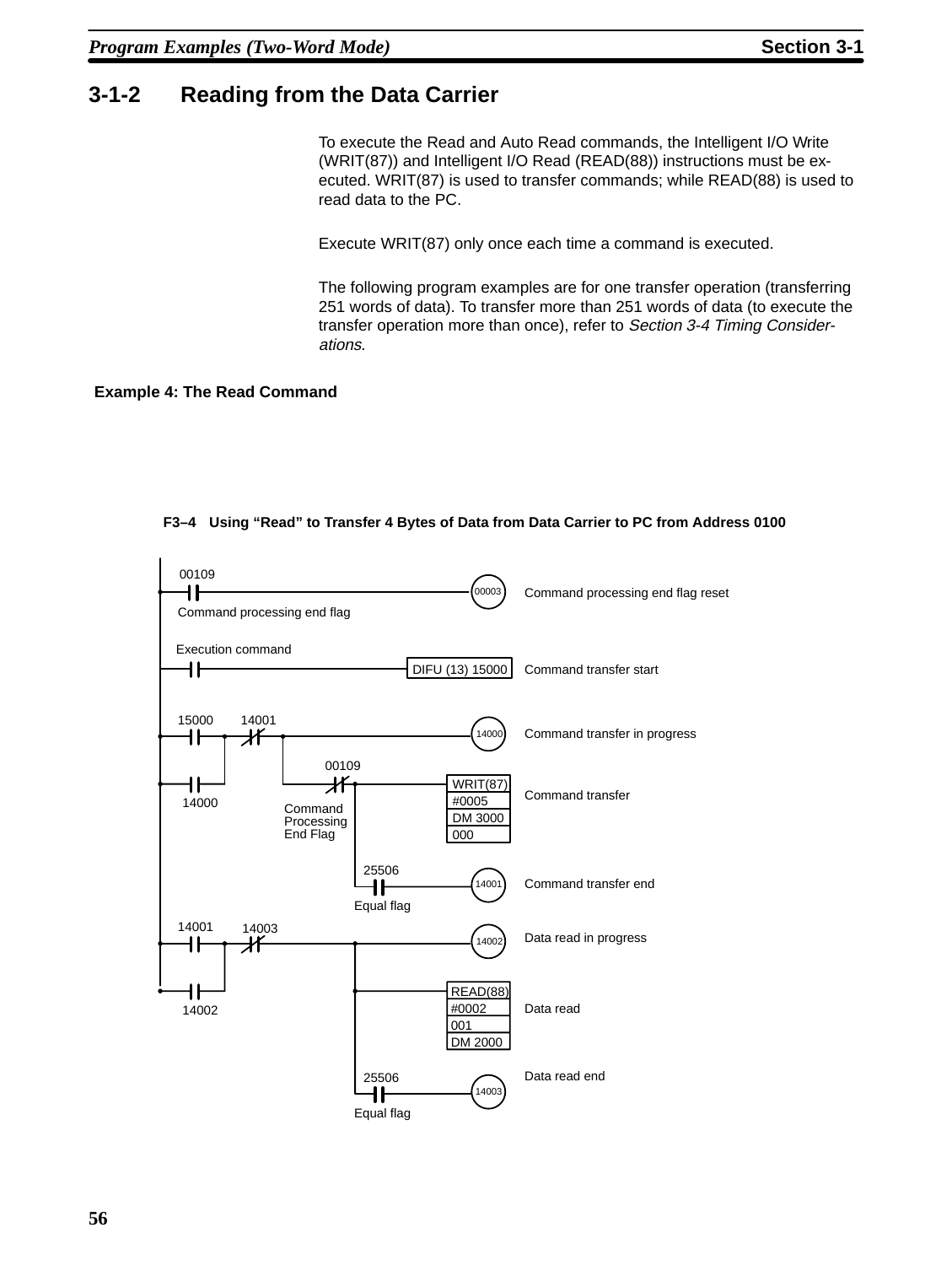### 3-1-2 Reading from the Data Carrier

To execute the Read and Auto Read commands, the Intelligent I/O Write (WRIT(87)) and Intelligent I/O Read (READ(88)) instructions must be executed. WRIT(87) is used to transfer commands; while READ(88) is used to read data to the PC.

Execute WRIT(87) only once each time a command is executed.

The following program examples are for one transfer operation (transferring 251 words of data). To transfer more than 251 words of data (to execute the transfer operation more than once), refer to *Section 3-4 Timing Considerations*.

**Example 4: The Read Command**

**F3–4 Using "Read" to Transfer 4 Bytes of Data from Data Carrier to PC from Address 0100**

00109
Command processing end flag
00003 Command processing end flag reset

Execution command
DIFU (13) 15000 Command transfer start

15000 14001
14000
14000 Command transfer in progress

00109
Command Processing End Flag
WRIT(87) #0005 DM 3000 000 Command transfer

25506
Equal flag
14001 Command transfer end

14001 14003
14002
14002 Data read in progress

READ(88) #0002 001 DM 2000 Data read

25506
Equal flag
14003 Data read end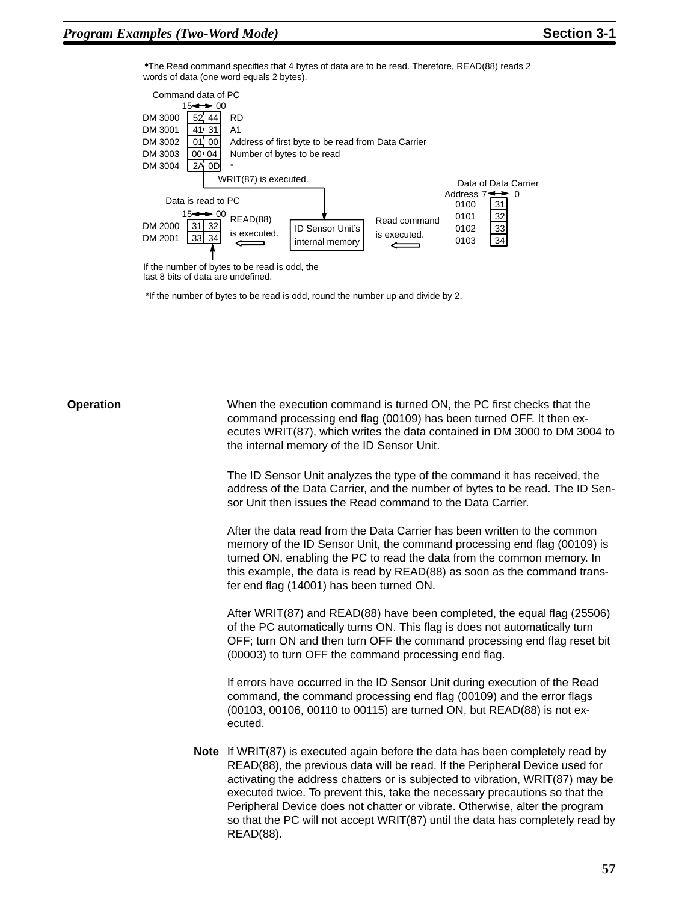- The Read command specifies that 4 bytes of data are to be read. Therefore, READ(88) reads 2 words of data (one word equals 2 bytes).

Command data of PC

| | 15 ↔ 00 | |
|---|---|---|
| DM 3000 | 52 44 | RD |
| DM 3001 | 41 31 | A1 |
| DM 3002 | 01 00 | Address of first byte to be read from Data Carrier |
| DM 3003 | 00 04 | Number of bytes to be read |
| DM 3004 | 2A 0D | * |

WRIT(87) is executed.

Data is read to PC

| | 15 ↔ 00 |
|---|---|
| DM 2000 | 31 32 |
| DM 2001 | 33 34 |

READ(88) is executed. ⟸ ID Sensor Unit's internal memory ⟸ Read command is executed.

Data of Data Carrier

| Address | 7 ↔ 0 |
|---|---|
| 0100 | 31 |
| 0101 | 32 |
| 0102 | 33 |
| 0103 | 34 |

If the number of bytes to be read is odd, the last 8 bits of data are undefined.

*If the number of bytes to be read is odd, round the number up and divide by 2.

**Operation**

When the execution command is turned ON, the PC first checks that the command processing end flag (00109) has been turned OFF. It then executes WRIT(87), which writes the data contained in DM 3000 to DM 3004 to the internal memory of the ID Sensor Unit.

The ID Sensor Unit analyzes the type of the command it has received, the address of the Data Carrier, and the number of bytes to be read. The ID Sensor Unit then issues the Read command to the Data Carrier.

After the data read from the Data Carrier has been written to the common memory of the ID Sensor Unit, the command processing end flag (00109) is turned ON, enabling the PC to read the data from the common memory. In this example, the data is read by READ(88) as soon as the command transfer end flag (14001) has been turned ON.

After WRIT(87) and READ(88) have been completed, the equal flag (25506) of the PC automatically turns ON. This flag is does not automatically turn OFF; turn ON and then turn OFF the command processing end flag reset bit (00003) to turn OFF the command processing end flag.

If errors have occurred in the ID Sensor Unit during execution of the Read command, the command processing end flag (00109) and the error flags (00103, 00106, 00110 to 00115) are turned ON, but READ(88) is not executed.

**Note** If WRIT(87) is executed again before the data has been completely read by READ(88), the previous data will be read. If the Peripheral Device used for activating the address chatters or is subjected to vibration, WRIT(87) may be executed twice. To prevent this, take the necessary precautions so that the Peripheral Device does not chatter or vibrate. Otherwise, alter the program so that the PC will not accept WRIT(87) until the data has completely read by READ(88).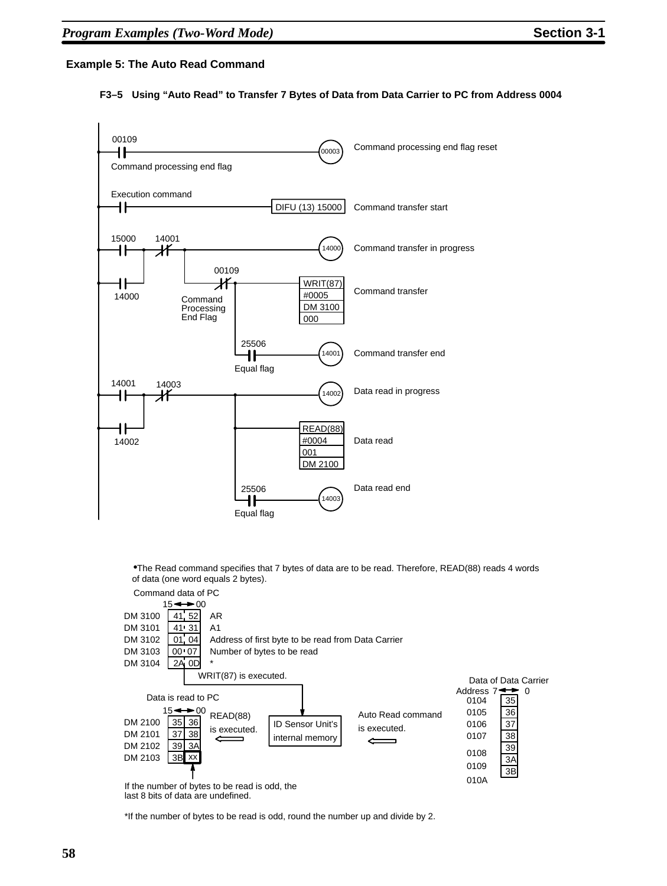### Example 5: The Auto Read Command

**F3–5 Using "Auto Read" to Transfer 7 Bytes of Data from Data Carrier to PC from Address 0004**

```
00109                                                    (00003)  Command processing end flag reset
--| |----------------------------------------------------( )
Command processing end flag

Execution command
--| |--------------------------------------[DIFU (13) 15000]  Command transfer start

15000    14001
--| |--+--|/|--+-------------------------------------(14000)  Command transfer in progress
       |        |     00109
14000  |        +-----|/|-----+------[WRIT(87)]           Command transfer
--| |--+   Command            |      [#0005   ]
           Processing         |      [DM 3100 ]
           End Flag           |      [000     ]
                              |
                              |  25506
                              +--| |-----------------(14001)  Command transfer end
                                 Equal flag

14001    14003
--| |--+--|/|--------------+-------------------------(14002)  Data read in progress
       |                   |
14002  |                   +-------------[READ(88)]          Data read
--| |--+                   |             [#0004   ]
                           |             [001     ]
                           |             [DM 2100 ]
                           |
                           |  25506
                           +--| |-------------------(14003)  Data read end
                              Equal flag
```

- The Read command specifies that 7 bytes of data are to be read. Therefore, READ(88) reads 4 words of data (one word equals 2 bytes).

Command data of PC (15 ↔ 00)

| Word | Data | Description |
|---|---|---|
| DM 3100 | 41 52 | AR |
| DM 3101 | 41 31 | A1 |
| DM 3102 | 01 04 | Address of first byte to be read from Data Carrier |
| DM 3103 | 00 07 | Number of bytes to be read |
| DM 3104 | 2A 0D | * |

WRIT(87) is executed. → ID Sensor Unit's internal memory

Data of Data Carrier (Address, 7 ↔ 0)

| Address | Data |
|---|---|
| 0104 | 35 |
| 0105 | 36 |
| 0106 | 37 |
| 0107 | 38 |
| 0108 | 39 |
| 0109 | 3A |
| 010A | 3B |

Auto Read command is executed. (Data Carrier → ID Sensor Unit's internal memory)

READ(88) is executed. (ID Sensor Unit's internal memory → PC)

Data is read to PC (15 ↔ 00)

| Word | Data |
|---|---|
| DM 2100 | 35 36 |
| DM 2101 | 37 38 |
| DM 2102 | 39 3A |
| DM 2103 | 3B xx |

If the number of bytes to be read is odd, the last 8 bits of data are undefined.

*If the number of bytes to be read is odd, round the number up and divide by 2.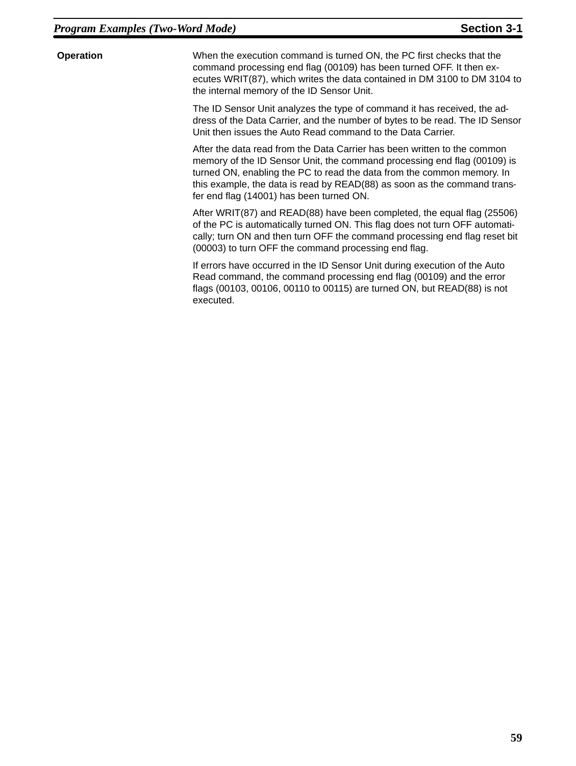**Operation**

When the execution command is turned ON, the PC first checks that the command processing end flag (00109) has been turned OFF. It then executes WRIT(87), which writes the data contained in DM 3100 to DM 3104 to the internal memory of the ID Sensor Unit.

The ID Sensor Unit analyzes the type of command it has received, the address of the Data Carrier, and the number of bytes to be read. The ID Sensor Unit then issues the Auto Read command to the Data Carrier.

After the data read from the Data Carrier has been written to the common memory of the ID Sensor Unit, the command processing end flag (00109) is turned ON, enabling the PC to read the data from the common memory. In this example, the data is read by READ(88) as soon as the command transfer end flag (14001) has been turned ON.

After WRIT(87) and READ(88) have been completed, the equal flag (25506) of the PC is automatically turned ON. This flag does not turn OFF automatically; turn ON and then turn OFF the command processing end flag reset bit (00003) to turn OFF the command processing end flag.

If errors have occurred in the ID Sensor Unit during execution of the Auto Read command, the command processing end flag (00109) and the error flags (00103, 00106, 00110 to 00115) are turned ON, but READ(88) is not executed.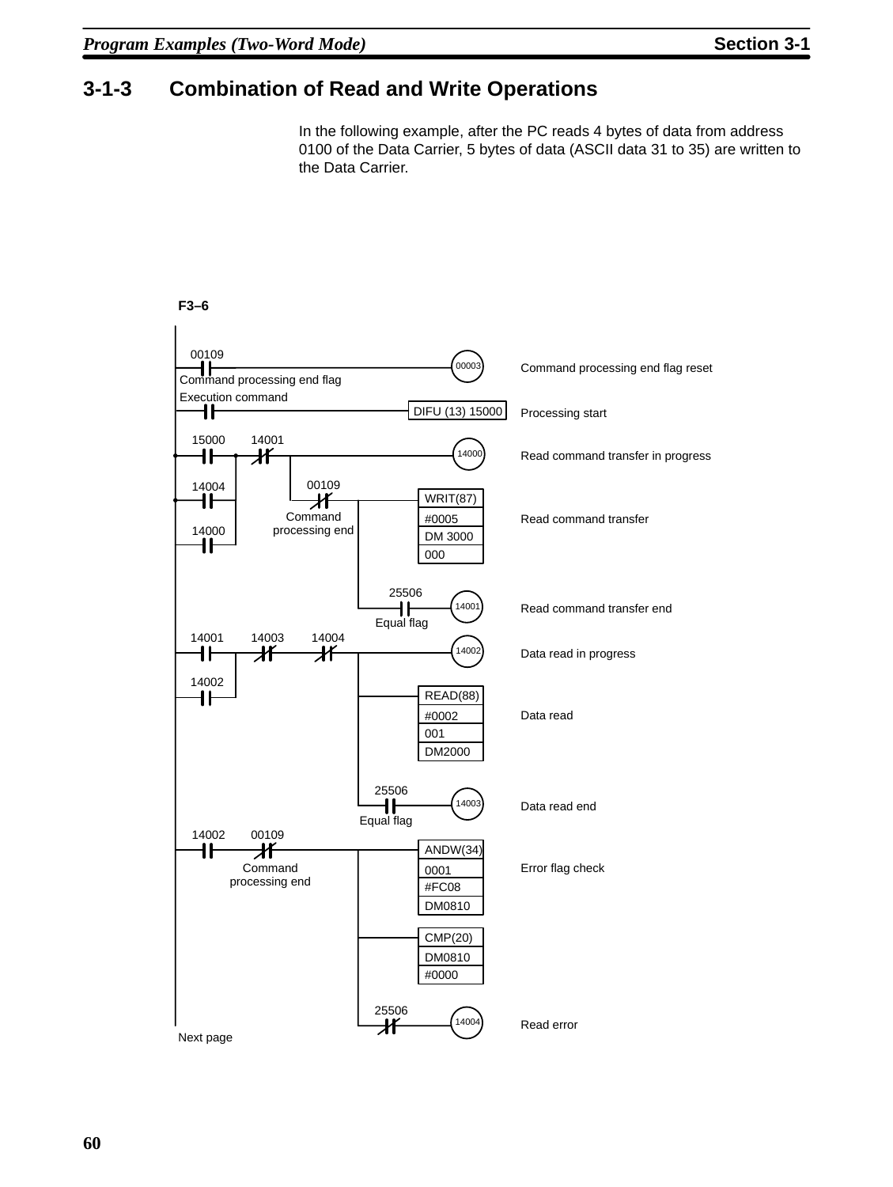## 3-1-3 Combination of Read and Write Operations

In the following example, after the PC reads 4 bytes of data from address 0100 of the Data Carrier, 5 bytes of data (ASCII data 31 to 35) are written to the Data Carrier.

F3–6

```
00109
--| |-------------------------------------------------( 00003 )   Command processing end flag reset
Command processing end flag

Execution command
--| |-------------------------------------[DIFU (13) 15000]        Processing start

15000     14001
--| |--+---|/|---+-------------------------------( 14000 )        Read command transfer in progress
       |         |
14004  |         |   00109
--| |--+         +---|/|------+------[WRIT(87)]                   Read command transfer
       |          Command     |      [#0005   ]
14000  |          processing  |      [DM 3000 ]
--| |--+          end         |      [000     ]
                              |
                              |   25506
                              +---| |--------------( 14001 )     Read command transfer end
                                  Equal flag

14001     14003     14004
--| |--+---|/|-------|/|------+---------------------( 14002 )     Data read in progress
       |                      |
14002  |                      +------[READ(88)]                   Data read
--| |--+                      |      [#0002   ]
                              |      [001     ]
                              |      [DM2000  ]
                              |
                              |   25506
                              +---| |--------------( 14003 )     Data read end
                                  Equal flag

14002     00109
--| |------|/|----------------+------[ANDW(34)]                   Error flag check
          Command             |      [0001    ]
          processing end      |      [#FC08   ]
                              |      [DM0810  ]
                              |
                              +------[CMP(20) ]
                              |      [DM0810  ]
                              |      [#0000   ]
                              |
                              |   25506
                              +---|/|--------------( 14004 )     Read error

Next page
```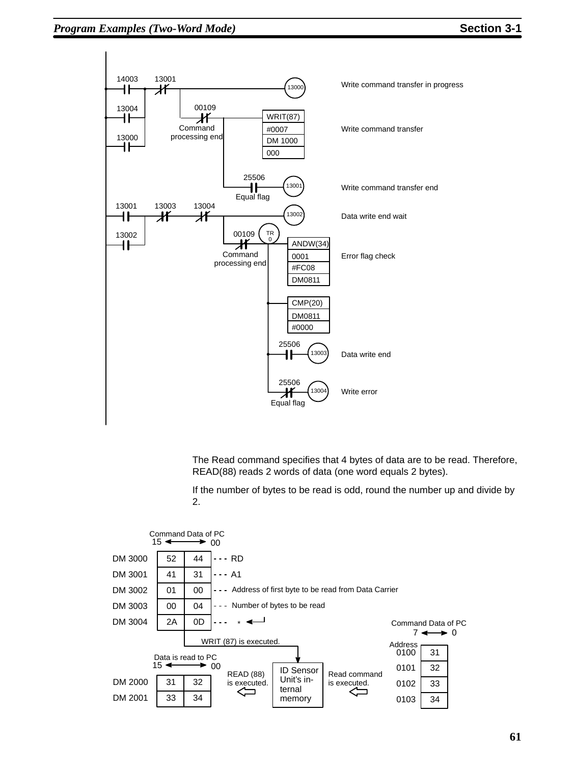| Contacts | Instruction / Operands | Description |
|---|---|---|
| 14003, 13004, 13000 (OR) – 13001 (NC) | OUT 13000 | Write command transfer in progress |
| 00109 (NC, Command processing end) | WRIT(87) #0007, DM 1000, 000 | Write command transfer |
| 25506 (Equal flag) | OUT 13001 | Write command transfer end |
| 13001, 13002 (OR) – 13003 (NC) – 13004 (NC) | OUT 13002 | Data write end wait |
| 00109 (NC, Command processing end), TR 0 | ANDW(34) 0001, #FC08, DM0811 | Error flag check |
| | CMP(20) DM0811, #0000 | |
| 25506 | OUT 13003 | Data write end |
| 25506 (NC, Equal flag) | OUT 13004 | Write error |

The Read command specifies that 4 bytes of data are to be read. Therefore, READ(88) reads 2 words of data (one word equals 2 bytes).

If the number of bytes to be read is odd, round the number up and divide by 2.

Command Data of PC (15 ↔ 00)

| Word | 15 | 00 | |
|---|---|---|---|
| DM 3000 | 52 | 44 | --- RD |
| DM 3001 | 41 | 31 | --- A1 |
| DM 3002 | 01 | 00 | --- Address of first byte to be read from Data Carrier |
| DM 3003 | 00 | 04 | --- Number of bytes to be read |
| DM 3004 | 2A | 0D | --- * ↵ |

WRIT (87) is executed. → ID Sensor Unit's internal memory

Command Data of PC (7 ↔ 0)

| Address | Data |
|---|---|
| 0100 | 31 |
| 0101 | 32 |
| 0102 | 33 |
| 0103 | 34 |

Read command is executed. → ID Sensor Unit's internal memory → READ (88) is executed.

Data is read to PC (15 ↔ 00)

| Word | 15 | 00 |
|---|---|---|
| DM 2000 | 31 | 32 |
| DM 2001 | 33 | 34 |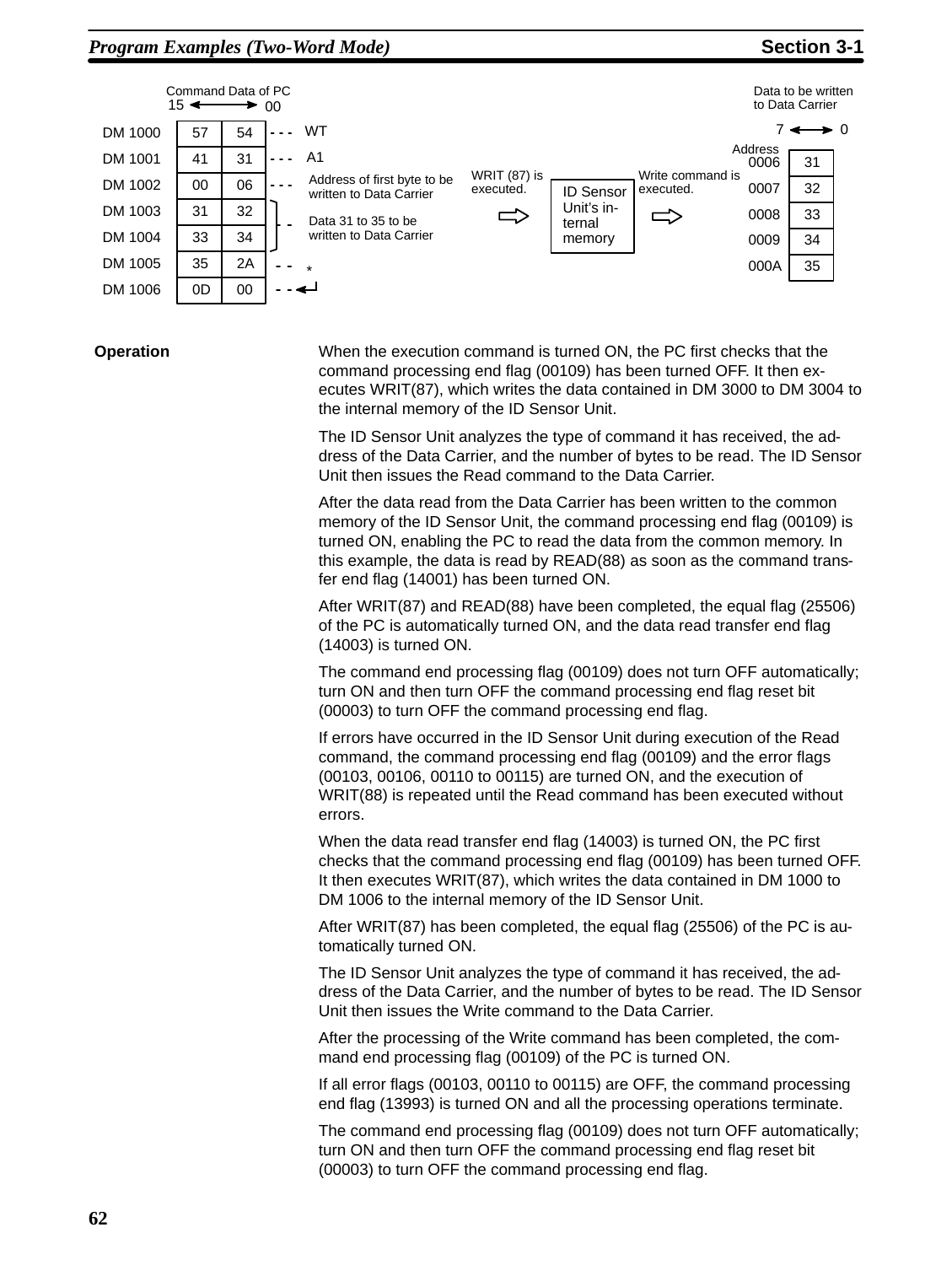Command Data of PC (15 ↔ 00)

| | | | |
|---|---|---|---|
| DM 1000 | 57 | 54 | WT |
| DM 1001 | 41 | 31 | A1 |
| DM 1002 | 00 | 06 | Address of first byte to be written to Data Carrier |
| DM 1003 | 31 | 32 | Data 31 to 35 to be written to Data Carrier |
| DM 1004 | 33 | 34 | |
| DM 1005 | 35 | 2A | * |
| DM 1006 | 0D | 00 | ↵ |

WRIT (87) is executed. ⇨ ID Sensor Unit's internal memory ⇨ Write command is executed.

Data to be written to Data Carrier (7 ↔ 0)

| Address | |
|---|---|
| 0006 | 31 |
| 0007 | 32 |
| 0008 | 33 |
| 0009 | 34 |
| 000A | 35 |

**Operation**

When the execution command is turned ON, the PC first checks that the command processing end flag (00109) has been turned OFF. It then executes WRIT(87), which writes the data contained in DM 3000 to DM 3004 to the internal memory of the ID Sensor Unit.

The ID Sensor Unit analyzes the type of command it has received, the address of the Data Carrier, and the number of bytes to be read. The ID Sensor Unit then issues the Read command to the Data Carrier.

After the data read from the Data Carrier has been written to the common memory of the ID Sensor Unit, the command processing end flag (00109) is turned ON, enabling the PC to read the data from the common memory. In this example, the data is read by READ(88) as soon as the command transfer end flag (14001) has been turned ON.

After WRIT(87) and READ(88) have been completed, the equal flag (25506) of the PC is automatically turned ON, and the data read transfer end flag (14003) is turned ON.

The command end processing flag (00109) does not turn OFF automatically; turn ON and then turn OFF the command processing end flag reset bit (00003) to turn OFF the command processing end flag.

If errors have occurred in the ID Sensor Unit during execution of the Read command, the command processing end flag (00109) and the error flags (00103, 00106, 00110 to 00115) are turned ON, and the execution of WRIT(88) is repeated until the Read command has been executed without errors.

When the data read transfer end flag (14003) is turned ON, the PC first checks that the command processing end flag (00109) has been turned OFF. It then executes WRIT(87), which writes the data contained in DM 1000 to DM 1006 to the internal memory of the ID Sensor Unit.

After WRIT(87) has been completed, the equal flag (25506) of the PC is automatically turned ON.

The ID Sensor Unit analyzes the type of command it has received, the address of the Data Carrier, and the number of bytes to be read. The ID Sensor Unit then issues the Write command to the Data Carrier.

After the processing of the Write command has been completed, the command end processing flag (00109) of the PC is turned ON.

If all error flags (00103, 00110 to 00115) are OFF, the command processing end flag (13993) is turned ON and all the processing operations terminate.

The command end processing flag (00109) does not turn OFF automatically; turn ON and then turn OFF the command processing end flag reset bit (00003) to turn OFF the command processing end flag.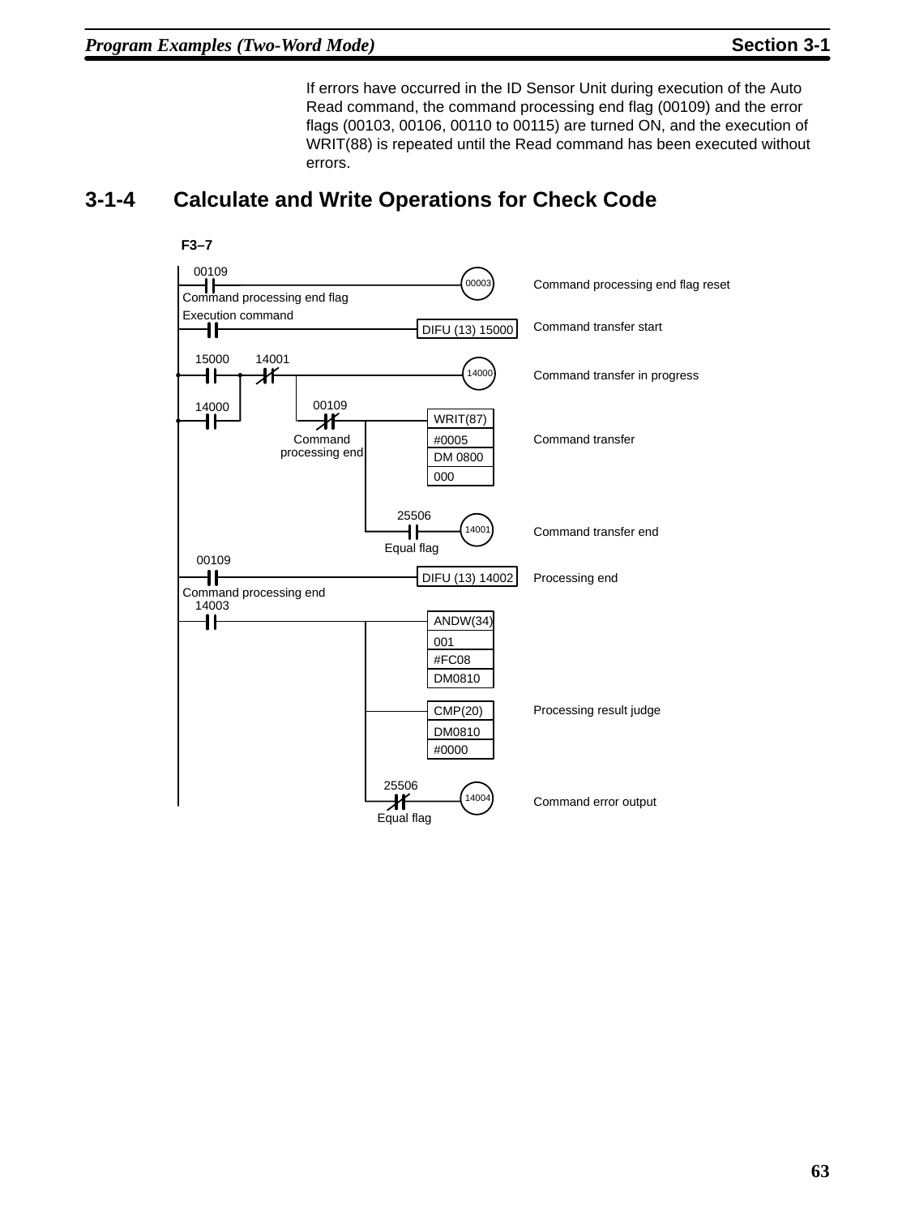If errors have occurred in the ID Sensor Unit during execution of the Auto Read command, the command processing end flag (00109) and the error flags (00103, 00106, 00110 to 00115) are turned ON, and the execution of WRIT(88) is repeated until the Read command has been executed without errors.

## 3-1-4 Calculate and Write Operations for Check Code

**F3–7**

```
 00109                                          (00003)   Command processing end flag reset
--| |-----------------------------------------------O
 Command processing end flag
 Execution command
--| |---------------------------------------[DIFU (13) 15000]   Command transfer start

 15000     14001                                (14000)   Command transfer in progress
--| |--+---|/|---+-------------------------------O
       |         |
 14000 |         |   00109
--| |--+         +---|/|----+----[WRIT(87)]                Command transfer
                   Command  |    [#0005   ]
              processing end|    [DM 0800 ]
                            |    [000     ]
                            |
                            |   25506          (14001)    Command transfer end
                            +---| |----------------O
                               Equal flag
 00109
--| |---------------------------------------[DIFU (13) 14002]   Processing end
 Command processing end
 14003
--| |--------------------------+----[ANDW(34)]
                               |    [001     ]
                               |    [#FC08   ]
                               |    [DM0810  ]
                               |
                               +----[CMP(20) ]             Processing result judge
                               |    [DM0810  ]
                               |    [#0000   ]
                               |
                               |   25506          (14004)  Command error output
                               +---|/|----------------O
                                  Equal flag
```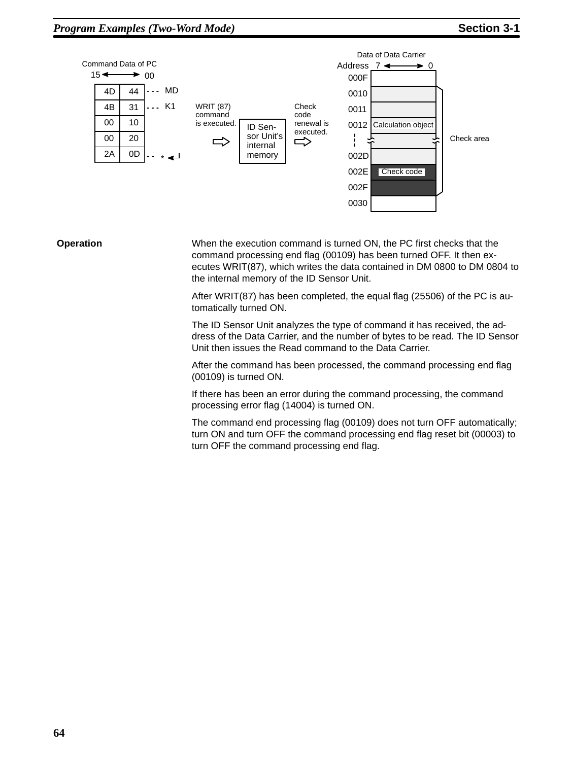Command Data of PC

| 15 | 00 | |
|---|---|---|
| 4D | 44 | MD |
| 4B | 31 | K1 |
| 00 | 10 | |
| 00 | 20 | |
| 2A | 0D | * ↵ |

WRIT (87) command is executed. → ID Sensor Unit's internal memory → Check code renewal is executed.

Data of Data Carrier

| Address | 7 ↔ 0 | |
|---|---|---|
| 000F | | |
| 0010 | | Check area |
| 0011 | | Check area |
| 0012 | Calculation object | Check area |
| ⋮ | | Check area |
| 002D | | Check area |
| 002E | Check code | Check area |
| 002F | | Check area |
| 0030 | | |

**Operation**

When the execution command is turned ON, the PC first checks that the command processing end flag (00109) has been turned OFF. It then executes WRIT(87), which writes the data contained in DM 0800 to DM 0804 to the internal memory of the ID Sensor Unit.

After WRIT(87) has been completed, the equal flag (25506) of the PC is automatically turned ON.

The ID Sensor Unit analyzes the type of command it has received, the address of the Data Carrier, and the number of bytes to be read. The ID Sensor Unit then issues the Read command to the Data Carrier.

After the command has been processed, the command processing end flag (00109) is turned ON.

If there has been an error during the command processing, the command processing error flag (14004) is turned ON.

The command end processing flag (00109) does not turn OFF automatically; turn ON and turn OFF the command processing end flag reset bit (00003) to turn OFF the command processing end flag.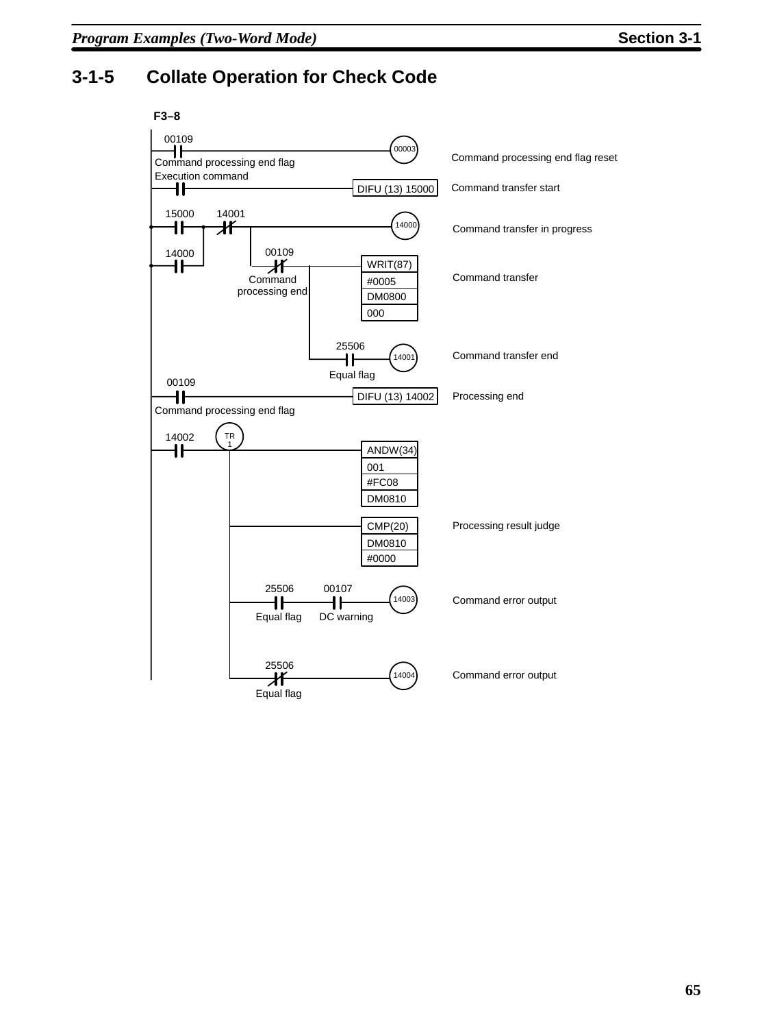### 3-1-5 Collate Operation for Check Code

F3–8

| Rung | Contacts | Output / Instruction | Comment |
|---|---|---|---|
| 1 | 00109 (NO) — Command processing end flag | 00003 | Command processing end flag reset |
| 2 | Execution command (NO) | DIFU (13) 15000 | Command transfer start |
| 3 | 15000 (NO) OR 14000 (NO), AND NOT 14001 | 14000 | Command transfer in progress |
| 4 | 14000 (branch), AND NOT 00109 — Command processing end | WRIT(87) #0005 DM0800 000 | Command transfer |
| 5 | (branch from above) 25506 (NO) — Equal flag | 14001 | Command transfer end |
| 6 | 00109 (NO) — Command processing end flag | DIFU (13) 14002 | Processing end |
| 7 | 14002 (NO), TR 1 | ANDW(34) 001 #FC08 DM0810 | |
| 8 | (TR 1 branch) | CMP(20) DM0810 #0000 | Processing result judge |
| 9 | (TR 1 branch) 25506 (NO) — Equal flag, 00107 (NO) — DC warning | 14003 | Command error output |
| 10 | (TR 1 branch) 25506 (NC) — Equal flag | 14004 | Command error output |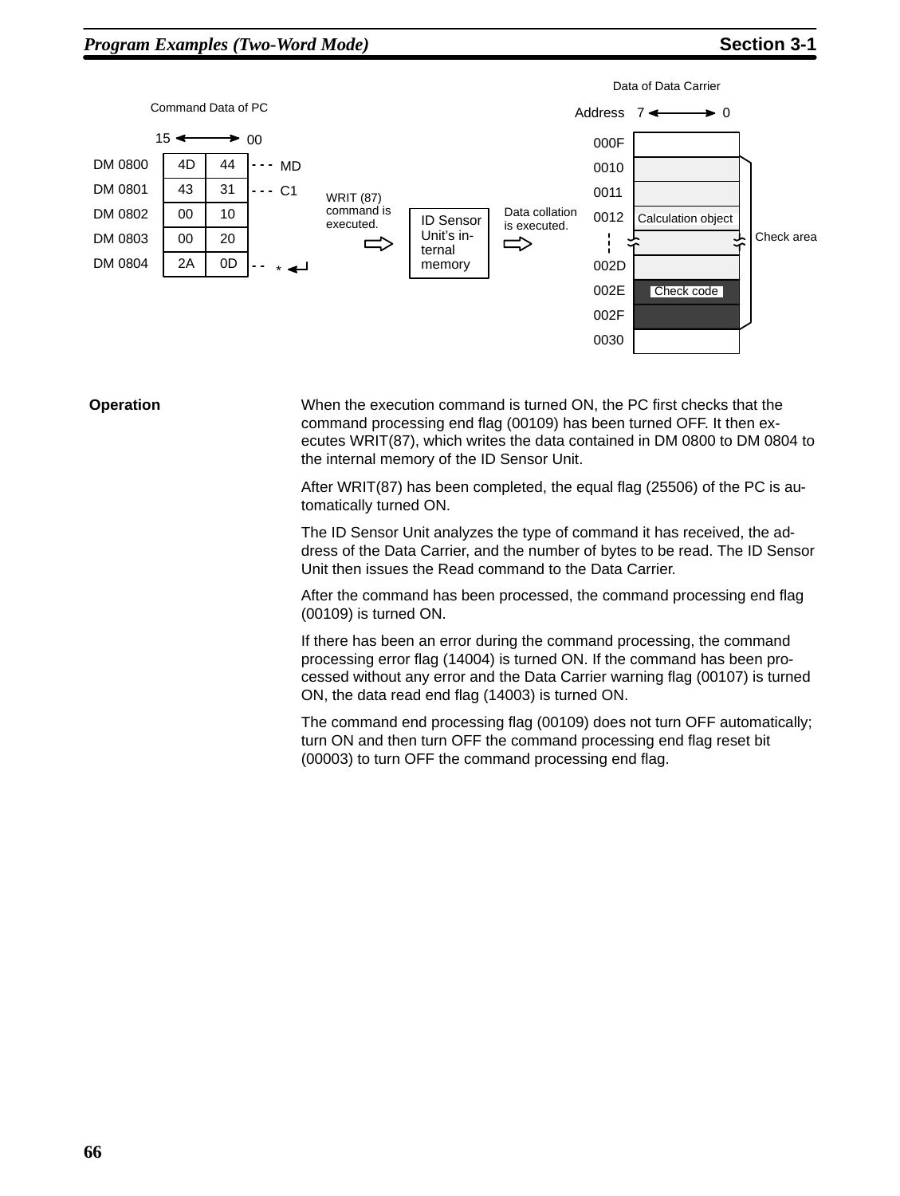Command Data of PC

| | 15 | 00 | |
|---|---|---|---|
| DM 0800 | 4D | 44 | MD |
| DM 0801 | 43 | 31 | C1 |
| DM 0802 | 00 | 10 | |
| DM 0803 | 00 | 20 | |
| DM 0804 | 2A | 0D | * ↵ |

WRIT (87) command is executed. ⇨ ID Sensor Unit's internal memory ⇨ Data collation is executed.

Data of Data Carrier

| Address | 7 ⟷ 0 |
|---|---|
| 000F | |
| 0010 | |
| 0011 | |
| 0012 | Calculation object |
| ⋮ | |
| 002D | |
| 002E | Check code |
| 002F | |
| 0030 | |

Check area (0010 to 002F)

**Operation**

When the execution command is turned ON, the PC first checks that the command processing end flag (00109) has been turned OFF. It then executes WRIT(87), which writes the data contained in DM 0800 to DM 0804 to the internal memory of the ID Sensor Unit.

After WRIT(87) has been completed, the equal flag (25506) of the PC is automatically turned ON.

The ID Sensor Unit analyzes the type of command it has received, the address of the Data Carrier, and the number of bytes to be read. The ID Sensor Unit then issues the Read command to the Data Carrier.

After the command has been processed, the command processing end flag (00109) is turned ON.

If there has been an error during the command processing, the command processing error flag (14004) is turned ON. If the command has been processed without any error and the Data Carrier warning flag (00107) is turned ON, the data read end flag (14003) is turned ON.

The command end processing flag (00109) does not turn OFF automatically; turn ON and then turn OFF the command processing end flag reset bit (00003) to turn OFF the command processing end flag.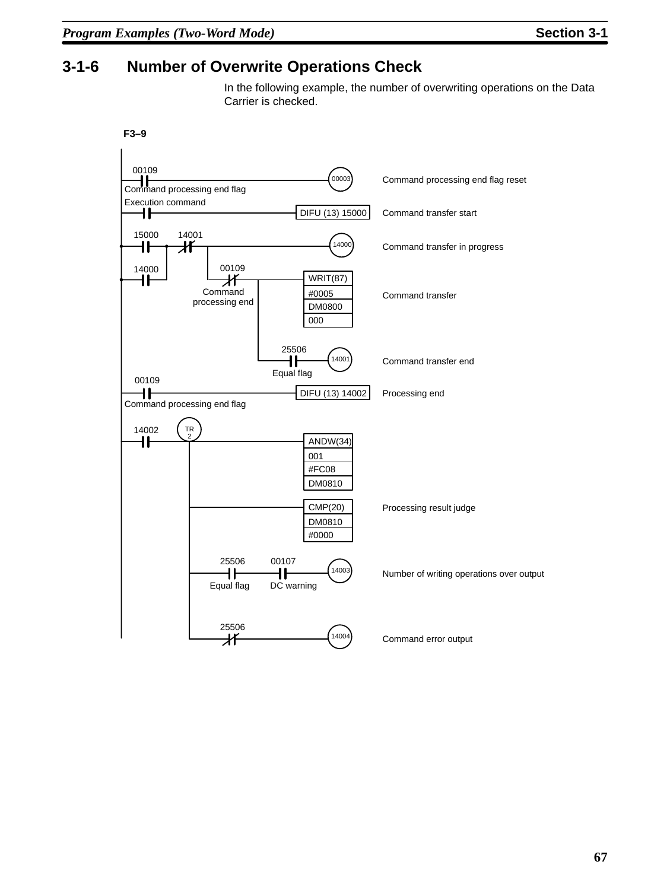### 3-1-6 Number of Overwrite Operations Check

In the following example, the number of overwriting operations on the Data Carrier is checked.

**F3–9**

| Ladder element | Instruction/Operands | Description |
|---|---|---|
| 00109 (Command processing end flag) | OUT 00003 | Command processing end flag reset |
| Execution command | DIFU (13) 15000 | Command transfer start |
| 15000 OR 14000, AND NOT 14001 | OUT 14000 | Command transfer in progress |
| AND NOT 00109 (Command processing end) | WRIT(87) #0005 DM0800 000 | Command transfer |
| 25506 (Equal flag) | OUT 14001 | Command transfer end |
| 00109 (Command processing end flag) | DIFU (13) 14002 | Processing end |
| 14002, TR 2 | ANDW(34) 001 #FC08 DM0810 | |
| | CMP(20) DM0810 #0000 | Processing result judge |
| 25506 (Equal flag), 00107 (DC warning) | OUT 14003 | Number of writing operations over output |
| NOT 25506 | OUT 14004 | Command error output |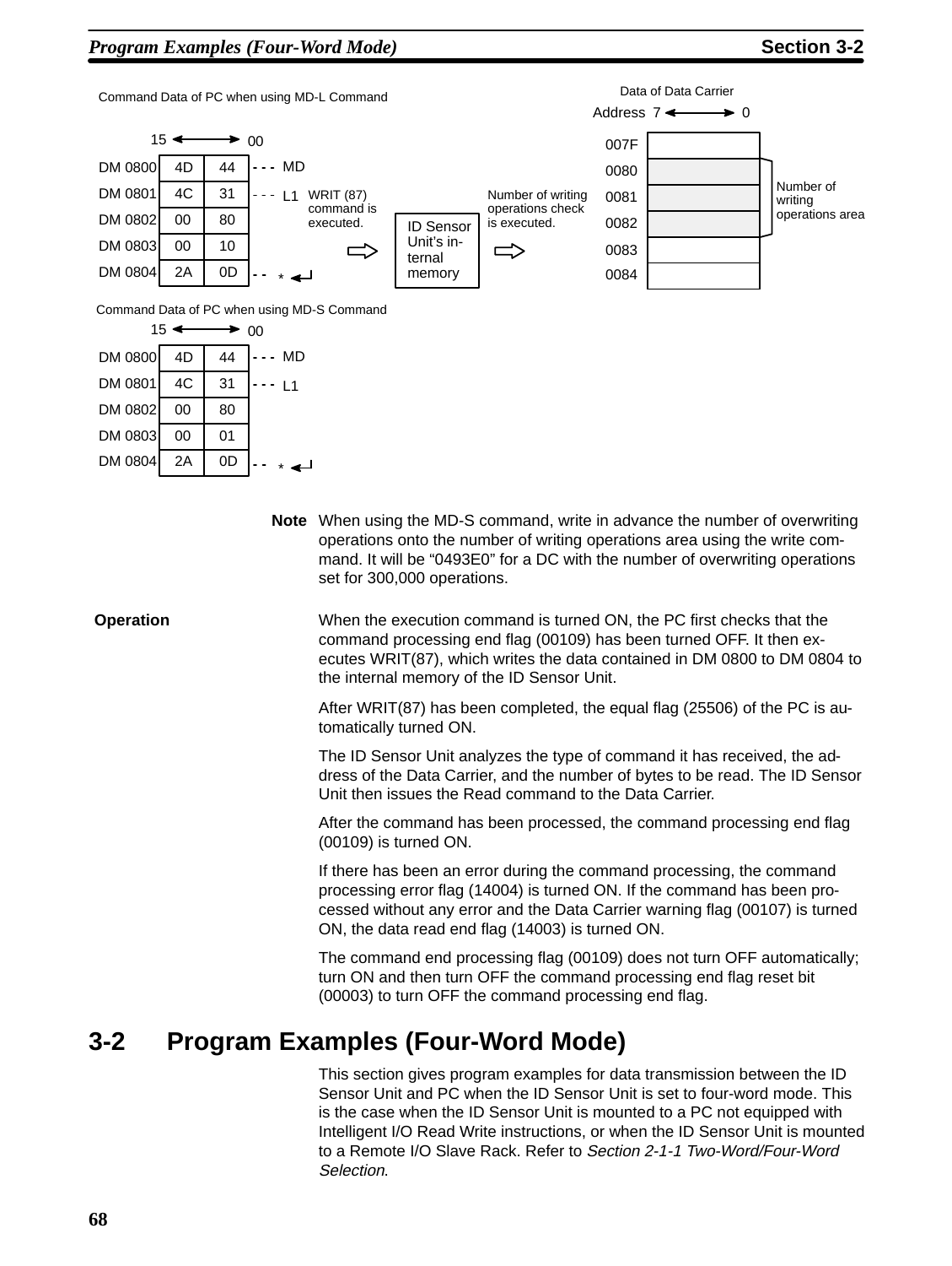Command Data of PC when using MD-L Command

| | 15 | 00 | |
|---|---|---|---|
| DM 0800 | 4D | 44 | MD |
| DM 0801 | 4C | 31 | L1 |
| DM 0802 | 00 | 80 | |
| DM 0803 | 00 | 10 | |
| DM 0804 | 2A | 0D | * ↵ |

WRIT (87) command is executed. ⇨ ID Sensor Unit's internal memory ⇨ Number of writing operations check is executed.

Data of Data Carrier

| Address | 7 ↔ 0 |
|---|---|
| 007F | |
| 0080 | Number of writing operations area |
| 0081 | Number of writing operations area |
| 0082 | Number of writing operations area |
| 0083 | |
| 0084 | |

Command Data of PC when using MD-S Command

| | 15 | 00 | |
|---|---|---|---|
| DM 0800 | 4D | 44 | MD |
| DM 0801 | 4C | 31 | L1 |
| DM 0802 | 00 | 80 | |
| DM 0803 | 00 | 01 | |
| DM 0804 | 2A | 0D | * ↵ |

**Note** When using the MD-S command, write in advance the number of overwriting operations onto the number of writing operations area using the write command. It will be "0493E0" for a DC with the number of overwriting operations set for 300,000 operations.

**Operation**

When the execution command is turned ON, the PC first checks that the command processing end flag (00109) has been turned OFF. It then executes WRIT(87), which writes the data contained in DM 0800 to DM 0804 to the internal memory of the ID Sensor Unit.

After WRIT(87) has been completed, the equal flag (25506) of the PC is automatically turned ON.

The ID Sensor Unit analyzes the type of command it has received, the address of the Data Carrier, and the number of bytes to be read. The ID Sensor Unit then issues the Read command to the Data Carrier.

After the command has been processed, the command processing end flag (00109) is turned ON.

If there has been an error during the command processing, the command processing error flag (14004) is turned ON. If the command has been processed without any error and the Data Carrier warning flag (00107) is turned ON, the data read end flag (14003) is turned ON.

The command end processing flag (00109) does not turn OFF automatically; turn ON and then turn OFF the command processing end flag reset bit (00003) to turn OFF the command processing end flag.

## 3-2 Program Examples (Four-Word Mode)

This section gives program examples for data transmission between the ID Sensor Unit and PC when the ID Sensor Unit is set to four-word mode. This is the case when the ID Sensor Unit is mounted to a PC not equipped with Intelligent I/O Read Write instructions, or when the ID Sensor Unit is mounted to a Remote I/O Slave Rack. Refer to *Section 2-1-1 Two-Word/Four-Word Selection.*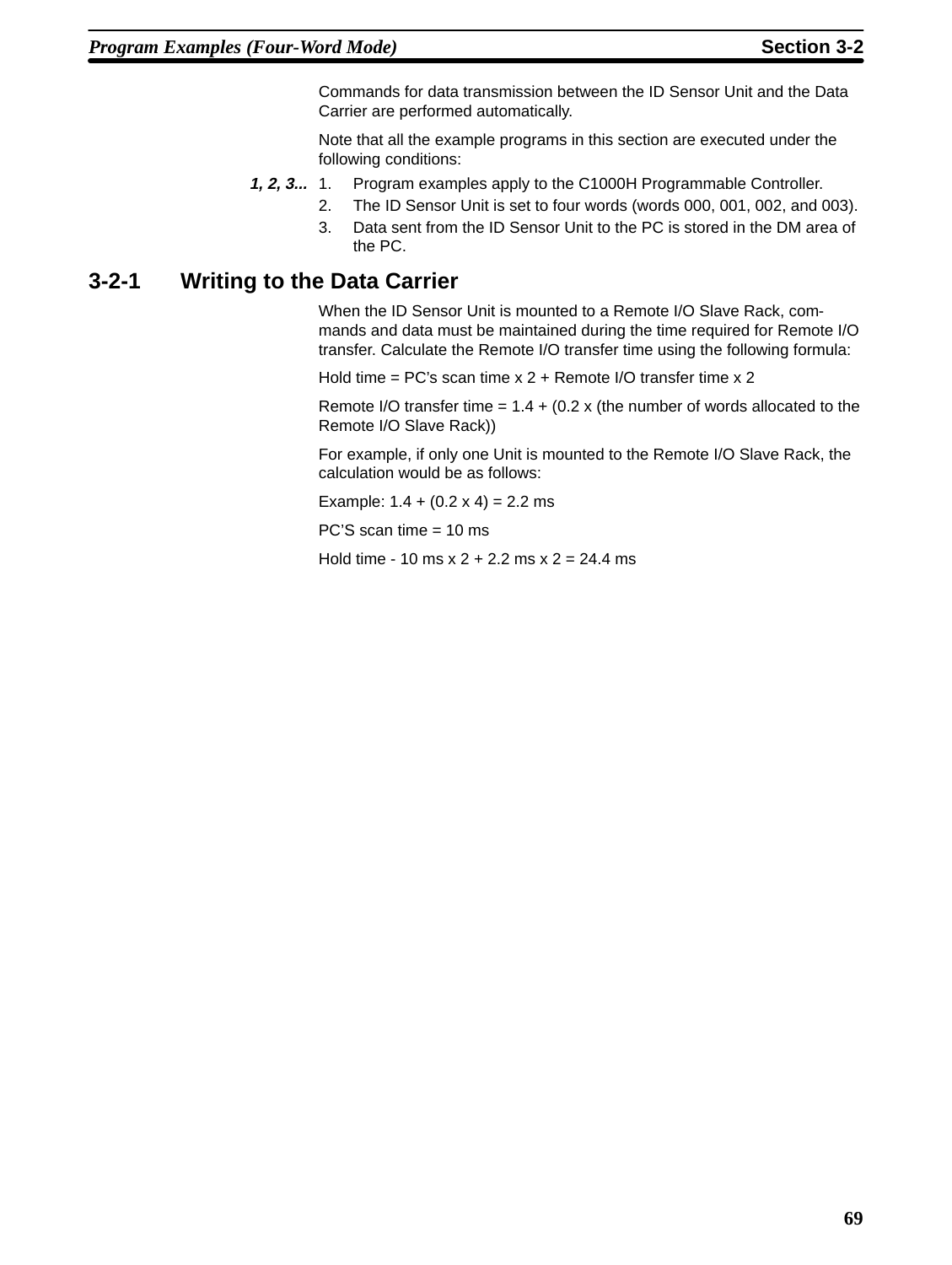Commands for data transmission between the ID Sensor Unit and the Data Carrier are performed automatically.

Note that all the example programs in this section are executed under the following conditions:

***1, 2, 3...***

1. Program examples apply to the C1000H Programmable Controller.
2. The ID Sensor Unit is set to four words (words 000, 001, 002, and 003).
3. Data sent from the ID Sensor Unit to the PC is stored in the DM area of the PC.

## 3-2-1 Writing to the Data Carrier

When the ID Sensor Unit is mounted to a Remote I/O Slave Rack, commands and data must be maintained during the time required for Remote I/O transfer. Calculate the Remote I/O transfer time using the following formula:

Hold time = PC’s scan time x 2 + Remote I/O transfer time x 2

Remote I/O transfer time = 1.4 + (0.2 x (the number of words allocated to the Remote I/O Slave Rack))

For example, if only one Unit is mounted to the Remote I/O Slave Rack, the calculation would be as follows:

Example: 1.4 + (0.2 x 4) = 2.2 ms

PC’S scan time = 10 ms

Hold time - 10 ms x 2 + 2.2 ms x 2 = 24.4 ms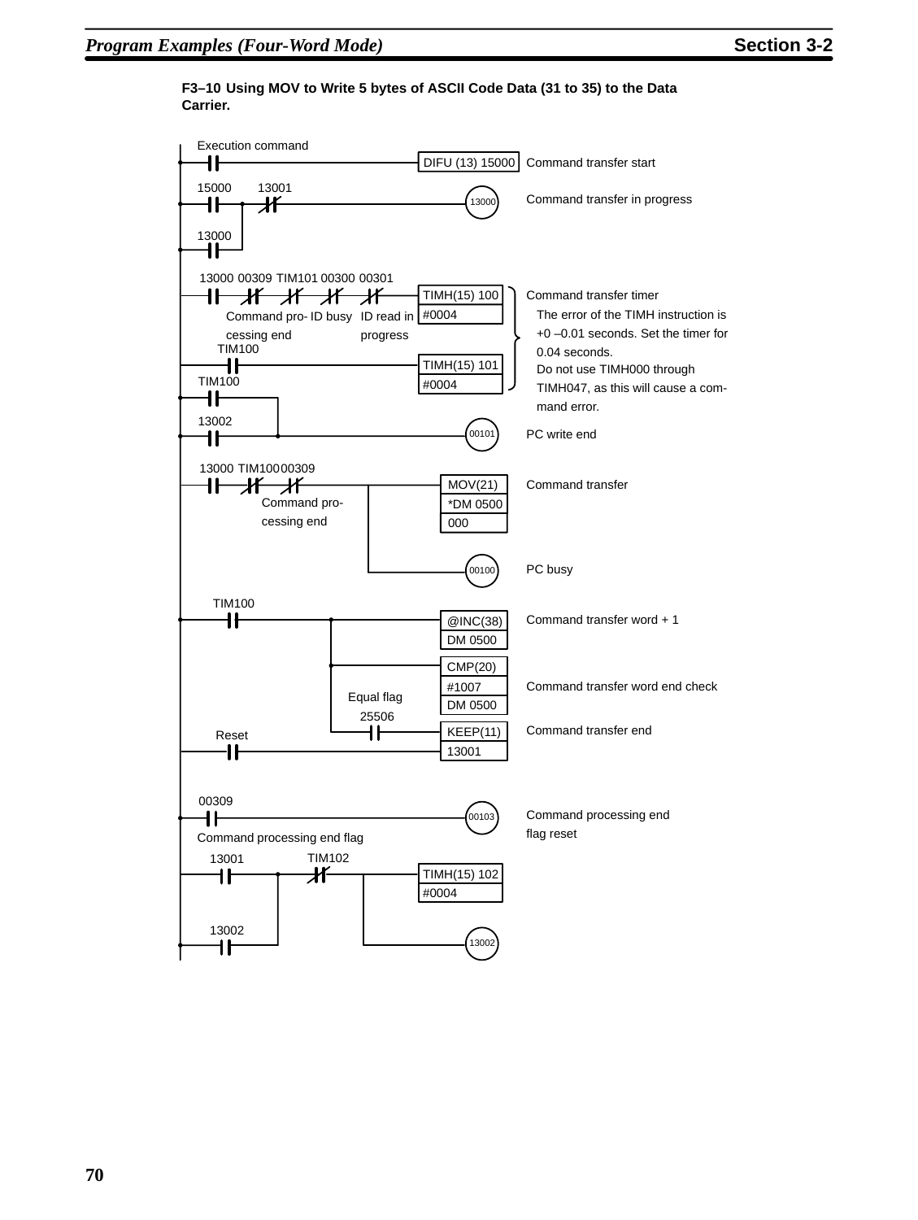**F3–10 Using MOV to Write 5 bytes of ASCII Code Data (31 to 35) to the Data Carrier.**

```
Execution command
--| |------------------------------------[DIFU (13) 15000]   Command transfer start

 15000    13001
--| |--+--|/|-----------------------------( 13000 )          Command transfer in progress
 13000 |
--| |--+

 13000 00309 TIM101 00300 00301
--| |---|/|---|/|----|/|----|/|-----------[TIMH(15) 100]      Command transfer timer
        Command pro- ID busy ID read in    [#0004       ]       The error of the TIMH instruction is
        cessing end          progress                          +0 –0.01 seconds. Set the timer for
   TIM100                                                      0.04 seconds.
--| |-------------------------------------[TIMH(15) 101]        Do not use TIMH000 through
                                           [#0004       ]       TIMH047, as this will cause a com-
 TIM100                                                         mand error.
--| |------+
 13002     |
--| |------+-----------------------------( 00101 )           PC write end

 13000 TIM100 00309
--| |---|/|----|/|-----+------------------[MOV(21) ]          Command transfer
          Command pro-  |                 [*DM 0500]
          cessing end   |                 [000     ]
                        |
                        +-----------------( 00100 )           PC busy

  TIM100
--| |--------------+----------------------[@INC(38)]          Command transfer word + 1
                   |                      [DM 0500 ]
                   |
                   +----------------------[CMP(20) ]
                   |                      [#1007   ]          Command transfer word end check
                   |   Equal flag         [DM 0500 ]
                   |     25506
                   +-----| |--------------[KEEP(11)]          Command transfer end
   Reset                                  [        ]
--| |-------------------------------------[13001   ]

 00309
--| |-------------------------------------( 00103 )           Command processing end
Command processing end flag                                   flag reset

  13001         TIM102
--| |------+-----|/|----+-----------------[TIMH(15) 102]
           |            |                 [#0004       ]
  13002    |            |
--| |------+            +-----------------( 13002 )
```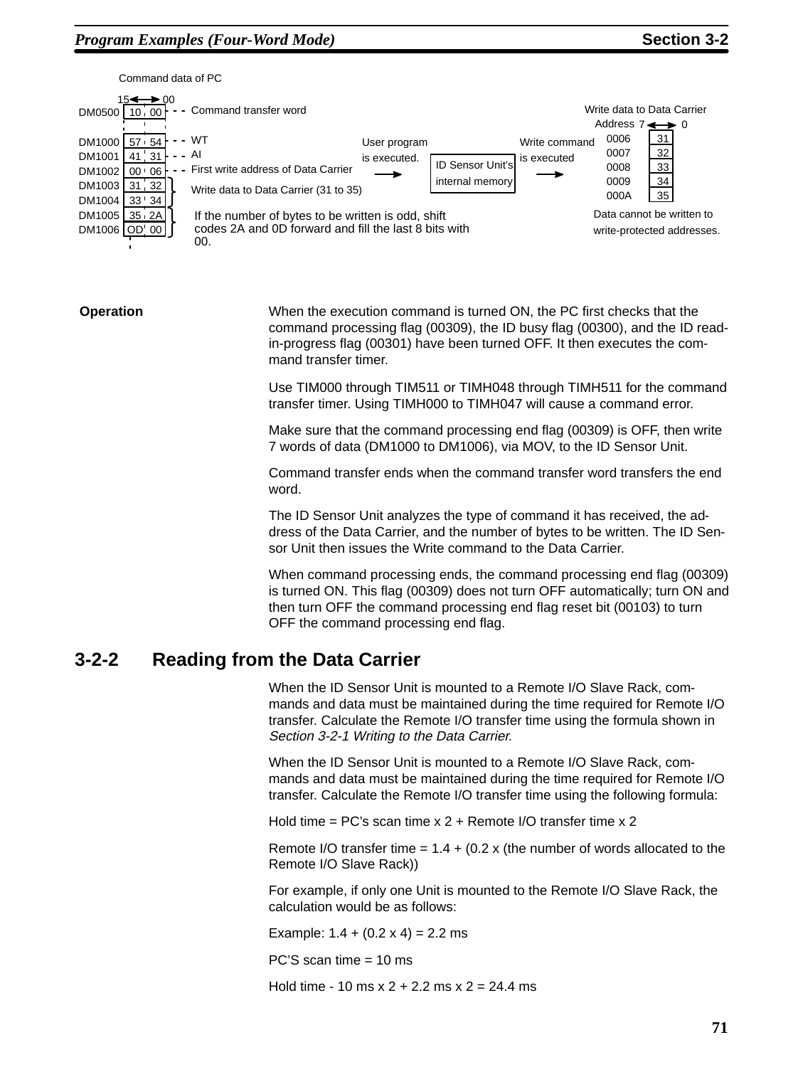Command data of PC

| | 15 ↔ 00 | |
|---|---|---|
| DM0500 | 10 00 | Command transfer word |
| DM1000 | 57 54 | WT |
| DM1001 | 41 31 | AI |
| DM1002 | 00 06 | First write address of Data Carrier |
| DM1003 | 31 32 | Write data to Data Carrier (31 to 35) |
| DM1004 | 33 34 | |
| DM1005 | 35 2A | If the number of bytes to be written is odd, shift codes 2A and 0D forward and fill the last 8 bits with 00. |
| DM1006 | OD 00 | |

User program is executed. → ID Sensor Unit's internal memory → Write command is executed

Write data to Data Carrier

| Address | 7 ↔ 0 |
|---|---|
| 0006 | 31 |
| 0007 | 32 |
| 0008 | 33 |
| 0009 | 34 |
| 000A | 35 |

Data cannot be written to write-protected addresses.

**Operation**

When the execution command is turned ON, the PC first checks that the command processing flag (00309), the ID busy flag (00300), and the ID read-in-progress flag (00301) have been turned OFF. It then executes the command transfer timer.

Use TIM000 through TIM511 or TIMH048 through TIMH511 for the command transfer timer. Using TIMH000 to TIMH047 will cause a command error.

Make sure that the command processing end flag (00309) is OFF, then write 7 words of data (DM1000 to DM1006), via MOV, to the ID Sensor Unit.

Command transfer ends when the command transfer word transfers the end word.

The ID Sensor Unit analyzes the type of command it has received, the address of the Data Carrier, and the number of bytes to be written. The ID Sensor Unit then issues the Write command to the Data Carrier.

When command processing ends, the command processing end flag (00309) is turned ON. This flag (00309) does not turn OFF automatically; turn ON and then turn OFF the command processing end flag reset bit (00103) to turn OFF the command processing end flag.

## 3-2-2 Reading from the Data Carrier

When the ID Sensor Unit is mounted to a Remote I/O Slave Rack, commands and data must be maintained during the time required for Remote I/O transfer. Calculate the Remote I/O transfer time using the formula shown in *Section 3-2-1 Writing to the Data Carrier.*

When the ID Sensor Unit is mounted to a Remote I/O Slave Rack, commands and data must be maintained during the time required for Remote I/O transfer. Calculate the Remote I/O transfer time using the following formula:

Hold time = PC's scan time x 2 + Remote I/O transfer time x 2

Remote I/O transfer time = 1.4 + (0.2 x (the number of words allocated to the Remote I/O Slave Rack))

For example, if only one Unit is mounted to the Remote I/O Slave Rack, the calculation would be as follows:

Example: 1.4 + (0.2 x 4) = 2.2 ms

PC'S scan time = 10 ms

Hold time - 10 ms x 2 + 2.2 ms x 2 = 24.4 ms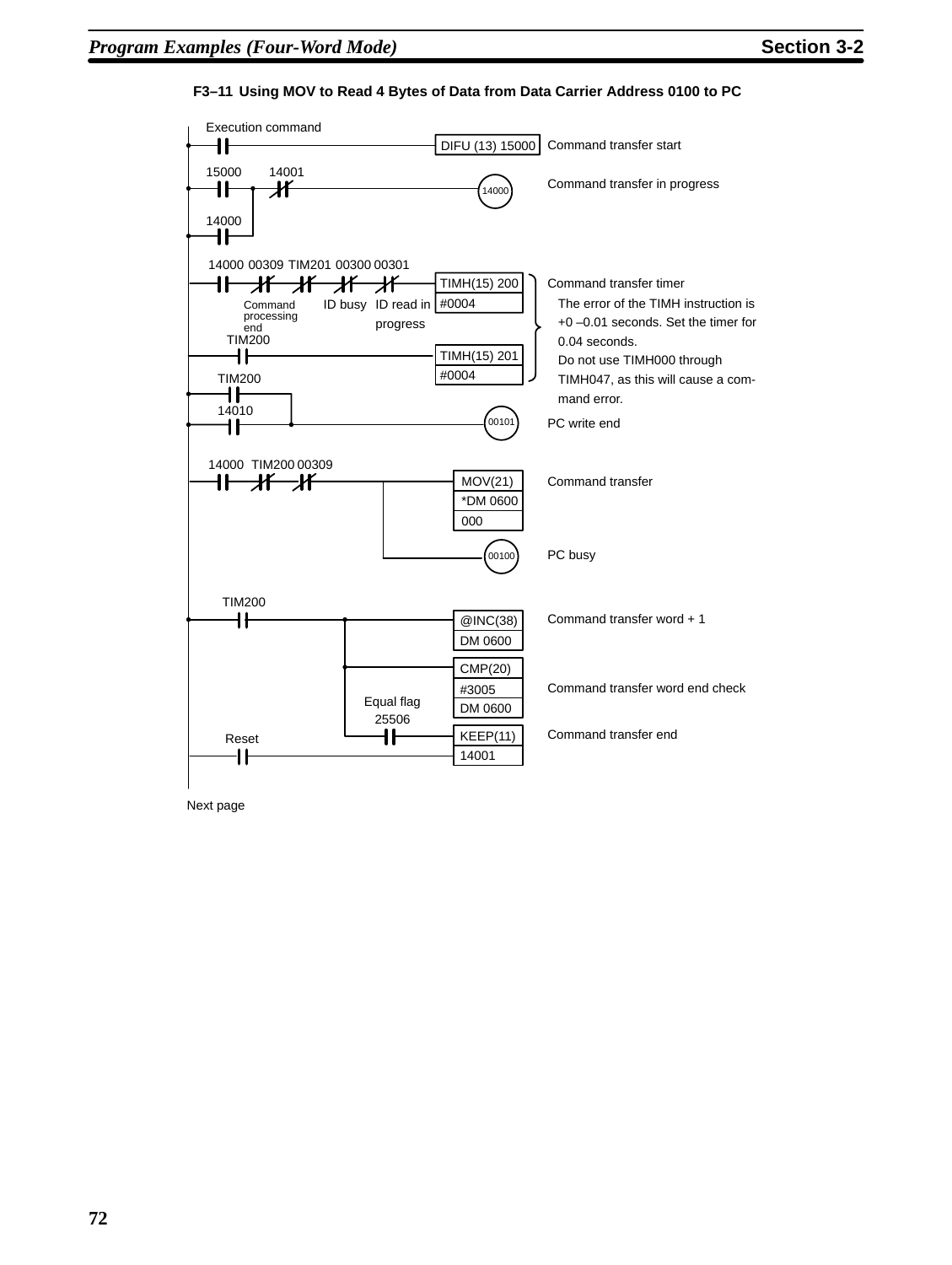#### F3–11 Using MOV to Read 4 Bytes of Data from Data Carrier Address 0100 to PC

```
Execution command
--| |-----------------------------------------[DIFU (13) 15000]   Command transfer start

 15000     14001
--| |--+---|/|-----------------------------------(14000)          Command transfer in progress
 14000 |
--| |--+

 14000 00309 TIM201 00300 00301
--| |---|/|---|/|---|/|---|/|------------------[TIMH(15) 200]    Command transfer timer
       Command      ID busy ID read in          [#0004       ]     The error of the TIMH instruction is
       processing           progress                                +0 –0.01 seconds. Set the timer for
       end                                                          0.04 seconds.
  TIM200                                                            Do not use TIMH000 through
--| |----------------------------------------[TIMH(15) 201]        TIMH047, as this will cause a com-
                                               [#0004       ]       mand error.
  TIM200
--| |--+
  14010 |
--| |--+-------------------------------------------(00101)          PC write end

 14000  TIM200 00309
--| |---|/|---|/|--------+------------------------[MOV(21)  ]      Command transfer
                         |                         [*DM 0600 ]
                         |                         [000      ]
                         |
                         +---------------------------(00100)        PC busy

  TIM200
--| |--------------+------------------------------[@INC(38)]        Command transfer word + 1
                   |                              [DM 0600 ]
                   |
                   +------------------------------[CMP(20) ]
                   |                              [#3005   ]        Command transfer word end check
                   |      Equal flag              [DM 0600 ]
                   |        25506
                   +--------| |-------------------[KEEP(11)]        Command transfer end
   Reset                                          |
--| |-----------------------------------------------[14001   ]
```

Next page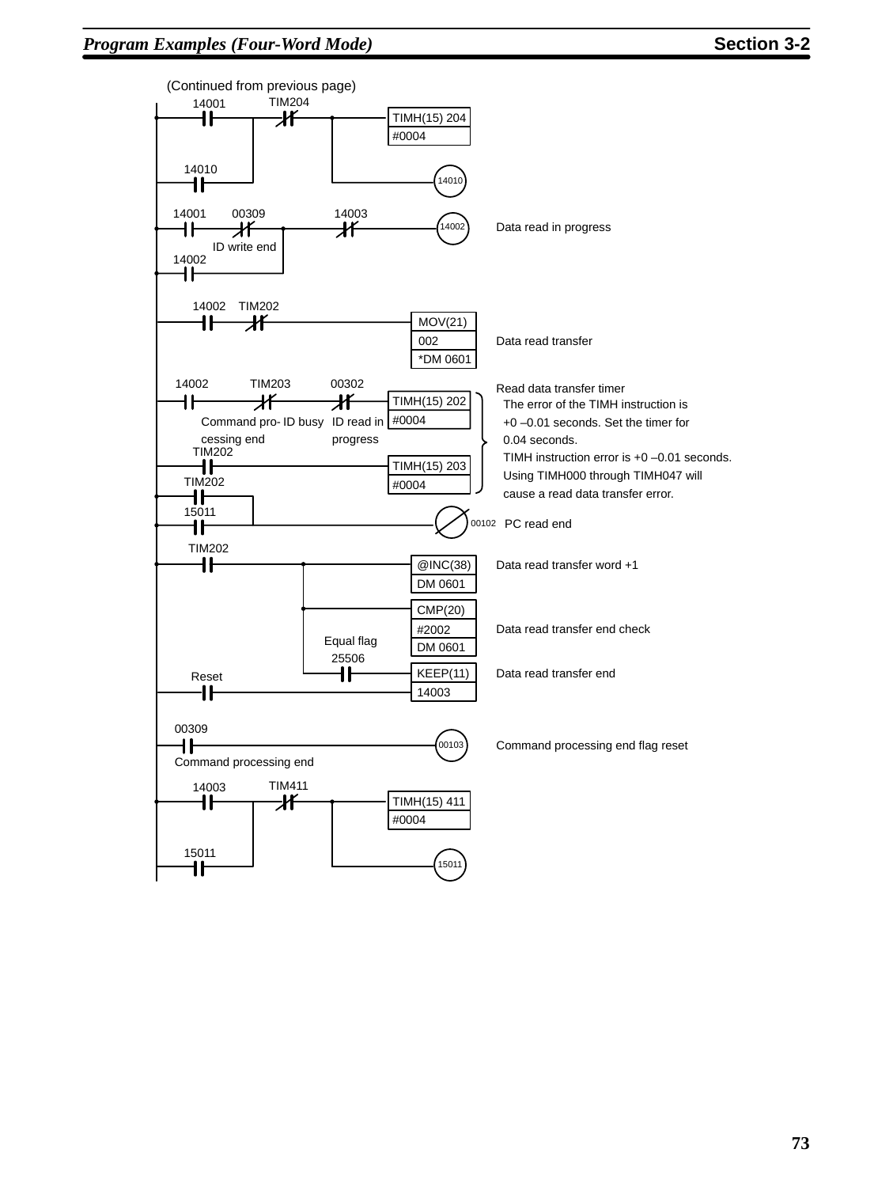(Continued from previous page)

```
 14001      TIM204
--| |--+----|/|----+-------------[TIMH(15) 204]
       |           |             [#0004       ]
 14010 |           |
--| |--+           +-------------( 14010 )

 14001   00309          14003
--| |----|/|----+-------|/|------( 14002 )      Data read in progress
        ID write end
 14002          |
--| |-----------+

 14002   TIM202
--| |----|/|---------------------[MOV(21)  ]
                                 [002      ]    Data read transfer
                                 [*DM 0601 ]

 14002     TIM203      00302
--| |------|/|---------|/|-------[TIMH(15) 202]  Read data transfer timer
          Command pro- ID busy  ID read in [#0004]
          cessing end           progress
 TIM202
--| |----------------------------[TIMH(15) 203]
                                 [#0004       ]
 TIM202
--| |--+
 15011 |
--| |--+-------------------------(/ 00102 )     PC read end

 TIM202
--| |--------+------------------[@INC(38)]       Data read transfer word +1
             |                  [DM 0601 ]
             |
             +------------------[CMP(20) ]
             |                  [#2002   ]       Data read transfer end check
             |   Equal flag     [DM 0601 ]
             |   25506
             +---| |------------[KEEP(11)]       Data read transfer end
 Reset                          [        ]
--| |---------------------------[14003   ]

 00309
--| |---------------------------( 00103 )       Command processing end flag reset
 Command processing end

 14003      TIM411
--| |--+----|/|----+-------------[TIMH(15) 411]
       |           |             [#0004       ]
 15011 |           |
--| |--+           +-------------( 15011 )
```

Read data transfer timer
The error of the TIMH instruction is +0 –0.01 seconds. Set the timer for 0.04 seconds.
TIMH instruction error is +0 –0.01 seconds. Using TIMH000 through TIMH047 will cause a read data transfer error.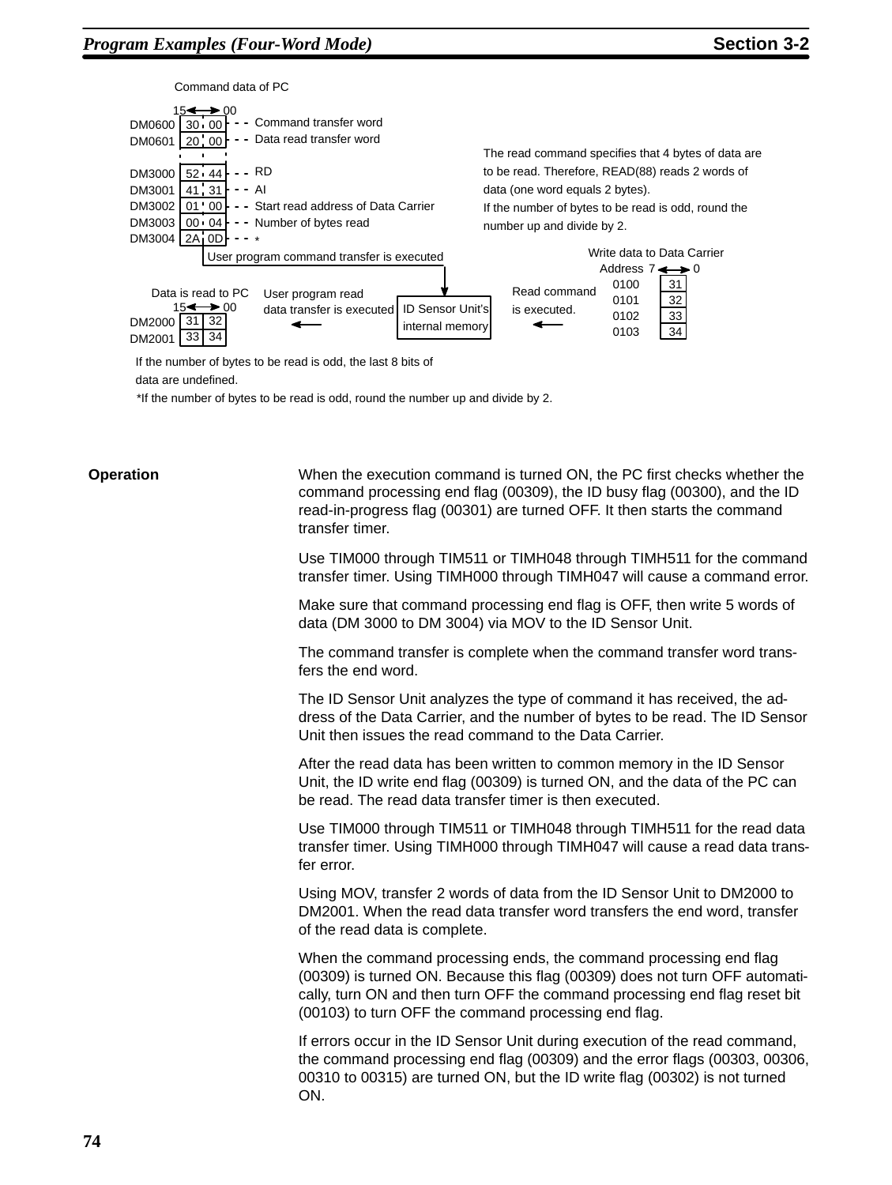Command data of PC

| | 15 ⟷ 00 | |
|---|---|---|
| DM0600 | 30 00 | Command transfer word |
| DM0601 | 20 00 | Data read transfer word |
| DM3000 | 52 44 | RD |
| DM3001 | 41 31 | AI |
| DM3002 | 01 00 | Start read address of Data Carrier |
| DM3003 | 00 04 | Number of bytes read |
| DM3004 | 2A 0D | * |

User program command transfer is executed

The read command specifies that 4 bytes of data are to be read. Therefore, READ(88) reads 2 words of data (one word equals 2 bytes).
If the number of bytes to be read is odd, round the number up and divide by 2.

Write data to Data Carrier

| Address | 7 ⟷ 0 |
|---|---|
| 0100 | 31 |
| 0101 | 32 |
| 0102 | 33 |
| 0103 | 34 |

Read command is executed. → ID Sensor Unit's internal memory → User program read data transfer is executed

Data is read to PC

| | 15 ⟷ 00 |
|---|---|
| DM2000 | 31 32 |
| DM2001 | 33 34 |

If the number of bytes to be read is odd, the last 8 bits of data are undefined.

*If the number of bytes to be read is odd, round the number up and divide by 2.

**Operation**

When the execution command is turned ON, the PC first checks whether the command processing end flag (00309), the ID busy flag (00300), and the ID read-in-progress flag (00301) are turned OFF. It then starts the command transfer timer.

Use TIM000 through TIM511 or TIMH048 through TIMH511 for the command transfer timer. Using TIMH000 through TIMH047 will cause a command error.

Make sure that command processing end flag is OFF, then write 5 words of data (DM 3000 to DM 3004) via MOV to the ID Sensor Unit.

The command transfer is complete when the command transfer word transfers the end word.

The ID Sensor Unit analyzes the type of command it has received, the address of the Data Carrier, and the number of bytes to be read. The ID Sensor Unit then issues the read command to the Data Carrier.

After the read data has been written to common memory in the ID Sensor Unit, the ID write end flag (00309) is turned ON, and the data of the PC can be read. The read data transfer timer is then executed.

Use TIM000 through TIM511 or TIMH048 through TIMH511 for the read data transfer timer. Using TIMH000 through TIMH047 will cause a read data transfer error.

Using MOV, transfer 2 words of data from the ID Sensor Unit to DM2000 to DM2001. When the read data transfer word transfers the end word, transfer of the read data is complete.

When the command processing ends, the command processing end flag (00309) is turned ON. Because this flag (00309) does not turn OFF automatically, turn ON and then turn OFF the command processing end flag reset bit (00103) to turn OFF the command processing end flag.

If errors occur in the ID Sensor Unit during execution of the read command, the command processing end flag (00309) and the error flags (00303, 00306, 00310 to 00315) are turned ON, but the ID write flag (00302) is not turned ON.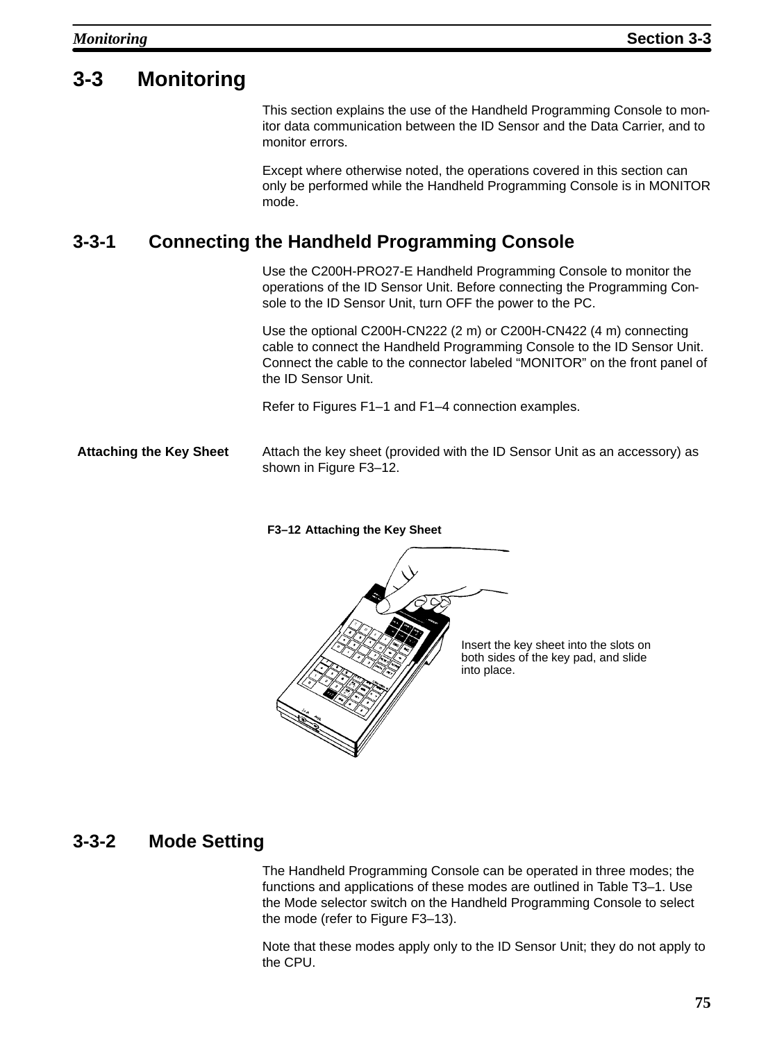# 3-3 Monitoring

This section explains the use of the Handheld Programming Console to monitor data communication between the ID Sensor and the Data Carrier, and to monitor errors.

Except where otherwise noted, the operations covered in this section can only be performed while the Handheld Programming Console is in MONITOR mode.

## 3-3-1 Connecting the Handheld Programming Console

Use the C200H-PRO27-E Handheld Programming Console to monitor the operations of the ID Sensor Unit. Before connecting the Programming Console to the ID Sensor Unit, turn OFF the power to the PC.

Use the optional C200H-CN222 (2 m) or C200H-CN422 (4 m) connecting cable to connect the Handheld Programming Console to the ID Sensor Unit. Connect the cable to the connector labeled "MONITOR" on the front panel of the ID Sensor Unit.

Refer to Figures F1–1 and F1–4 connection examples.

**Attaching the Key Sheet**

Attach the key sheet (provided with the ID Sensor Unit as an accessory) as shown in Figure F3–12.

**F3–12 Attaching the Key Sheet**

Insert the key sheet into the slots on both sides of the key pad, and slide into place.

## 3-3-2 Mode Setting

The Handheld Programming Console can be operated in three modes; the functions and applications of these modes are outlined in Table T3–1. Use the Mode selector switch on the Handheld Programming Console to select the mode (refer to Figure F3–13).

Note that these modes apply only to the ID Sensor Unit; they do not apply to the CPU.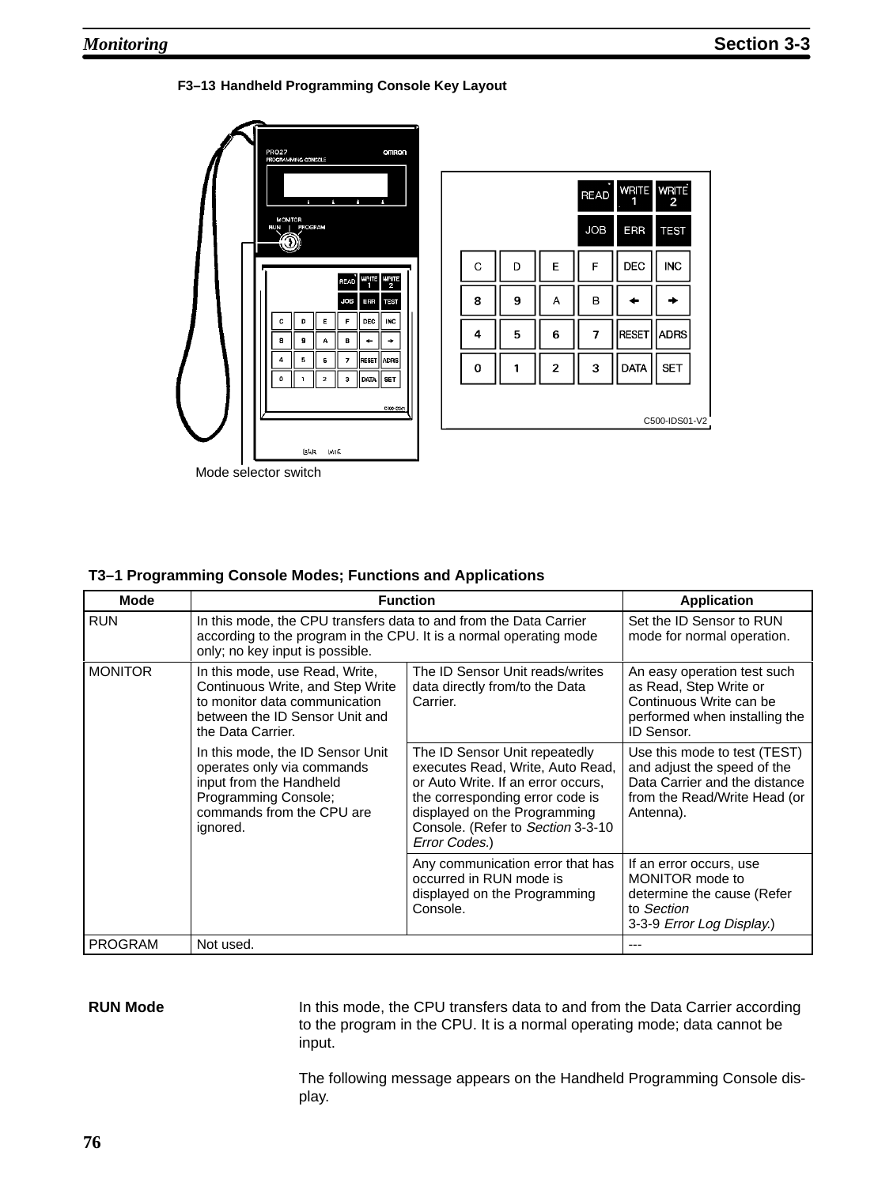**F3–13 Handheld Programming Console Key Layout**

Mode selector switch

C500-IDS01-V2

**T3–1 Programming Console Modes; Functions and Applications**

| Mode | Function | | Application |
|---|---|---|---|
| RUN | In this mode, the CPU transfers data to and from the Data Carrier according to the program in the CPU. It is a normal operating mode only; no key input is possible. | | Set the ID Sensor to RUN mode for normal operation. |
| MONITOR | In this mode, use Read, Write, Continuous Write, and Step Write to monitor data communication between the ID Sensor Unit and the Data Carrier. In this mode, the ID Sensor Unit operates only via commands input from the Handheld Programming Console; commands from the CPU are ignored. | The ID Sensor Unit reads/writes data directly from/to the Data Carrier. | An easy operation test such as Read, Step Write or Continuous Write can be performed when installing the ID Sensor. |
| | | The ID Sensor Unit repeatedly executes Read, Write, Auto Read, or Auto Write. If an error occurs, the corresponding error code is displayed on the Programming Console. (Refer to *Section* 3-3-10 *Error Codes*.) | Use this mode to test (TEST) and adjust the speed of the Data Carrier and the distance from the Read/Write Head (or Antenna). |
| | | Any communication error that has occurred in RUN mode is displayed on the Programming Console. | If an error occurs, use MONITOR mode to determine the cause (Refer to *Section* 3-3-9 *Error Log Display*.) |
| PROGRAM | Not used. | | --- |

**RUN Mode**

In this mode, the CPU transfers data to and from the Data Carrier according to the program in the CPU. It is a normal operating mode; data cannot be input.

The following message appears on the Handheld Programming Console display.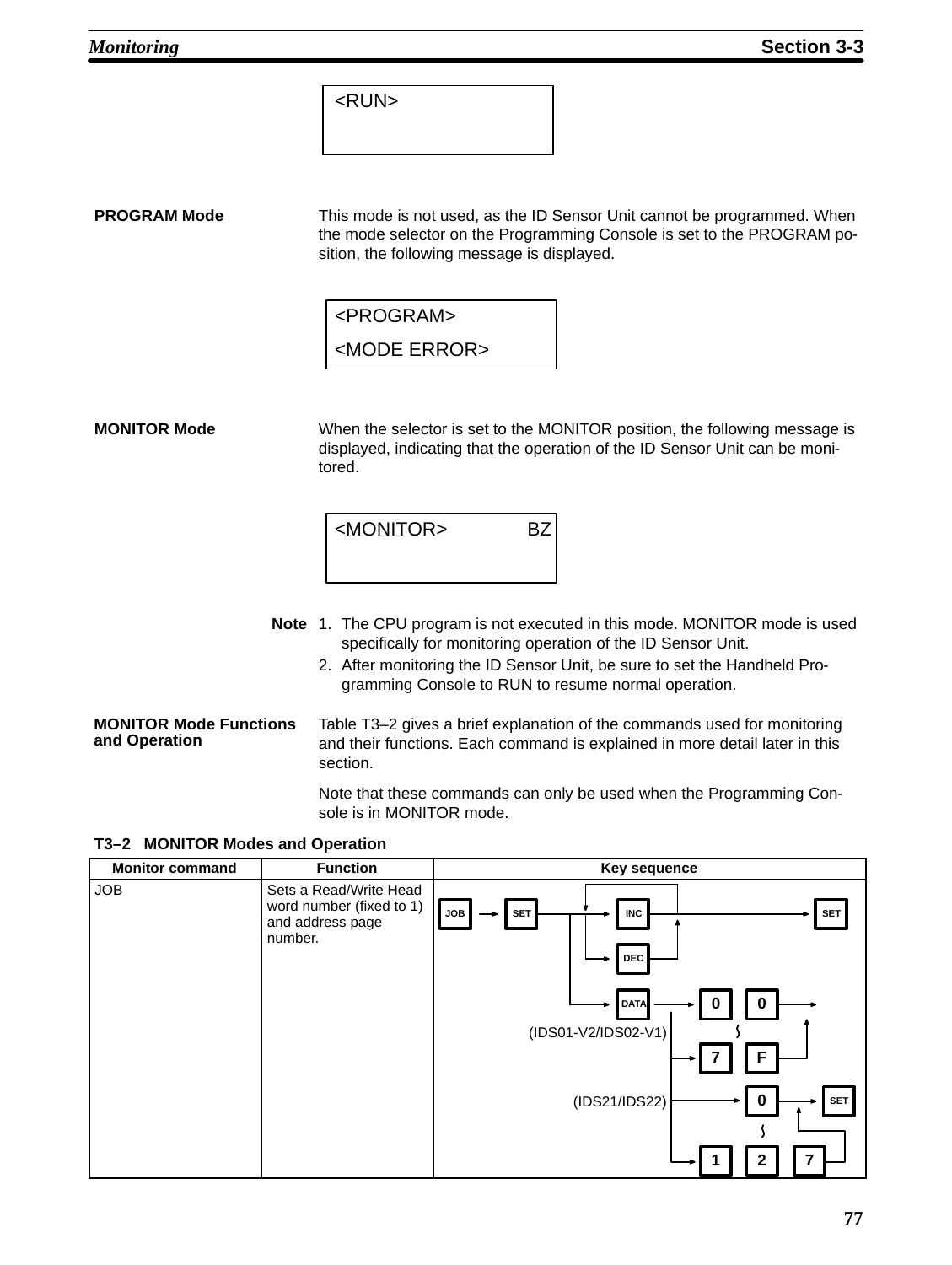```
<RUN>
```

**PROGRAM Mode**

This mode is not used, as the ID Sensor Unit cannot be programmed. When the mode selector on the Programming Console is set to the PROGRAM position, the following message is displayed.

```
<PROGRAM>
<MODE ERROR>
```

**MONITOR Mode**

When the selector is set to the MONITOR position, the following message is displayed, indicating that the operation of the ID Sensor Unit can be monitored.

```
<MONITOR>           BZ
```

**Note**
1. The CPU program is not executed in this mode. MONITOR mode is used specifically for monitoring operation of the ID Sensor Unit.
2. After monitoring the ID Sensor Unit, be sure to set the Handheld Programming Console to RUN to resume normal operation.

**MONITOR Mode Functions and Operation**

Table T3–2 gives a brief explanation of the commands used for monitoring and their functions. Each command is explained in more detail later in this section.

Note that these commands can only be used when the Programming Console is in MONITOR mode.

**T3–2 MONITOR Modes and Operation**

| Monitor command | Function | Key sequence |
|---|---|---|
| JOB | Sets a Read/Write Head word number (fixed to 1) and address page number. | JOB → SET → INC / DEC (repeatable) → SET; or JOB → SET → DATA → (IDS01-V2/IDS02-V1) 00 to 7F; (IDS21/IDS22) 0 to 127 → SET |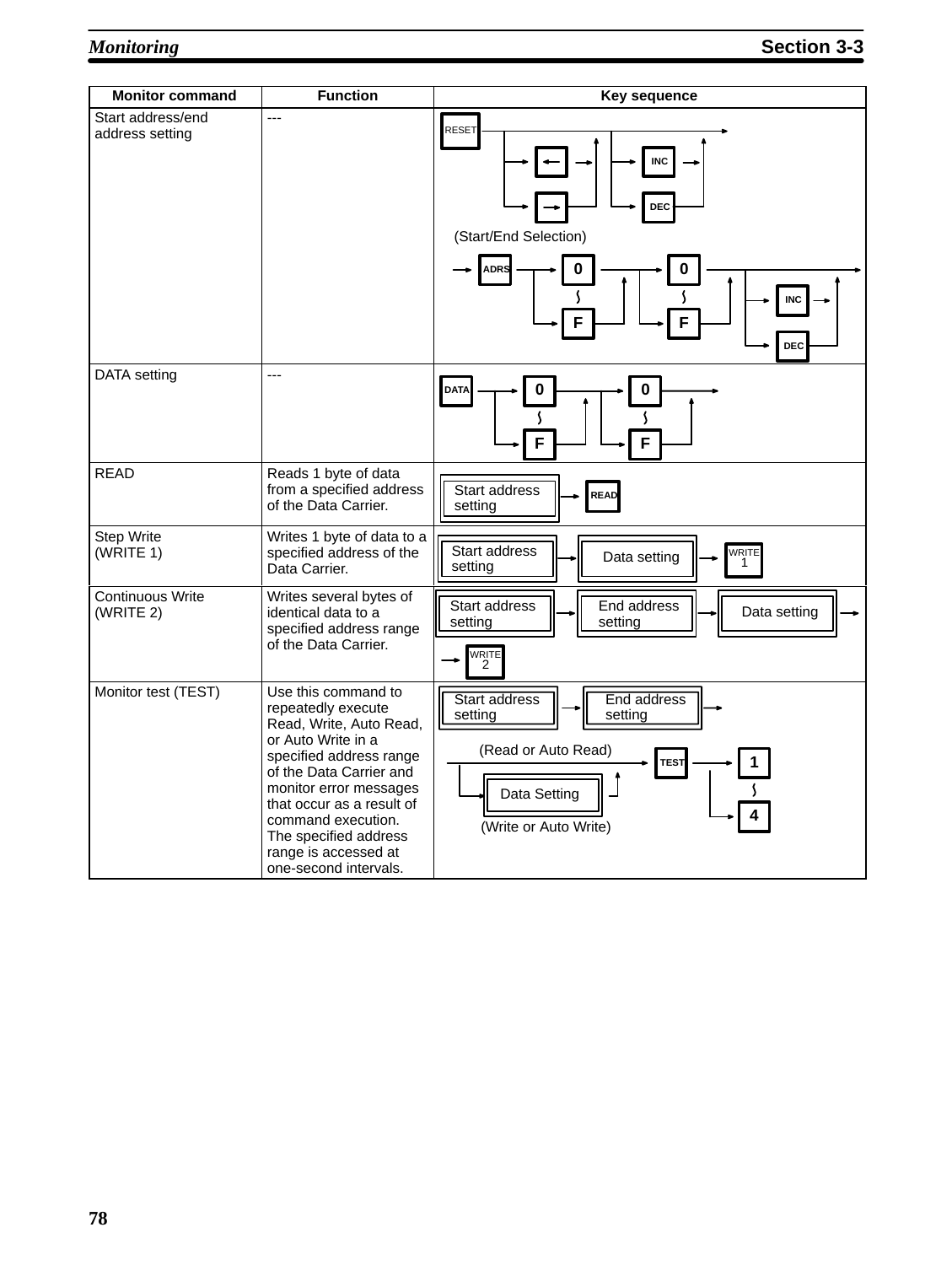| Monitor command | Function | Key sequence |
|---|---|---|
| Start address/end address setting | --- | RESET → (← or →) → (INC or DEC) →<br>(Start/End Selection)<br>→ ADRS → (0 to F) → (0 to F) → (INC or DEC) → |
| DATA setting | --- | DATA → (0 to F) → (0 to F) → |
| READ | Reads 1 byte of data from a specified address of the Data Carrier. | Start address setting → READ |
| Step Write (WRITE 1) | Writes 1 byte of data to a specified address of the Data Carrier. | Start address setting → Data setting → WRITE 1 |
| Continuous Write (WRITE 2) | Writes several bytes of identical data to a specified address range of the Data Carrier. | Start address setting → End address setting → Data setting → WRITE 2 |
| Monitor test (TEST) | Use this command to repeatedly execute Read, Write, Auto Read, or Auto Write in a specified address range of the Data Carrier and monitor error messages that occur as a result of command execution. The specified address range is accessed at one-second intervals. | Start address setting → End address setting →<br>(Read or Auto Read) → TEST → (1 to 4)<br>Data Setting (Write or Auto Write) → TEST → (1 to 4) |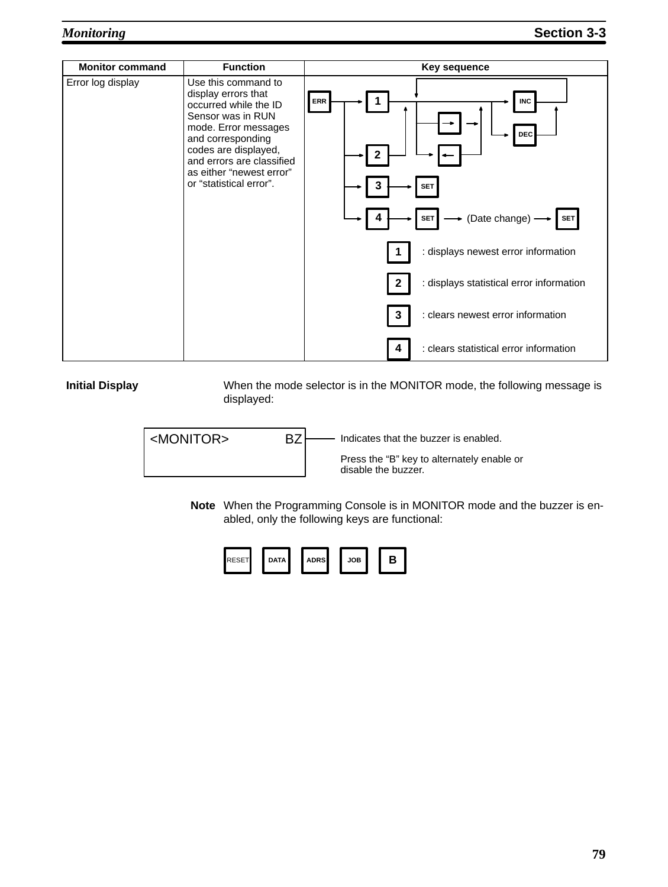| Monitor command | Function | Key sequence |
|---|---|---|
| Error log display | Use this command to display errors that occurred while the ID Sensor was in RUN mode. Error messages and corresponding codes are displayed, and errors are classified as either “newest error” or “statistical error”. | ERR → 1 / 2 → INC / DEC / → / ←<br>ERR → 3 → SET<br>ERR → 4 → SET → (Date change) → SET<br><br>1 : displays newest error information<br>2 : displays statistical error information<br>3 : clears newest error information<br>4 : clears statistical error information |

**Initial Display**

When the mode selector is in the MONITOR mode, the following message is displayed:

```
<MONITOR>          BZ
```

BZ: Indicates that the buzzer is enabled.

Press the “B” key to alternately enable or disable the buzzer.

**Note** When the Programming Console is in MONITOR mode and the buzzer is enabled, only the following keys are functional:

RESET DATA ADRS JOB B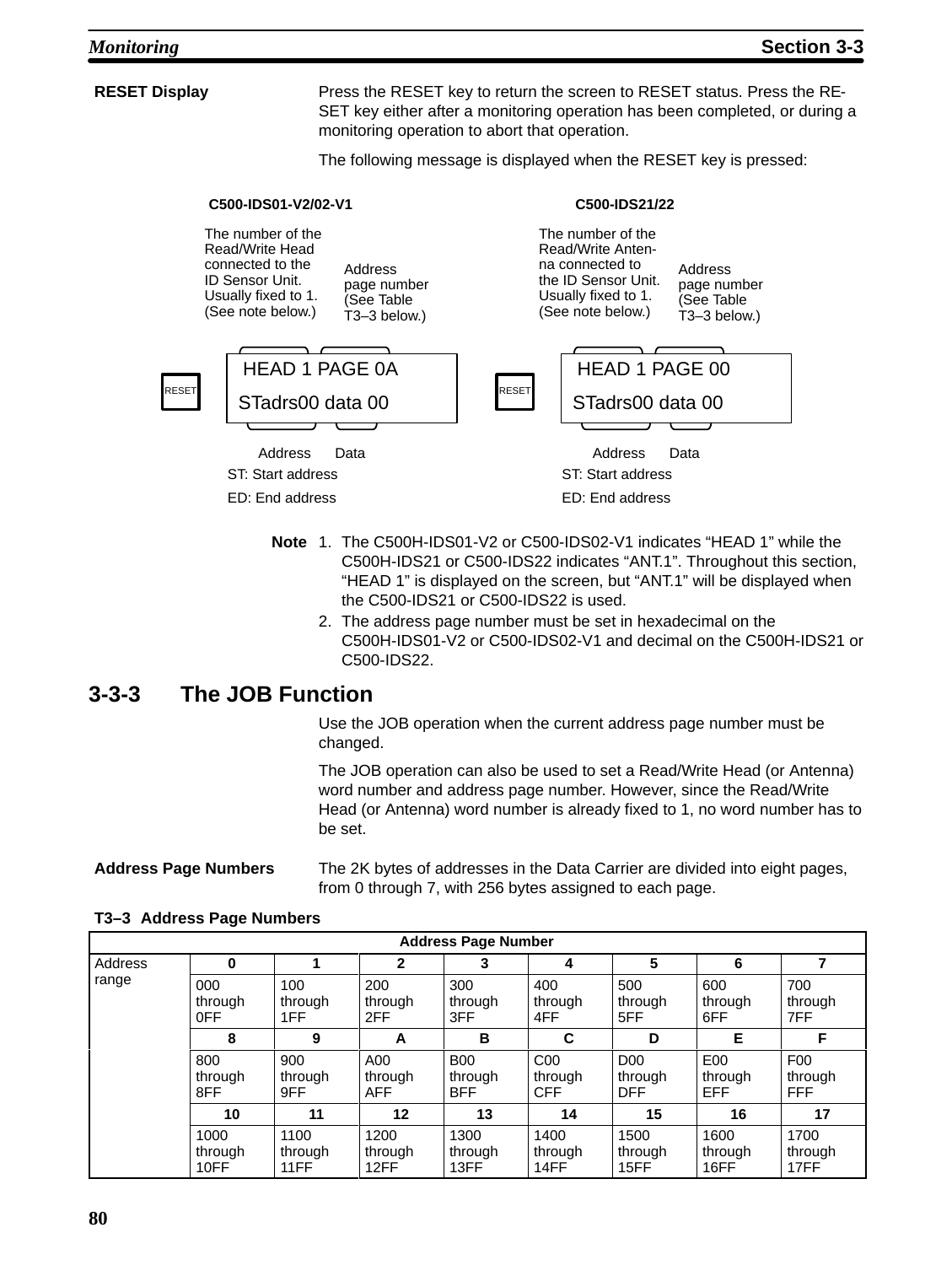**RESET Display**

Press the RESET key to return the screen to RESET status. Press the RESET key either after a monitoring operation has been completed, or during a monitoring operation to abort that operation.

The following message is displayed when the RESET key is pressed:

**C500-IDS01-V2/02-V1**

The number of the Read/Write Head connected to the ID Sensor Unit. Usually fixed to 1. (See note below.)

Address page number (See Table T3–3 below.)

```
RESET   HEAD 1 PAGE 0A
        STadrs00 data 00
```

Address    Data

ST: Start address

ED: End address

**C500-IDS21/22**

The number of the Read/Write Antenna connected to the ID Sensor Unit. Usually fixed to 1. (See note below.)

Address page number (See Table T3–3 below.)

```
RESET   HEAD 1 PAGE 00
        STadrs00 data 00
```

Address    Data

ST: Start address

ED: End address

**Note**
1. The C500H-IDS01-V2 or C500-IDS02-V1 indicates “HEAD 1” while the C500H-IDS21 or C500-IDS22 indicates “ANT.1”. Throughout this section, “HEAD 1” is displayed on the screen, but “ANT.1” will be displayed when the C500-IDS21 or C500-IDS22 is used.
2. The address page number must be set in hexadecimal on the C500H-IDS01-V2 or C500-IDS02-V1 and decimal on the C500H-IDS21 or C500-IDS22.

## 3-3-3 The JOB Function

Use the JOB operation when the current address page number must be changed.

The JOB operation can also be used to set a Read/Write Head (or Antenna) word number and address page number. However, since the Read/Write Head (or Antenna) word number is already fixed to 1, no word number has to be set.

**Address Page Numbers**

The 2K bytes of addresses in the Data Carrier are divided into eight pages, from 0 through 7, with 256 bytes assigned to each page.

**T3–3 Address Page Numbers**

| | Address Page Number | | | | | | | |
|---|---|---|---|---|---|---|---|---|
| Address range | **0** | **1** | **2** | **3** | **4** | **5** | **6** | **7** |
| | 000 through 0FF | 100 through 1FF | 200 through 2FF | 300 through 3FF | 400 through 4FF | 500 through 5FF | 600 through 6FF | 700 through 7FF |
| | **8** | **9** | **A** | **B** | **C** | **D** | **E** | **F** |
| | 800 through 8FF | 900 through 9FF | A00 through AFF | B00 through BFF | C00 through CFF | D00 through DFF | E00 through EFF | F00 through FFF |
| | **10** | **11** | **12** | **13** | **14** | **15** | **16** | **17** |
| | 1000 through 10FF | 1100 through 11FF | 1200 through 12FF | 1300 through 13FF | 1400 through 14FF | 1500 through 15FF | 1600 through 16FF | 1700 through 17FF |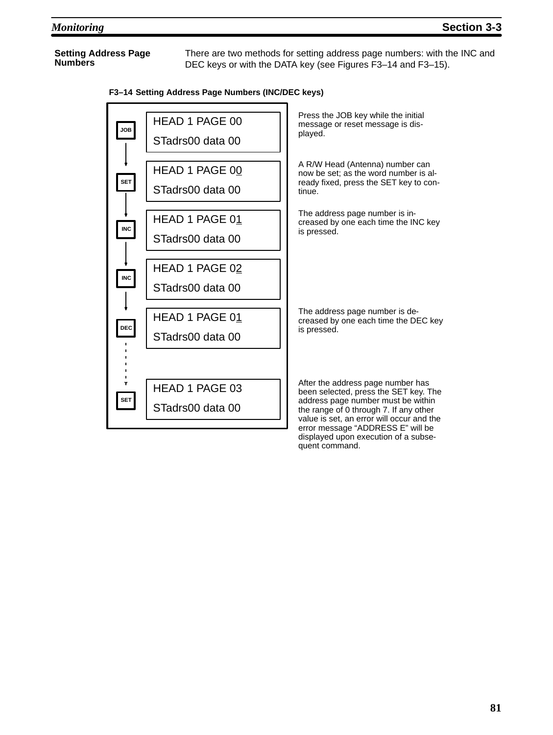### Setting Address Page Numbers

There are two methods for setting address page numbers: with the INC and DEC keys or with the DATA key (see Figures F3–14 and F3–15).

**F3–14 Setting Address Page Numbers (INC/DEC keys)**

| Key | Display | Description |
|---|---|---|
| JOB | HEAD 1 PAGE 00<br>STadrs00 data 00 | Press the JOB key while the initial message or reset message is displayed. |
| SET | HEAD 1 PAGE 0<u>0</u><br>STadrs00 data 00 | A R/W Head (Antenna) number can now be set; as the word number is already fixed, press the SET key to continue. |
| INC | HEAD 1 PAGE 0<u>1</u><br>STadrs00 data 00 | The address page number is increased by one each time the INC key is pressed. |
| INC | HEAD 1 PAGE 0<u>2</u><br>STadrs00 data 00 | |
| DEC | HEAD 1 PAGE 0<u>1</u><br>STadrs00 data 00 | The address page number is decreased by one each time the DEC key is pressed. |
| SET | HEAD 1 PAGE 03<br>STadrs00 data 00 | After the address page number has been selected, press the SET key. The address page number must be within the range of 0 through 7. If any other value is set, an error will occur and the error message "ADDRESS E" will be displayed upon execution of a subsequent command. |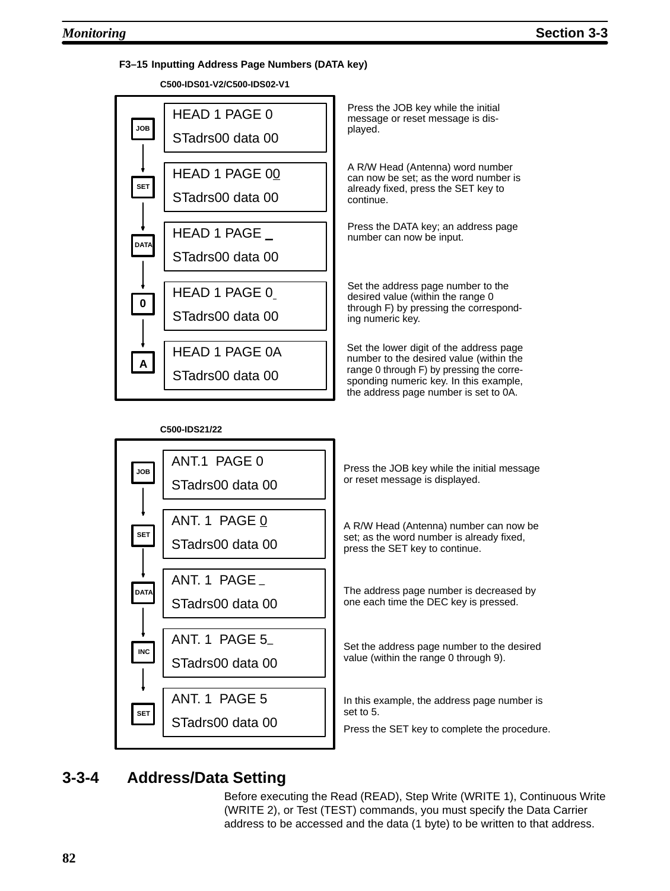#### F3–15 Inputting Address Page Numbers (DATA key)

**C500-IDS01-V2/C500-IDS02-V1**

| Key | Display | Description |
|---|---|---|
| JOB | HEAD 1 PAGE 0<br>STadrs00 data 00 | Press the JOB key while the initial message or reset message is displayed. |
| SET | HEAD 1 PAGE 00<br>STadrs00 data 00 | A R/W Head (Antenna) word number can now be set; as the word number is already fixed, press the SET key to continue. |
| DATA | HEAD 1 PAGE _<br>STadrs00 data 00 | Press the DATA key; an address page number can now be input. |
| 0 | HEAD 1 PAGE 0_<br>STadrs00 data 00 | Set the address page number to the desired value (within the range 0 through F) by pressing the corresponding numeric key. |
| A | HEAD 1 PAGE 0A<br>STadrs00 data 00 | Set the lower digit of the address page number to the desired value (within the range 0 through F) by pressing the corresponding numeric key. In this example, the address page number is set to 0A. |

**C500-IDS21/22**

| Key | Display | Description |
|---|---|---|
| JOB | ANT.1 PAGE 0<br>STadrs00 data 00 | Press the JOB key while the initial message or reset message is displayed. |
| SET | ANT. 1 PAGE 0<br>STadrs00 data 00 | A R/W Head (Antenna) number can now be set; as the word number is already fixed, press the SET key to continue. |
| DATA | ANT. 1 PAGE _<br>STadrs00 data 00 | The address page number is decreased by one each time the DEC key is pressed. |
| INC | ANT. 1 PAGE 5_<br>STadrs00 data 00 | Set the address page number to the desired value (within the range 0 through 9). |
| SET | ANT. 1 PAGE 5<br>STadrs00 data 00 | In this example, the address page number is set to 5.<br>Press the SET key to complete the procedure. |

## 3-3-4 Address/Data Setting

Before executing the Read (READ), Step Write (WRITE 1), Continuous Write (WRITE 2), or Test (TEST) commands, you must specify the Data Carrier address to be accessed and the data (1 byte) to be written to that address.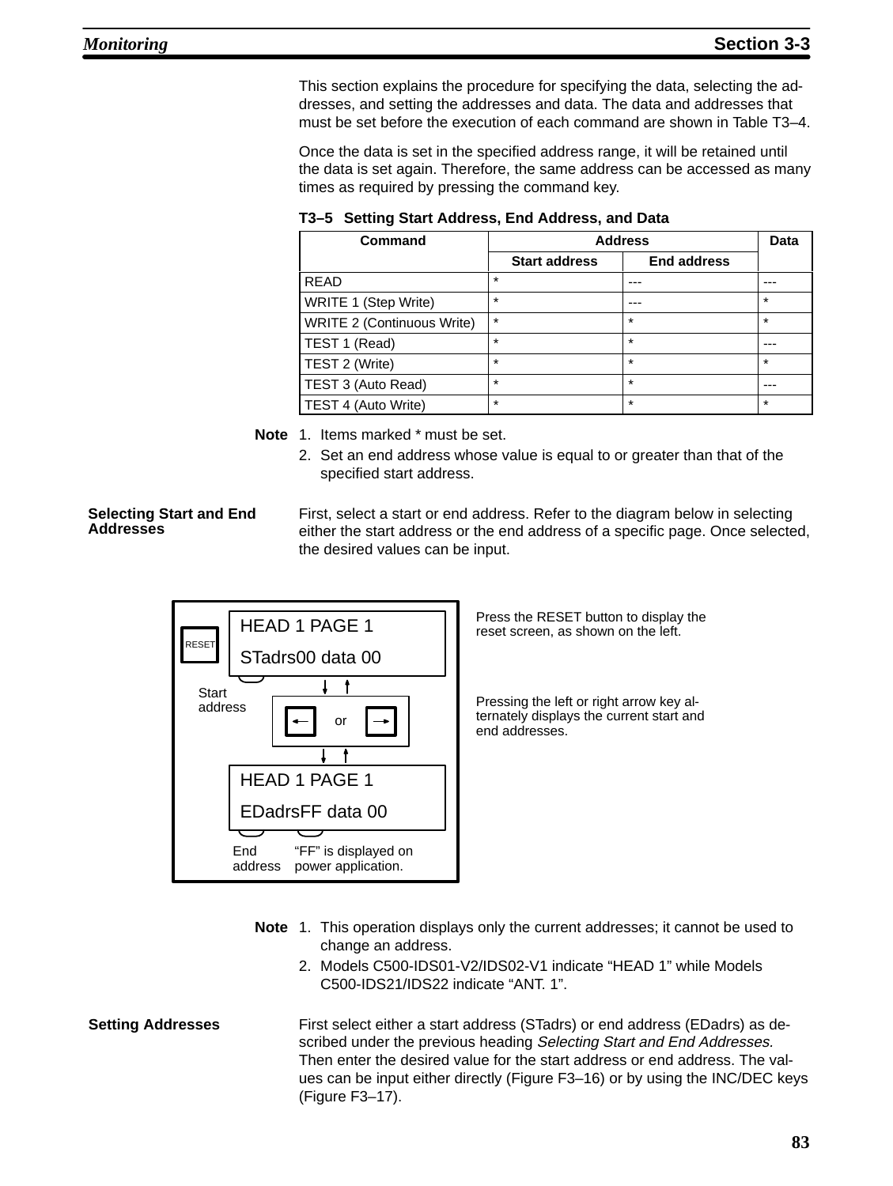This section explains the procedure for specifying the data, selecting the addresses, and setting the addresses and data. The data and addresses that must be set before the execution of each command are shown in Table T3–4.

Once the data is set in the specified address range, it will be retained until the data is set again. Therefore, the same address can be accessed as many times as required by pressing the command key.

**T3–5 Setting Start Address, End Address, and Data**

| Command | Address | | Data |
|---|---|---|---|
| | Start address | End address | |
| READ | * | --- | --- |
| WRITE 1 (Step Write) | * | --- | * |
| WRITE 2 (Continuous Write) | * | * | * |
| TEST 1 (Read) | * | * | --- |
| TEST 2 (Write) | * | * | * |
| TEST 3 (Auto Read) | * | * | --- |
| TEST 4 (Auto Write) | * | * | * |

**Note** 1. Items marked * must be set.

2. Set an end address whose value is equal to or greater than that of the specified start address.

**Selecting Start and End Addresses**

First, select a start or end address. Refer to the diagram below in selecting either the start address or the end address of a specific page. Once selected, the desired values can be input.

RESET

HEAD 1 PAGE 1
STadrs00 data 00

Start address

← or →

HEAD 1 PAGE 1
EDadrsFF data 00

End address — "FF" is displayed on power application.

Press the RESET button to display the reset screen, as shown on the left.

Pressing the left or right arrow key alternately displays the current start and end addresses.

**Note** 1. This operation displays only the current addresses; it cannot be used to change an address.

2. Models C500-IDS01-V2/IDS02-V1 indicate "HEAD 1" while Models C500-IDS21/IDS22 indicate "ANT. 1".

**Setting Addresses**

First select either a start address (STadrs) or end address (EDadrs) as described under the previous heading *Selecting Start and End Addresses.* Then enter the desired value for the start address or end address. The values can be input either directly (Figure F3–16) or by using the INC/DEC keys (Figure F3–17).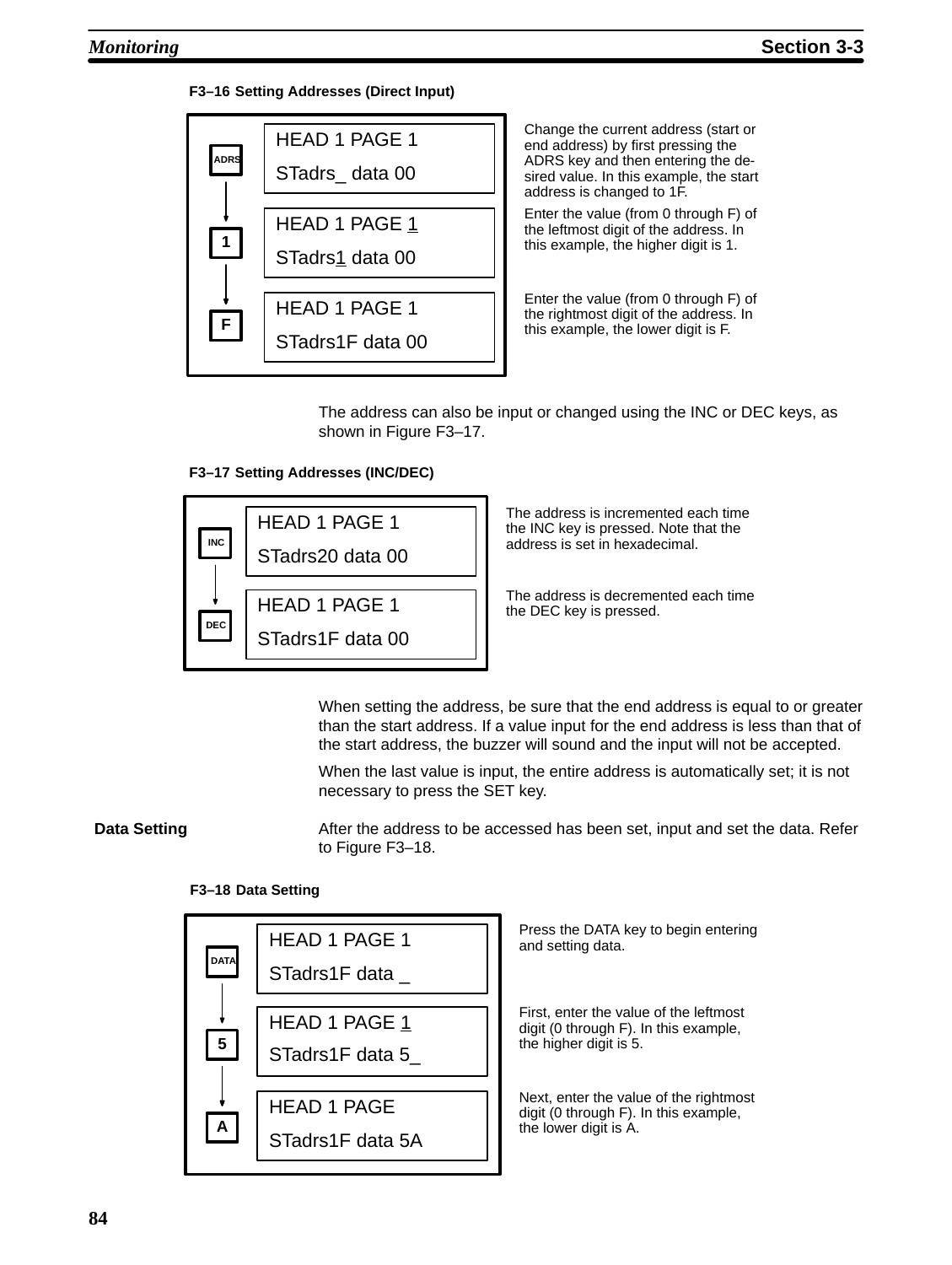**F3–16 Setting Addresses (Direct Input)**

| Key | Display | Description |
|---|---|---|
| ADRS | HEAD 1 PAGE 1<br>STadrs_ data 00 | Change the current address (start or end address) by first pressing the ADRS key and then entering the desired value. In this example, the start address is changed to 1F. |
| 1 | HEAD 1 PAGE 1<br>STadrs1 data 00 | Enter the value (from 0 through F) of the leftmost digit of the address. In this example, the higher digit is 1. |
| F | HEAD 1 PAGE 1<br>STadrs1F data 00 | Enter the value (from 0 through F) of the rightmost digit of the address. In this example, the lower digit is F. |

The address can also be input or changed using the INC or DEC keys, as shown in Figure F3–17.

**F3–17 Setting Addresses (INC/DEC)**

| Key | Display | Description |
|---|---|---|
| INC | HEAD 1 PAGE 1<br>STadrs20 data 00 | The address is incremented each time the INC key is pressed. Note that the address is set in hexadecimal. |
| DEC | HEAD 1 PAGE 1<br>STadrs1F data 00 | The address is decremented each time the DEC key is pressed. |

When setting the address, be sure that the end address is equal to or greater than the start address. If a value input for the end address is less than that of the start address, the buzzer will sound and the input will not be accepted.

When the last value is input, the entire address is automatically set; it is not necessary to press the SET key.

**Data Setting**

After the address to be accessed has been set, input and set the data. Refer to Figure F3–18.

**F3–18 Data Setting**

| Key | Display | Description |
|---|---|---|
| DATA | HEAD 1 PAGE 1<br>STadrs1F data _ | Press the DATA key to begin entering and setting data. |
| 5 | HEAD 1 PAGE 1<br>STadrs1F data 5_ | First, enter the value of the leftmost digit (0 through F). In this example, the higher digit is 5. |
| A | HEAD 1 PAGE<br>STadrs1F data 5A | Next, enter the value of the rightmost digit (0 through F). In this example, the lower digit is A. |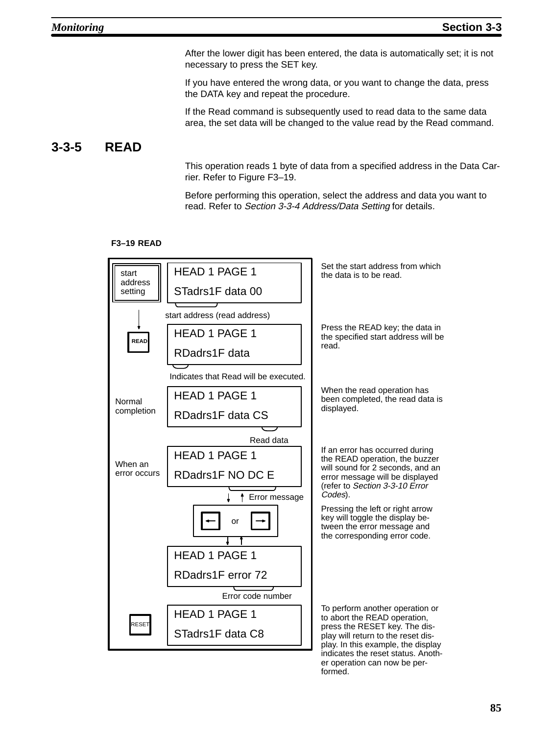After the lower digit has been entered, the data is automatically set; it is not necessary to press the SET key.

If you have entered the wrong data, or you want to change the data, press the DATA key and repeat the procedure.

If the Read command is subsequently used to read data to the same data area, the set data will be changed to the value read by the Read command.

### 3-3-5 READ

This operation reads 1 byte of data from a specified address in the Data Carrier. Refer to Figure F3–19.

Before performing this operation, select the address and data you want to read. Refer to *Section 3-3-4 Address/Data Setting* for details.

**F3–19 READ**

| Key / Condition | Display | Description |
|---|---|---|
| start address setting | HEAD 1 PAGE 1<br>STadrs1F data 00<br>(start address (read address)) | Set the start address from which the data is to be read. |
| READ | HEAD 1 PAGE 1<br>RDadrs1F data<br>(Indicates that Read will be executed.) | Press the READ key; the data in the specified start address will be read. |
| Normal completion | HEAD 1 PAGE 1<br>RDadrs1F data CS<br>(Read data) | When the read operation has been completed, the read data is displayed. |
| When an error occurs | HEAD 1 PAGE 1<br>RDadrs1F NO DC E<br>(Error message) | If an error has occurred during the READ operation, the buzzer will sound for 2 seconds, and an error message will be displayed (refer to *Section 3-3-10 Error Codes*). |
| ← or → | HEAD 1 PAGE 1<br>RDadrs1F error 72<br>(Error code number) | Pressing the left or right arrow key will toggle the display between the error message and the corresponding error code. |
| RESET | HEAD 1 PAGE 1<br>STadrs1F data C8 | To perform another operation or to abort the READ operation, press the RESET key. The display will return to the reset display. In this example, the display indicates the reset status. Another operation can now be performed. |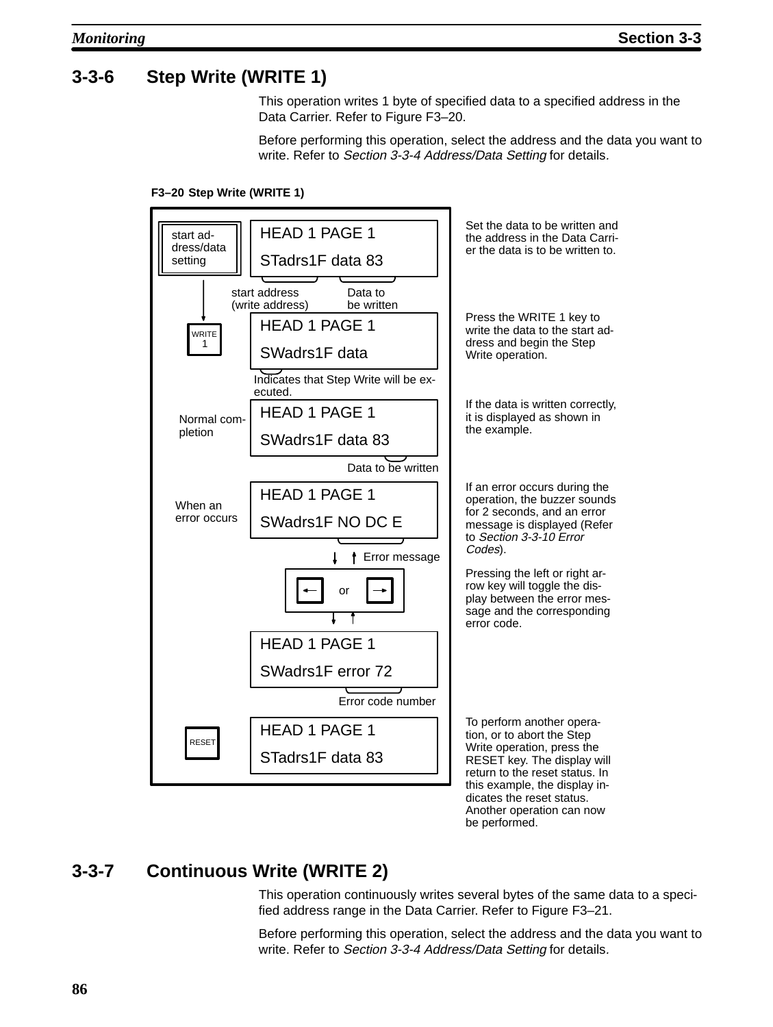## 3-3-6 Step Write (WRITE 1)

This operation writes 1 byte of specified data to a specified address in the Data Carrier. Refer to Figure F3–20.

Before performing this operation, select the address and the data you want to write. Refer to *Section 3-3-4 Address/Data Setting* for details.

**F3–20 Step Write (WRITE 1)**

| Key / Condition | Display | Description |
|---|---|---|
| start address/data setting | HEAD 1 PAGE 1<br>STadrs1F data 83<br>(start address (write address); Data to be written) | Set the data to be written and the address in the Data Carrier the data is to be written to. |
| WRITE 1 | HEAD 1 PAGE 1<br>SWadrs1F data<br>(Indicates that Step Write will be executed.) | Press the WRITE 1 key to write the data to the start address and begin the Step Write operation. |
| Normal completion | HEAD 1 PAGE 1<br>SWadrs1F data 83<br>(Data to be written) | If the data is written correctly, it is displayed as shown in the example. |
| When an error occurs | HEAD 1 PAGE 1<br>SWadrs1F NO DC E<br>(Error message) | If an error occurs during the operation, the buzzer sounds for 2 seconds, and an error message is displayed (Refer to *Section 3-3-10 Error Codes*). |
| ← or → | HEAD 1 PAGE 1<br>SWadrs1F error 72<br>(Error code number) | Pressing the left or right arrow key will toggle the display between the error message and the corresponding error code. |
| RESET | HEAD 1 PAGE 1<br>STadrs1F data 83 | To perform another operation, or to abort the Step Write operation, press the RESET key. The display will return to the reset status. In this example, the display indicates the reset status. Another operation can now be performed. |

## 3-3-7 Continuous Write (WRITE 2)

This operation continuously writes several bytes of the same data to a specified address range in the Data Carrier. Refer to Figure F3–21.

Before performing this operation, select the address and the data you want to write. Refer to *Section 3-3-4 Address/Data Setting* for details.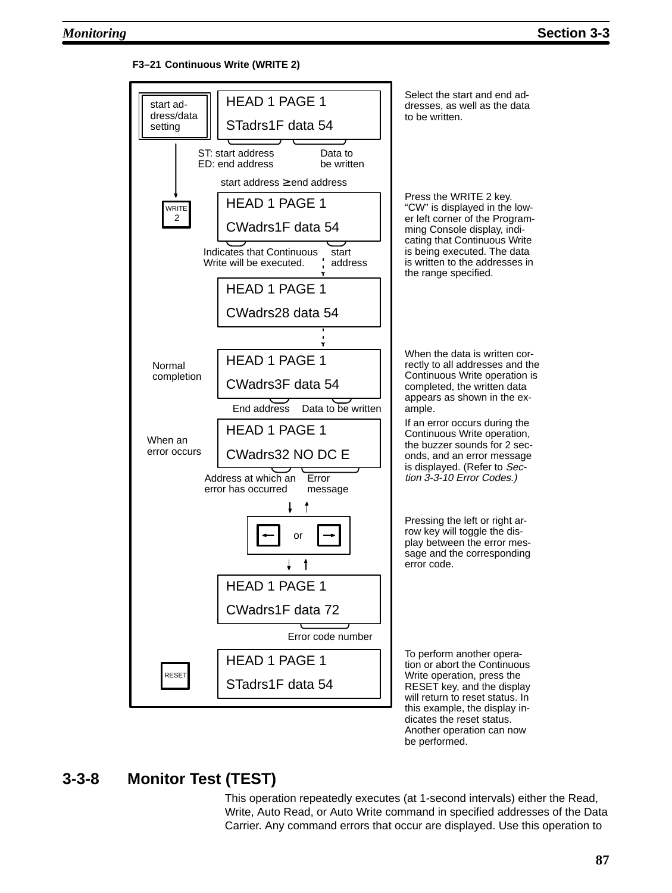**F3–21 Continuous Write (WRITE 2)**

start address/data setting

```
HEAD 1 PAGE 1
STadrs1F data 54
```

ST: start address
ED: end address

Data to be written

start address ≥ end address

Select the start and end addresses, as well as the data to be written.

WRITE 2

```
HEAD 1 PAGE 1
CWadrs1F data 54
```

Indicates that Continuous Write will be executed.

start address

Press the WRITE 2 key. “CW” is displayed in the lower left corner of the Programming Console display, indicating that Continuous Write is being executed. The data is written to the addresses in the range specified.

```
HEAD 1 PAGE 1
CWadrs28 data 54
```

Normal completion

```
HEAD 1 PAGE 1
CWadrs3F data 54
```

End address

Data to be written

When the data is written correctly to all addresses and the Continuous Write operation is completed, the written data appears as shown in the example.

When an error occurs

```
HEAD 1 PAGE 1
CWadrs32 NO DC E
```

Address at which an error has occurred

Error message

If an error occurs during the Continuous Write operation, the buzzer sounds for 2 seconds, and an error message is displayed. (Refer to *Section 3-3-10 Error Codes.)*

← or →

Pressing the left or right arrow key will toggle the display between the error message and the corresponding error code.

```
HEAD 1 PAGE 1
CWadrs1F data 72
```

Error code number

RESET

```
HEAD 1 PAGE 1
STadrs1F data 54
```

To perform another operation or abort the Continuous Write operation, press the RESET key, and the display will return to reset status. In this example, the display indicates the reset status. Another operation can now be performed.

## 3-3-8 Monitor Test (TEST)

This operation repeatedly executes (at 1-second intervals) either the Read, Write, Auto Read, or Auto Write command in specified addresses of the Data Carrier. Any command errors that occur are displayed. Use this operation to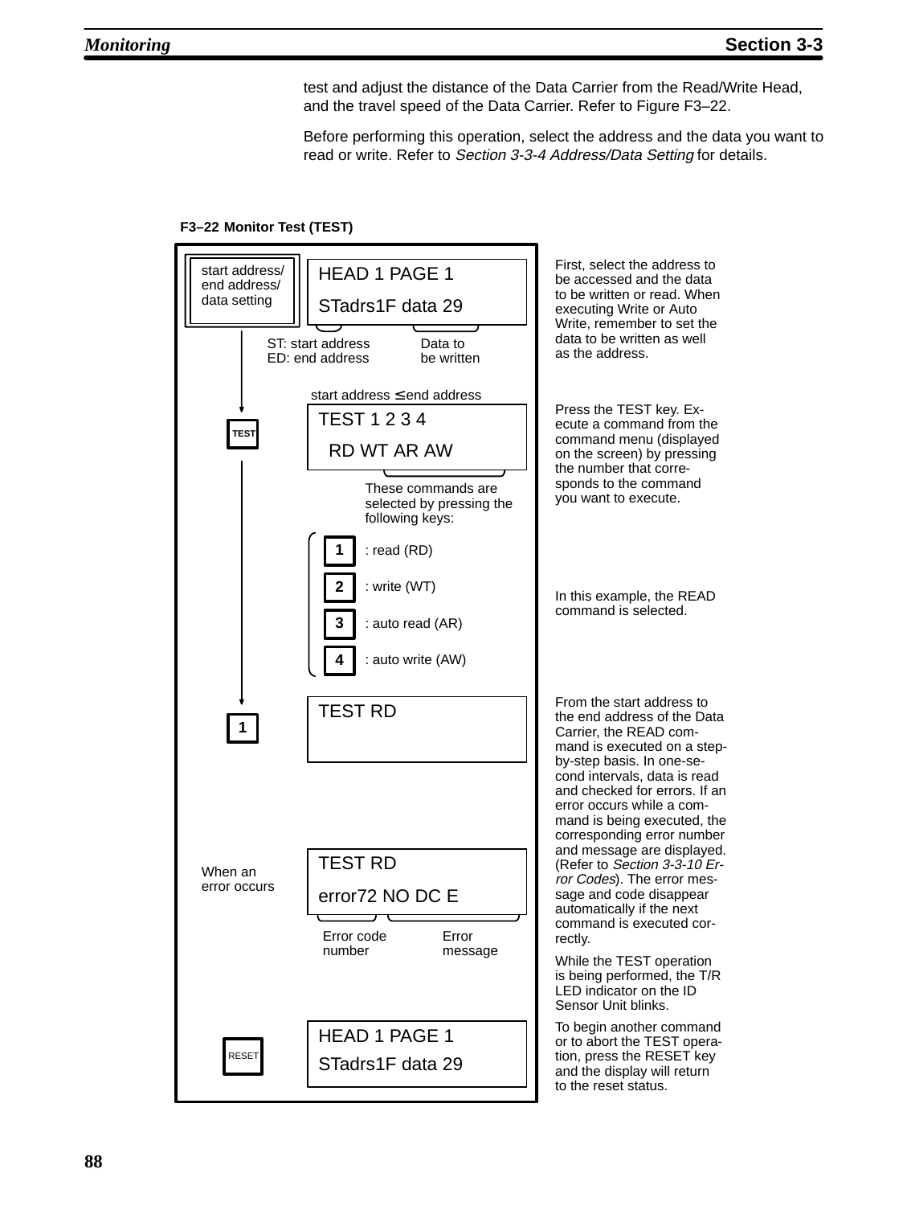test and adjust the distance of the Data Carrier from the Read/Write Head, and the travel speed of the Data Carrier. Refer to Figure F3–22.

Before performing this operation, select the address and the data you want to read or write. Refer to *Section 3-3-4 Address/Data Setting* for details.

**F3–22 Monitor Test (TEST)**

start address/ end address/ data setting

```
HEAD 1 PAGE 1
STadrs1F data 29
```

ST: start address
ED: end address

Data to be written

First, select the address to be accessed and the data to be written or read. When executing Write or Auto Write, remember to set the data to be written as well as the address.

start address ≤ end address

TEST

```
TEST 1 2 3 4
 RD WT AR AW
```

These commands are selected by pressing the following keys:

- **1** : read (RD)
- **2** : write (WT)
- **3** : auto read (AR)
- **4** : auto write (AW)

Press the TEST key. Execute a command from the command menu (displayed on the screen) by pressing the number that corresponds to the command you want to execute.

In this example, the READ command is selected.

**1**

```
TEST RD
```

From the start address to the end address of the Data Carrier, the READ command is executed on a step-by-step basis. In one-second intervals, data is read and checked for errors. If an error occurs while a command is being executed, the corresponding error number and message are displayed. (Refer to *Section 3-3-10 Error Codes*). The error message and code disappear automatically if the next command is executed correctly.

When an error occurs

```
TEST RD
error72 NO DC E
```

Error code number

Error message

While the TEST operation is being performed, the T/R LED indicator on the ID Sensor Unit blinks.

RESET

```
HEAD 1 PAGE 1
STadrs1F data 29
```

To begin another command or to abort the TEST operation, press the RESET key and the display will return to the reset status.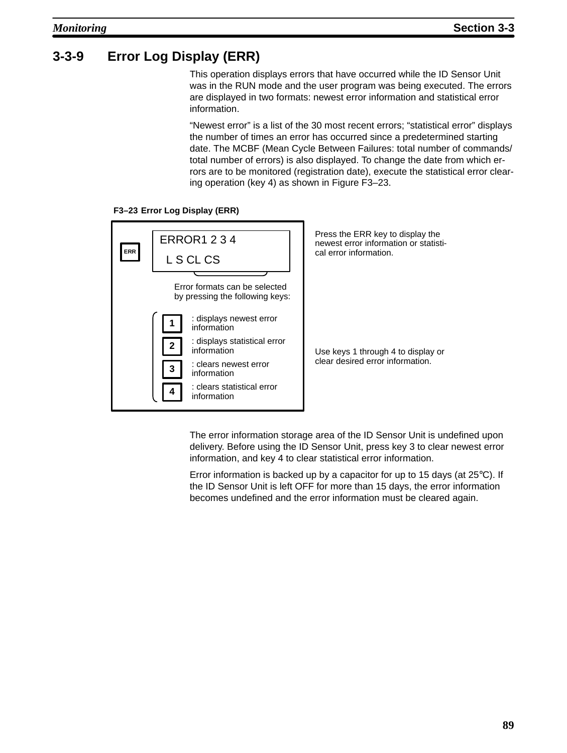### 3-3-9 Error Log Display (ERR)

This operation displays errors that have occurred while the ID Sensor Unit was in the RUN mode and the user program was being executed. The errors are displayed in two formats: newest error information and statistical error information.

"Newest error" is a list of the 30 most recent errors; "statistical error" displays the number of times an error has occurred since a predetermined starting date. The MCBF (Mean Cycle Between Failures: total number of commands/ total number of errors) is also displayed. To change the date from which errors are to be monitored (registration date), execute the statistical error clearing operation (key 4) as shown in Figure F3–23.

**F3–23 Error Log Display (ERR)**

ERR

```
ERROR1 2 3 4
  L S CL CS
```

Press the ERR key to display the newest error information or statistical error information.

Error formats can be selected by pressing the following keys:

- **1** : displays newest error information
- **2** : displays statistical error information
- **3** : clears newest error information
- **4** : clears statistical error information

Use keys 1 through 4 to display or clear desired error information.

The error information storage area of the ID Sensor Unit is undefined upon delivery. Before using the ID Sensor Unit, press key 3 to clear newest error information, and key 4 to clear statistical error information.

Error information is backed up by a capacitor for up to 15 days (at 25°C). If the ID Sensor Unit is left OFF for more than 15 days, the error information becomes undefined and the error information must be cleared again.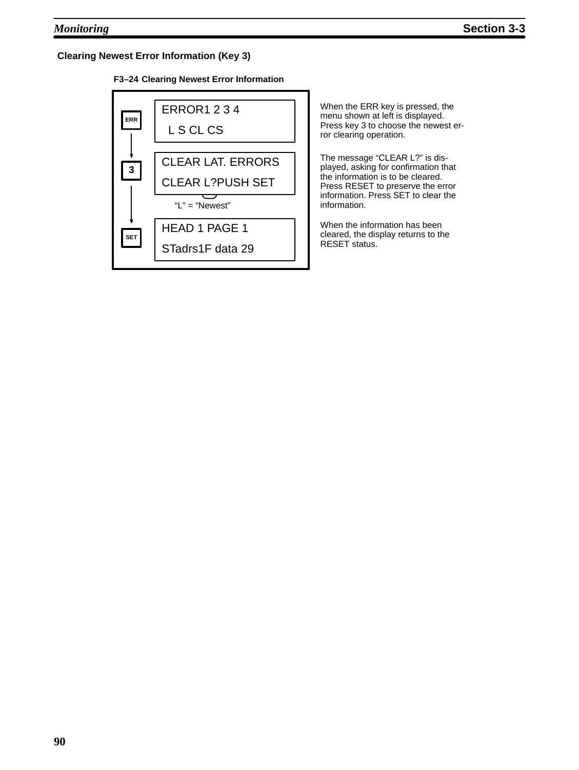### Clearing Newest Error Information (Key 3)

**F3–24 Clearing Newest Error Information**

| Key | Display | Description |
|---|---|---|
| ERR | ERROR1 2 3 4<br>L S CL CS | When the ERR key is pressed, the menu shown at left is displayed. Press key 3 to choose the newest error clearing operation. |
| 3 | CLEAR LAT. ERRORS<br>CLEAR L?PUSH SET<br>"L" = "Newest" | The message "CLEAR L?" is displayed, asking for confirmation that the information is to be cleared. Press RESET to preserve the error information. Press SET to clear the information. |
| SET | HEAD 1 PAGE 1<br>STadrs1F data 29 | When the information has been cleared, the display returns to the RESET status. |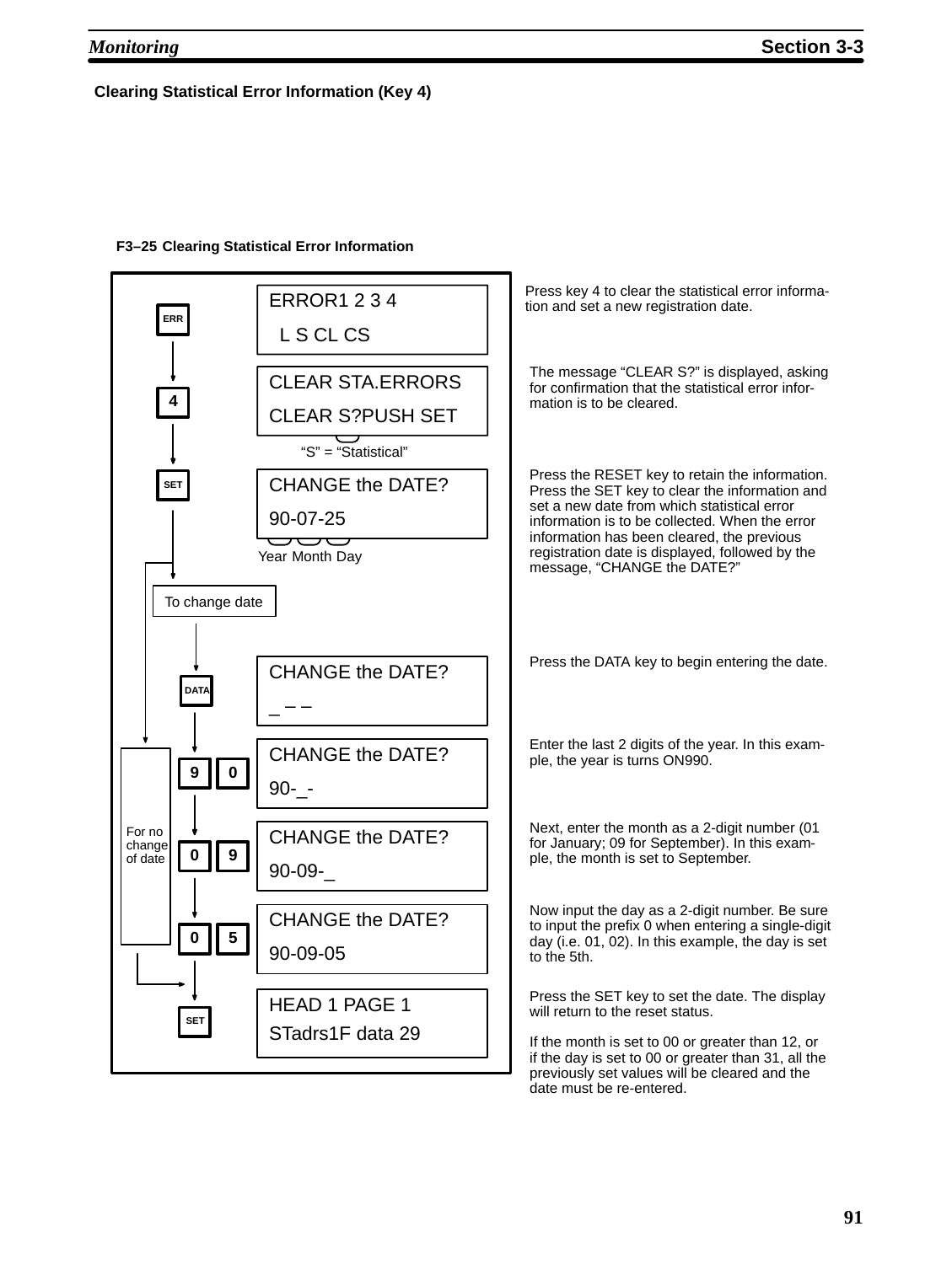### Clearing Statistical Error Information (Key 4)

**F3–25 Clearing Statistical Error Information**

| Key | Display | Description |
|---|---|---|
| ERR | ERROR1 2 3 4<br>L S CL CS | Press key 4 to clear the statistical error information and set a new registration date. |
| 4 | CLEAR STA.ERRORS<br>CLEAR S?PUSH SET<br>("S" = "Statistical") | The message "CLEAR S?" is displayed, asking for confirmation that the statistical error information is to be cleared. |
| SET | CHANGE the DATE?<br>90-07-25<br>(Year Month Day) | Press the RESET key to retain the information. Press the SET key to clear the information and set a new date from which statistical error information is to be collected. When the error information has been cleared, the previous registration date is displayed, followed by the message, "CHANGE the DATE?" |
| To change date: DATA | CHANGE the DATE?<br>_ _ _ | Press the DATA key to begin entering the date. |
| 9 0 | CHANGE the DATE?<br>90-_- | Enter the last 2 digits of the year. In this example, the year is turns ON990. |
| 0 9 | CHANGE the DATE?<br>90-09-_ | Next, enter the month as a 2-digit number (01 for January; 09 for September). In this example, the month is set to September. |
| 0 5 | CHANGE the DATE?<br>90-09-05 | Now input the day as a 2-digit number. Be sure to input the prefix 0 when entering a single-digit day (i.e. 01, 02). In this example, the day is set to the 5th. |
| SET | HEAD 1 PAGE 1<br>STadrs1F data 29 | Press the SET key to set the date. The display will return to the reset status.<br><br>If the month is set to 00 or greater than 12, or if the day is set to 00 or greater than 31, all the previously set values will be cleared and the date must be re-entered. |

For no change of date: proceed directly from the first SET key to the final SET key.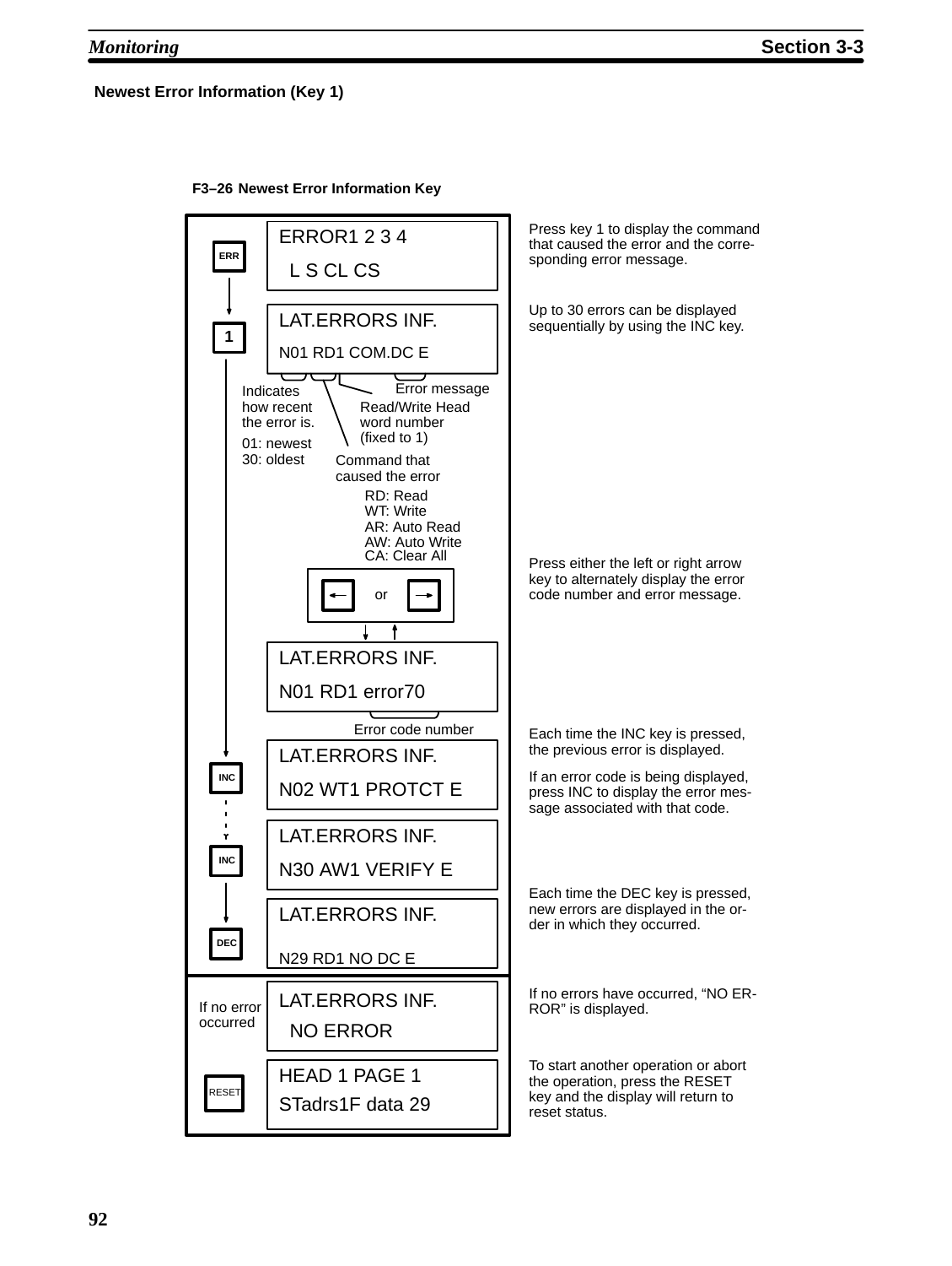### Newest Error Information (Key 1)

**F3–26 Newest Error Information Key**

| Key | Display | Description |
|---|---|---|
| ERR | ERROR1 2 3 4<br>L S CL CS | Press key 1 to display the command that caused the error and the corresponding error message. |
| 1 | LAT.ERRORS INF.<br>N01 RD1 COM.DC E | Up to 30 errors can be displayed sequentially by using the INC key. |

Display fields (N01 RD1 COM.DC E):

- Indicates how recent the error is. 01: newest, 30: oldest
- Command that caused the error: RD: Read, WT: Write, AR: Auto Read, AW: Auto Write, CA: Clear All
- Read/Write Head word number (fixed to 1)
- Error message

| Key | Display | Description |
|---|---|---|
| ← or → | LAT.ERRORS INF.<br>N01 RD1 error70 (Error code number) | Press either the left or right arrow key to alternately display the error code number and error message. |
| INC | LAT.ERRORS INF.<br>N02 WT1 PROTCT E | Each time the INC key is pressed, the previous error is displayed.<br>If an error code is being displayed, press INC to display the error message associated with that code. |
| INC | LAT.ERRORS INF.<br>N30 AW1 VERIFY E | |
| DEC | LAT.ERRORS INF.<br>N29 RD1 NO DC E | Each time the DEC key is pressed, new errors are displayed in the order in which they occurred. |
| If no error occurred | LAT.ERRORS INF.<br>NO ERROR | If no errors have occurred, "NO ERROR" is displayed. |
| RESET | HEAD 1 PAGE 1<br>STadrs1F data 29 | To start another operation or abort the operation, press the RESET key and the display will return to reset status. |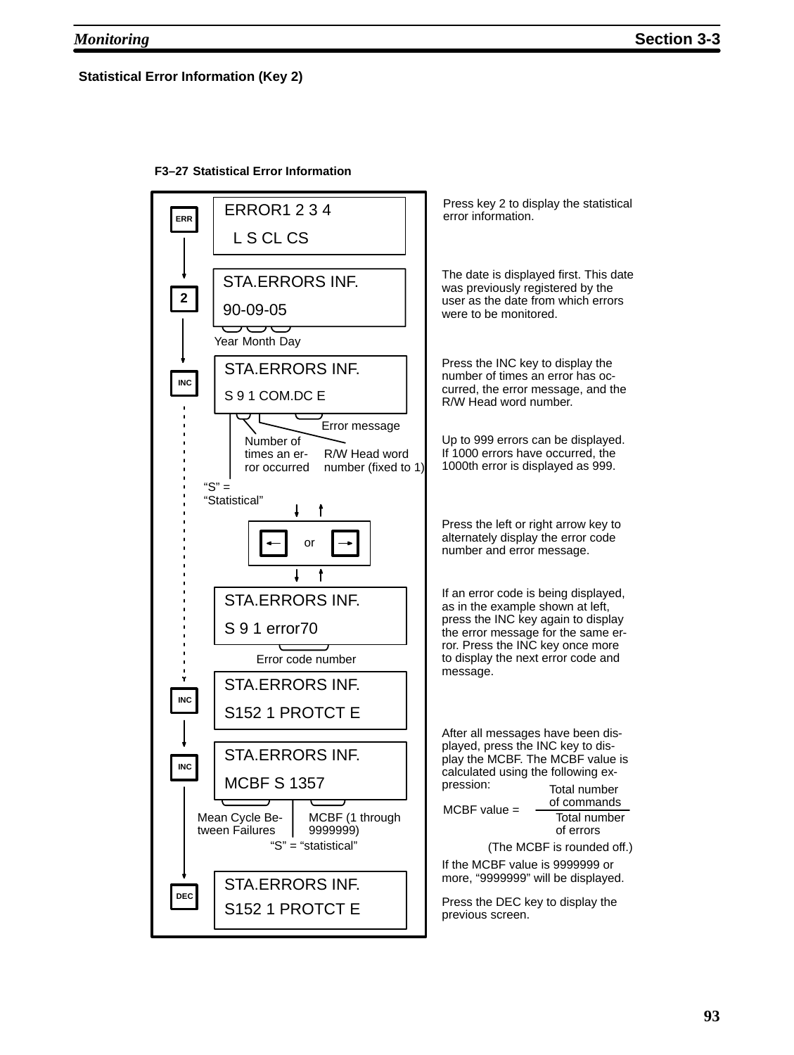**Statistical Error Information (Key 2)**

**F3–27 Statistical Error Information**

| Key | Display | Description |
|---|---|---|
| ERR | ERROR1 2 3 4<br>L S CL CS | Press key 2 to display the statistical error information. |
| 2 | STA.ERRORS INF.<br>90-09-05<br>(Year Month Day) | The date is displayed first. This date was previously registered by the user as the date from which errors were to be monitored. |
| INC | STA.ERRORS INF.<br>S 9 1 COM.DC E<br>("S" = "Statistical"; Number of times an error occurred; R/W Head word number (fixed to 1); Error message) | Press the INC key to display the number of times an error has occurred, the error message, and the R/W Head word number.<br><br>Up to 999 errors can be displayed. If 1000 errors have occurred, the 1000th error is displayed as 999. |
| ← or → | | Press the left or right arrow key to alternately display the error code number and error message. |
| | STA.ERRORS INF.<br>S 9 1 error70<br>(Error code number) | If an error code is being displayed, as in the example shown at left, press the INC key again to display the error message for the same error. Press the INC key once more to display the next error code and message. |
| INC | STA.ERRORS INF.<br>S152 1 PROTCT E | |
| INC | STA.ERRORS INF.<br>MCBF S 1357<br>(Mean Cycle Between Failures; "S" = "statistical"; MCBF (1 through 9999999)) | After all messages have been displayed, press the INC key to display the MCBF. The MCBF value is calculated using the following expression:<br><br>$\text{MCBF value} = \dfrac{\text{Total number of commands}}{\text{Total number of errors}}$<br><br>(The MCBF is rounded off.)<br><br>If the MCBF value is 9999999 or more, "9999999" will be displayed. |
| DEC | STA.ERRORS INF.<br>S152 1 PROTCT E | Press the DEC key to display the previous screen. |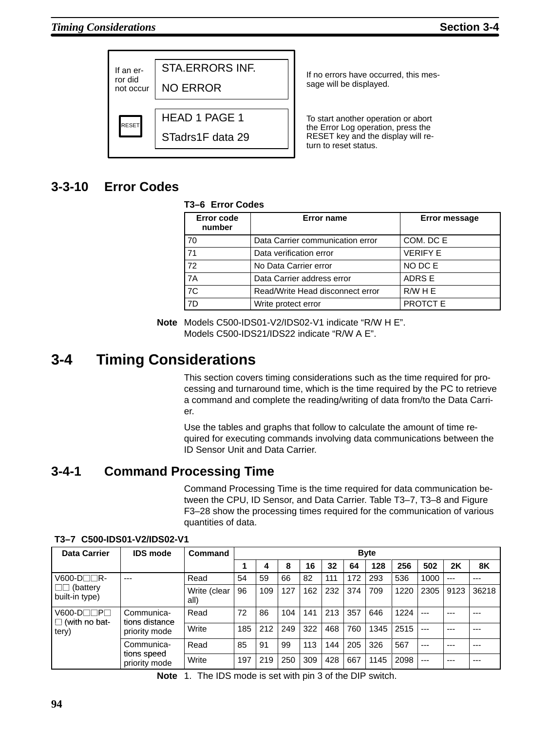| If an error did not occur | STA.ERRORS INF.<br>NO ERROR | If no errors have occurred, this message will be displayed. |
| --- | --- | --- |
| RESET | HEAD 1 PAGE 1<br>STadrs1F data 29 | To start another operation or abort the Error Log operation, press the RESET key and the display will return to reset status. |

### 3-3-10 Error Codes

**T3–6 Error Codes**

| Error code number | Error name | Error message |
| --- | --- | --- |
| 70 | Data Carrier communication error | COM. DC E |
| 71 | Data verification error | VERIFY E |
| 72 | No Data Carrier error | NO DC E |
| 7A | Data Carrier address error | ADRS E |
| 7C | Read/Write Head disconnect error | R/W H E |
| 7D | Write protect error | PROTCT E |

**Note** Models C500-IDS01-V2/IDS02-V1 indicate “R/W H E”.
Models C500-IDS21/IDS22 indicate “R/W A E”.

## 3-4 Timing Considerations

This section covers timing considerations such as the time required for processing and turnaround time, which is the time required by the PC to retrieve a command and complete the reading/writing of data from/to the Data Carrier.

Use the tables and graphs that follow to calculate the amount of time required for executing commands involving data communications between the ID Sensor Unit and Data Carrier.

### 3-4-1 Command Processing Time

Command Processing Time is the time required for data communication between the CPU, ID Sensor, and Data Carrier. Table T3–7, T3–8 and Figure F3–28 show the processing times required for the communication of various quantities of data.

**T3–7 C500-IDS01-V2/IDS02-V1**

| Data Carrier | IDS mode | Command | Byte | | | | | | | | | | |
| --- | --- | --- | --- | --- | --- | --- | --- | --- | --- | --- | --- | --- | --- |
| | | | 1 | 4 | 8 | 16 | 32 | 64 | 128 | 256 | 502 | 2K | 8K |
| V600-D□□R-□□ (battery built-in type) | --- | Read | 54 | 59 | 66 | 82 | 111 | 172 | 293 | 536 | 1000 | --- | --- |
| | | Write (clear all) | 96 | 109 | 127 | 162 | 232 | 374 | 709 | 1220 | 2305 | 9123 | 36218 |
| V600-D□□P□□ (with no battery) | Communications distance priority mode | Read | 72 | 86 | 104 | 141 | 213 | 357 | 646 | 1224 | --- | --- | --- |
| | | Write | 185 | 212 | 249 | 322 | 468 | 760 | 1345 | 2515 | --- | --- | --- |
| | Communications speed priority mode | Read | 85 | 91 | 99 | 113 | 144 | 205 | 326 | 567 | --- | --- | --- |
| | | Write | 197 | 219 | 250 | 309 | 428 | 667 | 1145 | 2098 | --- | --- | --- |

**Note** 1. The IDS mode is set with pin 3 of the DIP switch.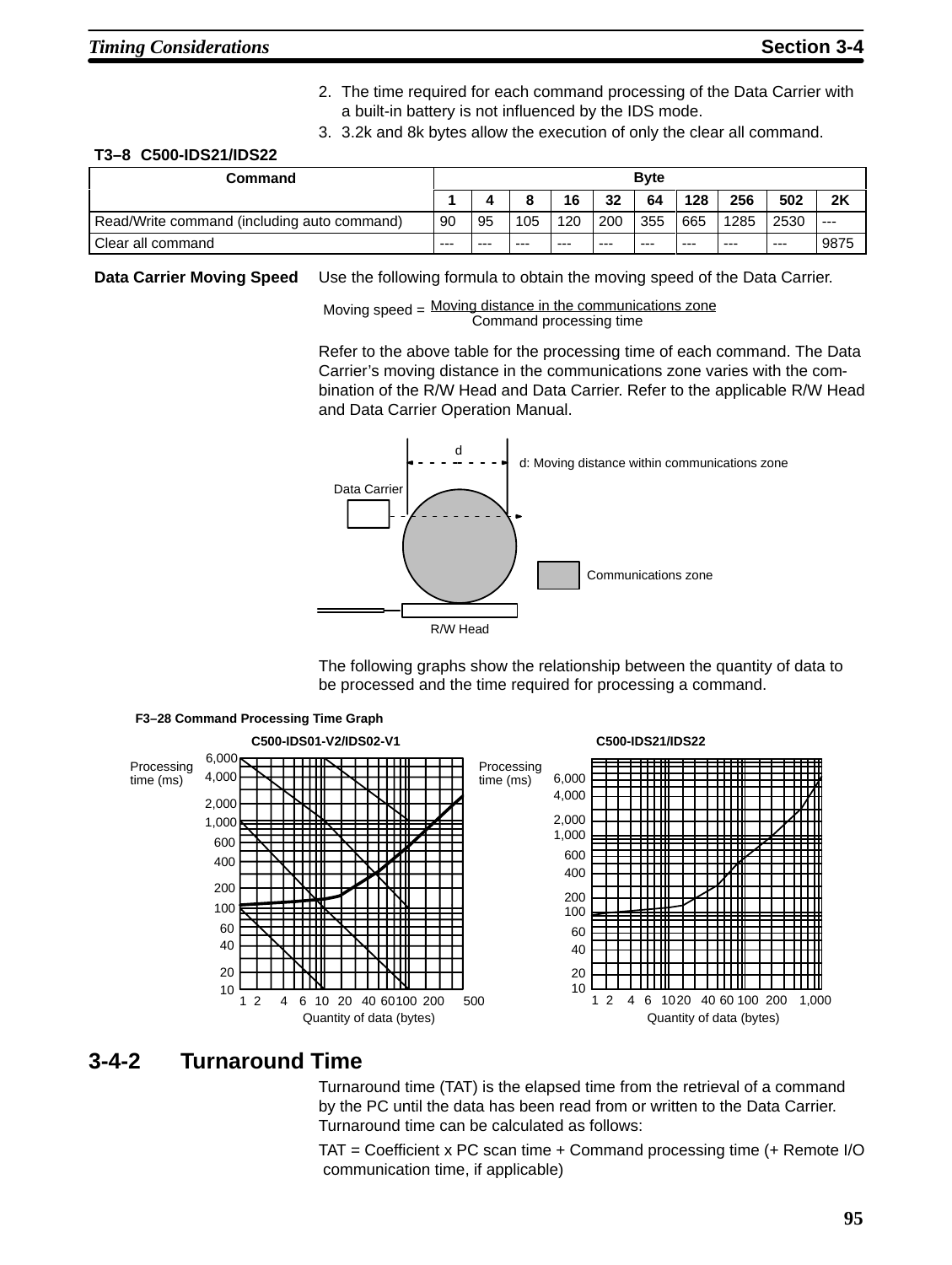2. The time required for each command processing of the Data Carrier with a built-in battery is not influenced by the IDS mode.
3. 3.2k and 8k bytes allow the execution of only the clear all command.

**T3–8 C500-IDS21/IDS22**

| Command | Byte | | | | | | | | | |
|---|---|---|---|---|---|---|---|---|---|---|
| | 1 | 4 | 8 | 16 | 32 | 64 | 128 | 256 | 502 | 2K |
| Read/Write command (including auto command) | 90 | 95 | 105 | 120 | 200 | 355 | 665 | 1285 | 2530 | --- |
| Clear all command | --- | --- | --- | --- | --- | --- | --- | --- | --- | 9875 |

**Data Carrier Moving Speed**

Use the following formula to obtain the moving speed of the Data Carrier.

$$\text{Moving speed} = \frac{\text{Moving distance in the communications zone}}{\text{Command processing time}}$$

Refer to the above table for the processing time of each command. The Data Carrier's moving distance in the communications zone varies with the combination of the R/W Head and Data Carrier. Refer to the applicable R/W Head and Data Carrier Operation Manual.

d: Moving distance within communications zone

Data Carrier

Communications zone

R/W Head

The following graphs show the relationship between the quantity of data to be processed and the time required for processing a command.

**F3–28 Command Processing Time Graph**

C500-IDS01-V2/IDS02-V1 — Processing time (ms) vs. Quantity of data (bytes)

C500-IDS21/IDS22 — Processing time (ms) vs. Quantity of data (bytes)

## 3-4-2 Turnaround Time

Turnaround time (TAT) is the elapsed time from the retrieval of a command by the PC until the data has been read from or written to the Data Carrier. Turnaround time can be calculated as follows:

TAT = Coefficient x PC scan time + Command processing time (+ Remote I/O communication time, if applicable)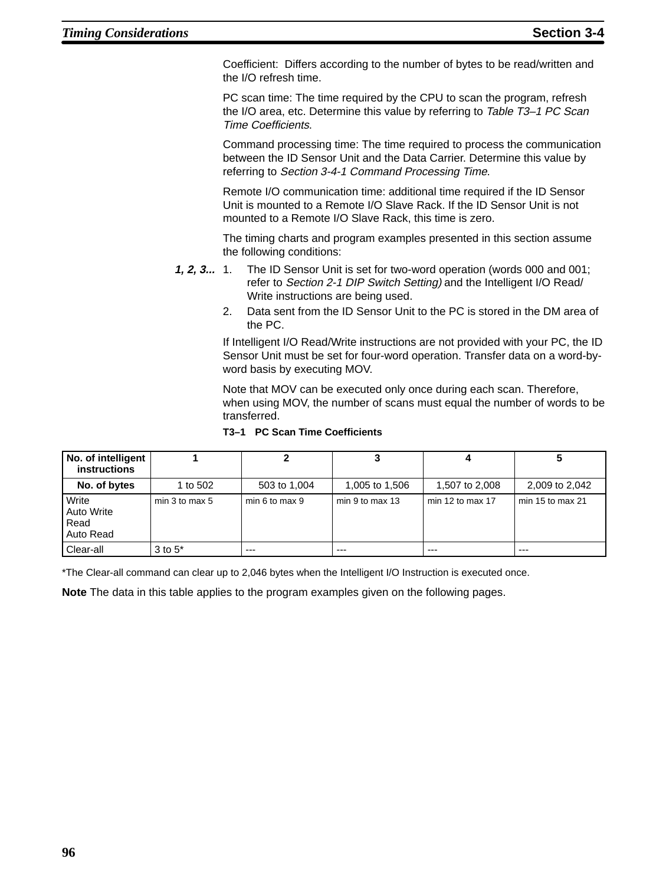Coefficient: Differs according to the number of bytes to be read/written and the I/O refresh time.

PC scan time: The time required by the CPU to scan the program, refresh the I/O area, etc. Determine this value by referring to *Table T3–1 PC Scan Time Coefficients*.

Command processing time: The time required to process the communication between the ID Sensor Unit and the Data Carrier. Determine this value by referring to *Section 3-4-1 Command Processing Time*.

Remote I/O communication time: additional time required if the ID Sensor Unit is mounted to a Remote I/O Slave Rack. If the ID Sensor Unit is not mounted to a Remote I/O Slave Rack, this time is zero.

The timing charts and program examples presented in this section assume the following conditions:

***1, 2, 3...***

1. The ID Sensor Unit is set for two-word operation (words 000 and 001; refer to *Section 2-1 DIP Switch Setting)* and the Intelligent I/O Read/Write instructions are being used.
2. Data sent from the ID Sensor Unit to the PC is stored in the DM area of the PC.

If Intelligent I/O Read/Write instructions are not provided with your PC, the ID Sensor Unit must be set for four-word operation. Transfer data on a word-by-word basis by executing MOV.

Note that MOV can be executed only once during each scan. Therefore, when using MOV, the number of scans must equal the number of words to be transferred.

**T3–1 PC Scan Time Coefficients**

| No. of intelligent instructions | 1 | 2 | 3 | 4 | 5 |
|---|---|---|---|---|---|
| **No. of bytes** | 1 to 502 | 503 to 1,004 | 1,005 to 1,506 | 1,507 to 2,008 | 2,009 to 2,042 |
| Write<br>Auto Write<br>Read<br>Auto Read | min 3 to max 5 | min 6 to max 9 | min 9 to max 13 | min 12 to max 17 | min 15 to max 21 |
| Clear-all | 3 to 5* | --- | --- | --- | --- |

*The Clear-all command can clear up to 2,046 bytes when the Intelligent I/O Instruction is executed once.

**Note** The data in this table applies to the program examples given on the following pages.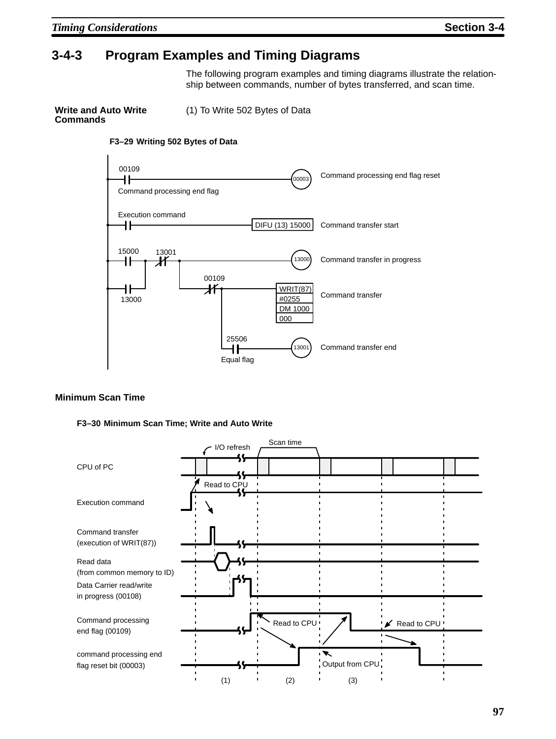## 3-4-3 Program Examples and Timing Diagrams

The following program examples and timing diagrams illustrate the relationship between commands, number of bytes transferred, and scan time.

**Write and Auto Write Commands**

(1) To Write 502 Bytes of Data

**F3–29 Writing 502 Bytes of Data**

```
00109                                        (00003)  Command processing end flag reset
--| |----------------------------------------( )
Command processing end flag

Execution command
--| |---------------------------[DIFU (13) 15000]  Command transfer start

15000    13001                               (13000)  Command transfer in progress
--| |--+--|/|--+-----------------------------( )
       |       |
13000  |       |  00109                      WRIT(87)  Command transfer
--| |--+       +--|/|--+---------------------#0255
                       |                     DM 1000
                       |                     000
                       |
                       |  25506              (13001)  Command transfer end
                       +--| |----------------( )
                          Equal flag
```

**Minimum Scan Time**

**F3–30 Minimum Scan Time; Write and Auto Write**

Timing diagram signals: CPU of PC (I/O refresh, Scan time); Execution command (Read to CPU); Command transfer (execution of WRIT(87)); Read data (from common memory to ID); Data Carrier read/write in progress (00108); Command processing end flag (00109) (Read to CPU); command processing end flag reset bit (00003) (Output from CPU). Intervals: (1), (2), (3).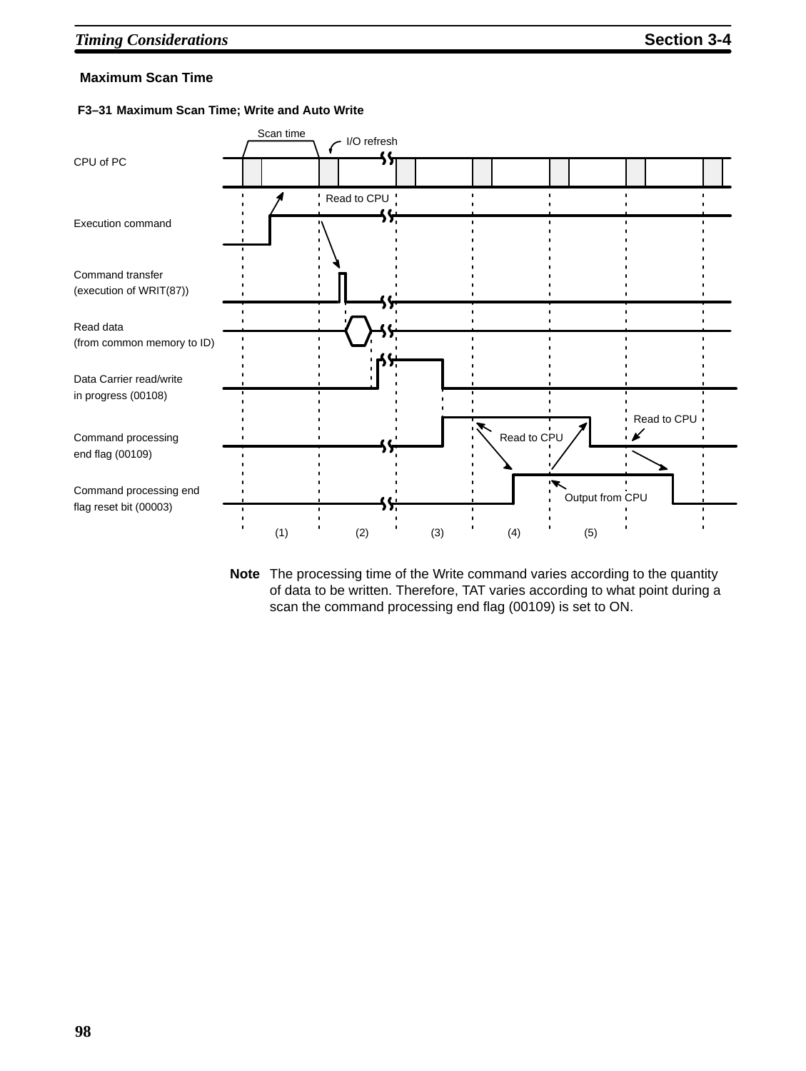### Maximum Scan Time

**F3–31 Maximum Scan Time; Write and Auto Write**

Scan time

I/O refresh

CPU of PC

Read to CPU

Execution command

Command transfer (execution of WRIT(87))

Read data (from common memory to ID)

Data Carrier read/write in progress (00108)

Read to CPU

Command processing end flag (00109)

Read to CPU

Command processing end flag reset bit (00003)

Output from CPU

(1) (2) (3) (4) (5)

**Note** The processing time of the Write command varies according to the quantity of data to be written. Therefore, TAT varies according to what point during a scan the command processing end flag (00109) is set to ON.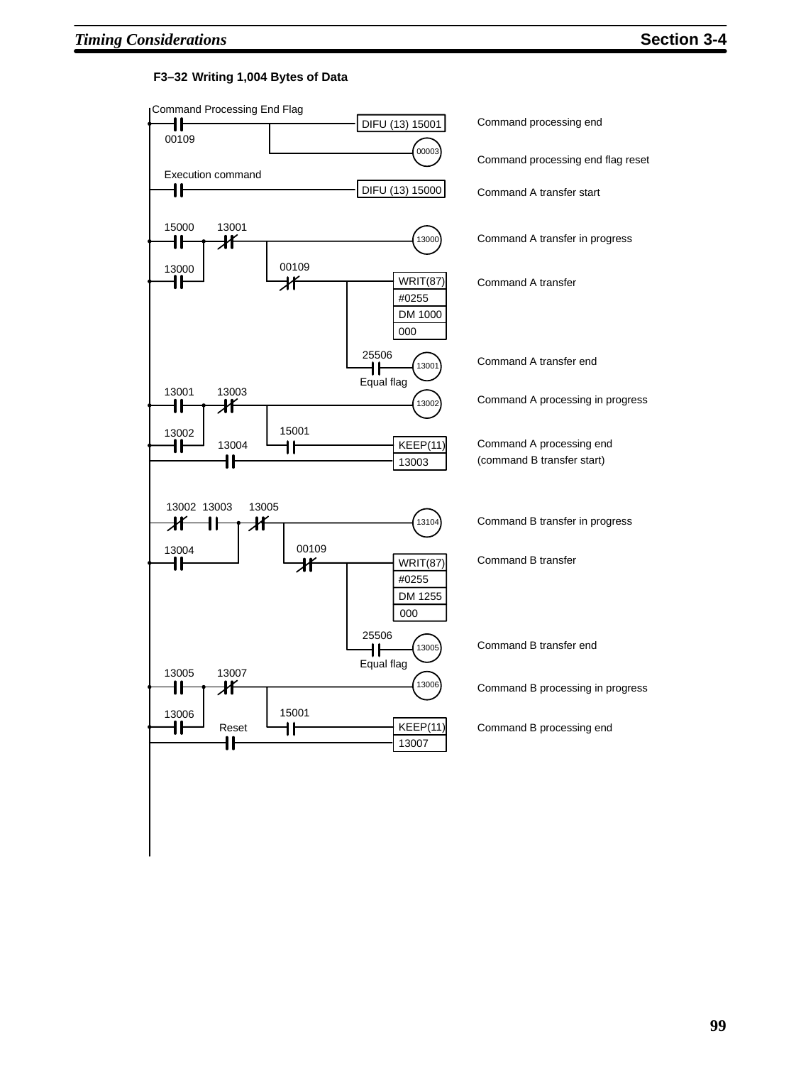**F3–32 Writing 1,004 Bytes of Data**

```
Command Processing End Flag
--| |--------------------------[DIFU (13) 15001]   Command processing end
  00109              |
                     +-----------------(00003)     Command processing end flag reset

Execution command
--| |--------------------------[DIFU (13) 15000]   Command A transfer start

 15000   13001
--| |--+--|/|--+--------------------(13000)       Command A transfer in progress
 13000 |       |  00109
--| |--+       +--|/|--+----[WRIT(87)]            Command A transfer
                       |    [#0255   ]
                       |    [DM 1000 ]
                       |    [000     ]
                       |   25506
                       +---| |--------(13001)     Command A transfer end
                       Equal flag
 13001   13003
--| |--+--|/|--+--------------------(13002)       Command A processing in progress
 13002 |       |  15001
--| |--+       +--| |---------[KEEP(11)]          Command A processing end
        13004                 [13003   ]          (command B transfer start)
-------| |--------------------

 13002  13003    13005
--|/|----| |--+--|/|--+-------------(13104)       Command B transfer in progress
 13004        |       |  00109
--| |---------+       +--|/|--+----[WRIT(87)]     Command B transfer
                              |    [#0255   ]
                              |    [DM 1255 ]
                              |    [000     ]
                              |   25506
                              +---| |--------(13005)  Command B transfer end
                              Equal flag
 13005   13007
--| |--+--|/|--+--------------------(13006)       Command B processing in progress
 13006 |       |  15001
--| |--+       +--| |---------[KEEP(11)]          Command B processing end
        Reset                 [13007   ]
-------| |--------------------
```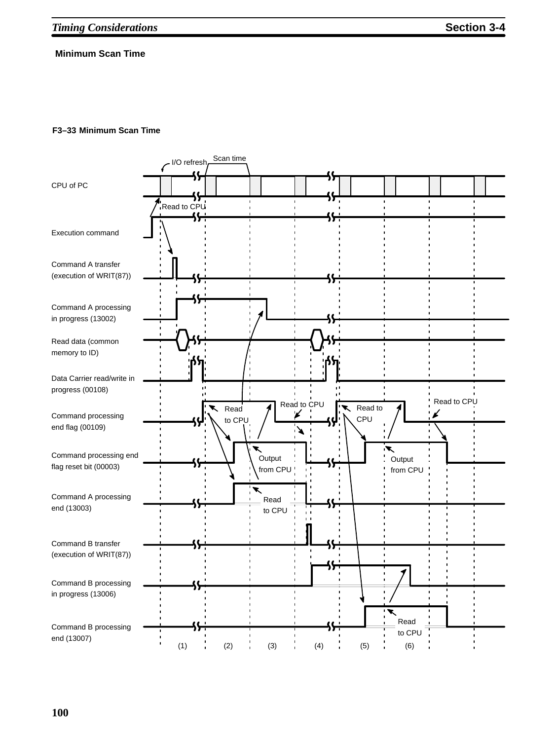### Minimum Scan Time

**F3–33 Minimum Scan Time**

Scan time

I/O refresh

CPU of PC

Read to CPU

Execution command

Command A transfer (execution of WRIT(87))

Command A processing in progress (13002)

Read data (common memory to ID)

Data Carrier read/write in progress (00108)

Command processing end flag (00109)

Read to CPU

Read to CPU

Read to CPU

Read to CPU

Command processing end flag reset bit (00003)

Output from CPU

Output from CPU

Command A processing end (13003)

Read to CPU

Command B transfer (execution of WRIT(87))

Command B processing in progress (13006)

Command B processing end (13007)

Read to CPU

(1) (2) (3) (4) (5) (6)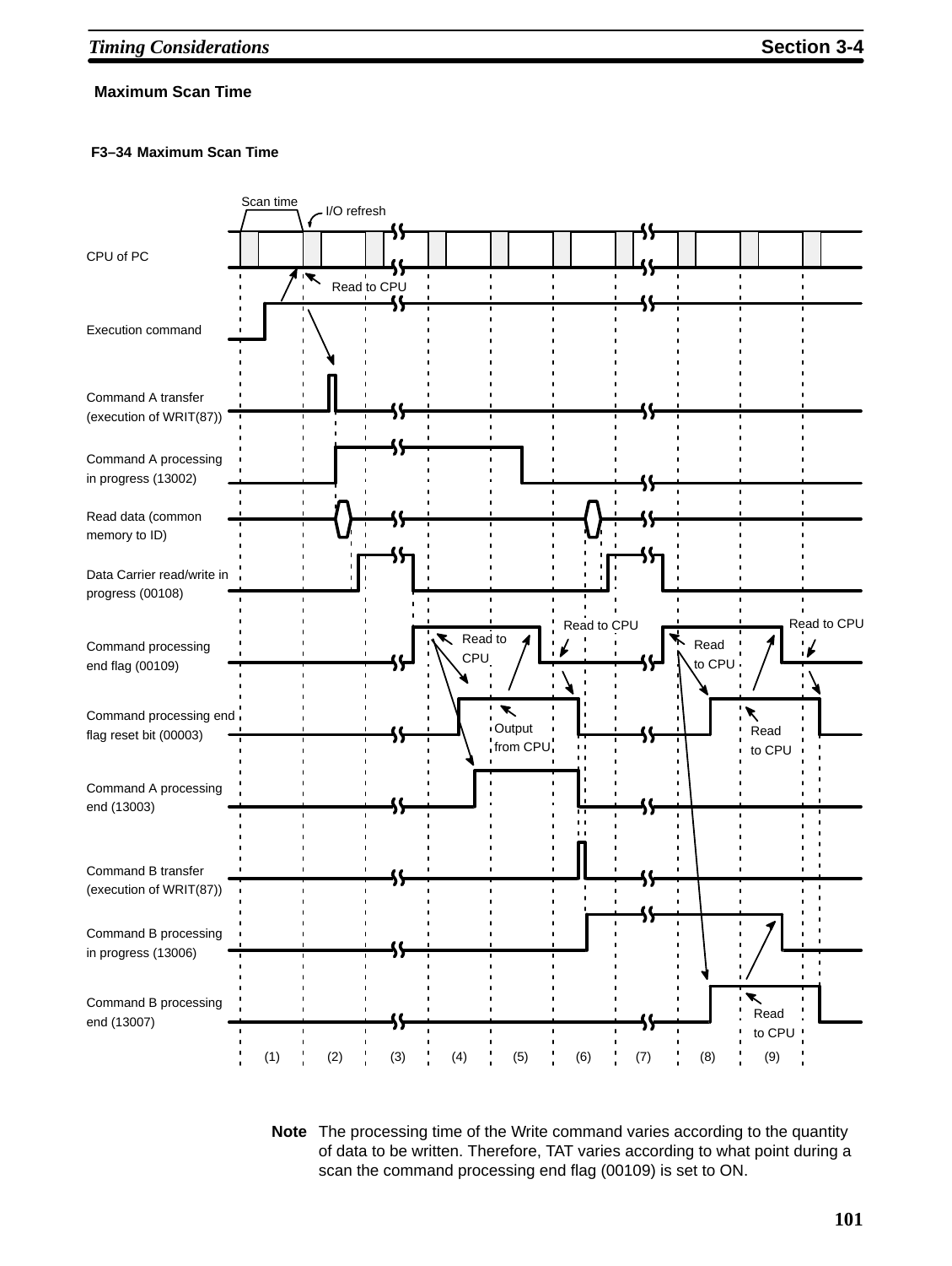#### Maximum Scan Time

**F3–34 Maximum Scan Time**

Scan time

I/O refresh

CPU of PC

Read to CPU

Execution command

Command A transfer (execution of WRIT(87))

Command A processing in progress (13002)

Read data (common memory to ID)

Data Carrier read/write in progress (00108)

Command processing end flag (00109)

Read to CPU

Read to CPU

Read to CPU

Read to CPU

Command processing end flag reset bit (00003)

Output from CPU

Read to CPU

Command A processing end (13003)

Command B transfer (execution of WRIT(87))

Command B processing in progress (13006)

Command B processing end (13007)

Read to CPU

(1) (2) (3) (4) (5) (6) (7) (8) (9)

**Note** The processing time of the Write command varies according to the quantity of data to be written. Therefore, TAT varies according to what point during a scan the command processing end flag (00109) is set to ON.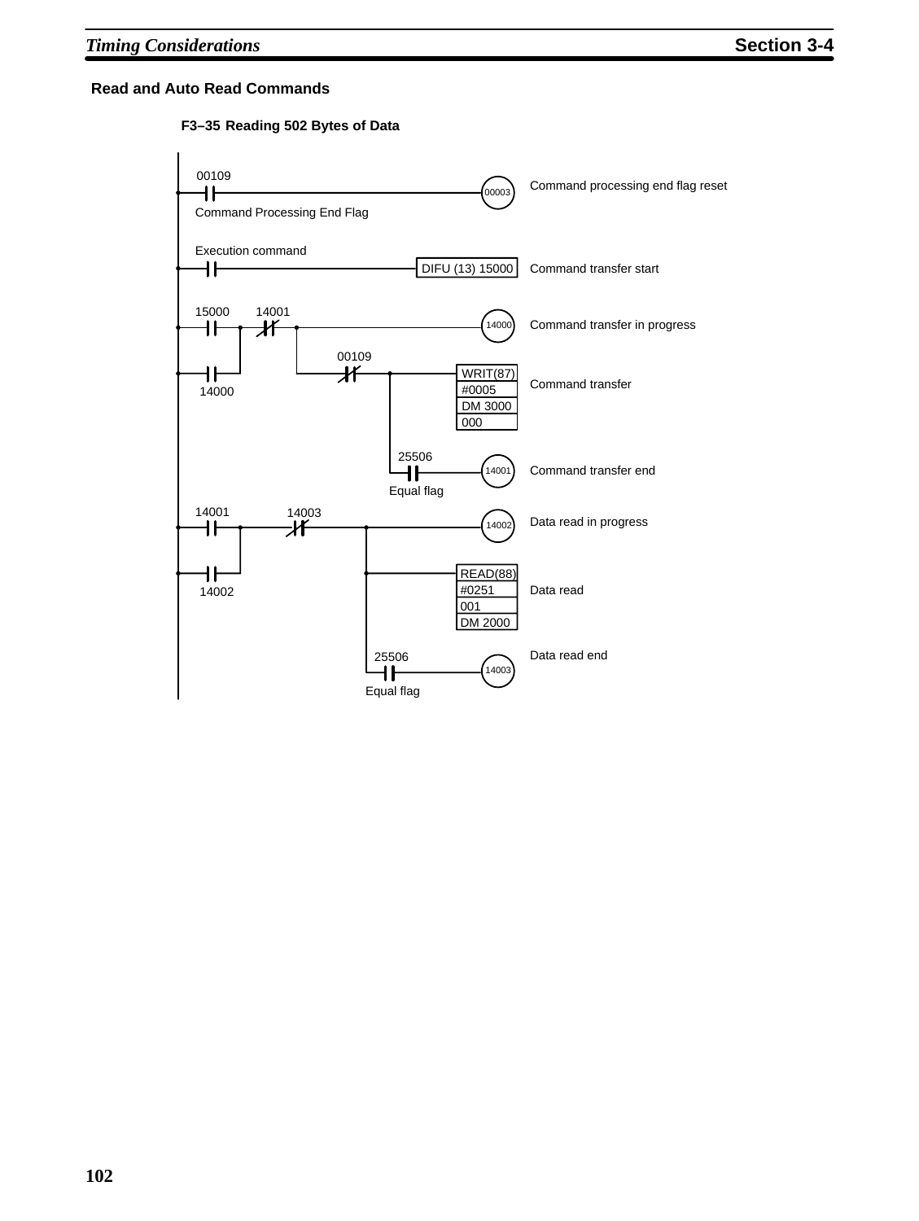### Read and Auto Read Commands

**F3–35 Reading 502 Bytes of Data**

```
 00109                                              (00003)   Command processing end flag reset
--| |----------------------------------------------(     )
 Command Processing End Flag

 Execution command
--| |----------------------------------[DIFU (13) 15000]       Command transfer start

 15000      14001                                   (14000)   Command transfer in progress
--| |---+---|/|---+--------------------------------(     )
        |         |
 14000  |         |   00109
--| |---+         +---|/|---+----------[WRIT(87)]             Command transfer
                             |          [#0005   ]
                             |          [DM 3000 ]
                             |          [000     ]
                             |
                             |  25506               (14001)   Command transfer end
                             +--| |----------------(     )
                                Equal flag

 14001          14003                               (14002)   Data read in progress
--| |---+-------|/|------+-------------------------(     )
        |                |
 14002  |                +----------------[READ(88)]           Data read
--| |---+                |                [#0251   ]
                         |                [001     ]
                         |                [DM 2000 ]
                         |
                         |  25506                   (14003)   Data read end
                         +--| |--------------------(     )
                            Equal flag
```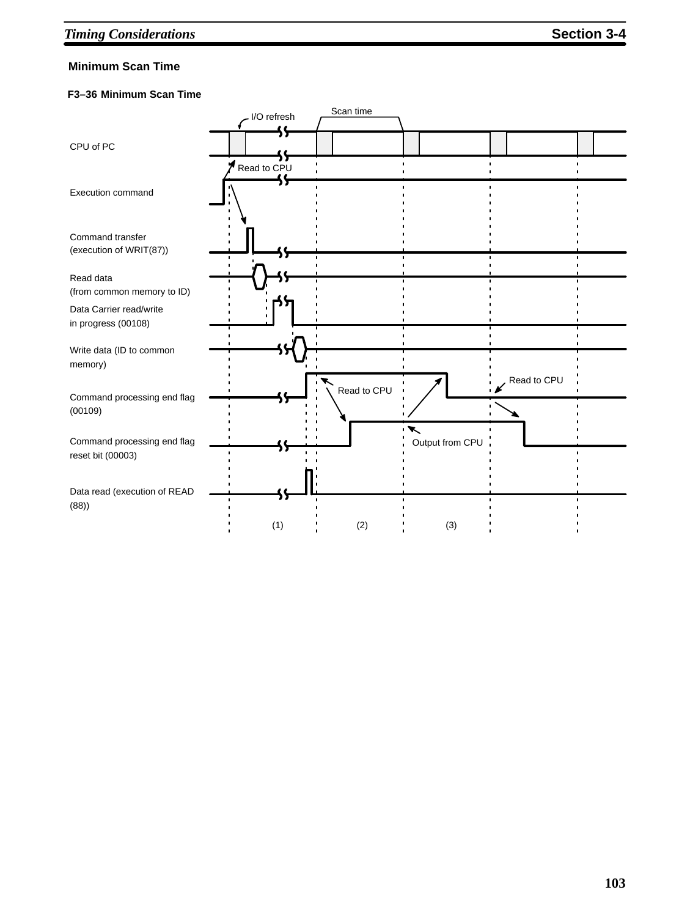### Minimum Scan Time

**F3–36 Minimum Scan Time**

I/O refresh

Scan time

CPU of PC

Read to CPU

Execution command

Command transfer
(execution of WRIT(87))

Read data
(from common memory to ID)

Data Carrier read/write
in progress (00108)

Write data (ID to common
memory)

Command processing end flag
(00109)

Read to CPU

Read to CPU

Command processing end flag
reset bit (00003)

Output from CPU

Data read (execution of READ
(88))

(1) (2) (3)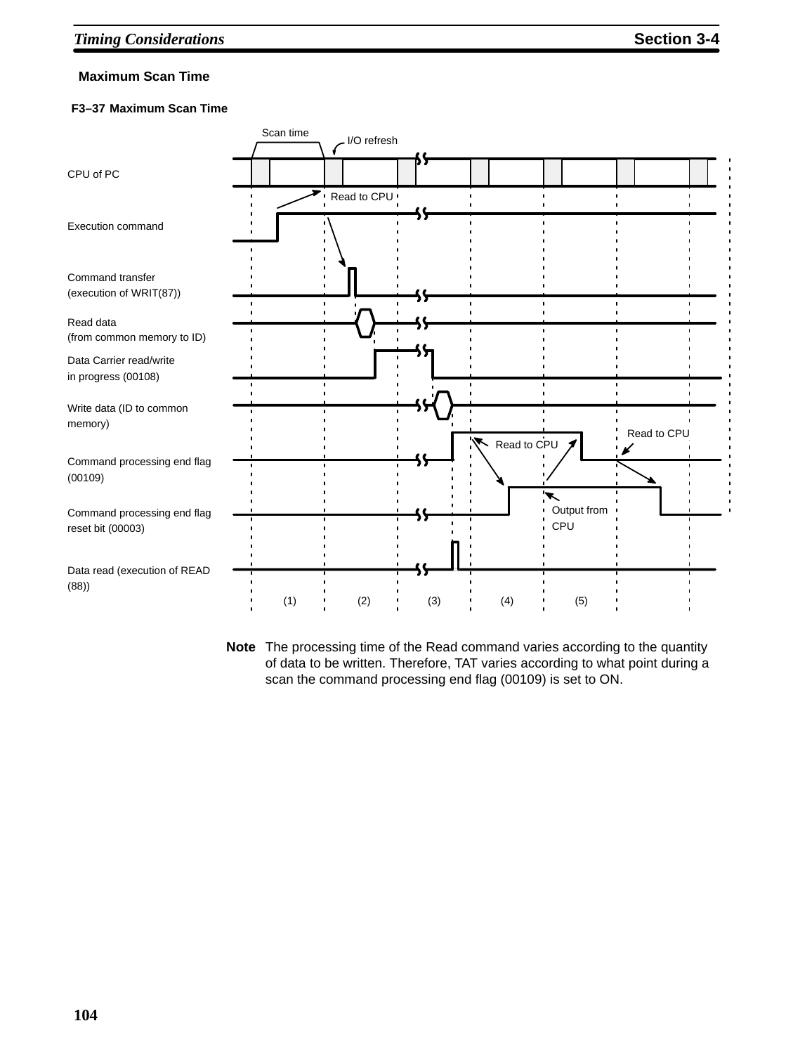## Maximum Scan Time

**F3–37 Maximum Scan Time**

Scan time

I/O refresh

CPU of PC

Read to CPU

Execution command

Command transfer
(execution of WRIT(87))

Read data
(from common memory to ID)

Data Carrier read/write
in progress (00108)

Write data (ID to common
memory)

Read to CPU

Read to CPU

Command processing end flag
(00109)

Command processing end flag
reset bit (00003)

Output from
CPU

Data read (execution of READ
(88))

(1) (2) (3) (4) (5)

**Note** The processing time of the Read command varies according to the quantity of data to be written. Therefore, TAT varies according to what point during a scan the command processing end flag (00109) is set to ON.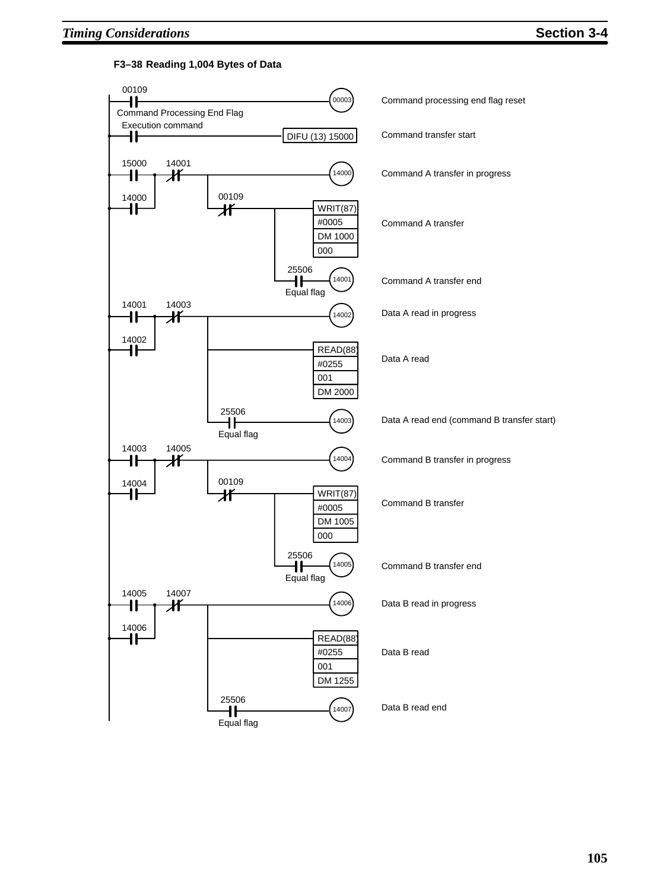**F3–38 Reading 1,004 Bytes of Data**

| Instruction / Contacts | Output | Comment |
|---|---|---|
| 00109 (Command Processing End Flag) | 00003 | Command processing end flag reset |
| Execution command | DIFU (13) 15000 | Command transfer start |
| 15000 OR 14000, AND NOT 14001 | 14000 | Command A transfer in progress |
| AND NOT 00109 | WRIT(87) #0005 DM 1000 000 | Command A transfer |
| 25506 (Equal flag) | 14001 | Command A transfer end |
| 14001 OR 14002, AND NOT 14003 | 14002 | Data A read in progress |
| | READ(88) #0255 001 DM 2000 | Data A read |
| 25506 (Equal flag) | 14003 | Data A read end (command B transfer start) |
| 14003 OR 14004, AND NOT 14005 | 14004 | Command B transfer in progress |
| AND NOT 00109 | WRIT(87) #0005 DM 1005 000 | Command B transfer |
| 25506 (Equal flag) | 14005 | Command B transfer end |
| 14005 OR 14006, AND NOT 14007 | 14006 | Data B read in progress |
| | READ(88) #0255 001 DM 1255 | Data B read |
| 25506 (Equal flag) | 14007 | Data B read end |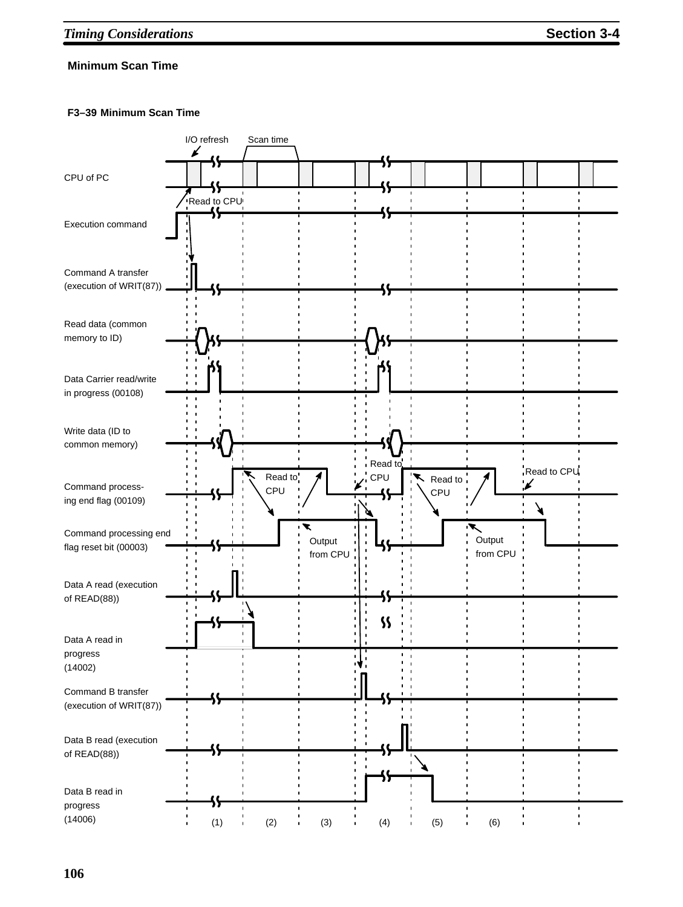## Minimum Scan Time

**F3–39 Minimum Scan Time**

I/O refresh

Scan time

CPU of PC

Read to CPU

Execution command

Command A transfer (execution of WRIT(87))

Read data (common memory to ID)

Data Carrier read/write in progress (00108)

Write data (ID to common memory)

Command processing end flag (00109)

Read to CPU

Read to CPU

Read to CPU

Read to CPU

Command processing end flag reset bit (00003)

Output from CPU

Output from CPU

Data A read (execution of READ(88))

Data A read in progress (14002)

Command B transfer (execution of WRIT(87))

Data B read (execution of READ(88))

Data B read in progress (14006)

(1) (2) (3) (4) (5) (6)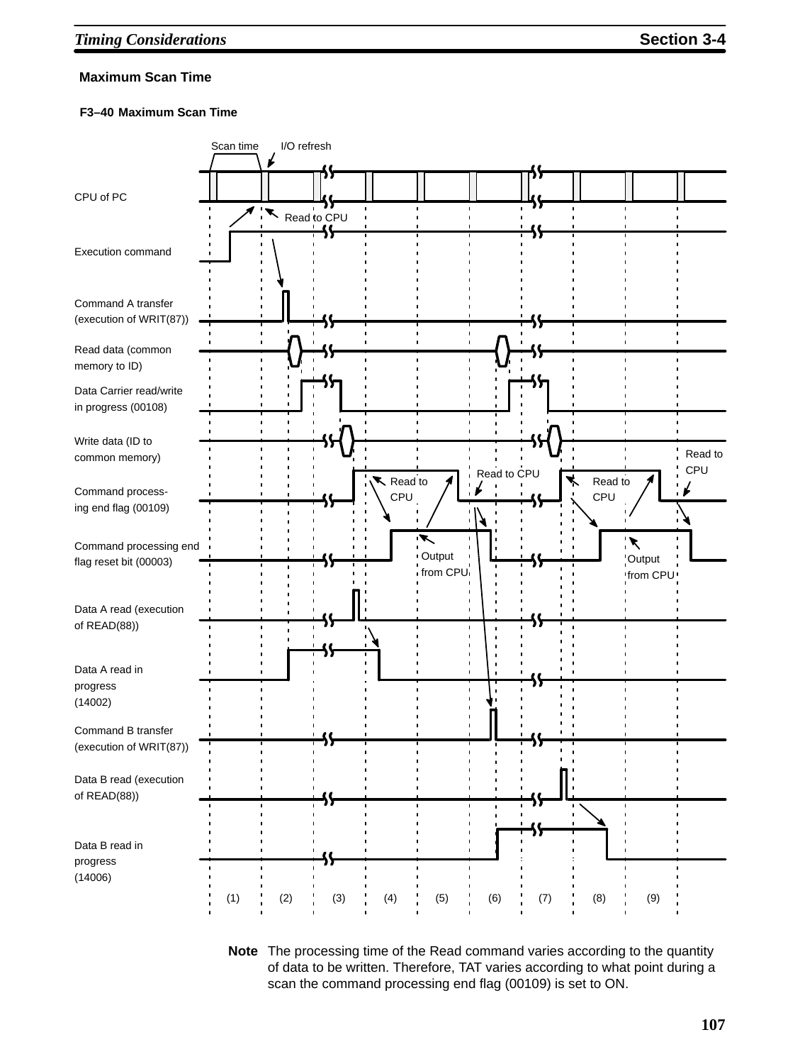### Maximum Scan Time

**F3–40 Maximum Scan Time**

Scan time I/O refresh

CPU of PC

Read to CPU

Execution command

Command A transfer (execution of WRIT(87))

Read data (common memory to ID)

Data Carrier read/write in progress (00108)

Write data (ID to common memory)

Command processing end flag (00109)

Read to CPU

Read to CPU

Read to CPU

Read to CPU

Command processing end flag reset bit (00003)

Output from CPU

Output from CPU

Data A read (execution of READ(88))

Data A read in progress (14002)

Command B transfer (execution of WRIT(87))

Data B read (execution of READ(88))

Data B read in progress (14006)

(1) (2) (3) (4) (5) (6) (7) (8) (9)

**Note** The processing time of the Read command varies according to the quantity of data to be written. Therefore, TAT varies according to what point during a scan the command processing end flag (00109) is set to ON.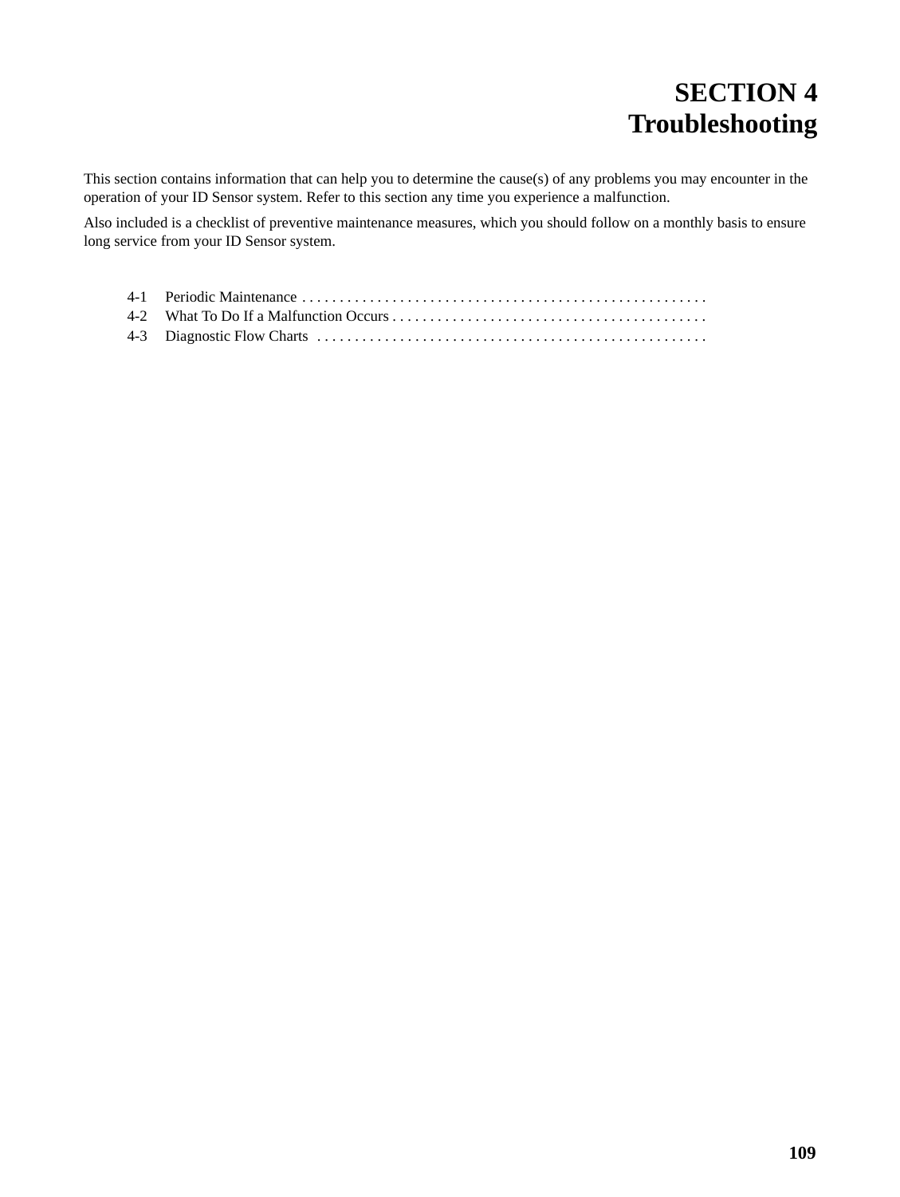# SECTION 4
# Troubleshooting

This section contains information that can help you to determine the cause(s) of any problems you may encounter in the operation of your ID Sensor system. Refer to this section any time you experience a malfunction.

Also included is a checklist of preventive maintenance measures, which you should follow on a monthly basis to ensure long service from your ID Sensor system.

4-1 Periodic Maintenance . . . . . . . . . . . . . . . . . . . . . . . . . . . . . . . . . . . . . . . . . . . . . . . . . . . . .
4-2 What To Do If a Malfunction Occurs . . . . . . . . . . . . . . . . . . . . . . . . . . . . . . . . . . . . . . . . . .
4-3 Diagnostic Flow Charts . . . . . . . . . . . . . . . . . . . . . . . . . . . . . . . . . . . . . . . . . . . . . . . . . . . .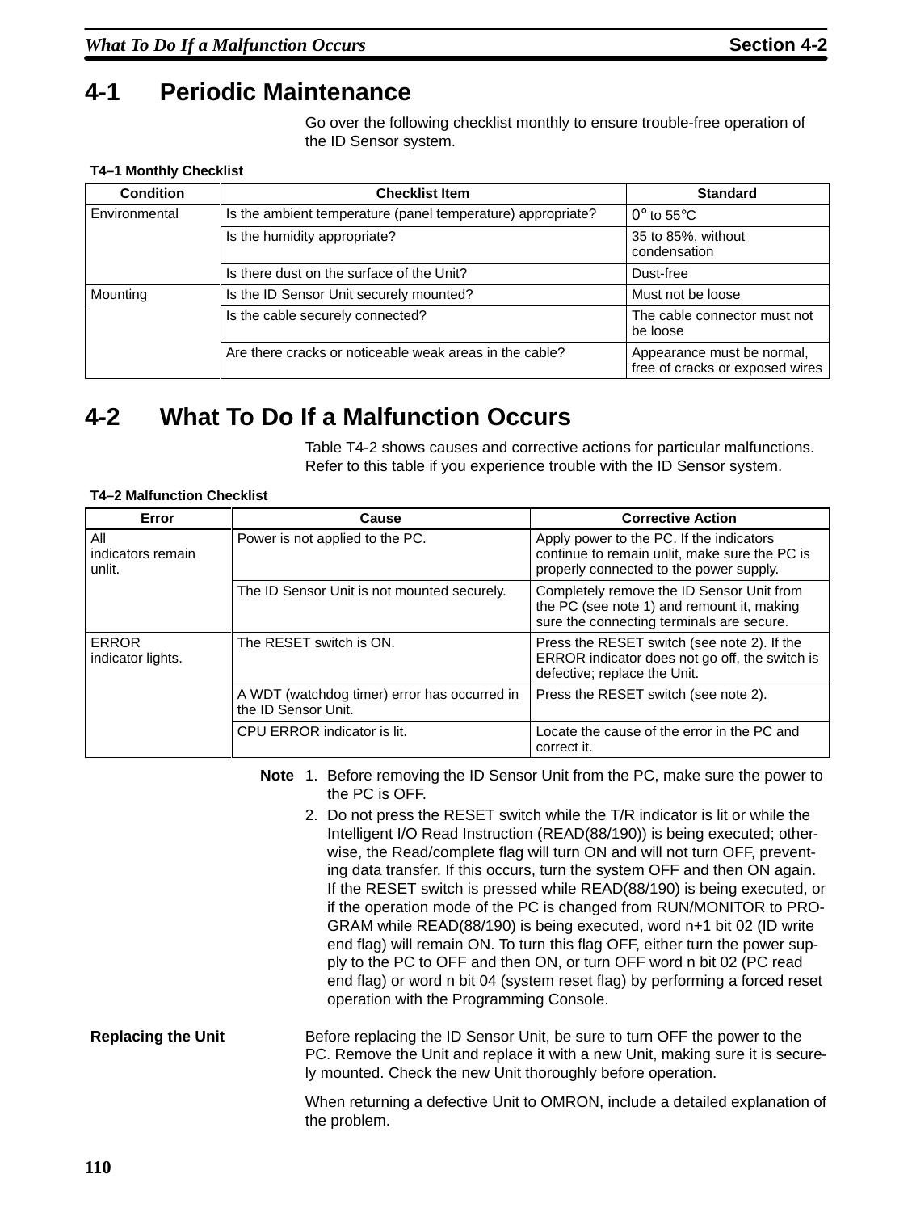## 4-1 Periodic Maintenance

Go over the following checklist monthly to ensure trouble-free operation of the ID Sensor system.

**T4–1 Monthly Checklist**

| Condition | Checklist Item | Standard |
|---|---|---|
| Environmental | Is the ambient temperature (panel temperature) appropriate? | 0° to 55°C |
| | Is the humidity appropriate? | 35 to 85%, without condensation |
| | Is there dust on the surface of the Unit? | Dust-free |
| Mounting | Is the ID Sensor Unit securely mounted? | Must not be loose |
| | Is the cable securely connected? | The cable connector must not be loose |
| | Are there cracks or noticeable weak areas in the cable? | Appearance must be normal, free of cracks or exposed wires |

## 4-2 What To Do If a Malfunction Occurs

Table T4-2 shows causes and corrective actions for particular malfunctions. Refer to this table if you experience trouble with the ID Sensor system.

**T4–2 Malfunction Checklist**

| Error | Cause | Corrective Action |
|---|---|---|
| All indicators remain unlit. | Power is not applied to the PC. | Apply power to the PC. If the indicators continue to remain unlit, make sure the PC is properly connected to the power supply. |
| | The ID Sensor Unit is not mounted securely. | Completely remove the ID Sensor Unit from the PC (see note 1) and remount it, making sure the connecting terminals are secure. |
| ERROR indicator lights. | The RESET switch is ON. | Press the RESET switch (see note 2). If the ERROR indicator does not go off, the switch is defective; replace the Unit. |
| | A WDT (watchdog timer) error has occurred in the ID Sensor Unit. | Press the RESET switch (see note 2). |
| | CPU ERROR indicator is lit. | Locate the cause of the error in the PC and correct it. |

**Note**

1. Before removing the ID Sensor Unit from the PC, make sure the power to the PC is OFF.
2. Do not press the RESET switch while the T/R indicator is lit or while the Intelligent I/O Read Instruction (READ(88/190)) is being executed; otherwise, the Read/complete flag will turn ON and will not turn OFF, preventing data transfer. If this occurs, turn the system OFF and then ON again. If the RESET switch is pressed while READ(88/190) is being executed, or if the operation mode of the PC is changed from RUN/MONITOR to PROGRAM while READ(88/190) is being executed, word n+1 bit 02 (ID write end flag) will remain ON. To turn this flag OFF, either turn the power supply to the PC to OFF and then ON, or turn OFF word n bit 02 (PC read end flag) or word n bit 04 (system reset flag) by performing a forced reset operation with the Programming Console.

**Replacing the Unit**

Before replacing the ID Sensor Unit, be sure to turn OFF the power to the PC. Remove the Unit and replace it with a new Unit, making sure it is securely mounted. Check the new Unit thoroughly before operation.

When returning a defective Unit to OMRON, include a detailed explanation of the problem.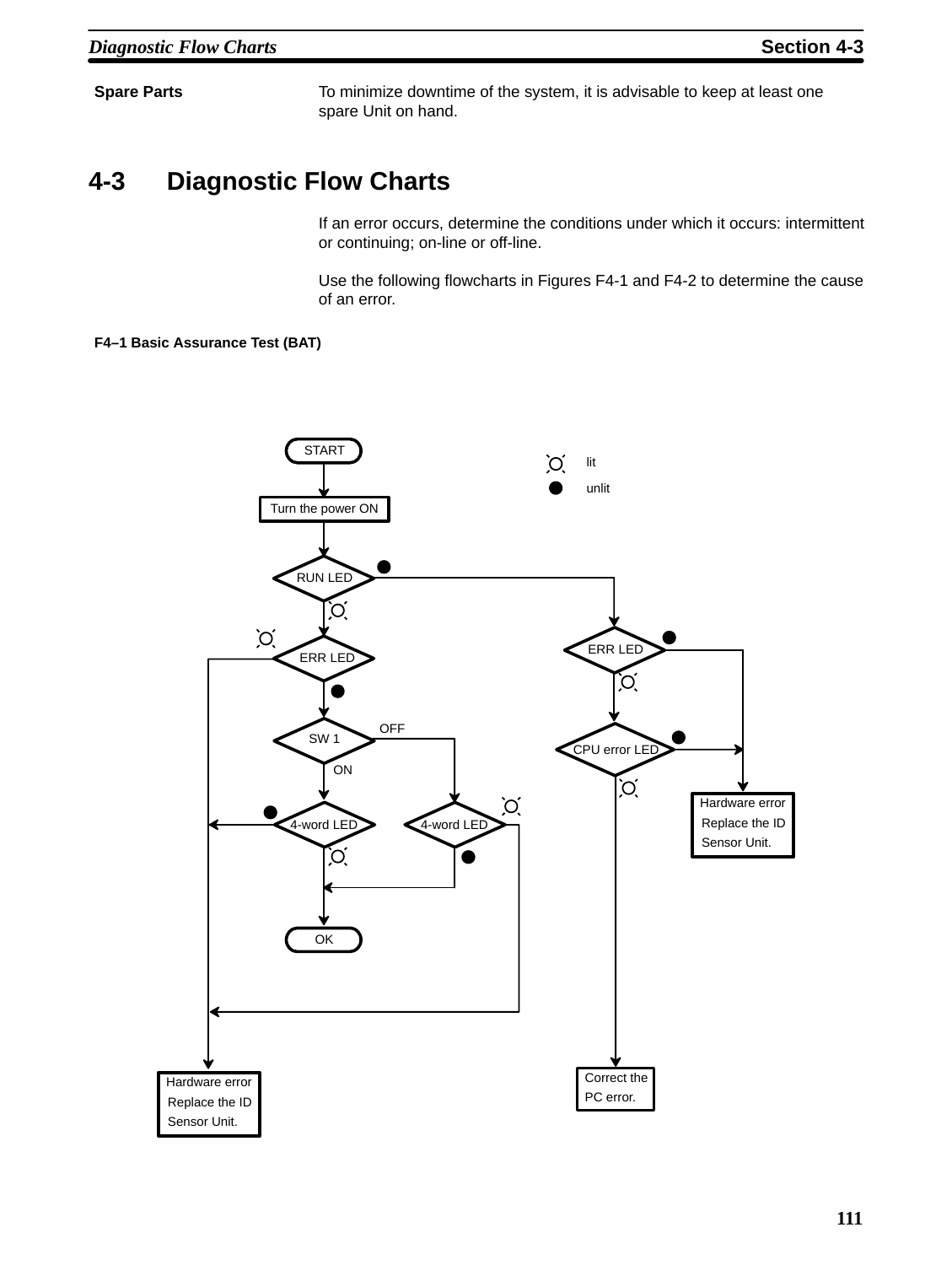**Spare Parts**

To minimize downtime of the system, it is advisable to keep at least one spare Unit on hand.

## 4-3 Diagnostic Flow Charts

If an error occurs, determine the conditions under which it occurs: intermittent or continuing; on-line or off-line.

Use the following flowcharts in Figures F4-1 and F4-2 to determine the cause of an error.

**F4–1 Basic Assurance Test (BAT)**

START

Turn the power ON

RUN LED

ERR LED

SW 1

OFF

ON

4-word LED

4-word LED

OK

Hardware error Replace the ID Sensor Unit.

ERR LED

CPU error LED

Hardware error Replace the ID Sensor Unit.

Correct the PC error.

lit

unlit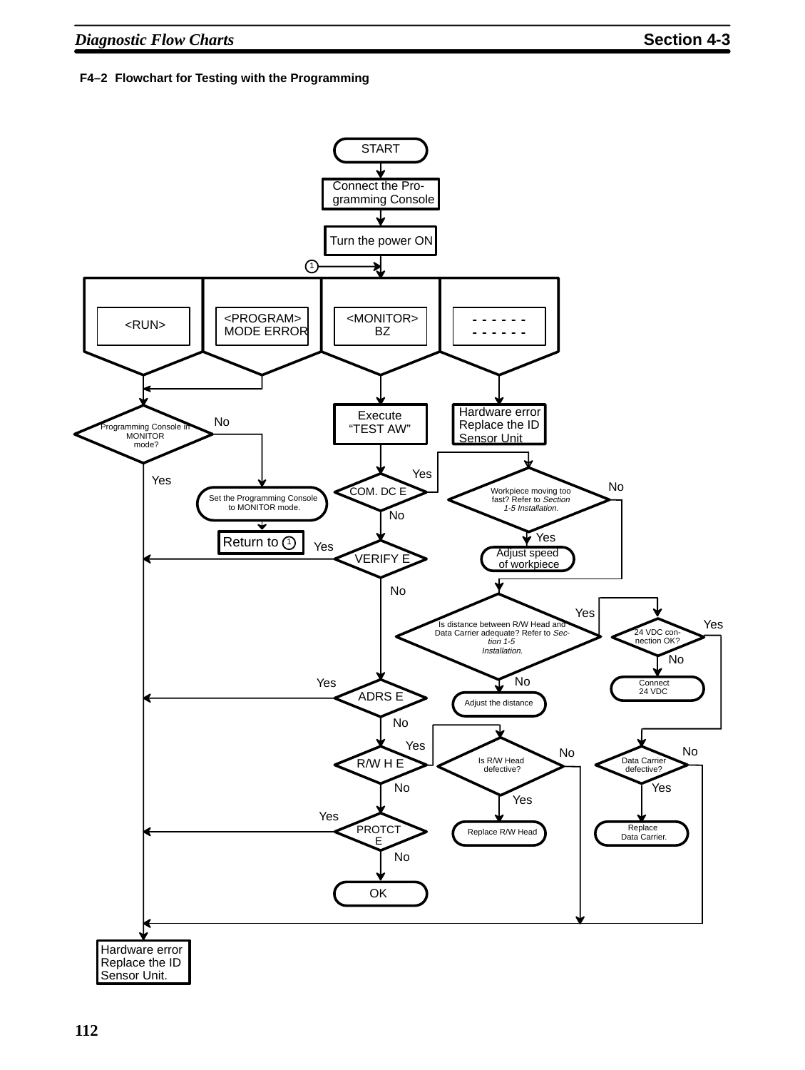F4–2 Flowchart for Testing with the Programming

START

Connect the Programming Console

Turn the power ON

1

<RUN>

<PROGRAM> MODE ERROR

<MONITOR> BZ

- - - - - -
- - - - - -

Programming Console in MONITOR mode?

No

Yes

Set the Programming Console to MONITOR mode.

Return to 1

Execute “TEST AW”

Hardware error Replace the ID Sensor Unit

COM. DC E

Yes

No

Workpiece moving too fast? Refer to *Section 1-5 Installation.*

No

Yes

Adjust speed of workpiece

VERIFY E

Yes

No

Is distance between R/W Head and Data Carrier adequate? Refer to *Section 1-5 Installation.*

Yes

No

Adjust the distance

24 VDC connection OK?

Yes

No

Connect 24 VDC

ADRS E

Yes

No

R/W H E

Yes

No

Is R/W Head defective?

No

Yes

Replace R/W Head

Data Carrier defective?

No

Yes

Replace Data Carrier.

PROTCT E

Yes

No

OK

Hardware error Replace the ID Sensor Unit.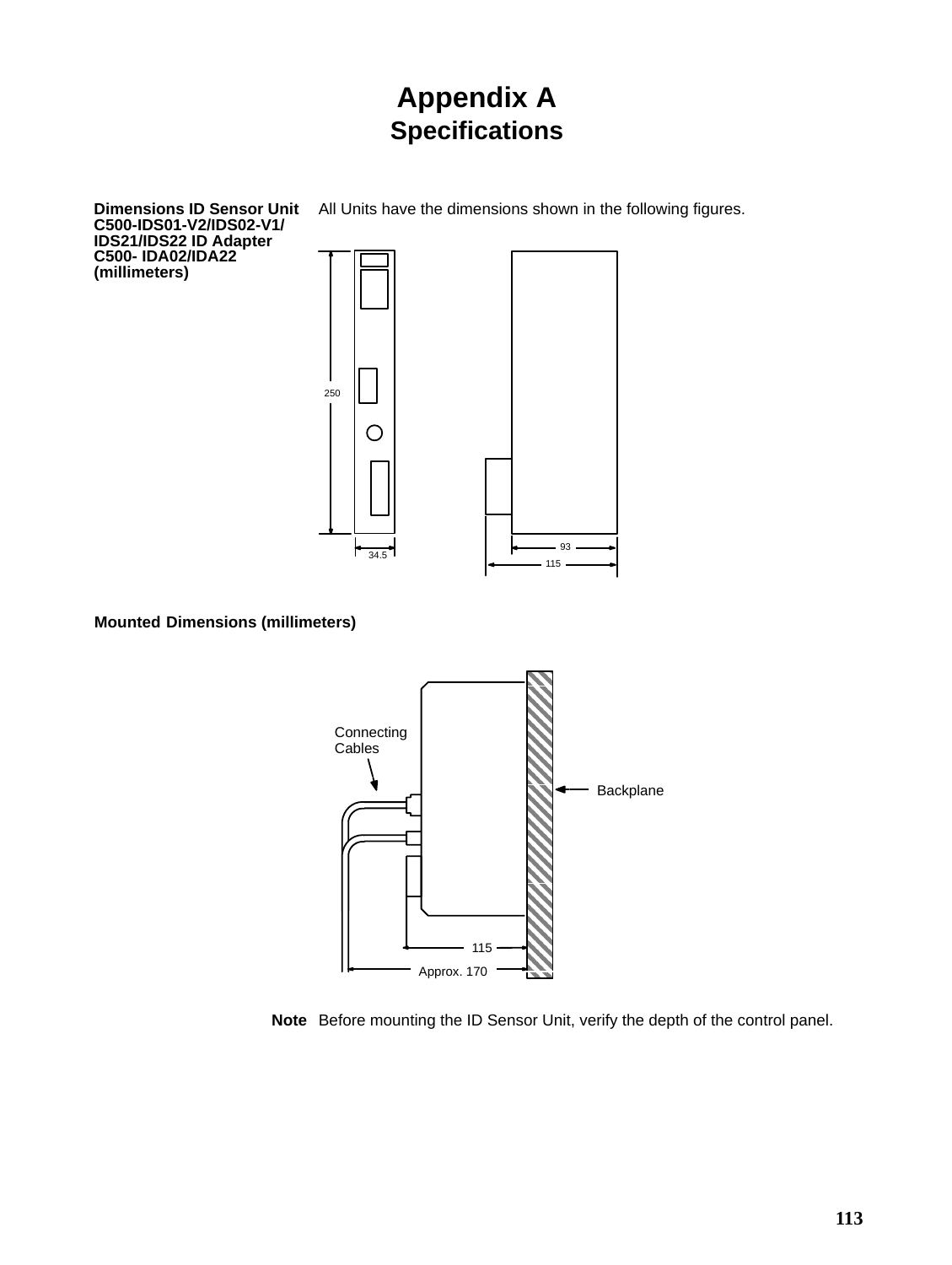# Appendix A
## Specifications

**Dimensions ID Sensor Unit C500-IDS01-V2/IDS02-V1/ IDS21/IDS22 ID Adapter C500- IDA02/IDA22 (millimeters)**

All Units have the dimensions shown in the following figures.

250

34.5

93

115

**Mounted Dimensions (millimeters)**

Connecting Cables

Backplane

115

Approx. 170

**Note** Before mounting the ID Sensor Unit, verify the depth of the control panel.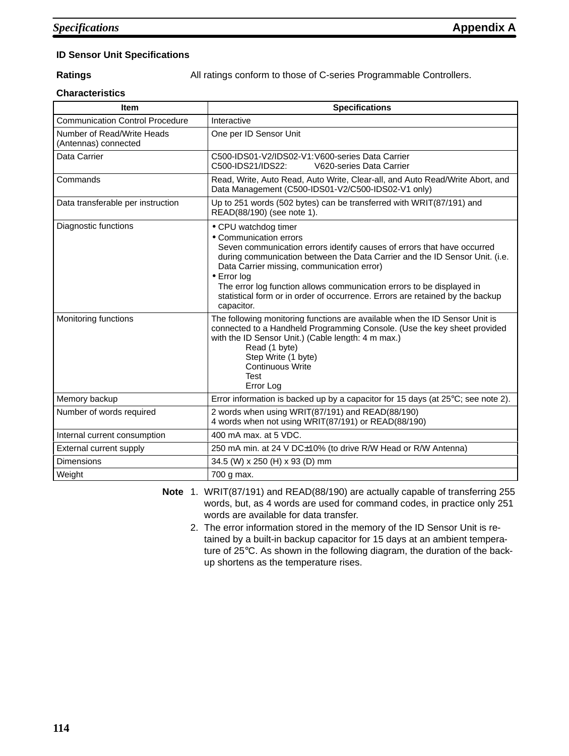## ID Sensor Unit Specifications

**Ratings** All ratings conform to those of C-series Programmable Controllers.

**Characteristics**

| Item | Specifications |
|---|---|
| Communication Control Procedure | Interactive |
| Number of Read/Write Heads (Antennas) connected | One per ID Sensor Unit |
| Data Carrier | C500-IDS01-V2/IDS02-V1: V600-series Data Carrier<br>C500-IDS21/IDS22: V620-series Data Carrier |
| Commands | Read, Write, Auto Read, Auto Write, Clear-all, and Auto Read/Write Abort, and Data Management (C500-IDS01-V2/C500-IDS02-V1 only) |
| Data transferable per instruction | Up to 251 words (502 bytes) can be transferred with WRIT(87/191) and READ(88/190) (see note 1). |
| Diagnostic functions | • CPU watchdog timer<br>• Communication errors<br>Seven communication errors identify causes of errors that have occurred during communication between the Data Carrier and the ID Sensor Unit. (i.e. Data Carrier missing, communication error)<br>• Error log<br>The error log function allows communication errors to be displayed in statistical form or in order of occurrence. Errors are retained by the backup capacitor. |
| Monitoring functions | The following monitoring functions are available when the ID Sensor Unit is connected to a Handheld Programming Console. (Use the key sheet provided with the ID Sensor Unit.) (Cable length: 4 m max.)<br>Read (1 byte)<br>Step Write (1 byte)<br>Continuous Write<br>Test<br>Error Log |
| Memory backup | Error information is backed up by a capacitor for 15 days (at 25°C; see note 2). |
| Number of words required | 2 words when using WRIT(87/191) and READ(88/190)<br>4 words when not using WRIT(87/191) or READ(88/190) |
| Internal current consumption | 400 mA max. at 5 VDC. |
| External current supply | 250 mA min. at 24 V DC±10% (to drive R/W Head or R/W Antenna) |
| Dimensions | 34.5 (W) x 250 (H) x 93 (D) mm |
| Weight | 700 g max. |

**Note**

1. WRIT(87/191) and READ(88/190) are actually capable of transferring 255 words, but, as 4 words are used for command codes, in practice only 251 words are available for data transfer.
2. The error information stored in the memory of the ID Sensor Unit is retained by a built-in backup capacitor for 15 days at an ambient temperature of 25°C. As shown in the following diagram, the duration of the backup shortens as the temperature rises.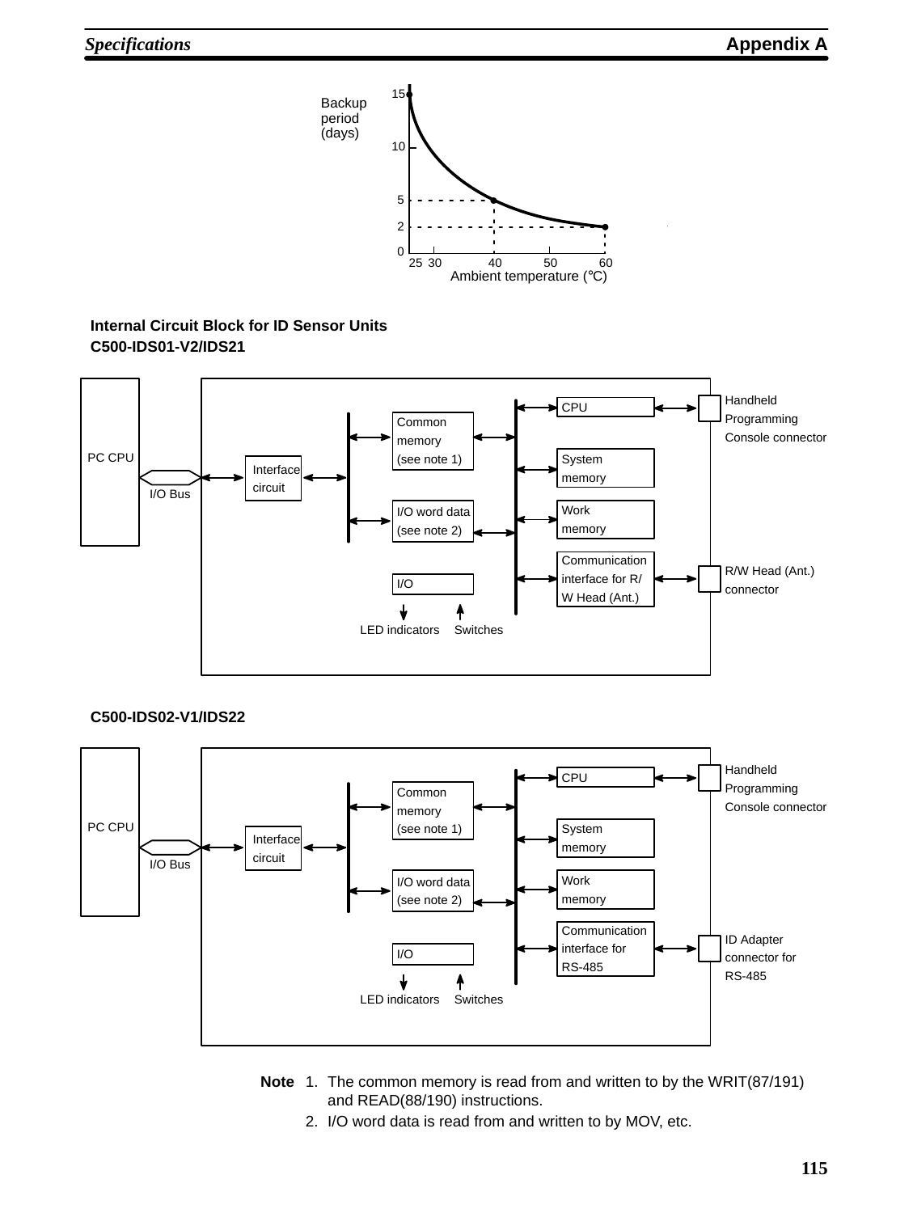Backup period (days)

15, 10, 5, 2, 0

25 30 40 50 60

Ambient temperature (°C)

**Internal Circuit Block for ID Sensor Units**
**C500-IDS01-V2/IDS21**

PC CPU — I/O Bus — Interface circuit — Common memory (see note 1) — I/O word data (see note 2) — I/O — LED indicators — Switches — CPU — System memory — Work memory — Communication interface for R/W Head (Ant.) — Handheld Programming Console connector — R/W Head (Ant.) connector

**C500-IDS02-V1/IDS22**

PC CPU — I/O Bus — Interface circuit — Common memory (see note 1) — I/O word data (see note 2) — I/O — LED indicators — Switches — CPU — System memory — Work memory — Communication interface for RS-485 — Handheld Programming Console connector — ID Adapter connector for RS-485

**Note**
1. The common memory is read from and written to by the WRIT(87/191) and READ(88/190) instructions.
2. I/O word data is read from and written to by MOV, etc.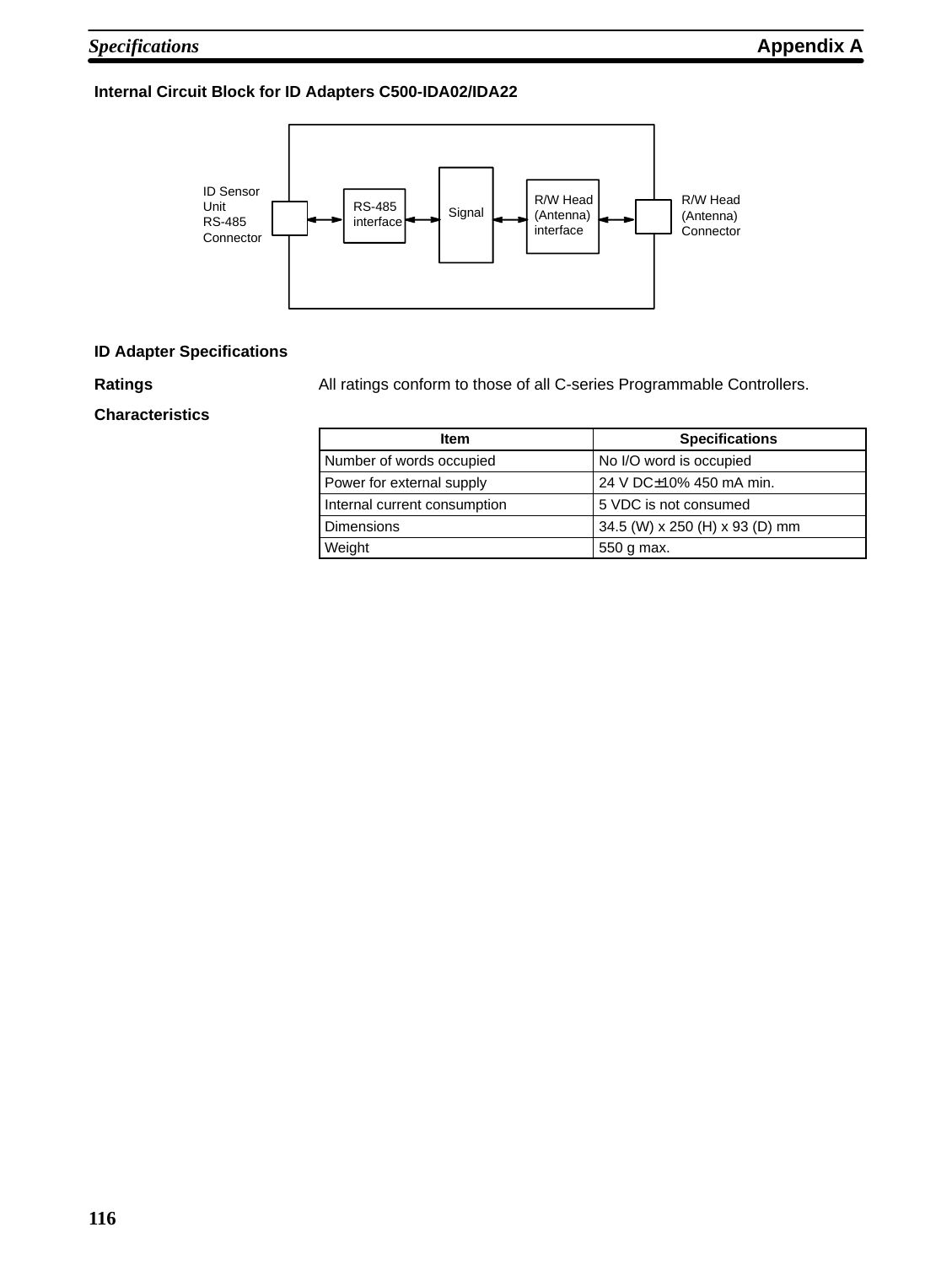### Internal Circuit Block for ID Adapters C500-IDA02/IDA22

ID Sensor Unit RS-485 Connector ↔ RS-485 interface ↔ Signal ↔ R/W Head (Antenna) interface ↔ R/W Head (Antenna) Connector

### ID Adapter Specifications

**Ratings**

All ratings conform to those of all C-series Programmable Controllers.

**Characteristics**

| Item | Specifications |
|---|---|
| Number of words occupied | No I/O word is occupied |
| Power for external supply | 24 V DC±10% 450 mA min. |
| Internal current consumption | 5 VDC is not consumed |
| Dimensions | 34.5 (W) x 250 (H) x 93 (D) mm |
| Weight | 550 g max. |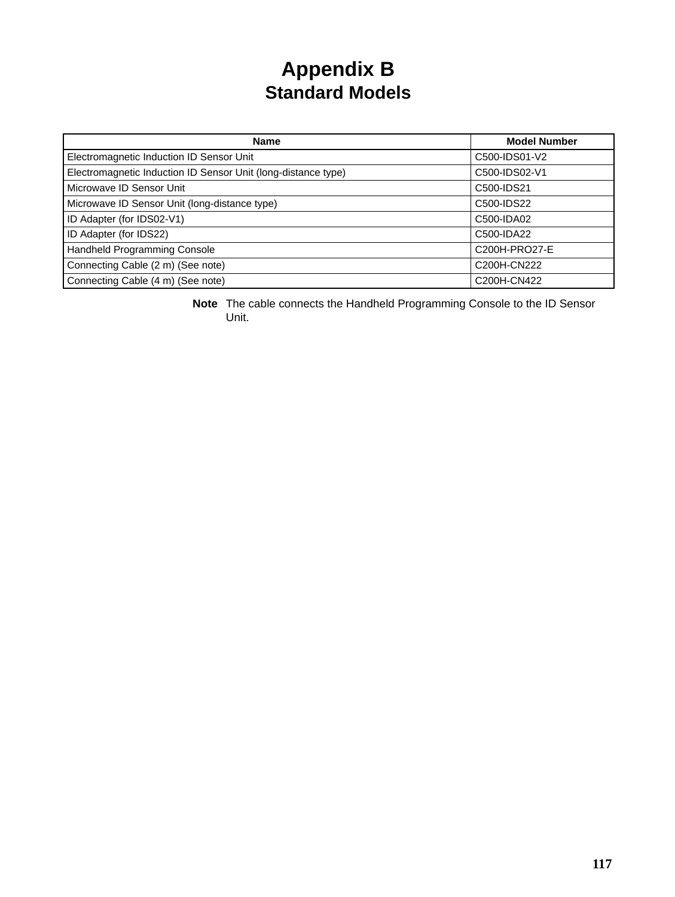# Appendix B
## Standard Models

| Name | Model Number |
|---|---|
| Electromagnetic Induction ID Sensor Unit | C500-IDS01-V2 |
| Electromagnetic Induction ID Sensor Unit (long-distance type) | C500-IDS02-V1 |
| Microwave ID Sensor Unit | C500-IDS21 |
| Microwave ID Sensor Unit (long-distance type) | C500-IDS22 |
| ID Adapter (for IDS02-V1) | C500-IDA02 |
| ID Adapter (for IDS22) | C500-IDA22 |
| Handheld Programming Console | C200H-PRO27-E |
| Connecting Cable (2 m) (See note) | C200H-CN222 |
| Connecting Cable (4 m) (See note) | C200H-CN422 |

**Note** The cable connects the Handheld Programming Console to the ID Sensor Unit.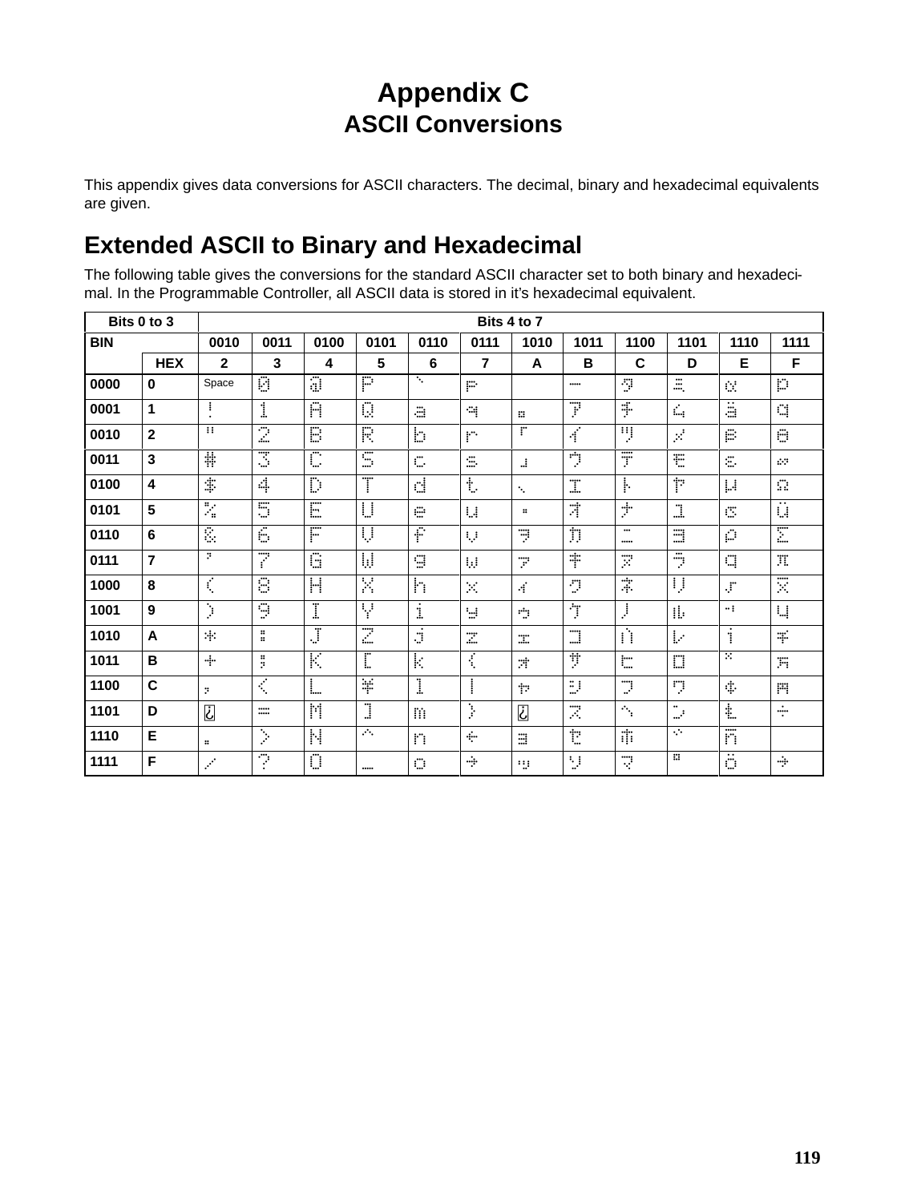# Appendix C
## ASCII Conversions

This appendix gives data conversions for ASCII characters. The decimal, binary and hexadecimal equivalents are given.

## Extended ASCII to Binary and Hexadecimal

The following table gives the conversions for the standard ASCII character set to both binary and hexadecimal. In the Programmable Controller, all ASCII data is stored in it's hexadecimal equivalent.

| Bits 0 to 3 | | Bits 4 to 7 | | | | | | | | | | | |
|---|---|---|---|---|---|---|---|---|---|---|---|---|---|
| **BIN** | | **0010** | **0011** | **0100** | **0101** | **0110** | **0111** | **1010** | **1011** | **1100** | **1101** | **1110** | **1111** |
| | **HEX** | **2** | **3** | **4** | **5** | **6** | **7** | **A** | **B** | **C** | **D** | **E** | **F** |
| **0000** | **0** | Space | 0 | @ | P | ` | p | | ｰ | ﾀ | ﾐ | α | p |
| **0001** | **1** | ! | 1 | A | Q | a | q | ｡ | ｱ | ﾁ | ﾑ | ä | q |
| **0010** | **2** | " | 2 | B | R | b | r | ｢ | ｲ | ﾂ | ﾒ | β | θ |
| **0011** | **3** | # | 3 | C | S | c | s | ｣ | ｳ | ﾃ | ﾓ | ε | ∞ |
| **0100** | **4** | $ | 4 | D | T | d | t | ､ | ｴ | ﾄ | ﾔ | μ | Ω |
| **0101** | **5** | % | 5 | E | U | e | u | ･ | ｵ | ﾅ | ﾕ | σ | ü |
| **0110** | **6** | & | 6 | F | V | f | v | ｦ | ｶ | ﾆ | ﾖ | ρ | Σ |
| **0111** | **7** | ' | 7 | G | W | g | w | ｧ | ｷ | ﾇ | ﾗ | g | π |
| **1000** | **8** | ( | 8 | H | X | h | x | ｨ | ｸ | ﾈ | ﾘ | √ | x̄ |
| **1001** | **9** | ) | 9 | I | Y | i | y | ｩ | ｹ | ﾉ | ﾙ | ⁻¹ | y |
| **1010** | **A** | * | : | J | Z | j | z | ｪ | ｺ | ﾊ | ﾚ | j | 千 |
| **1011** | **B** | + | ; | K | [ | k | { | ｫ | ｻ | ﾋ | ﾛ | ˣ | 万 |
| **1100** | **C** | , | < | L | ¥ | l | \| | ｬ | ｼ | ﾌ | ﾜ | ¢ | 円 |
| **1101** | **D** | ¿ | = | M | ] | m | } | ¿ | ｽ | ﾍ | ﾝ | Ⱡ | ÷ |
| **1110** | **E** | . | > | N | ^ | n | → | ｮ | ｾ | ﾎ | ﾞ | ñ | |
| **1111** | **F** | / | ? | O | _ | o | ← | ｯ | ｿ | ﾏ | ﾟ | ö | █ |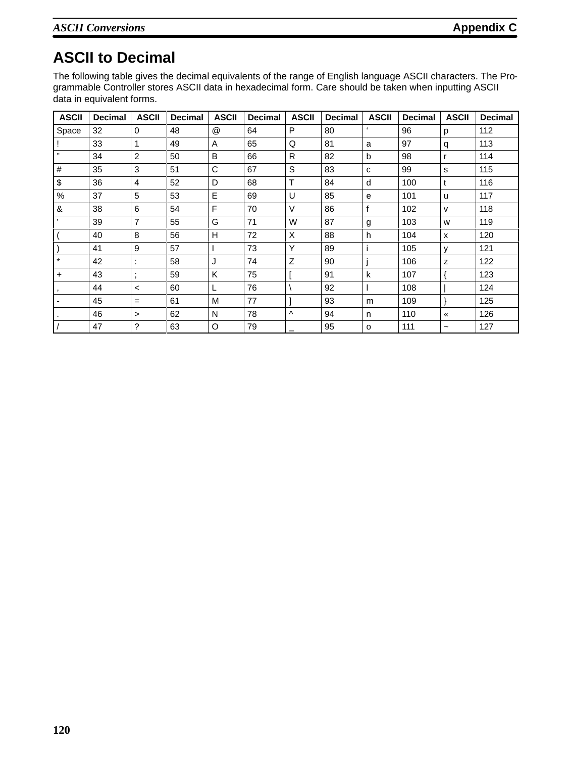# ASCII to Decimal

The following table gives the decimal equivalents of the range of English language ASCII characters. The Programmable Controller stores ASCII data in hexadecimal form. Care should be taken when inputting ASCII data in equivalent forms.

| ASCII | Decimal | ASCII | Decimal | ASCII | Decimal | ASCII | Decimal | ASCII | Decimal | ASCII | Decimal |
|---|---|---|---|---|---|---|---|---|---|---|---|
| Space | 32 | 0 | 48 | @ | 64 | P | 80 | ‘ | 96 | p | 112 |
| ! | 33 | 1 | 49 | A | 65 | Q | 81 | a | 97 | q | 113 |
| ” | 34 | 2 | 50 | B | 66 | R | 82 | b | 98 | r | 114 |
| # | 35 | 3 | 51 | C | 67 | S | 83 | c | 99 | s | 115 |
| $ | 36 | 4 | 52 | D | 68 | T | 84 | d | 100 | t | 116 |
| % | 37 | 5 | 53 | E | 69 | U | 85 | e | 101 | u | 117 |
| & | 38 | 6 | 54 | F | 70 | V | 86 | f | 102 | v | 118 |
| ’ | 39 | 7 | 55 | G | 71 | W | 87 | g | 103 | w | 119 |
| ( | 40 | 8 | 56 | H | 72 | X | 88 | h | 104 | x | 120 |
| ) | 41 | 9 | 57 | I | 73 | Y | 89 | i | 105 | y | 121 |
| * | 42 | : | 58 | J | 74 | Z | 90 | j | 106 | z | 122 |
| + | 43 | ; | 59 | K | 75 | [ | 91 | k | 107 | { | 123 |
| , | 44 | < | 60 | L | 76 | \ | 92 | l | 108 | \| | 124 |
| - | 45 | = | 61 | M | 77 | ] | 93 | m | 109 | } | 125 |
| . | 46 | > | 62 | N | 78 | ^ | 94 | n | 110 | « | 126 |
| / | 47 | ? | 63 | O | 79 | _ | 95 | o | 111 | ~ | 127 |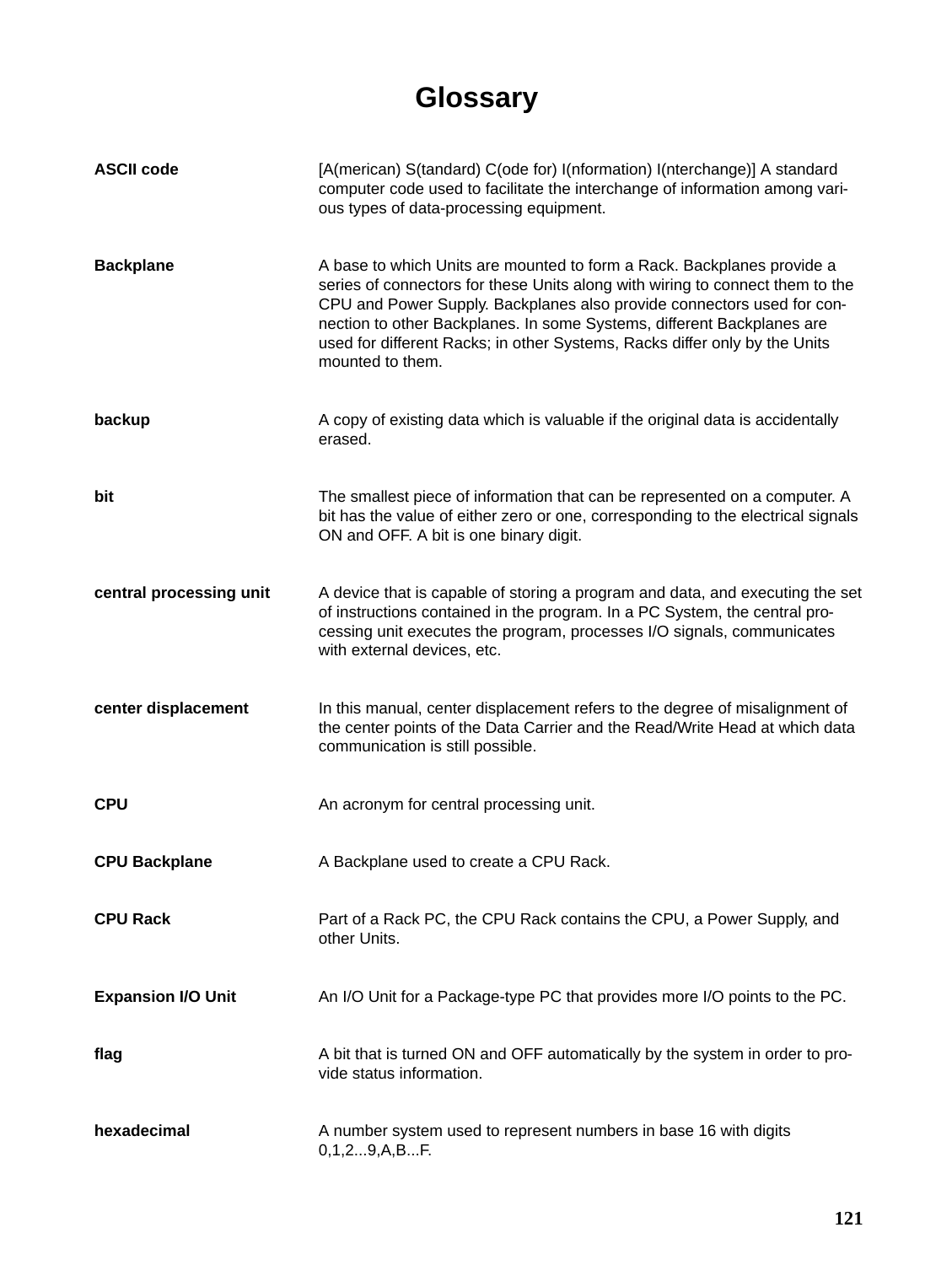# Glossary

**ASCII code** [A(merican) S(tandard) C(ode for) I(nformation) I(nterchange)] A standard computer code used to facilitate the interchange of information among various types of data-processing equipment.

**Backplane** A base to which Units are mounted to form a Rack. Backplanes provide a series of connectors for these Units along with wiring to connect them to the CPU and Power Supply. Backplanes also provide connectors used for connection to other Backplanes. In some Systems, different Backplanes are used for different Racks; in other Systems, Racks differ only by the Units mounted to them.

**backup** A copy of existing data which is valuable if the original data is accidentally erased.

**bit** The smallest piece of information that can be represented on a computer. A bit has the value of either zero or one, corresponding to the electrical signals ON and OFF. A bit is one binary digit.

**central processing unit** A device that is capable of storing a program and data, and executing the set of instructions contained in the program. In a PC System, the central processing unit executes the program, processes I/O signals, communicates with external devices, etc.

**center displacement** In this manual, center displacement refers to the degree of misalignment of the center points of the Data Carrier and the Read/Write Head at which data communication is still possible.

**CPU** An acronym for central processing unit.

**CPU Backplane** A Backplane used to create a CPU Rack.

**CPU Rack** Part of a Rack PC, the CPU Rack contains the CPU, a Power Supply, and other Units.

**Expansion I/O Unit** An I/O Unit for a Package-type PC that provides more I/O points to the PC.

**flag** A bit that is turned ON and OFF automatically by the system in order to provide status information.

**hexadecimal** A number system used to represent numbers in base 16 with digits 0,1,2...9,A,B...F.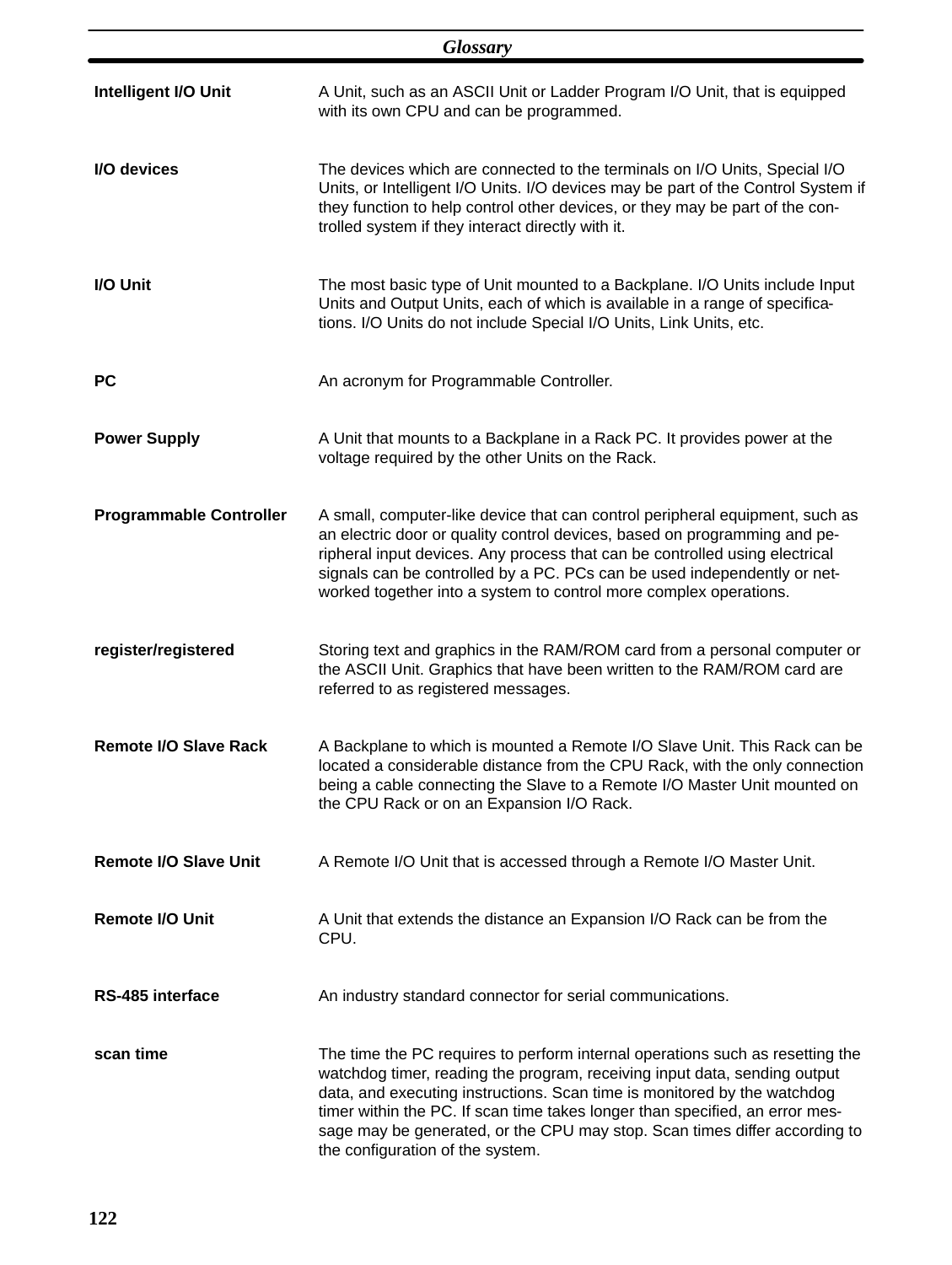**Intelligent I/O Unit**

A Unit, such as an ASCII Unit or Ladder Program I/O Unit, that is equipped with its own CPU and can be programmed.

**I/O devices**

The devices which are connected to the terminals on I/O Units, Special I/O Units, or Intelligent I/O Units. I/O devices may be part of the Control System if they function to help control other devices, or they may be part of the controlled system if they interact directly with it.

**I/O Unit**

The most basic type of Unit mounted to a Backplane. I/O Units include Input Units and Output Units, each of which is available in a range of specifications. I/O Units do not include Special I/O Units, Link Units, etc.

**PC**

An acronym for Programmable Controller.

**Power Supply**

A Unit that mounts to a Backplane in a Rack PC. It provides power at the voltage required by the other Units on the Rack.

**Programmable Controller**

A small, computer-like device that can control peripheral equipment, such as an electric door or quality control devices, based on programming and peripheral input devices. Any process that can be controlled using electrical signals can be controlled by a PC. PCs can be used independently or networked together into a system to control more complex operations.

**register/registered**

Storing text and graphics in the RAM/ROM card from a personal computer or the ASCII Unit. Graphics that have been written to the RAM/ROM card are referred to as registered messages.

**Remote I/O Slave Rack**

A Backplane to which is mounted a Remote I/O Slave Unit. This Rack can be located a considerable distance from the CPU Rack, with the only connection being a cable connecting the Slave to a Remote I/O Master Unit mounted on the CPU Rack or on an Expansion I/O Rack.

**Remote I/O Slave Unit**

A Remote I/O Unit that is accessed through a Remote I/O Master Unit.

**Remote I/O Unit**

A Unit that extends the distance an Expansion I/O Rack can be from the CPU.

**RS-485 interface**

An industry standard connector for serial communications.

**scan time**

The time the PC requires to perform internal operations such as resetting the watchdog timer, reading the program, receiving input data, sending output data, and executing instructions. Scan time is monitored by the watchdog timer within the PC. If scan time takes longer than specified, an error message may be generated, or the CPU may stop. Scan times differ according to the configuration of the system.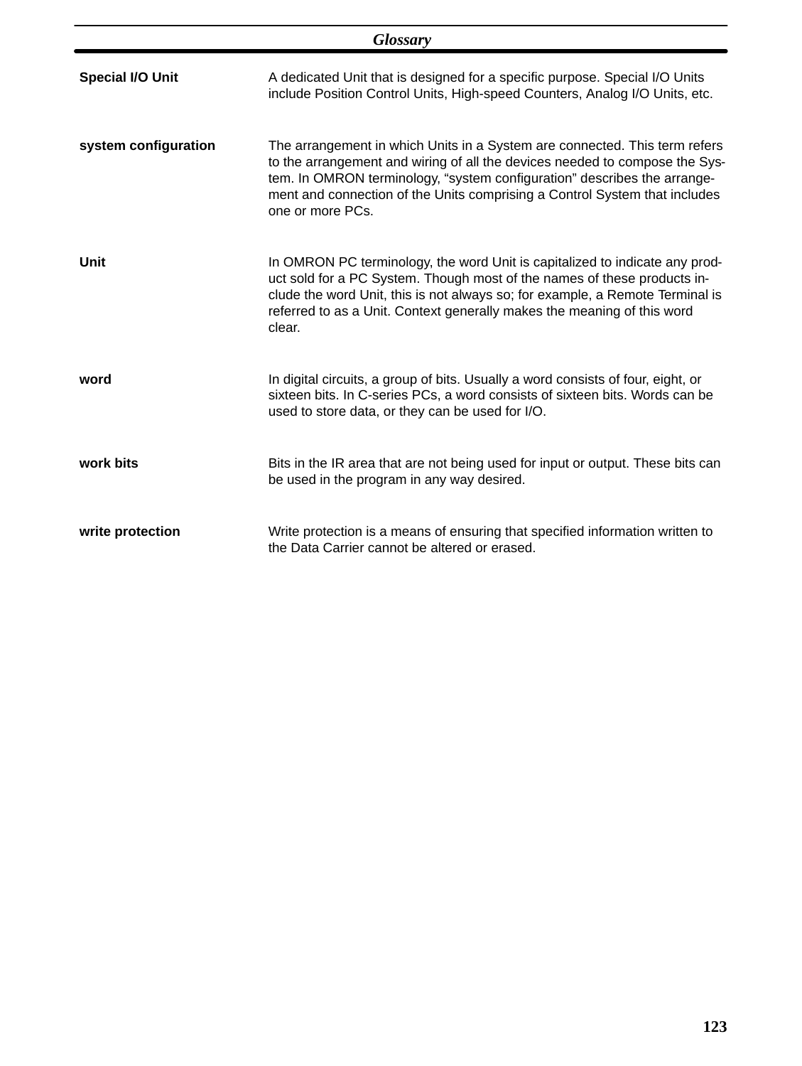**Special I/O Unit** A dedicated Unit that is designed for a specific purpose. Special I/O Units include Position Control Units, High-speed Counters, Analog I/O Units, etc.

**system configuration** The arrangement in which Units in a System are connected. This term refers to the arrangement and wiring of all the devices needed to compose the System. In OMRON terminology, "system configuration" describes the arrangement and connection of the Units comprising a Control System that includes one or more PCs.

**Unit** In OMRON PC terminology, the word Unit is capitalized to indicate any product sold for a PC System. Though most of the names of these products include the word Unit, this is not always so; for example, a Remote Terminal is referred to as a Unit. Context generally makes the meaning of this word clear.

**word** In digital circuits, a group of bits. Usually a word consists of four, eight, or sixteen bits. In C-series PCs, a word consists of sixteen bits. Words can be used to store data, or they can be used for I/O.

**work bits** Bits in the IR area that are not being used for input or output. These bits can be used in the program in any way desired.

**write protection** Write protection is a means of ensuring that specified information written to the Data Carrier cannot be altered or erased.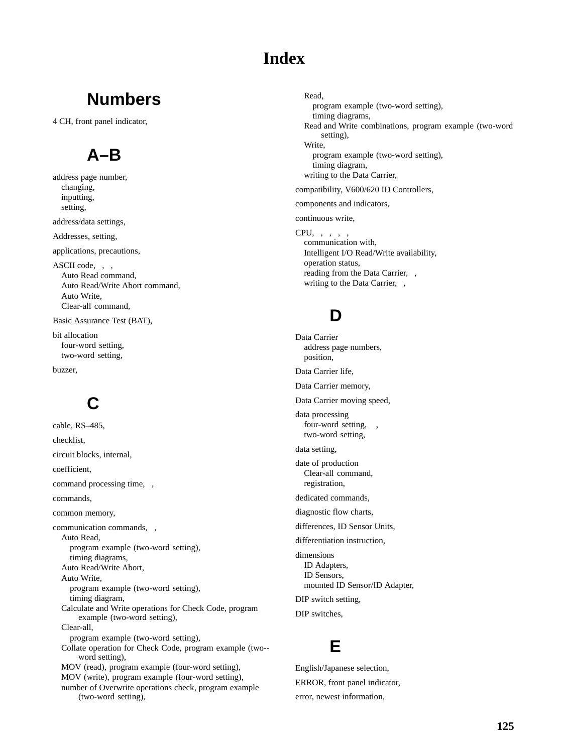# Index

## Numbers

4 CH, front panel indicator,

## A–B

address page number,
- changing,
- inputting,
- setting,

address/data settings,

Addresses, setting,

applications, precautions,

ASCII code, , ,
- Auto Read command,
- Auto Read/Write Abort command,
- Auto Write,
- Clear-all command,

Basic Assurance Test (BAT),

bit allocation
- four-word setting,
- two-word setting,

buzzer,

## C

cable, RS–485,

checklist,

circuit blocks, internal,

coefficient,

command processing time, ,

commands,

common memory,

communication commands, ,
- Auto Read,
  - program example (two-word setting),
  - timing diagrams,
- Auto Read/Write Abort,
- Auto Write,
  - program example (two-word setting),
  - timing diagram,
- Calculate and Write operations for Check Code, program example (two-word setting),
- Clear-all,
  - program example (two-word setting),
- Collate operation for Check Code, program example (two-- word setting),
- MOV (read), program example (four-word setting),
- MOV (write), program example (four-word setting),
- number of Overwrite operations check, program example (two-word setting),
- Read,
  - program example (two-word setting),
  - timing diagrams,
- Read and Write combinations, program example (two-word setting),
- Write,
  - program example (two-word setting),
  - timing diagram,
- writing to the Data Carrier,

compatibility, V600/620 ID Controllers,

components and indicators,

continuous write,

CPU, , , , ,
- communication with,
- Intelligent I/O Read/Write availability,
- operation status,
- reading from the Data Carrier, ,
- writing to the Data Carrier, ,

## D

Data Carrier
- address page numbers,
- position,

Data Carrier life,

Data Carrier memory,

Data Carrier moving speed,

data processing
- four-word setting, ,
- two-word setting,

data setting,

date of production
- Clear-all command,
- registration,

dedicated commands,

diagnostic flow charts,

differences, ID Sensor Units,

differentiation instruction,

dimensions
- ID Adapters,
- ID Sensors,
- mounted ID Sensor/ID Adapter,

DIP switch setting,

DIP switches,

## E

English/Japanese selection,

ERROR, front panel indicator,

error, newest information,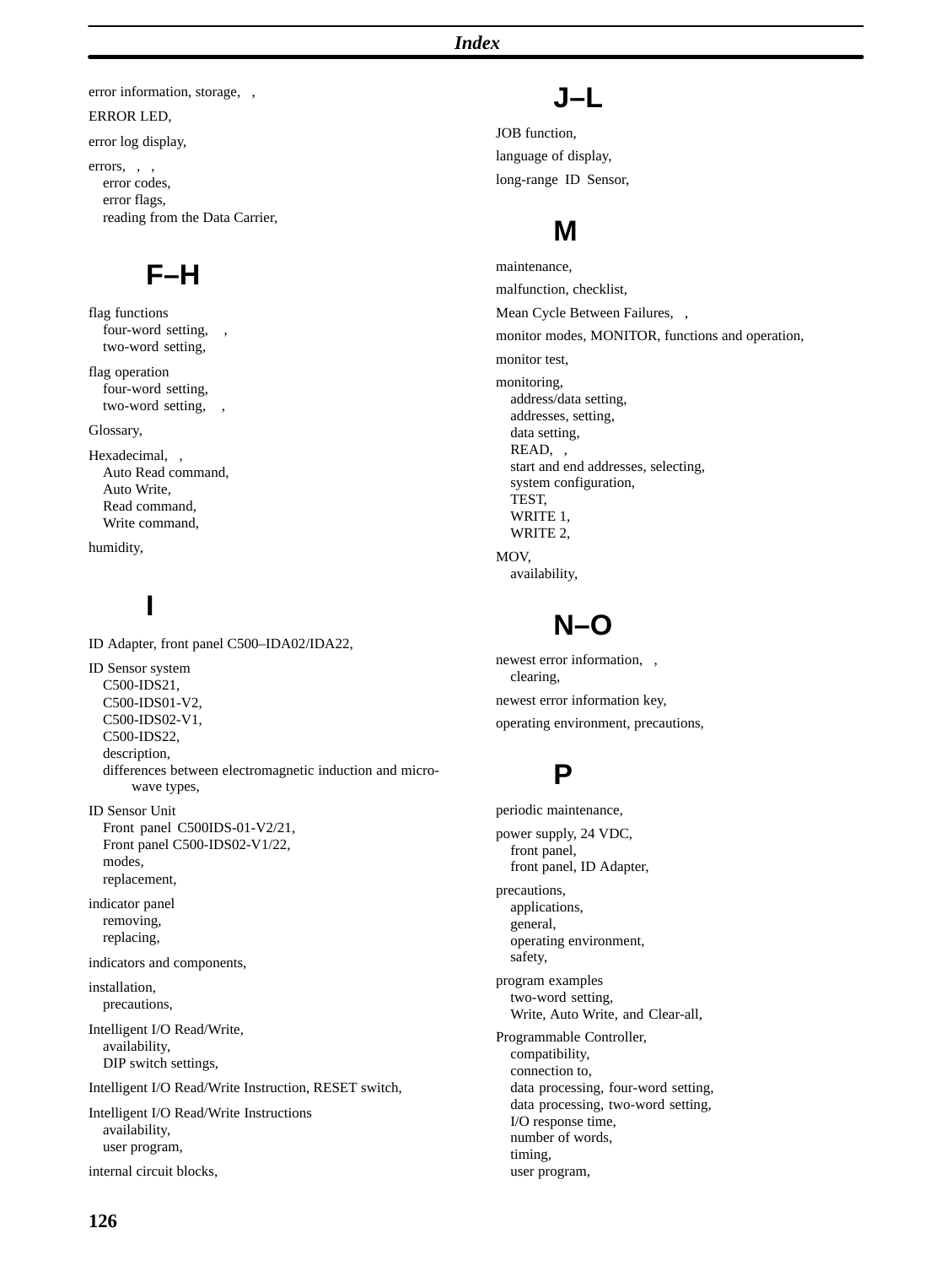error information, storage, ,

ERROR LED,

error log display,

errors, , ,
- error codes,
- error flags,
- reading from the Data Carrier,

## F–H

flag functions
- four-word setting, ,
- two-word setting,

flag operation
- four-word setting,
- two-word setting, ,

Glossary,

Hexadecimal, ,
- Auto Read command,
- Auto Write,
- Read command,
- Write command,

humidity,

## I

ID Adapter, front panel C500–IDA02/IDA22,

ID Sensor system
- C500-IDS21,
- C500-IDS01-V2,
- C500-IDS02-V1,
- C500-IDS22,
- description,
- differences between electromagnetic induction and micro-wave types,

ID Sensor Unit
- Front panel C500IDS-01-V2/21,
- Front panel C500-IDS02-V1/22,
- modes,
- replacement,

indicator panel
- removing,
- replacing,

indicators and components,

installation,
- precautions,

Intelligent I/O Read/Write,
- availability,
- DIP switch settings,

Intelligent I/O Read/Write Instruction, RESET switch,

Intelligent I/O Read/Write Instructions
- availability,
- user program,

internal circuit blocks,

## J–L

JOB function,

language of display,

long-range ID Sensor,

## M

maintenance,

malfunction, checklist,

Mean Cycle Between Failures, ,

monitor modes, MONITOR, functions and operation,

monitor test,

monitoring,
- address/data setting,
- addresses, setting,
- data setting,
- READ, ,
- start and end addresses, selecting,
- system configuration,
- TEST,
- WRITE 1,
- WRITE 2,

MOV,
- availability,

## N–O

newest error information, ,
- clearing,

newest error information key,

operating environment, precautions,

## P

periodic maintenance,

power supply, 24 VDC,
- front panel,
- front panel, ID Adapter,

precautions,
- applications,
- general,
- operating environment,
- safety,

program examples
- two-word setting,
- Write, Auto Write, and Clear-all,

Programmable Controller,
- compatibility,
- connection to,
- data processing, four-word setting,
- data processing, two-word setting,
- I/O response time,
- number of words,
- timing,
- user program,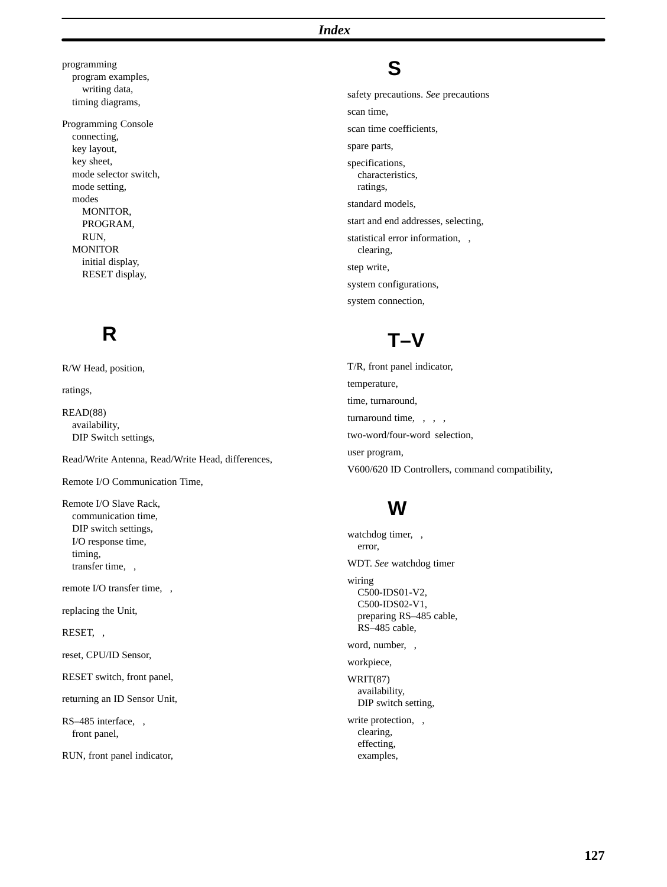programming
  program examples,
    writing data,
  timing diagrams,

Programming Console
  connecting,
  key layout,
  key sheet,
  mode selector switch,
  mode setting,
  modes
    MONITOR,
    PROGRAM,
    RUN,
  MONITOR
    initial display,
    RESET display,

## R

R/W Head, position,

ratings,

READ(88)
  availability,
  DIP Switch settings,

Read/Write Antenna, Read/Write Head, differences,

Remote I/O Communication Time,

Remote I/O Slave Rack,
  communication time,
  DIP switch settings,
  I/O response time,
  timing,
  transfer time, ,

remote I/O transfer time, ,

replacing the Unit,

RESET, ,

reset, CPU/ID Sensor,

RESET switch, front panel,

returning an ID Sensor Unit,

RS–485 interface, ,
  front panel,

RUN, front panel indicator,

## S

safety precautions. *See* precautions

scan time,

scan time coefficients,

spare parts,

specifications,
  characteristics,
  ratings,

standard models,

start and end addresses, selecting,

statistical error information, ,
  clearing,

step write,

system configurations,

system connection,

## T–V

T/R, front panel indicator,

temperature,

time, turnaround,

turnaround time, , , ,

two-word/four-word selection,

user program,

V600/620 ID Controllers, command compatibility,

## W

watchdog timer, ,
  error,

WDT. *See* watchdog timer

wiring
  C500-IDS01-V2,
  C500-IDS02-V1,
  preparing RS–485 cable,
  RS–485 cable,

word, number, ,

workpiece,

WRIT(87)
  availability,
  DIP switch setting,

write protection, ,
  clearing,
  effecting,
  examples,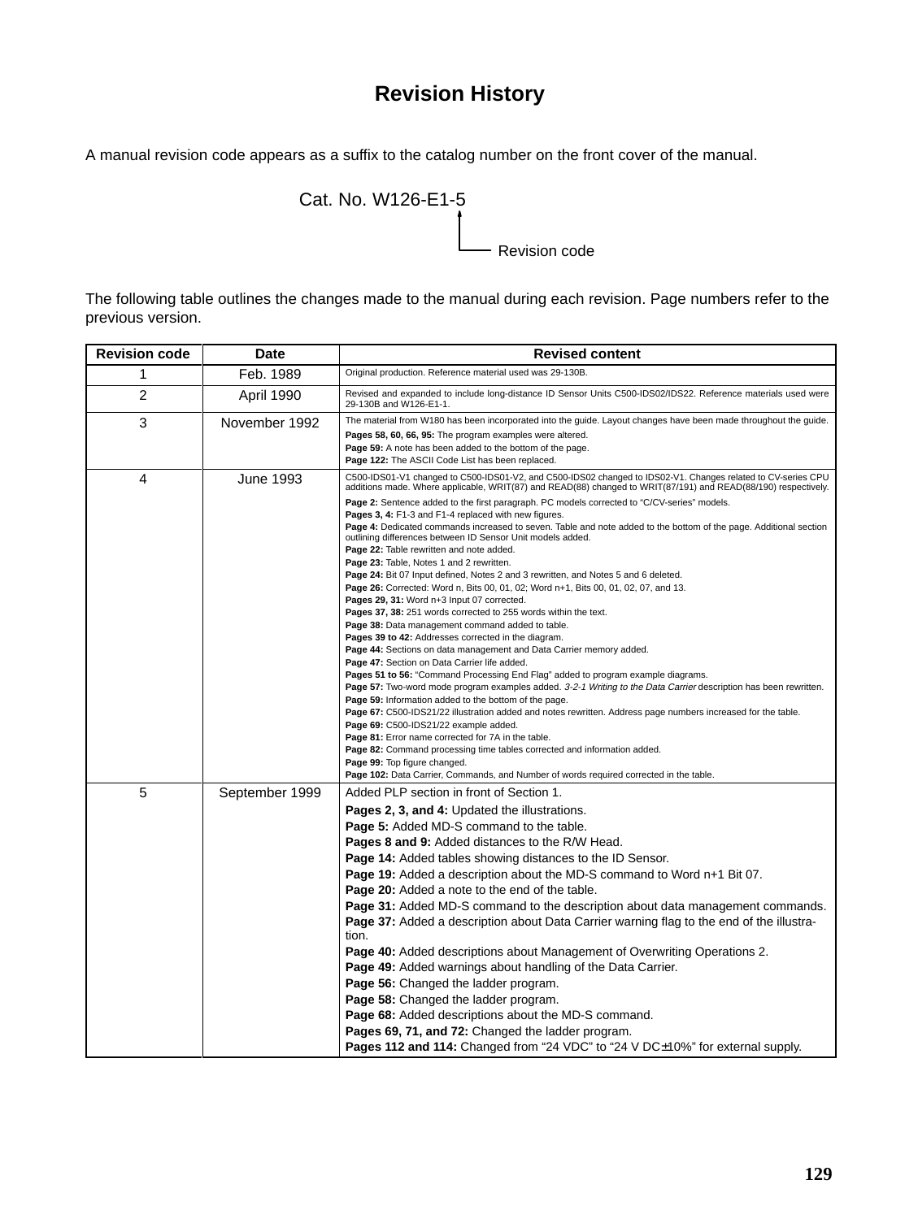# Revision History

A manual revision code appears as a suffix to the catalog number on the front cover of the manual.

Cat. No. W126-E1-5

Revision code

The following table outlines the changes made to the manual during each revision. Page numbers refer to the previous version.

| Revision code | Date | Revised content |
|---|---|---|
| 1 | Feb. 1989 | Original production. Reference material used was 29-130B. |
| 2 | April 1990 | Revised and expanded to include long-distance ID Sensor Units C500-IDS02/IDS22. Reference materials used were 29-130B and W126-E1-1. |
| 3 | November 1992 | The material from W180 has been incorporated into the guide. Layout changes have been made throughout the guide.<br>**Pages 58, 60, 66, 95:** The program examples were altered.<br>**Page 59:** A note has been added to the bottom of the page.<br>**Page 122:** The ASCII Code List has been replaced. |
| 4 | June 1993 | C500-IDS01-V1 changed to C500-IDS01-V2, and C500-IDS02 changed to IDS02-V1. Changes related to CV-series CPU additions made. Where applicable, WRIT(87) and READ(88) changed to WRIT(87/191) and READ(88/190) respectively.<br>**Page 2:** Sentence added to the first paragraph. PC models corrected to "C/CV-series" models.<br>**Pages 3, 4:** F1-3 and F1-4 replaced with new figures.<br>**Page 4:** Dedicated commands increased to seven. Table and note added to the bottom of the page. Additional section outlining differences between ID Sensor Unit models added.<br>**Page 22:** Table rewritten and note added.<br>**Page 23:** Table, Notes 1 and 2 rewritten.<br>**Page 24:** Bit 07 Input defined, Notes 2 and 3 rewritten, and Notes 5 and 6 deleted.<br>**Page 26:** Corrected: Word n, Bits 00, 01, 02; Word n+1, Bits 00, 01, 02, 07, and 13.<br>**Pages 29, 31:** Word n+3 Input 07 corrected.<br>**Pages 37, 38:** 251 words corrected to 255 words within the text.<br>**Page 38:** Data management command added to table.<br>**Pages 39 to 42:** Addresses corrected in the diagram.<br>**Page 44:** Sections on data management and Data Carrier memory added.<br>**Page 47:** Section on Data Carrier life added.<br>**Pages 51 to 56:** "Command Processing End Flag" added to program example diagrams.<br>**Page 57:** Two-word mode program examples added. *3-2-1 Writing to the Data Carrier* description has been rewritten.<br>**Page 59:** Information added to the bottom of the page.<br>**Page 67:** C500-IDS21/22 illustration added and notes rewritten. Address page numbers increased for the table.<br>**Page 69:** C500-IDS21/22 example added.<br>**Page 81:** Error name corrected for 7A in the table.<br>**Page 82:** Command processing time tables corrected and information added.<br>**Page 99:** Top figure changed.<br>**Page 102:** Data Carrier, Commands, and Number of words required corrected in the table. |
| 5 | September 1999 | Added PLP section in front of Section 1.<br>**Pages 2, 3, and 4:** Updated the illustrations.<br>**Page 5:** Added MD-S command to the table.<br>**Pages 8 and 9:** Added distances to the R/W Head.<br>**Page 14:** Added tables showing distances to the ID Sensor.<br>**Page 19:** Added a description about the MD-S command to Word n+1 Bit 07.<br>**Page 20:** Added a note to the end of the table.<br>**Page 31:** Added MD-S command to the description about data management commands.<br>**Page 37:** Added a description about Data Carrier warning flag to the end of the illustration.<br>**Page 40:** Added descriptions about Management of Overwriting Operations 2.<br>**Page 49:** Added warnings about handling of the Data Carrier.<br>**Page 56:** Changed the ladder program.<br>**Page 58:** Changed the ladder program.<br>**Page 68:** Added descriptions about the MD-S command.<br>**Pages 69, 71, and 72:** Changed the ladder program.<br>**Pages 112 and 114:** Changed from "24 VDC" to "24 V DC±10%" for external supply. |